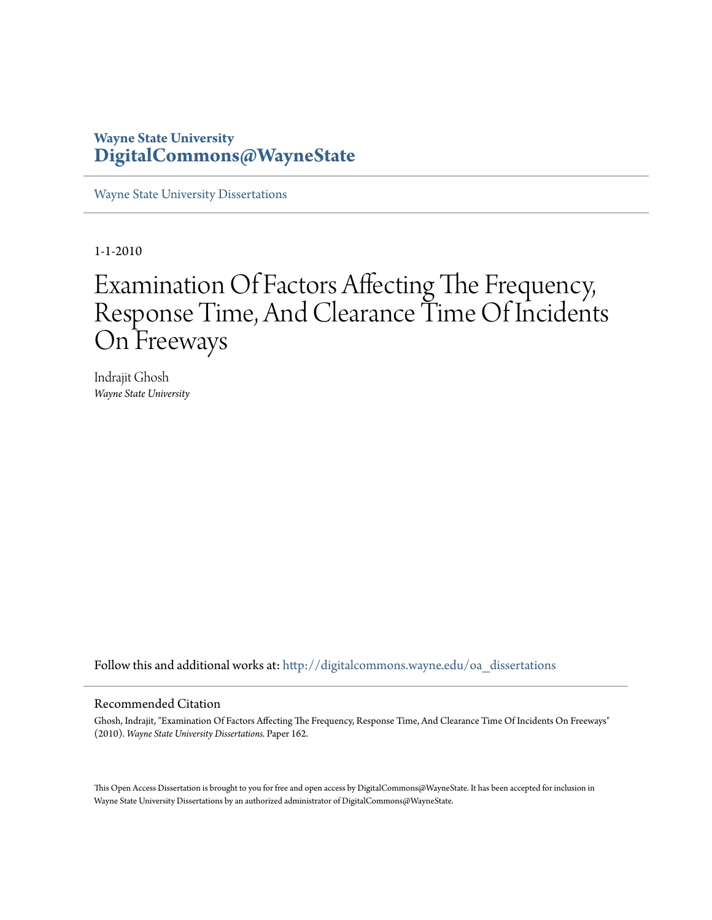**Wayne State University**
**DigitalCommons@WayneState**

Wayne State University Dissertations

1-1-2010

# Examination Of Factors Affecting The Frequency, Response Time, And Clearance Time Of Incidents On Freeways

Indrajit Ghosh
*Wayne State University*

Follow this and additional works at: http://digitalcommons.wayne.edu/oa_dissertations

## Recommended Citation

Ghosh, Indrajit, "Examination Of Factors Affecting The Frequency, Response Time, And Clearance Time Of Incidents On Freeways" (2010). *Wayne State University Dissertations.* Paper 162.

This Open Access Dissertation is brought to you for free and open access by DigitalCommons@WayneState. It has been accepted for inclusion in Wayne State University Dissertations by an authorized administrator of DigitalCommons@WayneState.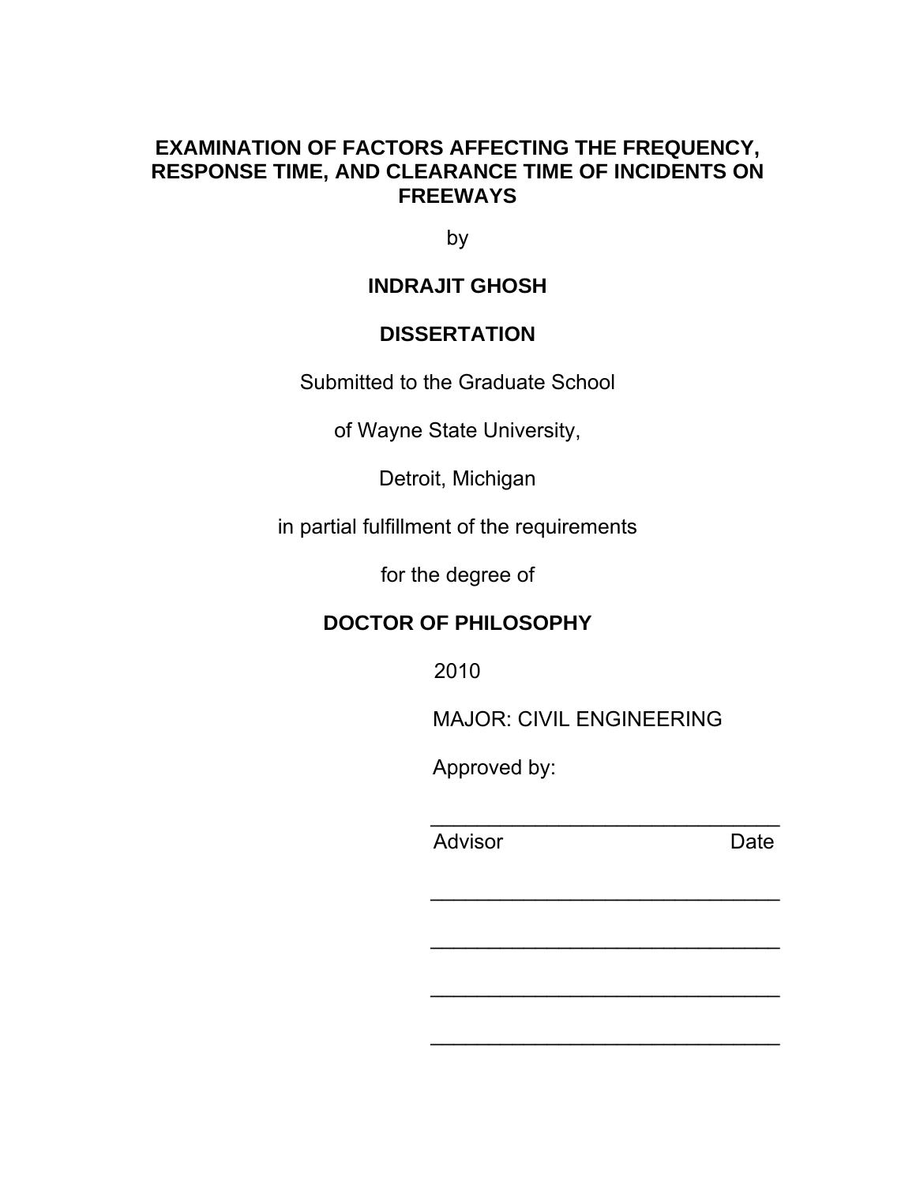# EXAMINATION OF FACTORS AFFECTING THE FREQUENCY, RESPONSE TIME, AND CLEARANCE TIME OF INCIDENTS ON FREEWAYS

by

**INDRAJIT GHOSH**

**DISSERTATION**

Submitted to the Graduate School

of Wayne State University,

Detroit, Michigan

in partial fulfillment of the requirements

for the degree of

**DOCTOR OF PHILOSOPHY**

2010

MAJOR: CIVIL ENGINEERING

Approved by:

\_\_\_\_\_\_\_\_\_\_\_\_\_\_\_\_\_\_\_\_\_\_\_\_\_\_\_\_\_\_\_\_

Advisor                                        Date

\_\_\_\_\_\_\_\_\_\_\_\_\_\_\_\_\_\_\_\_\_\_\_\_\_\_\_\_\_\_\_\_

\_\_\_\_\_\_\_\_\_\_\_\_\_\_\_\_\_\_\_\_\_\_\_\_\_\_\_\_\_\_\_\_

\_\_\_\_\_\_\_\_\_\_\_\_\_\_\_\_\_\_\_\_\_\_\_\_\_\_\_\_\_\_\_\_

\_\_\_\_\_\_\_\_\_\_\_\_\_\_\_\_\_\_\_\_\_\_\_\_\_\_\_\_\_\_\_\_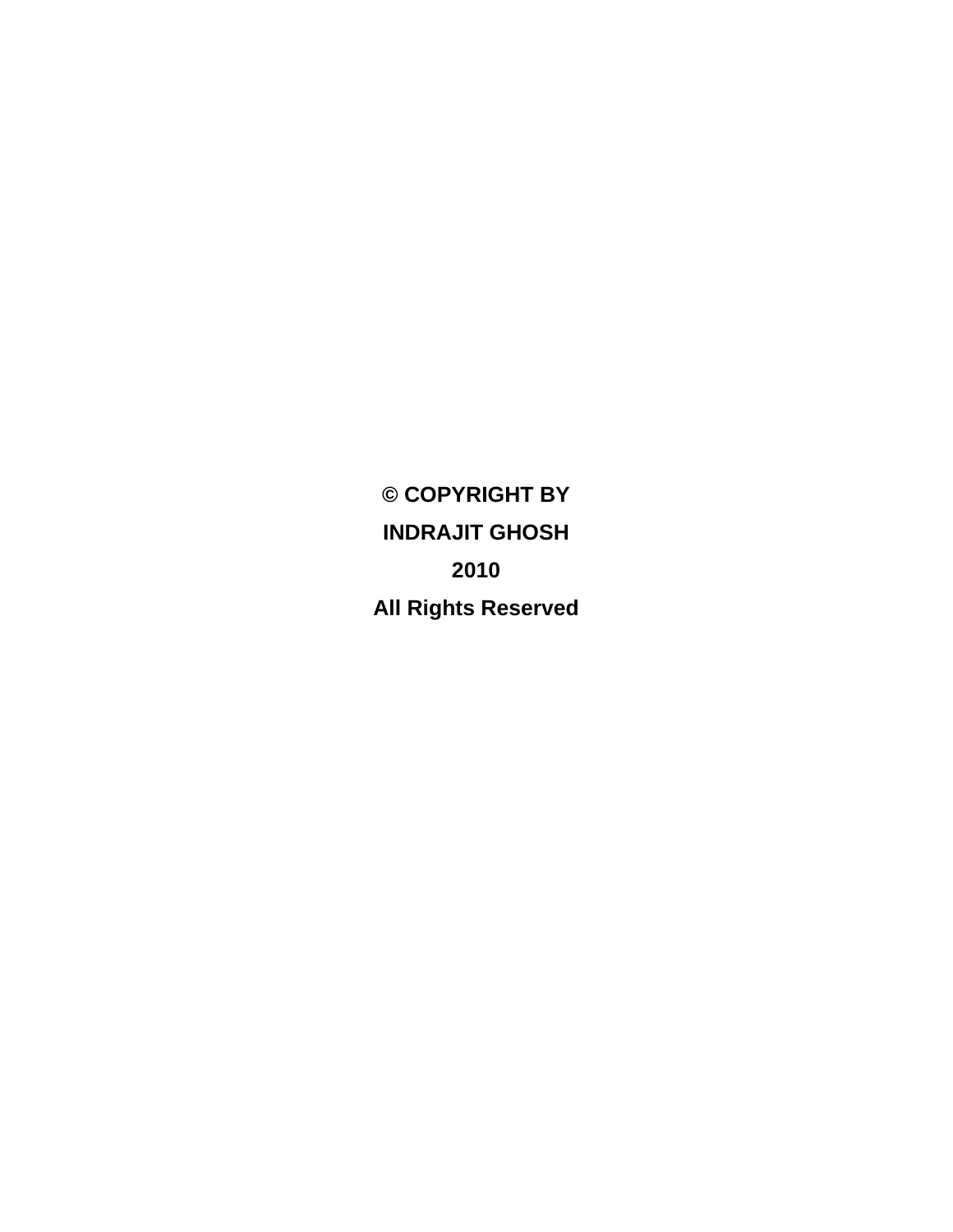**© COPYRIGHT BY**

**INDRAJIT GHOSH**

**2010**

**All Rights Reserved**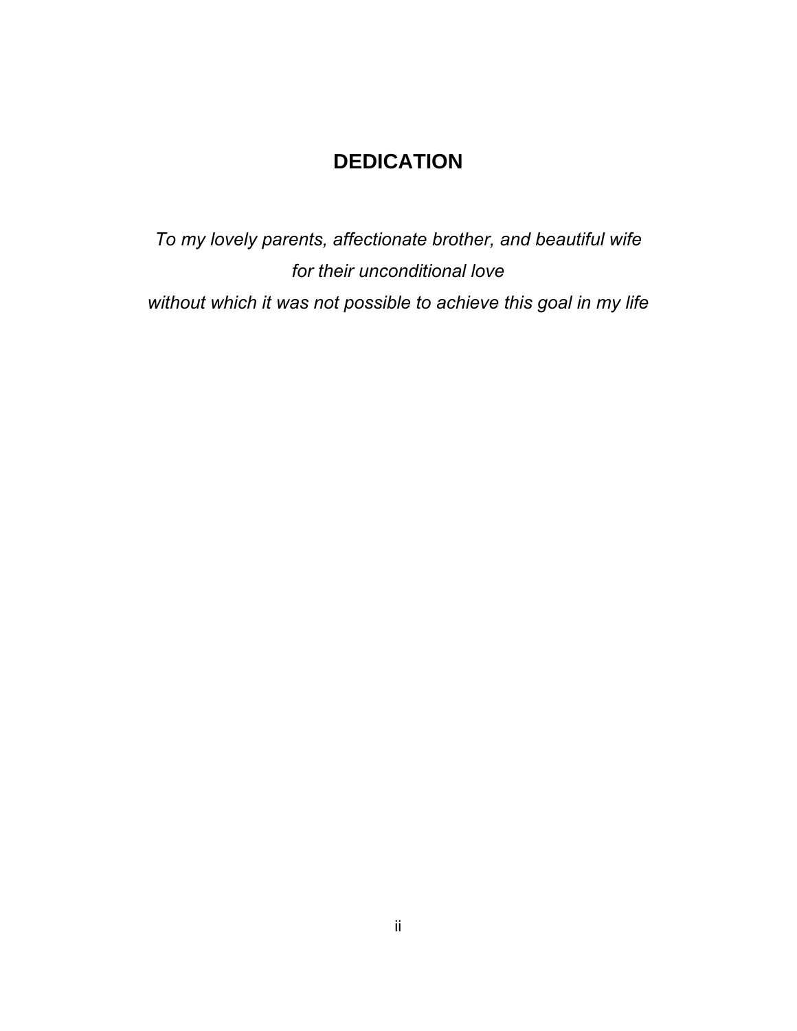# DEDICATION

*To my lovely parents, affectionate brother, and beautiful wife*
*for their unconditional love*
*without which it was not possible to achieve this goal in my life*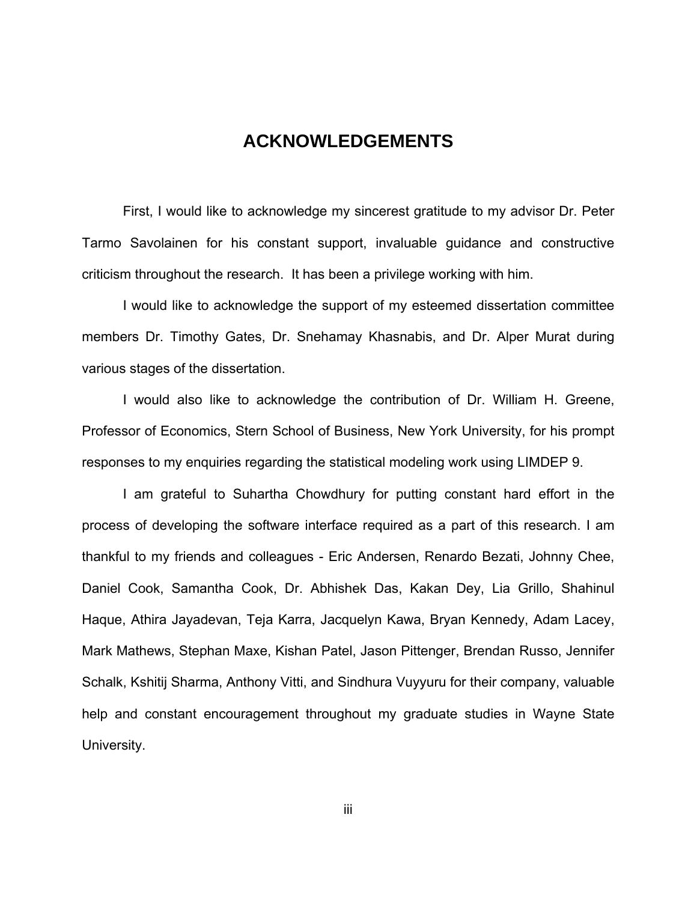# ACKNOWLEDGEMENTS

First, I would like to acknowledge my sincerest gratitude to my advisor Dr. Peter Tarmo Savolainen for his constant support, invaluable guidance and constructive criticism throughout the research. It has been a privilege working with him.

I would like to acknowledge the support of my esteemed dissertation committee members Dr. Timothy Gates, Dr. Snehamay Khasnabis, and Dr. Alper Murat during various stages of the dissertation.

I would also like to acknowledge the contribution of Dr. William H. Greene, Professor of Economics, Stern School of Business, New York University, for his prompt responses to my enquiries regarding the statistical modeling work using LIMDEP 9.

I am grateful to Suhartha Chowdhury for putting constant hard effort in the process of developing the software interface required as a part of this research. I am thankful to my friends and colleagues - Eric Andersen, Renardo Bezati, Johnny Chee, Daniel Cook, Samantha Cook, Dr. Abhishek Das, Kakan Dey, Lia Grillo, Shahinul Haque, Athira Jayadevan, Teja Karra, Jacquelyn Kawa, Bryan Kennedy, Adam Lacey, Mark Mathews, Stephan Maxe, Kishan Patel, Jason Pittenger, Brendan Russo, Jennifer Schalk, Kshitij Sharma, Anthony Vitti, and Sindhura Vuyyuru for their company, valuable help and constant encouragement throughout my graduate studies in Wayne State University.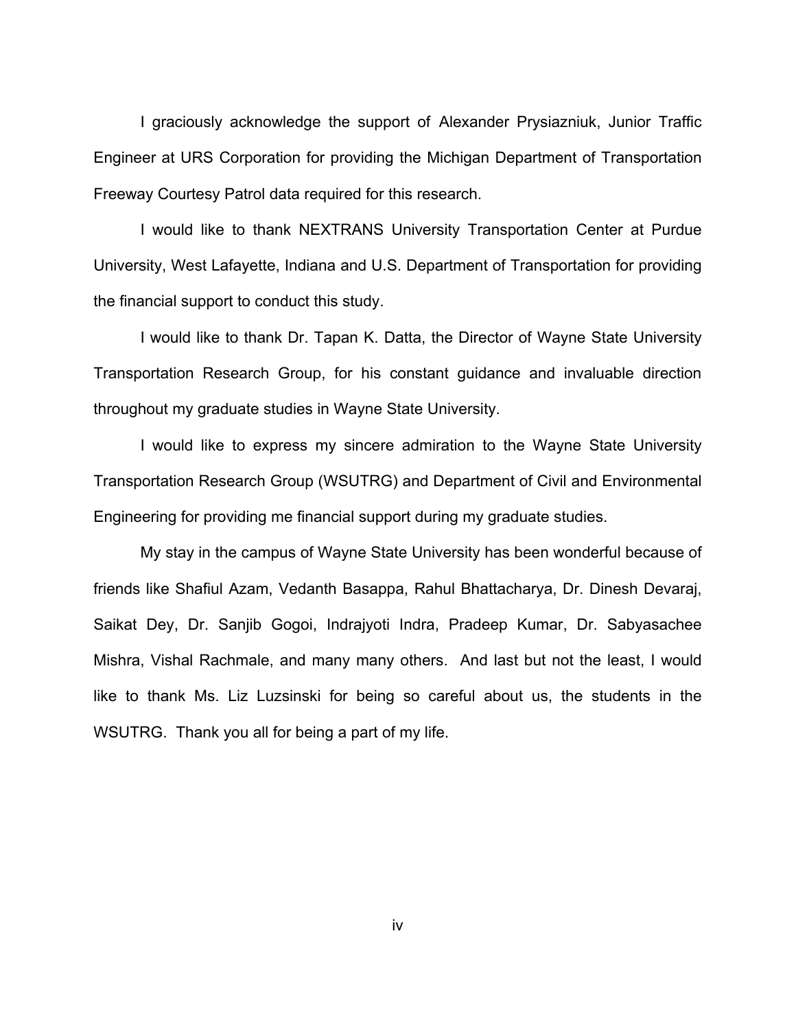I graciously acknowledge the support of Alexander Prysiazniuk, Junior Traffic Engineer at URS Corporation for providing the Michigan Department of Transportation Freeway Courtesy Patrol data required for this research.

I would like to thank NEXTRANS University Transportation Center at Purdue University, West Lafayette, Indiana and U.S. Department of Transportation for providing the financial support to conduct this study.

I would like to thank Dr. Tapan K. Datta, the Director of Wayne State University Transportation Research Group, for his constant guidance and invaluable direction throughout my graduate studies in Wayne State University.

I would like to express my sincere admiration to the Wayne State University Transportation Research Group (WSUTRG) and Department of Civil and Environmental Engineering for providing me financial support during my graduate studies.

My stay in the campus of Wayne State University has been wonderful because of friends like Shafiul Azam, Vedanth Basappa, Rahul Bhattacharya, Dr. Dinesh Devaraj, Saikat Dey, Dr. Sanjib Gogoi, Indrajyoti Indra, Pradeep Kumar, Dr. Sabyasachee Mishra, Vishal Rachmale, and many many others. And last but not the least, I would like to thank Ms. Liz Luzsinski for being so careful about us, the students in the WSUTRG. Thank you all for being a part of my life.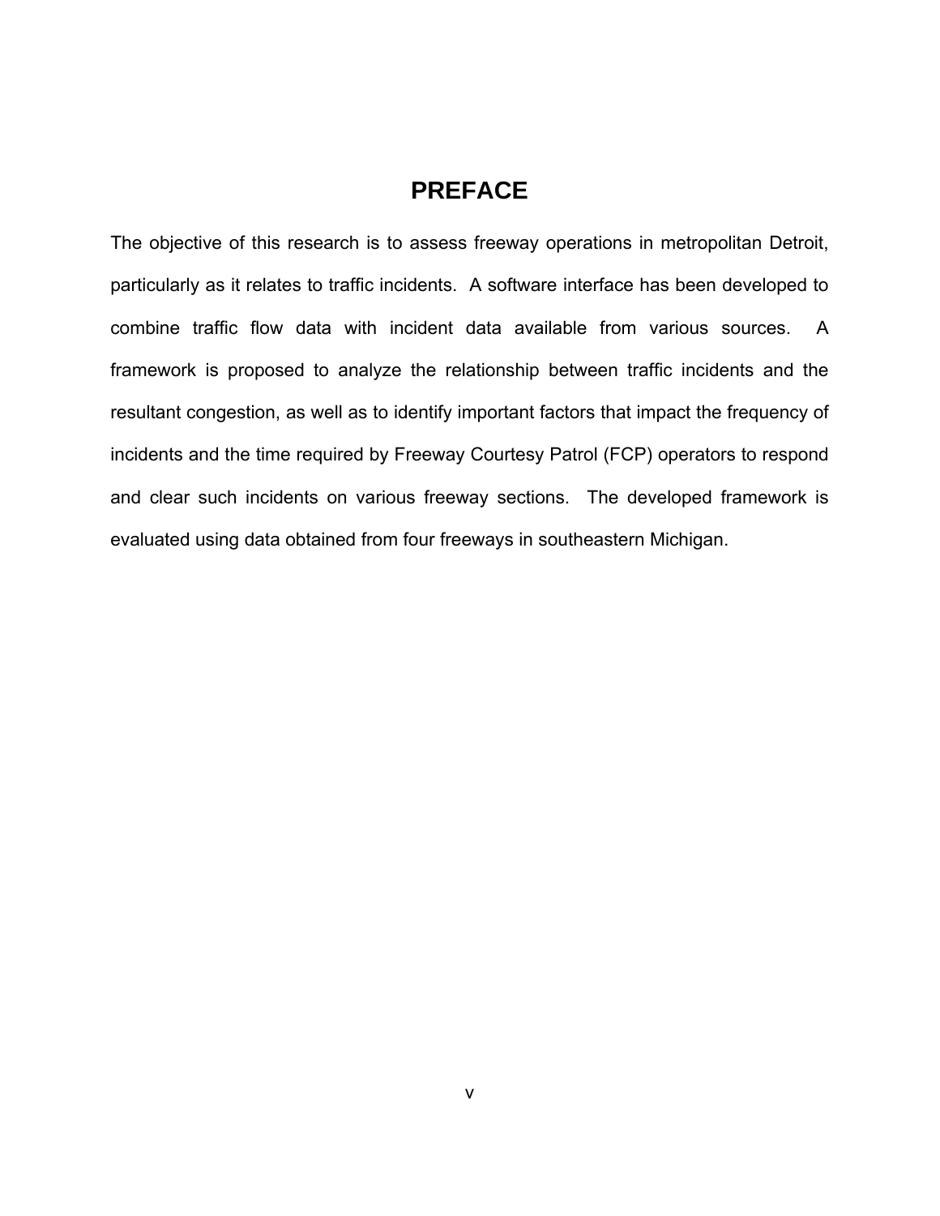# PREFACE

The objective of this research is to assess freeway operations in metropolitan Detroit, particularly as it relates to traffic incidents. A software interface has been developed to combine traffic flow data with incident data available from various sources. A framework is proposed to analyze the relationship between traffic incidents and the resultant congestion, as well as to identify important factors that impact the frequency of incidents and the time required by Freeway Courtesy Patrol (FCP) operators to respond and clear such incidents on various freeway sections. The developed framework is evaluated using data obtained from four freeways in southeastern Michigan.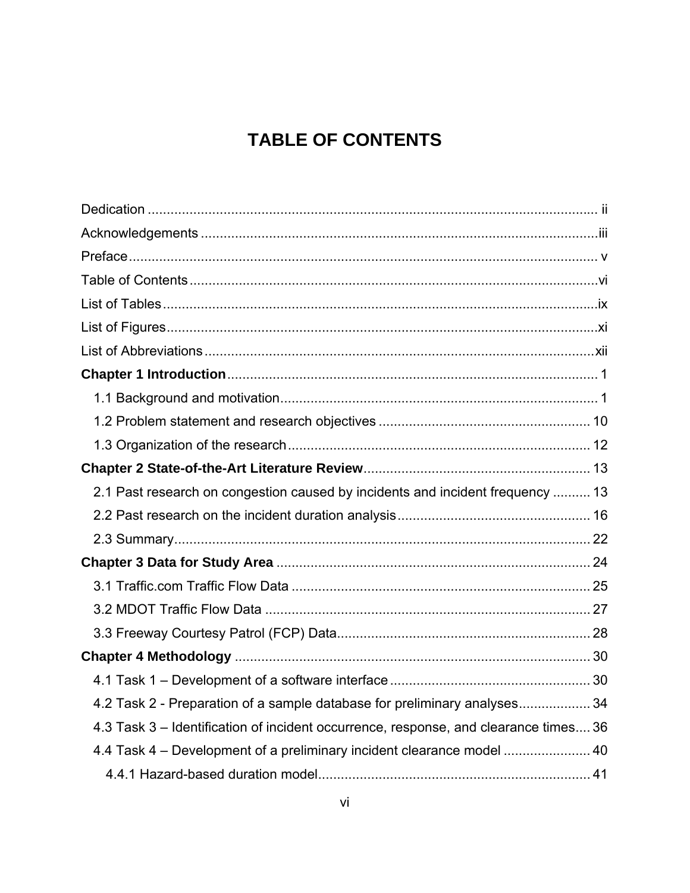# TABLE OF CONTENTS

Dedication ....................................................................................................................... ii

Acknowledgements .........................................................................................................iii

Preface............................................................................................................................ v

Table of Contents ............................................................................................................vi

List of Tables ...................................................................................................................ix

List of Figures..................................................................................................................xi

List of Abbreviations .......................................................................................................xii

**Chapter 1 Introduction**.................................................................................................. 1

1.1 Background and motivation.................................................................................... 1

1.2 Problem statement and research objectives ........................................................ 10

1.3 Organization of the research ................................................................................ 12

**Chapter 2 State-of-the-Art Literature Review**............................................................ 13

2.1 Past research on congestion caused by incidents and incident frequency .......... 13

2.2 Past research on the incident duration analysis................................................... 16

2.3 Summary.............................................................................................................. 22

**Chapter 3 Data for Study Area** ................................................................................... 24

3.1 Traffic.com Traffic Flow Data ............................................................................... 25

3.2 MDOT Traffic Flow Data ...................................................................................... 27

3.3 Freeway Courtesy Patrol (FCP) Data................................................................... 28

**Chapter 4 Methodology** .............................................................................................. 30

4.1 Task 1 – Development of a software interface ..................................................... 30

4.2 Task 2 - Preparation of a sample database for preliminary analyses................... 34

4.3 Task 3 – Identification of incident occurrence, response, and clearance times.... 36

4.4 Task 4 – Development of a preliminary incident clearance model ....................... 40

4.4.1 Hazard-based duration model........................................................................ 41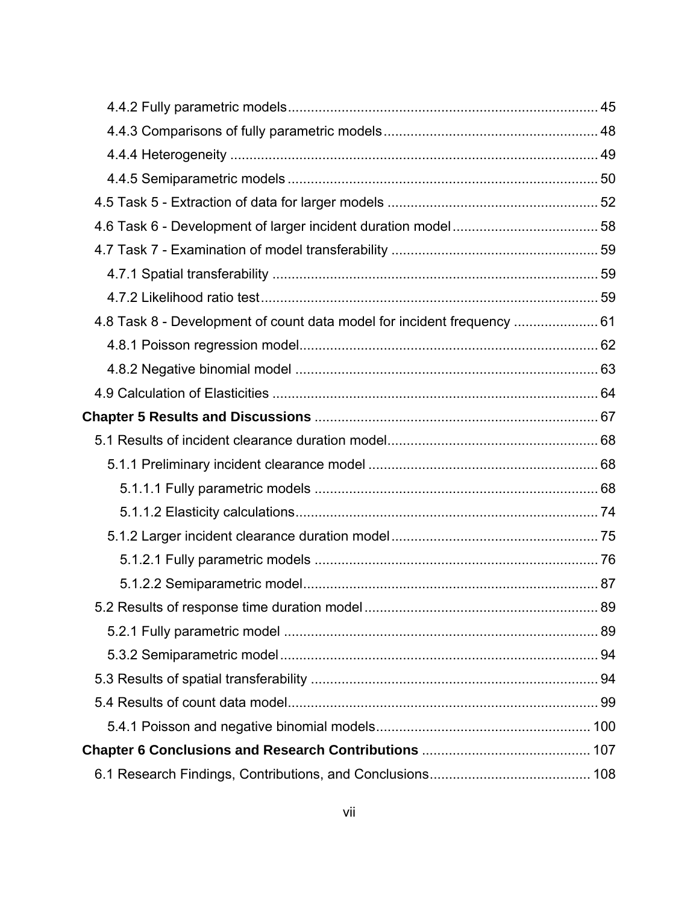4.4.2 Fully parametric models ........................................................................ 45

4.4.3 Comparisons of fully parametric models ................................................ 48

4.4.4 Heterogeneity ........................................................................................ 49

4.4.5 Semiparametric models ......................................................................... 50

4.5 Task 5 - Extraction of data for larger models ............................................... 52

4.6 Task 6 - Development of larger incident duration model .............................. 58

4.7 Task 7 - Examination of model transferability ............................................... 59

4.7.1 Spatial transferability .............................................................................. 59

4.7.2 Likelihood ratio test ................................................................................ 59

4.8 Task 8 - Development of count data model for incident frequency ................ 61

4.8.1 Poisson regression model ...................................................................... 62

4.8.2 Negative binomial model ........................................................................ 63

4.9 Calculation of Elasticities .............................................................................. 64

**Chapter 5 Results and Discussions** ................................................................. 67

5.1 Results of incident clearance duration model ................................................ 68

5.1.1 Preliminary incident clearance model ..................................................... 68

5.1.1.1 Fully parametric models .................................................................... 68

5.1.1.2 Elasticity calculations ........................................................................ 74

5.1.2 Larger incident clearance duration model ............................................... 75

5.1.2.1 Fully parametric models .................................................................... 76

5.1.2.2 Semiparametric model ....................................................................... 87

5.2 Results of response time duration model ...................................................... 89

5.2.1 Fully parametric model ........................................................................... 89

5.3.2 Semiparametric model ............................................................................ 94

5.3 Results of spatial transferability .................................................................... 94

5.4 Results of count data model .......................................................................... 99

5.4.1 Poisson and negative binomial models ................................................. 100

**Chapter 6 Conclusions and Research Contributions** ..................................... 107

6.1 Research Findings, Contributions, and Conclusions .................................... 108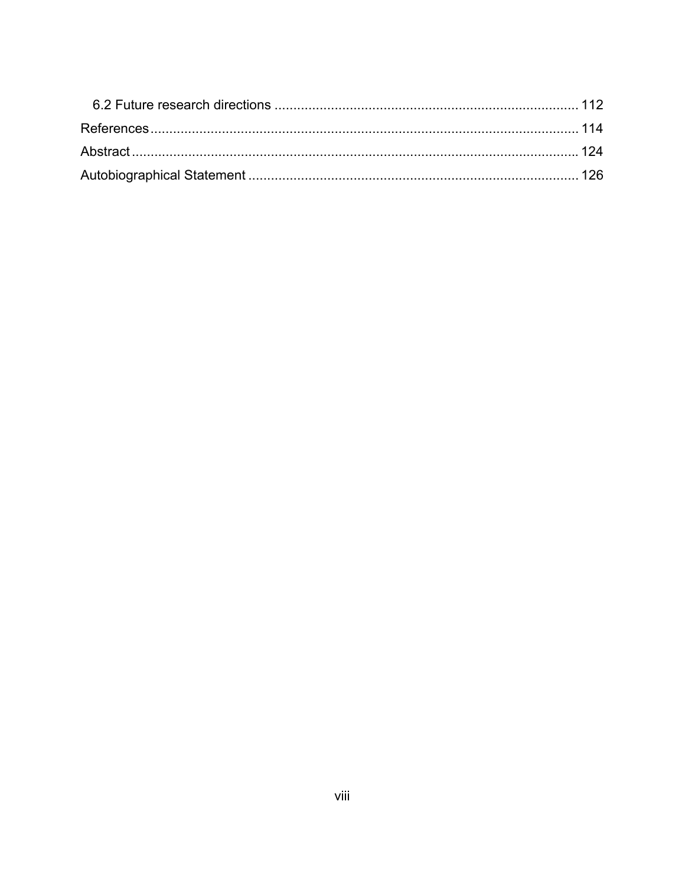6.2 Future research directions ........................................................................ 112

References ........................................................................................................ 114

Abstract ............................................................................................................ 124

Autobiographical Statement ............................................................................ 126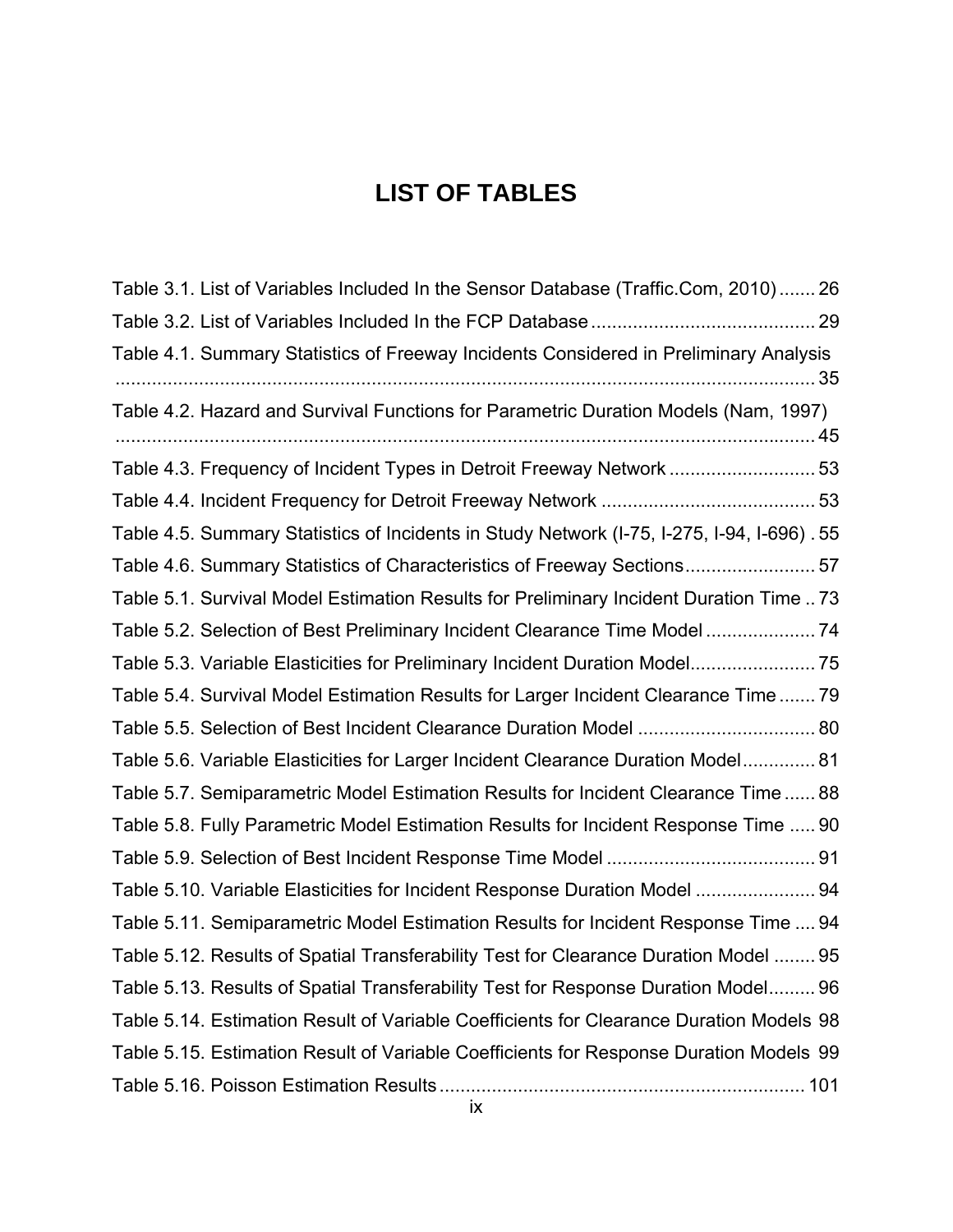# LIST OF TABLES

Table 3.1. List of Variables Included In the Sensor Database (Traffic.Com, 2010) ....... 26

Table 3.2. List of Variables Included In the FCP Database ........................................... 29

Table 4.1. Summary Statistics of Freeway Incidents Considered in Preliminary Analysis ........................................................................................................................... 35

Table 4.2. Hazard and Survival Functions for Parametric Duration Models (Nam, 1997) ........................................................................................................................... 45

Table 4.3. Frequency of Incident Types in Detroit Freeway Network ............................ 53

Table 4.4. Incident Frequency for Detroit Freeway Network ......................................... 53

Table 4.5. Summary Statistics of Incidents in Study Network (I-75, I-275, I-94, I-696) . 55

Table 4.6. Summary Statistics of Characteristics of Freeway Sections ......................... 57

Table 5.1. Survival Model Estimation Results for Preliminary Incident Duration Time .. 73

Table 5.2. Selection of Best Preliminary Incident Clearance Time Model ..................... 74

Table 5.3. Variable Elasticities for Preliminary Incident Duration Model........................ 75

Table 5.4. Survival Model Estimation Results for Larger Incident Clearance Time ....... 79

Table 5.5. Selection of Best Incident Clearance Duration Model .................................. 80

Table 5.6. Variable Elasticities for Larger Incident Clearance Duration Model .............. 81

Table 5.7. Semiparametric Model Estimation Results for Incident Clearance Time ...... 88

Table 5.8. Fully Parametric Model Estimation Results for Incident Response Time ..... 90

Table 5.9. Selection of Best Incident Response Time Model ........................................ 91

Table 5.10. Variable Elasticities for Incident Response Duration Model ....................... 94

Table 5.11. Semiparametric Model Estimation Results for Incident Response Time .... 94

Table 5.12. Results of Spatial Transferability Test for Clearance Duration Model ........ 95

Table 5.13. Results of Spatial Transferability Test for Response Duration Model......... 96

Table 5.14. Estimation Result of Variable Coefficients for Clearance Duration Models 98

Table 5.15. Estimation Result of Variable Coefficients for Response Duration Models 99

Table 5.16. Poisson Estimation Results ..................................................................... 101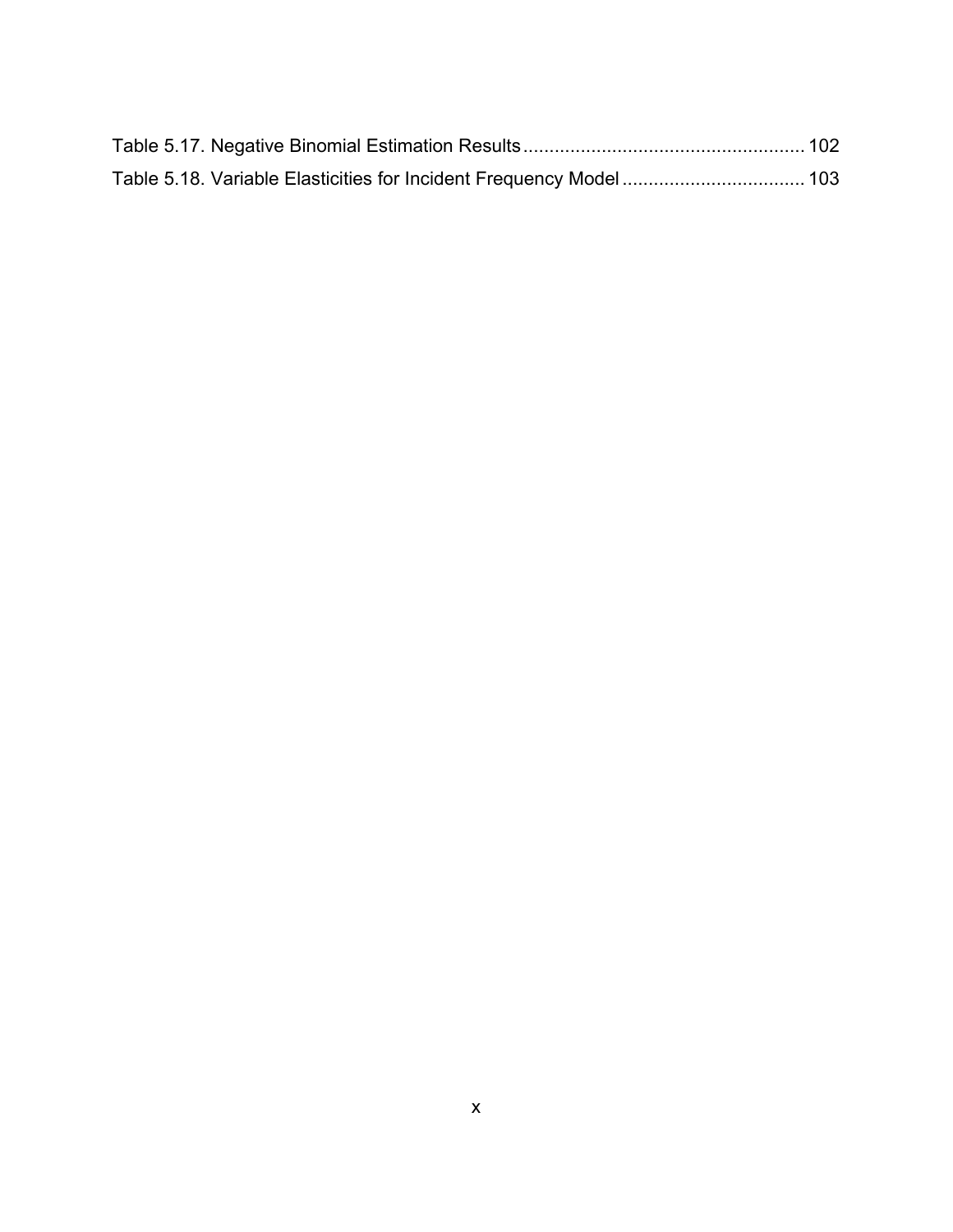Table 5.17. Negative Binomial Estimation Results ..................................................... 102

Table 5.18. Variable Elasticities for Incident Frequency Model ................................... 103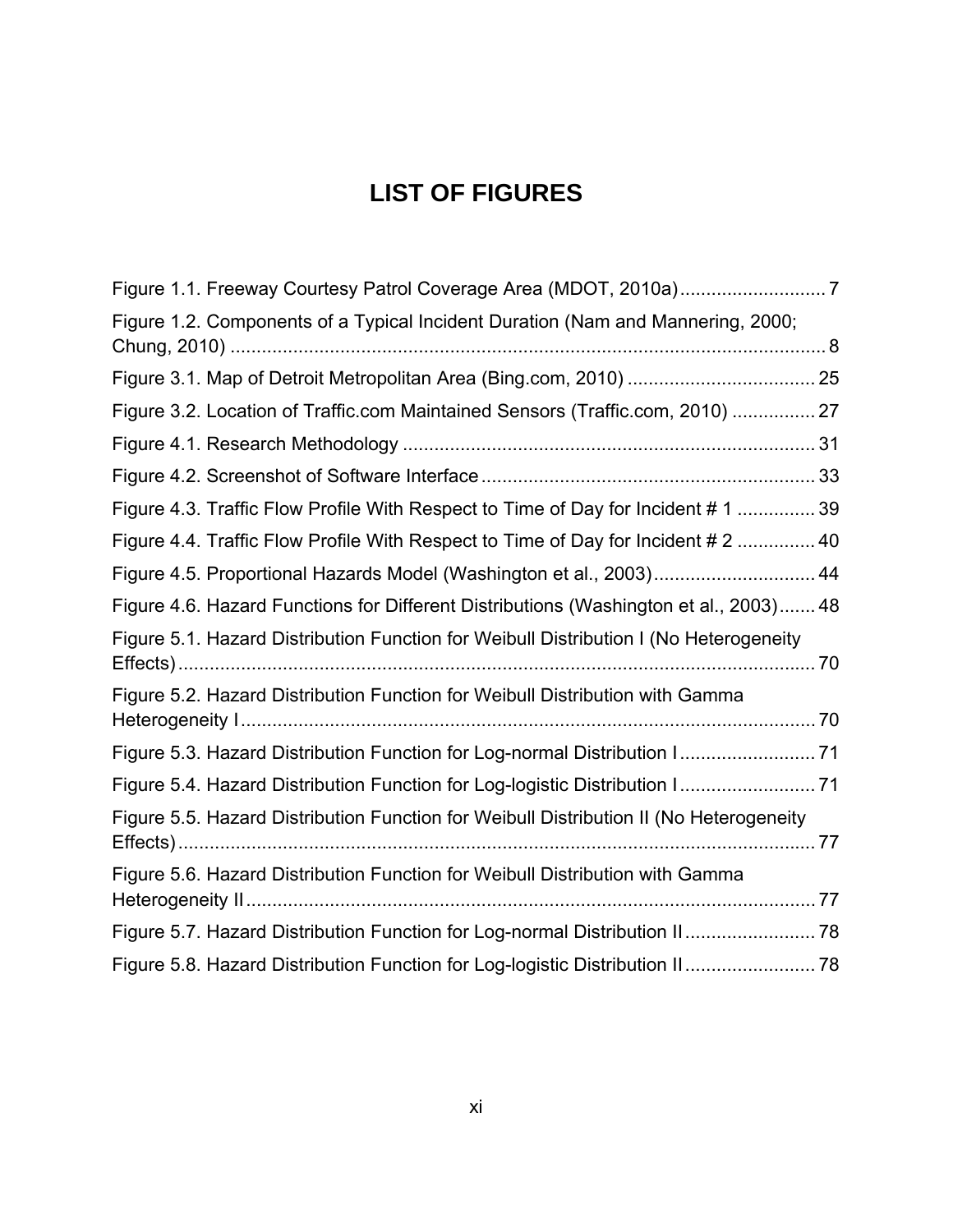# LIST OF FIGURES

Figure 1.1. Freeway Courtesy Patrol Coverage Area (MDOT, 2010a) ............................ 7

Figure 1.2. Components of a Typical Incident Duration (Nam and Mannering, 2000; Chung, 2010) ................................................................................................................... 8

Figure 3.1. Map of Detroit Metropolitan Area (Bing.com, 2010) .................................... 25

Figure 3.2. Location of Traffic.com Maintained Sensors (Traffic.com, 2010) ................ 27

Figure 4.1. Research Methodology ............................................................................... 31

Figure 4.2. Screenshot of Software Interface ................................................................ 33

Figure 4.3. Traffic Flow Profile With Respect to Time of Day for Incident # 1 ............... 39

Figure 4.4. Traffic Flow Profile With Respect to Time of Day for Incident # 2 ............... 40

Figure 4.5. Proportional Hazards Model (Washington et al., 2003) ............................... 44

Figure 4.6. Hazard Functions for Different Distributions (Washington et al., 2003) ....... 48

Figure 5.1. Hazard Distribution Function for Weibull Distribution I (No Heterogeneity Effects) ........................................................................................................................... 70

Figure 5.2. Hazard Distribution Function for Weibull Distribution with Gamma Heterogeneity I .............................................................................................................. 70

Figure 5.3. Hazard Distribution Function for Log-normal Distribution I .......................... 71

Figure 5.4. Hazard Distribution Function for Log-logistic Distribution I .......................... 71

Figure 5.5. Hazard Distribution Function for Weibull Distribution II (No Heterogeneity Effects) ........................................................................................................................... 77

Figure 5.6. Hazard Distribution Function for Weibull Distribution with Gamma Heterogeneity II ............................................................................................................. 77

Figure 5.7. Hazard Distribution Function for Log-normal Distribution II ......................... 78

Figure 5.8. Hazard Distribution Function for Log-logistic Distribution II ......................... 78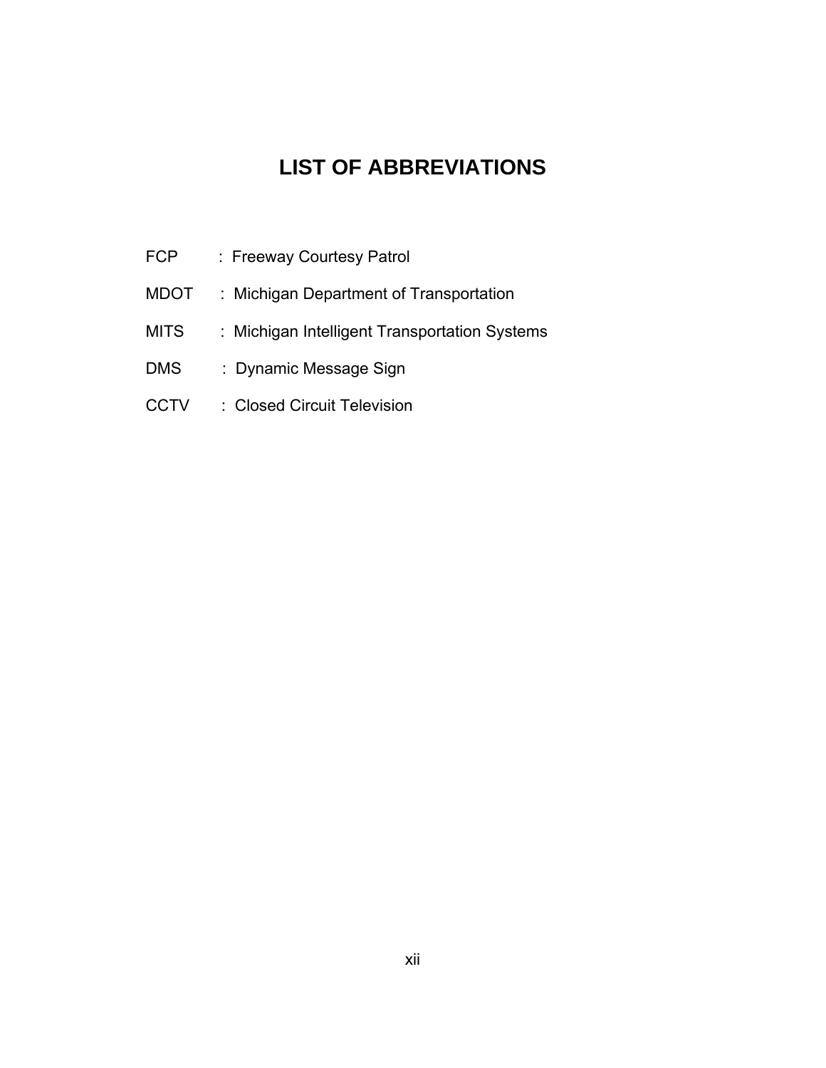# LIST OF ABBREVIATIONS

FCP : Freeway Courtesy Patrol

MDOT : Michigan Department of Transportation

MITS : Michigan Intelligent Transportation Systems

DMS : Dynamic Message Sign

CCTV : Closed Circuit Television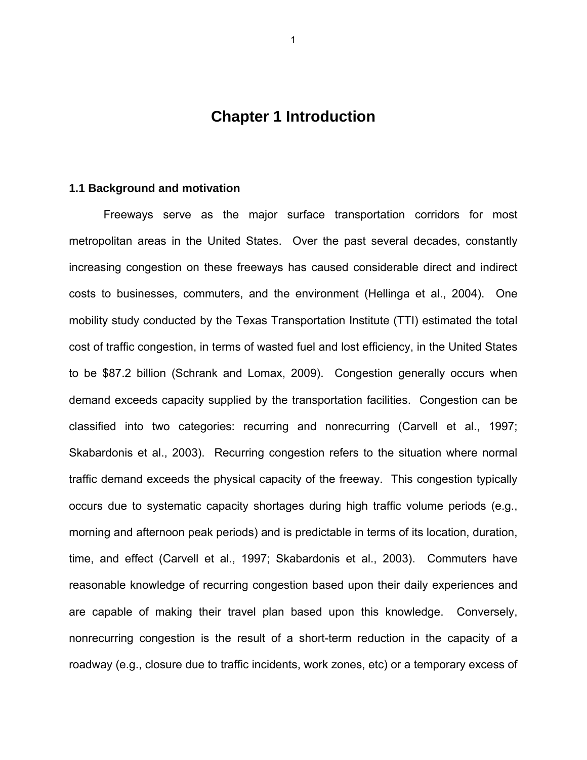# Chapter 1 Introduction

## 1.1 Background and motivation

Freeways serve as the major surface transportation corridors for most metropolitan areas in the United States. Over the past several decades, constantly increasing congestion on these freeways has caused considerable direct and indirect costs to businesses, commuters, and the environment (Hellinga et al., 2004). One mobility study conducted by the Texas Transportation Institute (TTI) estimated the total cost of traffic congestion, in terms of wasted fuel and lost efficiency, in the United States to be $87.2 billion (Schrank and Lomax, 2009). Congestion generally occurs when demand exceeds capacity supplied by the transportation facilities. Congestion can be classified into two categories: recurring and nonrecurring (Carvell et al., 1997; Skabardonis et al., 2003). Recurring congestion refers to the situation where normal traffic demand exceeds the physical capacity of the freeway. This congestion typically occurs due to systematic capacity shortages during high traffic volume periods (e.g., morning and afternoon peak periods) and is predictable in terms of its location, duration, time, and effect (Carvell et al., 1997; Skabardonis et al., 2003). Commuters have reasonable knowledge of recurring congestion based upon their daily experiences and are capable of making their travel plan based upon this knowledge. Conversely, nonrecurring congestion is the result of a short-term reduction in the capacity of a roadway (e.g., closure due to traffic incidents, work zones, etc) or a temporary excess of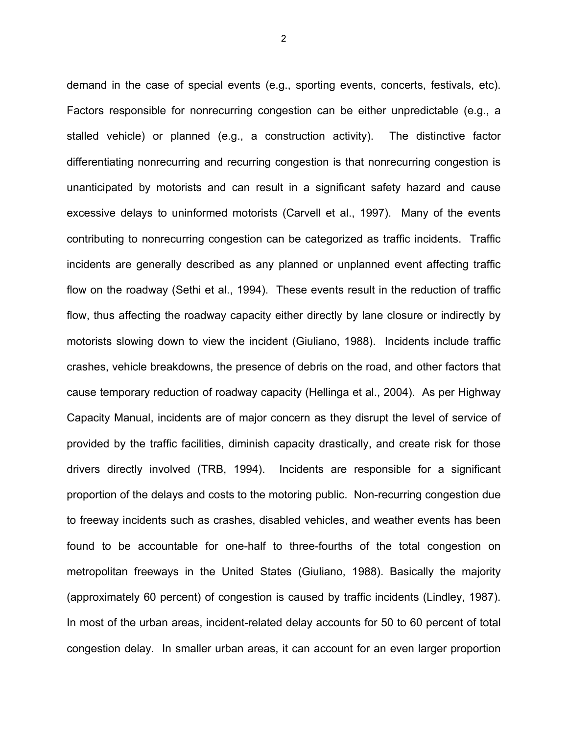demand in the case of special events (e.g., sporting events, concerts, festivals, etc). Factors responsible for nonrecurring congestion can be either unpredictable (e.g., a stalled vehicle) or planned (e.g., a construction activity). The distinctive factor differentiating nonrecurring and recurring congestion is that nonrecurring congestion is unanticipated by motorists and can result in a significant safety hazard and cause excessive delays to uninformed motorists (Carvell et al., 1997). Many of the events contributing to nonrecurring congestion can be categorized as traffic incidents. Traffic incidents are generally described as any planned or unplanned event affecting traffic flow on the roadway (Sethi et al., 1994). These events result in the reduction of traffic flow, thus affecting the roadway capacity either directly by lane closure or indirectly by motorists slowing down to view the incident (Giuliano, 1988). Incidents include traffic crashes, vehicle breakdowns, the presence of debris on the road, and other factors that cause temporary reduction of roadway capacity (Hellinga et al., 2004). As per Highway Capacity Manual, incidents are of major concern as they disrupt the level of service of provided by the traffic facilities, diminish capacity drastically, and create risk for those drivers directly involved (TRB, 1994). Incidents are responsible for a significant proportion of the delays and costs to the motoring public. Non-recurring congestion due to freeway incidents such as crashes, disabled vehicles, and weather events has been found to be accountable for one-half to three-fourths of the total congestion on metropolitan freeways in the United States (Giuliano, 1988). Basically the majority (approximately 60 percent) of congestion is caused by traffic incidents (Lindley, 1987). In most of the urban areas, incident-related delay accounts for 50 to 60 percent of total congestion delay. In smaller urban areas, it can account for an even larger proportion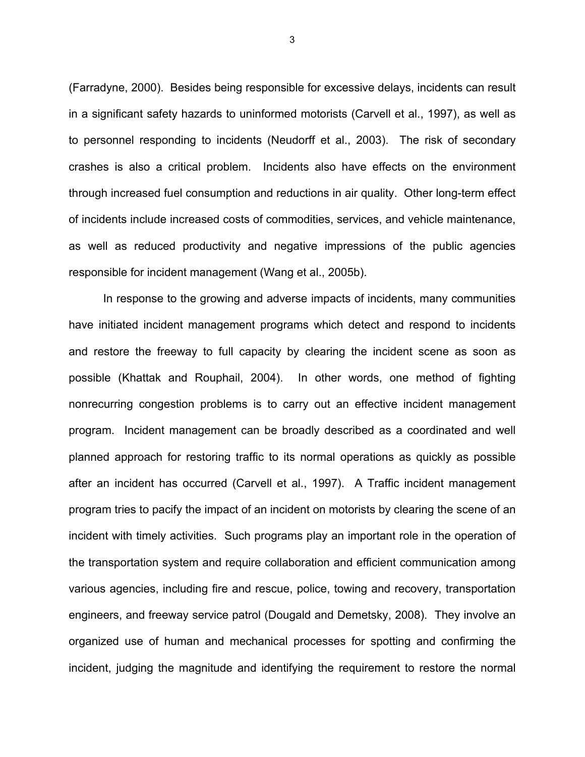(Farradyne, 2000). Besides being responsible for excessive delays, incidents can result in a significant safety hazards to uninformed motorists (Carvell et al., 1997), as well as to personnel responding to incidents (Neudorff et al., 2003). The risk of secondary crashes is also a critical problem. Incidents also have effects on the environment through increased fuel consumption and reductions in air quality. Other long-term effect of incidents include increased costs of commodities, services, and vehicle maintenance, as well as reduced productivity and negative impressions of the public agencies responsible for incident management (Wang et al., 2005b).

In response to the growing and adverse impacts of incidents, many communities have initiated incident management programs which detect and respond to incidents and restore the freeway to full capacity by clearing the incident scene as soon as possible (Khattak and Rouphail, 2004). In other words, one method of fighting nonrecurring congestion problems is to carry out an effective incident management program. Incident management can be broadly described as a coordinated and well planned approach for restoring traffic to its normal operations as quickly as possible after an incident has occurred (Carvell et al., 1997). A Traffic incident management program tries to pacify the impact of an incident on motorists by clearing the scene of an incident with timely activities. Such programs play an important role in the operation of the transportation system and require collaboration and efficient communication among various agencies, including fire and rescue, police, towing and recovery, transportation engineers, and freeway service patrol (Dougald and Demetsky, 2008). They involve an organized use of human and mechanical processes for spotting and confirming the incident, judging the magnitude and identifying the requirement to restore the normal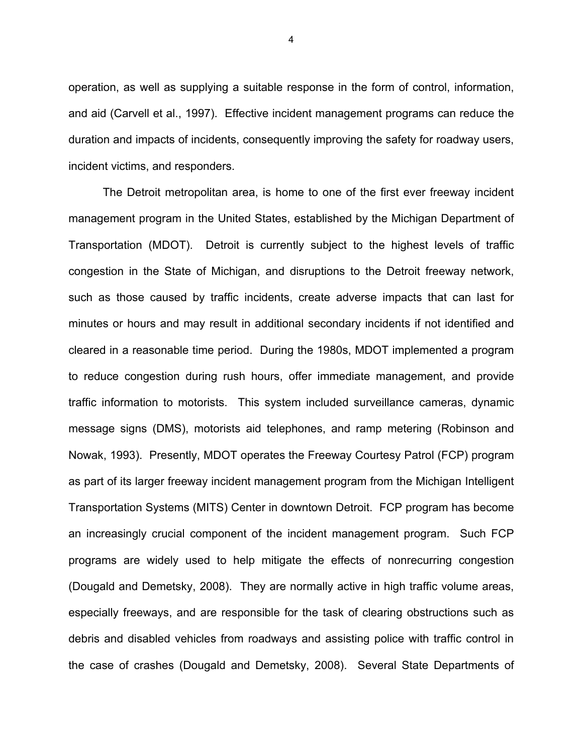operation, as well as supplying a suitable response in the form of control, information, and aid (Carvell et al., 1997). Effective incident management programs can reduce the duration and impacts of incidents, consequently improving the safety for roadway users, incident victims, and responders.

The Detroit metropolitan area, is home to one of the first ever freeway incident management program in the United States, established by the Michigan Department of Transportation (MDOT). Detroit is currently subject to the highest levels of traffic congestion in the State of Michigan, and disruptions to the Detroit freeway network, such as those caused by traffic incidents, create adverse impacts that can last for minutes or hours and may result in additional secondary incidents if not identified and cleared in a reasonable time period. During the 1980s, MDOT implemented a program to reduce congestion during rush hours, offer immediate management, and provide traffic information to motorists. This system included surveillance cameras, dynamic message signs (DMS), motorists aid telephones, and ramp metering (Robinson and Nowak, 1993). Presently, MDOT operates the Freeway Courtesy Patrol (FCP) program as part of its larger freeway incident management program from the Michigan Intelligent Transportation Systems (MITS) Center in downtown Detroit. FCP program has become an increasingly crucial component of the incident management program. Such FCP programs are widely used to help mitigate the effects of nonrecurring congestion (Dougald and Demetsky, 2008). They are normally active in high traffic volume areas, especially freeways, and are responsible for the task of clearing obstructions such as debris and disabled vehicles from roadways and assisting police with traffic control in the case of crashes (Dougald and Demetsky, 2008). Several State Departments of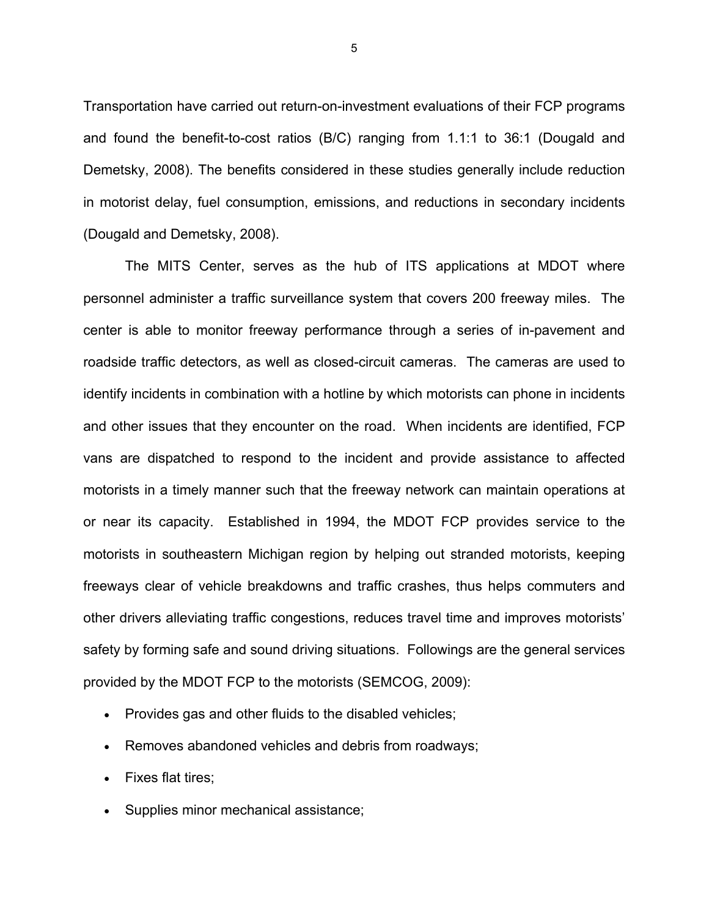Transportation have carried out return-on-investment evaluations of their FCP programs and found the benefit-to-cost ratios (B/C) ranging from 1.1:1 to 36:1 (Dougald and Demetsky, 2008). The benefits considered in these studies generally include reduction in motorist delay, fuel consumption, emissions, and reductions in secondary incidents (Dougald and Demetsky, 2008).

The MITS Center, serves as the hub of ITS applications at MDOT where personnel administer a traffic surveillance system that covers 200 freeway miles. The center is able to monitor freeway performance through a series of in-pavement and roadside traffic detectors, as well as closed-circuit cameras. The cameras are used to identify incidents in combination with a hotline by which motorists can phone in incidents and other issues that they encounter on the road. When incidents are identified, FCP vans are dispatched to respond to the incident and provide assistance to affected motorists in a timely manner such that the freeway network can maintain operations at or near its capacity. Established in 1994, the MDOT FCP provides service to the motorists in southeastern Michigan region by helping out stranded motorists, keeping freeways clear of vehicle breakdowns and traffic crashes, thus helps commuters and other drivers alleviating traffic congestions, reduces travel time and improves motorists' safety by forming safe and sound driving situations. Followings are the general services provided by the MDOT FCP to the motorists (SEMCOG, 2009):

- Provides gas and other fluids to the disabled vehicles;
- Removes abandoned vehicles and debris from roadways;
- Fixes flat tires;
- Supplies minor mechanical assistance;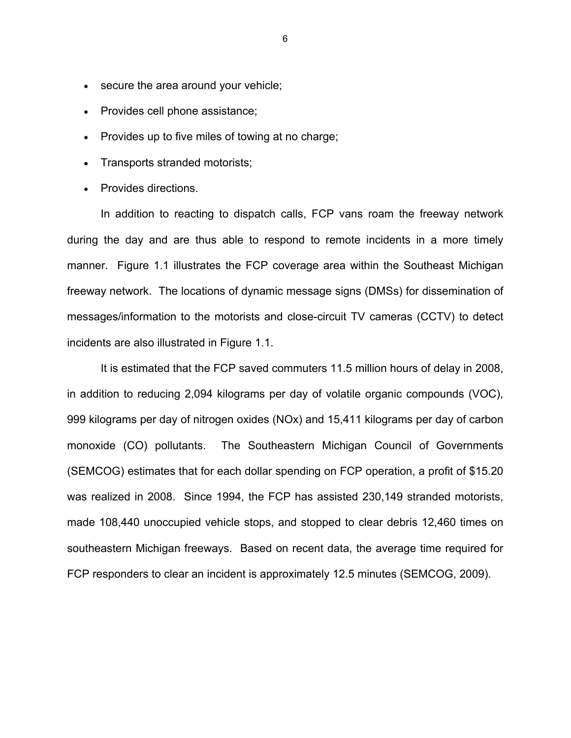- secure the area around your vehicle;
- Provides cell phone assistance;
- Provides up to five miles of towing at no charge;
- Transports stranded motorists;
- Provides directions.

In addition to reacting to dispatch calls, FCP vans roam the freeway network during the day and are thus able to respond to remote incidents in a more timely manner. Figure 1.1 illustrates the FCP coverage area within the Southeast Michigan freeway network. The locations of dynamic message signs (DMSs) for dissemination of messages/information to the motorists and close-circuit TV cameras (CCTV) to detect incidents are also illustrated in Figure 1.1.

It is estimated that the FCP saved commuters 11.5 million hours of delay in 2008, in addition to reducing 2,094 kilograms per day of volatile organic compounds (VOC), 999 kilograms per day of nitrogen oxides ($NO_x$) and 15,411 kilograms per day of carbon monoxide (CO) pollutants. The Southeastern Michigan Council of Governments (SEMCOG) estimates that for each dollar spending on FCP operation, a profit of $15.20 was realized in 2008. Since 1994, the FCP has assisted 230,149 stranded motorists, made 108,440 unoccupied vehicle stops, and stopped to clear debris 12,460 times on southeastern Michigan freeways. Based on recent data, the average time required for FCP responders to clear an incident is approximately 12.5 minutes (SEMCOG, 2009).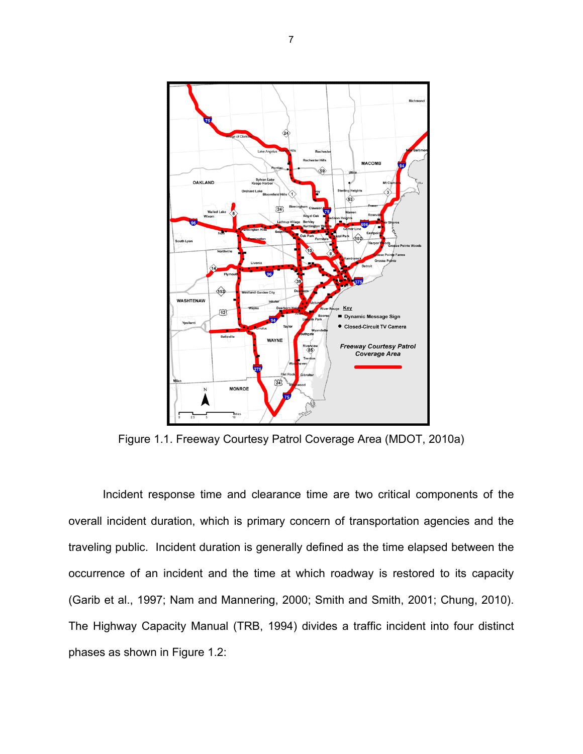Figure 1.1. Freeway Courtesy Patrol Coverage Area (MDOT, 2010a)

Incident response time and clearance time are two critical components of the overall incident duration, which is primary concern of transportation agencies and the traveling public. Incident duration is generally defined as the time elapsed between the occurrence of an incident and the time at which roadway is restored to its capacity (Garib et al., 1997; Nam and Mannering, 2000; Smith and Smith, 2001; Chung, 2010). The Highway Capacity Manual (TRB, 1994) divides a traffic incident into four distinct phases as shown in Figure 1.2: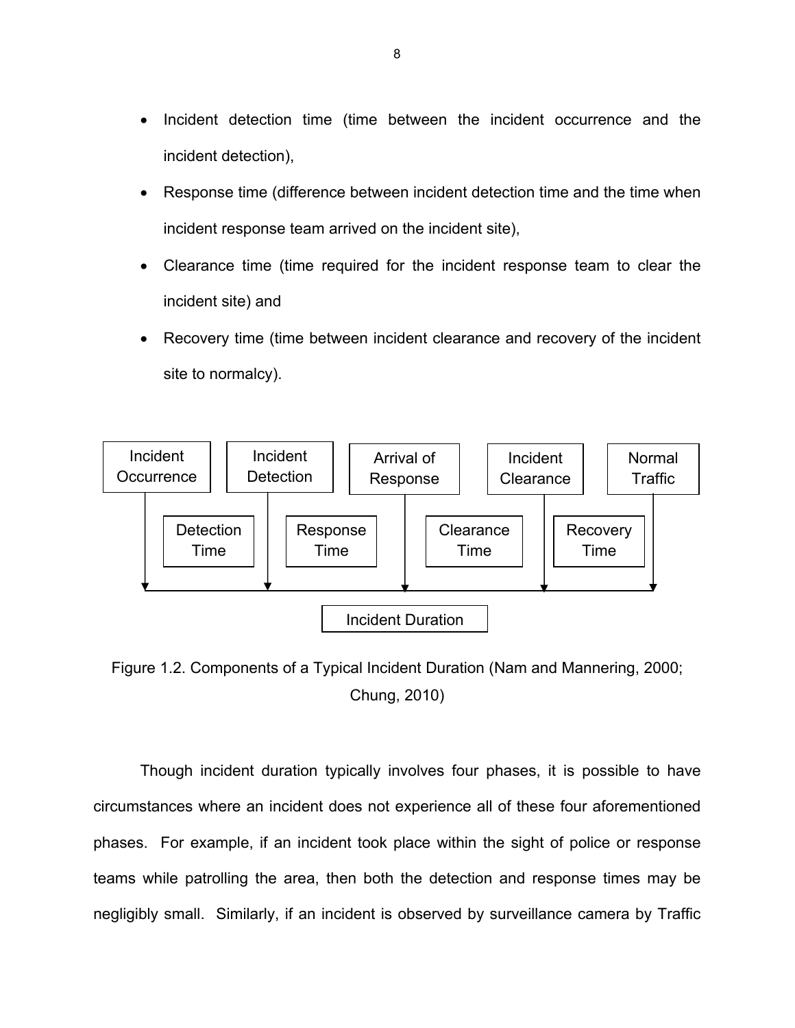- Incident detection time (time between the incident occurrence and the incident detection),
- Response time (difference between incident detection time and the time when incident response team arrived on the incident site),
- Clearance time (time required for the incident response team to clear the incident site) and
- Recovery time (time between incident clearance and recovery of the incident site to normalcy).

Incident Occurrence | Incident Detection | Arrival of Response | Incident Clearance | Normal Traffic

Detection Time | Response Time | Clearance Time | Recovery Time

Incident Duration

Figure 1.2. Components of a Typical Incident Duration (Nam and Mannering, 2000; Chung, 2010)

Though incident duration typically involves four phases, it is possible to have circumstances where an incident does not experience all of these four aforementioned phases. For example, if an incident took place within the sight of police or response teams while patrolling the area, then both the detection and response times may be negligibly small. Similarly, if an incident is observed by surveillance camera by Traffic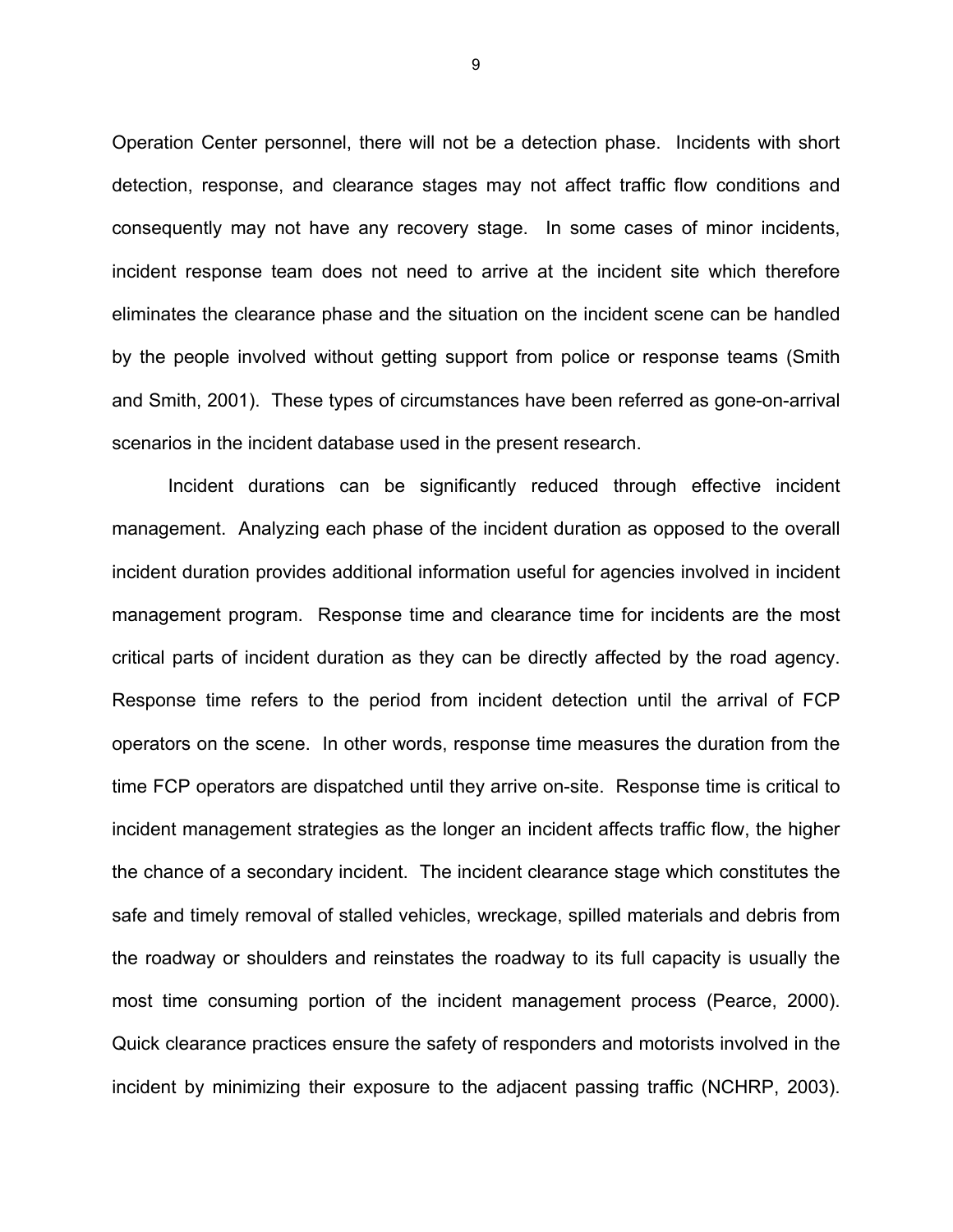Operation Center personnel, there will not be a detection phase. Incidents with short detection, response, and clearance stages may not affect traffic flow conditions and consequently may not have any recovery stage. In some cases of minor incidents, incident response team does not need to arrive at the incident site which therefore eliminates the clearance phase and the situation on the incident scene can be handled by the people involved without getting support from police or response teams (Smith and Smith, 2001). These types of circumstances have been referred as gone-on-arrival scenarios in the incident database used in the present research.

Incident durations can be significantly reduced through effective incident management. Analyzing each phase of the incident duration as opposed to the overall incident duration provides additional information useful for agencies involved in incident management program. Response time and clearance time for incidents are the most critical parts of incident duration as they can be directly affected by the road agency. Response time refers to the period from incident detection until the arrival of FCP operators on the scene. In other words, response time measures the duration from the time FCP operators are dispatched until they arrive on-site. Response time is critical to incident management strategies as the longer an incident affects traffic flow, the higher the chance of a secondary incident. The incident clearance stage which constitutes the safe and timely removal of stalled vehicles, wreckage, spilled materials and debris from the roadway or shoulders and reinstates the roadway to its full capacity is usually the most time consuming portion of the incident management process (Pearce, 2000). Quick clearance practices ensure the safety of responders and motorists involved in the incident by minimizing their exposure to the adjacent passing traffic (NCHRP, 2003).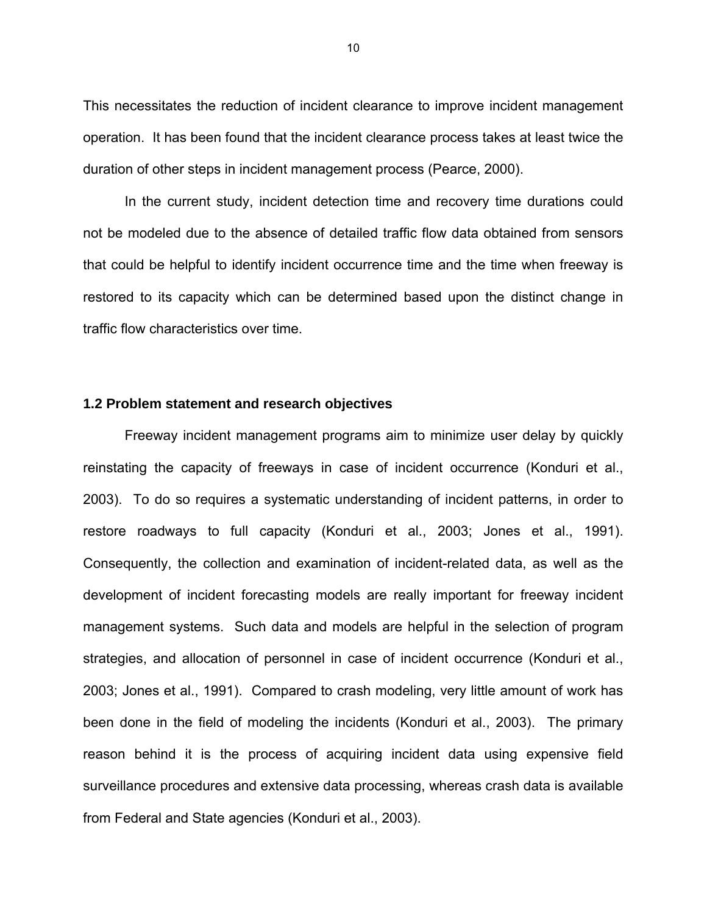This necessitates the reduction of incident clearance to improve incident management operation. It has been found that the incident clearance process takes at least twice the duration of other steps in incident management process (Pearce, 2000).

In the current study, incident detection time and recovery time durations could not be modeled due to the absence of detailed traffic flow data obtained from sensors that could be helpful to identify incident occurrence time and the time when freeway is restored to its capacity which can be determined based upon the distinct change in traffic flow characteristics over time.

## 1.2 Problem statement and research objectives

Freeway incident management programs aim to minimize user delay by quickly reinstating the capacity of freeways in case of incident occurrence (Konduri et al., 2003). To do so requires a systematic understanding of incident patterns, in order to restore roadways to full capacity (Konduri et al., 2003; Jones et al., 1991). Consequently, the collection and examination of incident-related data, as well as the development of incident forecasting models are really important for freeway incident management systems. Such data and models are helpful in the selection of program strategies, and allocation of personnel in case of incident occurrence (Konduri et al., 2003; Jones et al., 1991). Compared to crash modeling, very little amount of work has been done in the field of modeling the incidents (Konduri et al., 2003). The primary reason behind it is the process of acquiring incident data using expensive field surveillance procedures and extensive data processing, whereas crash data is available from Federal and State agencies (Konduri et al., 2003).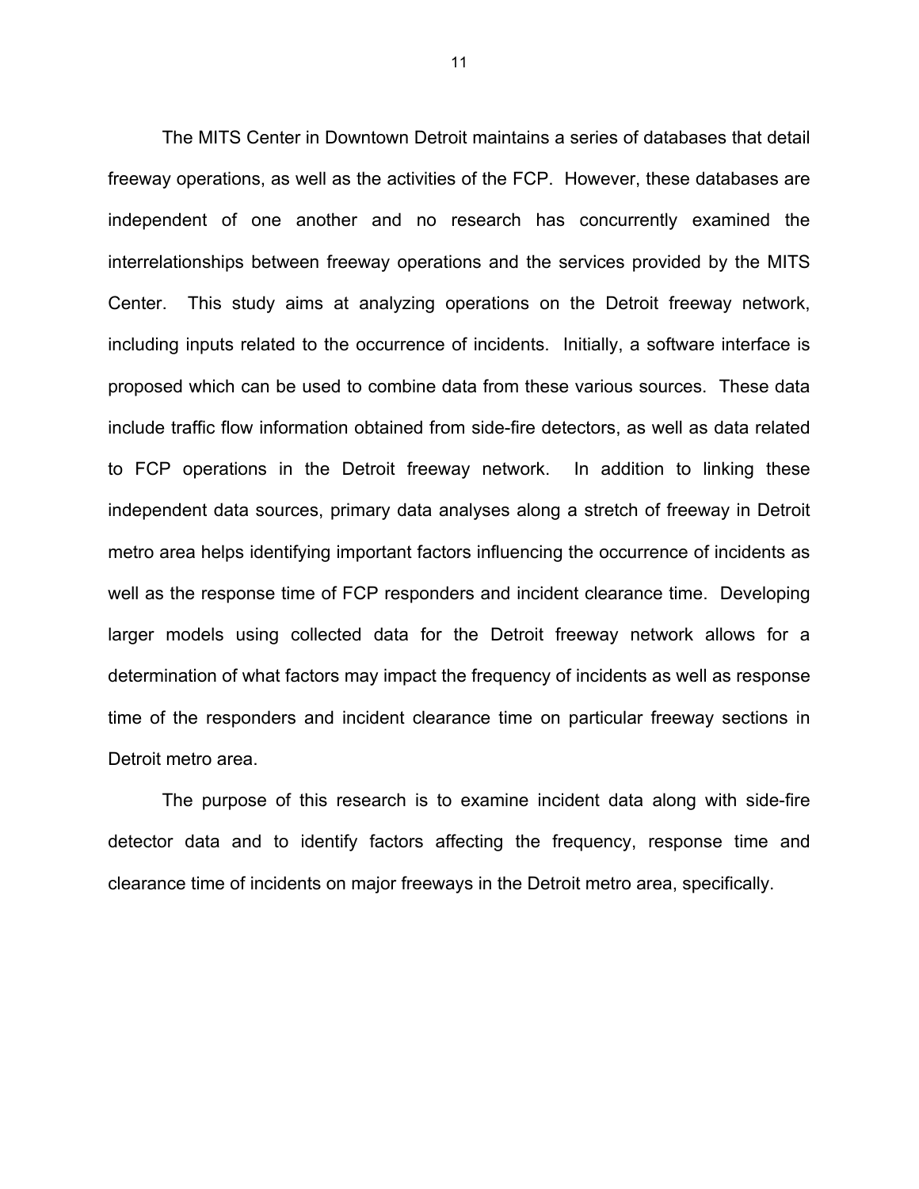The MITS Center in Downtown Detroit maintains a series of databases that detail freeway operations, as well as the activities of the FCP. However, these databases are independent of one another and no research has concurrently examined the interrelationships between freeway operations and the services provided by the MITS Center. This study aims at analyzing operations on the Detroit freeway network, including inputs related to the occurrence of incidents. Initially, a software interface is proposed which can be used to combine data from these various sources. These data include traffic flow information obtained from side-fire detectors, as well as data related to FCP operations in the Detroit freeway network. In addition to linking these independent data sources, primary data analyses along a stretch of freeway in Detroit metro area helps identifying important factors influencing the occurrence of incidents as well as the response time of FCP responders and incident clearance time. Developing larger models using collected data for the Detroit freeway network allows for a determination of what factors may impact the frequency of incidents as well as response time of the responders and incident clearance time on particular freeway sections in Detroit metro area.

The purpose of this research is to examine incident data along with side-fire detector data and to identify factors affecting the frequency, response time and clearance time of incidents on major freeways in the Detroit metro area, specifically.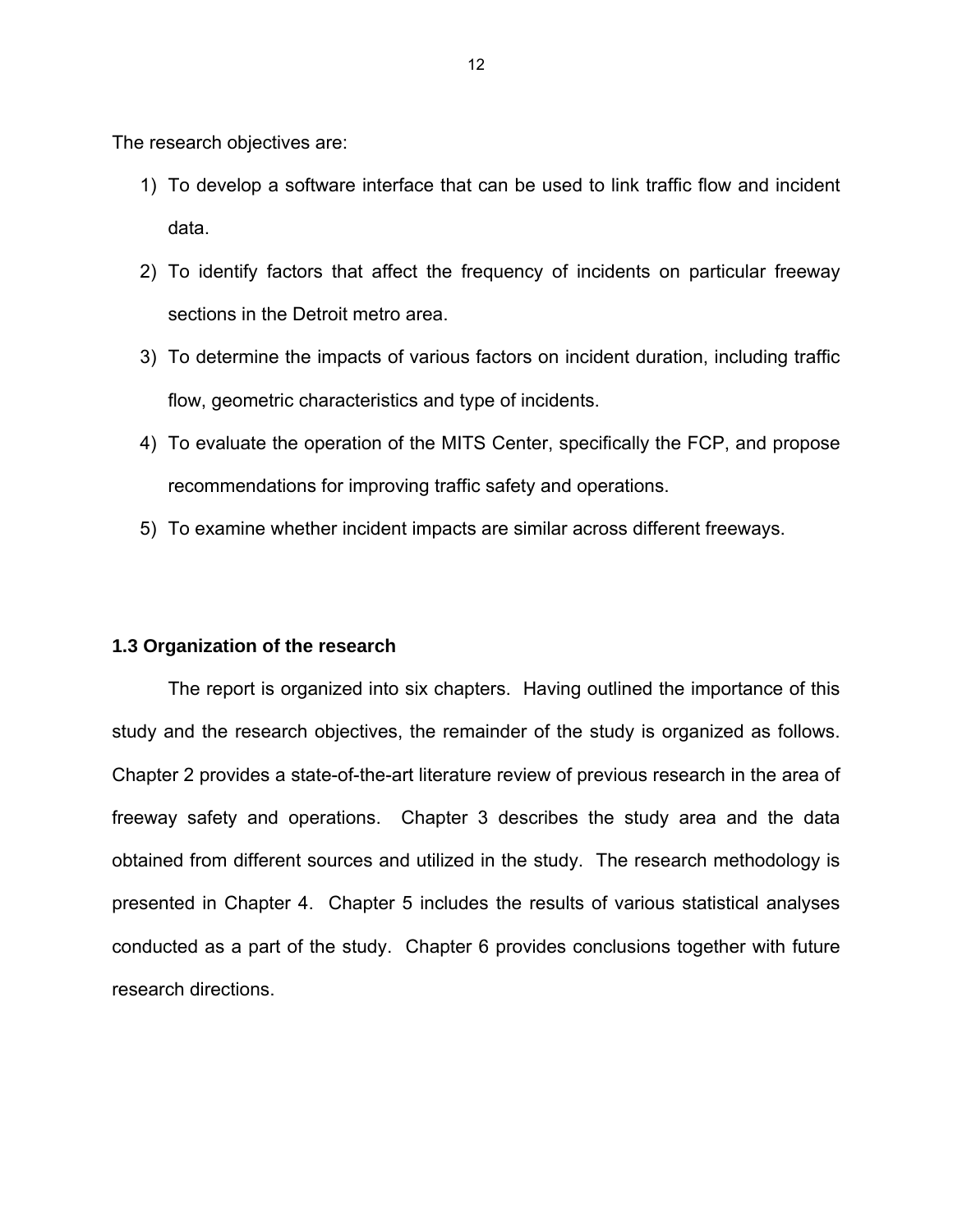The research objectives are:

1) To develop a software interface that can be used to link traffic flow and incident data.
2) To identify factors that affect the frequency of incidents on particular freeway sections in the Detroit metro area.
3) To determine the impacts of various factors on incident duration, including traffic flow, geometric characteristics and type of incidents.
4) To evaluate the operation of the MITS Center, specifically the FCP, and propose recommendations for improving traffic safety and operations.
5) To examine whether incident impacts are similar across different freeways.

### 1.3 Organization of the research

The report is organized into six chapters. Having outlined the importance of this study and the research objectives, the remainder of the study is organized as follows. Chapter 2 provides a state-of-the-art literature review of previous research in the area of freeway safety and operations. Chapter 3 describes the study area and the data obtained from different sources and utilized in the study. The research methodology is presented in Chapter 4. Chapter 5 includes the results of various statistical analyses conducted as a part of the study. Chapter 6 provides conclusions together with future research directions.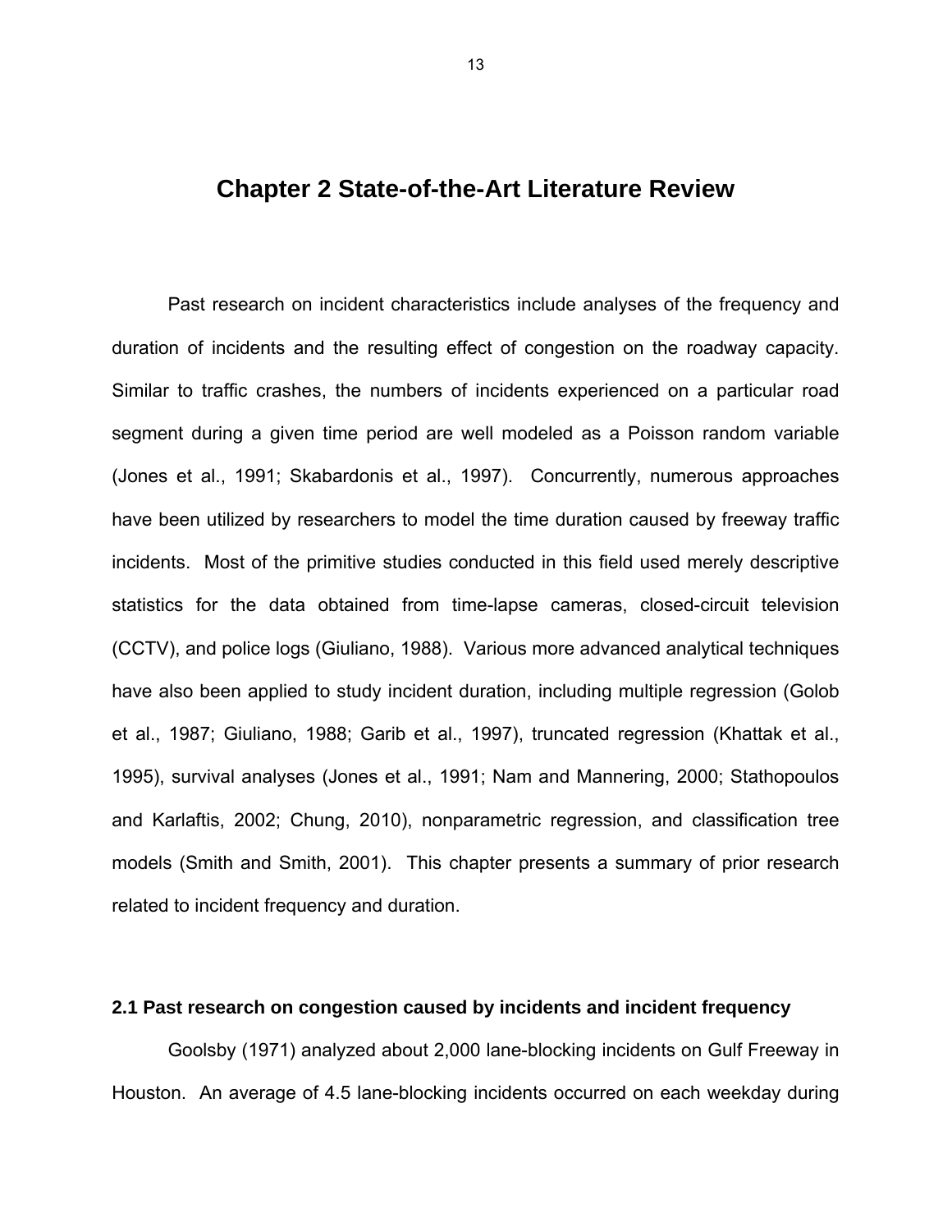# Chapter 2 State-of-the-Art Literature Review

Past research on incident characteristics include analyses of the frequency and duration of incidents and the resulting effect of congestion on the roadway capacity. Similar to traffic crashes, the numbers of incidents experienced on a particular road segment during a given time period are well modeled as a Poisson random variable (Jones et al., 1991; Skabardonis et al., 1997). Concurrently, numerous approaches have been utilized by researchers to model the time duration caused by freeway traffic incidents. Most of the primitive studies conducted in this field used merely descriptive statistics for the data obtained from time-lapse cameras, closed-circuit television (CCTV), and police logs (Giuliano, 1988). Various more advanced analytical techniques have also been applied to study incident duration, including multiple regression (Golob et al., 1987; Giuliano, 1988; Garib et al., 1997), truncated regression (Khattak et al., 1995), survival analyses (Jones et al., 1991; Nam and Mannering, 2000; Stathopoulos and Karlaftis, 2002; Chung, 2010), nonparametric regression, and classification tree models (Smith and Smith, 2001). This chapter presents a summary of prior research related to incident frequency and duration.

## 2.1 Past research on congestion caused by incidents and incident frequency

Goolsby (1971) analyzed about 2,000 lane-blocking incidents on Gulf Freeway in Houston. An average of 4.5 lane-blocking incidents occurred on each weekday during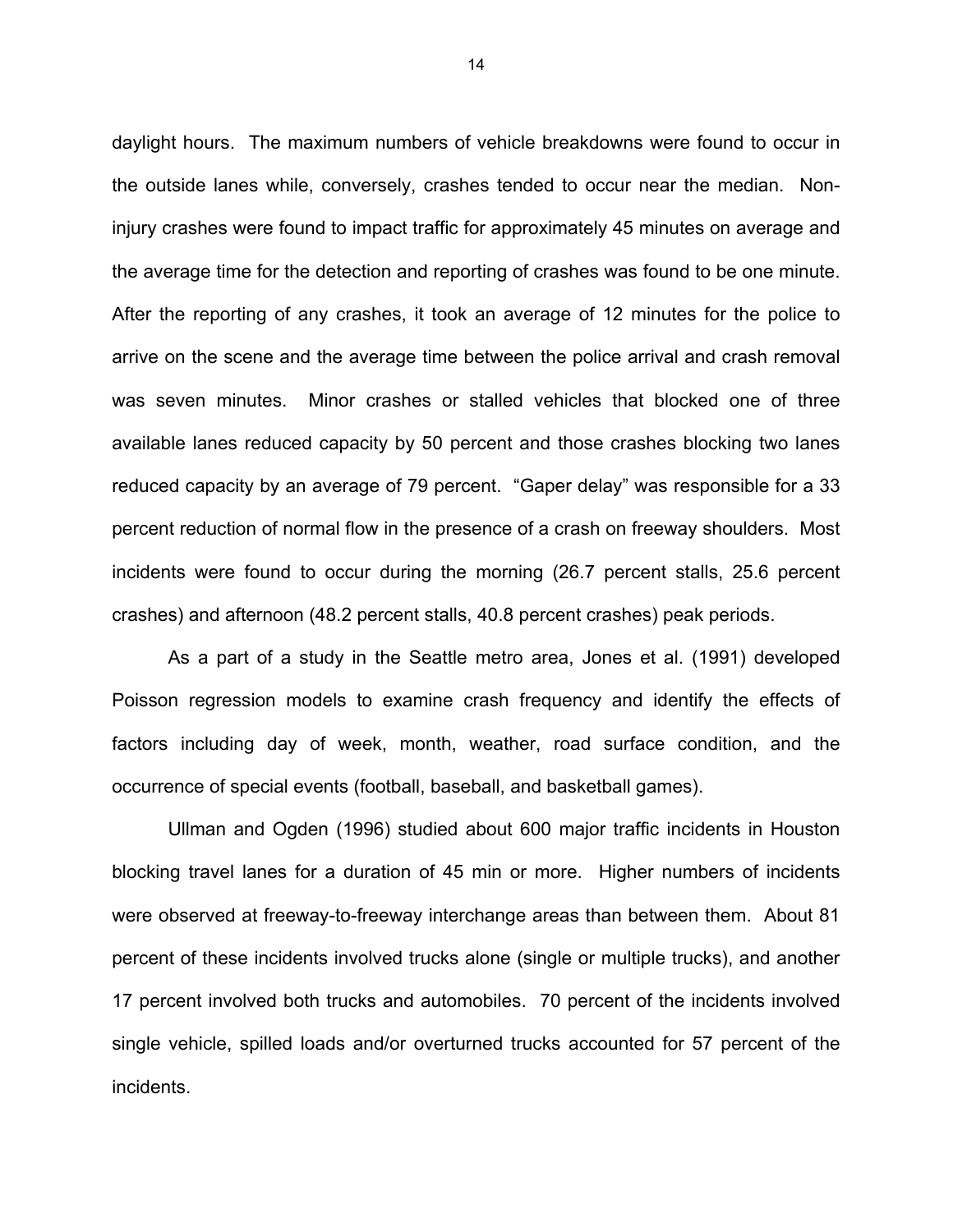daylight hours. The maximum numbers of vehicle breakdowns were found to occur in the outside lanes while, conversely, crashes tended to occur near the median. Non-injury crashes were found to impact traffic for approximately 45 minutes on average and the average time for the detection and reporting of crashes was found to be one minute. After the reporting of any crashes, it took an average of 12 minutes for the police to arrive on the scene and the average time between the police arrival and crash removal was seven minutes. Minor crashes or stalled vehicles that blocked one of three available lanes reduced capacity by 50 percent and those crashes blocking two lanes reduced capacity by an average of 79 percent. "Gaper delay" was responsible for a 33 percent reduction of normal flow in the presence of a crash on freeway shoulders. Most incidents were found to occur during the morning (26.7 percent stalls, 25.6 percent crashes) and afternoon (48.2 percent stalls, 40.8 percent crashes) peak periods.

As a part of a study in the Seattle metro area, Jones et al. (1991) developed Poisson regression models to examine crash frequency and identify the effects of factors including day of week, month, weather, road surface condition, and the occurrence of special events (football, baseball, and basketball games).

Ullman and Ogden (1996) studied about 600 major traffic incidents in Houston blocking travel lanes for a duration of 45 min or more. Higher numbers of incidents were observed at freeway-to-freeway interchange areas than between them. About 81 percent of these incidents involved trucks alone (single or multiple trucks), and another 17 percent involved both trucks and automobiles. 70 percent of the incidents involved single vehicle, spilled loads and/or overturned trucks accounted for 57 percent of the incidents.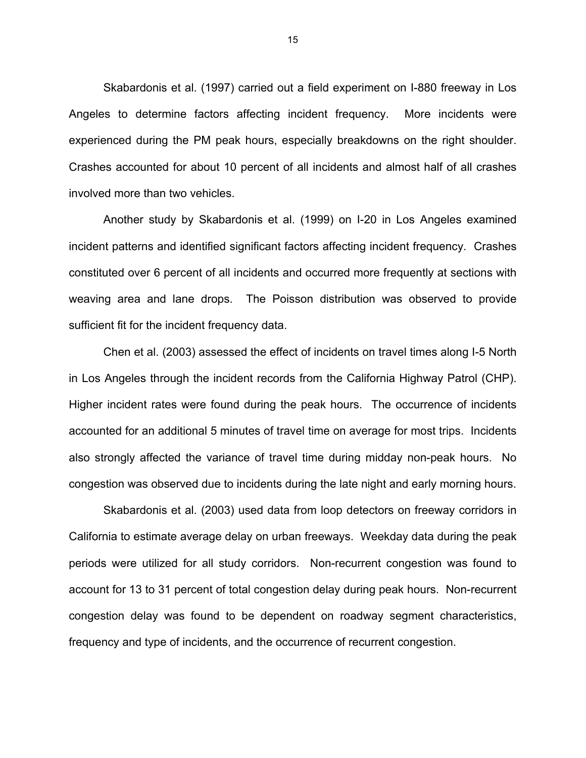Skabardonis et al. (1997) carried out a field experiment on I-880 freeway in Los Angeles to determine factors affecting incident frequency. More incidents were experienced during the PM peak hours, especially breakdowns on the right shoulder. Crashes accounted for about 10 percent of all incidents and almost half of all crashes involved more than two vehicles.

Another study by Skabardonis et al. (1999) on I-20 in Los Angeles examined incident patterns and identified significant factors affecting incident frequency. Crashes constituted over 6 percent of all incidents and occurred more frequently at sections with weaving area and lane drops. The Poisson distribution was observed to provide sufficient fit for the incident frequency data.

Chen et al. (2003) assessed the effect of incidents on travel times along I-5 North in Los Angeles through the incident records from the California Highway Patrol (CHP). Higher incident rates were found during the peak hours. The occurrence of incidents accounted for an additional 5 minutes of travel time on average for most trips. Incidents also strongly affected the variance of travel time during midday non-peak hours. No congestion was observed due to incidents during the late night and early morning hours.

Skabardonis et al. (2003) used data from loop detectors on freeway corridors in California to estimate average delay on urban freeways. Weekday data during the peak periods were utilized for all study corridors. Non-recurrent congestion was found to account for 13 to 31 percent of total congestion delay during peak hours. Non-recurrent congestion delay was found to be dependent on roadway segment characteristics, frequency and type of incidents, and the occurrence of recurrent congestion.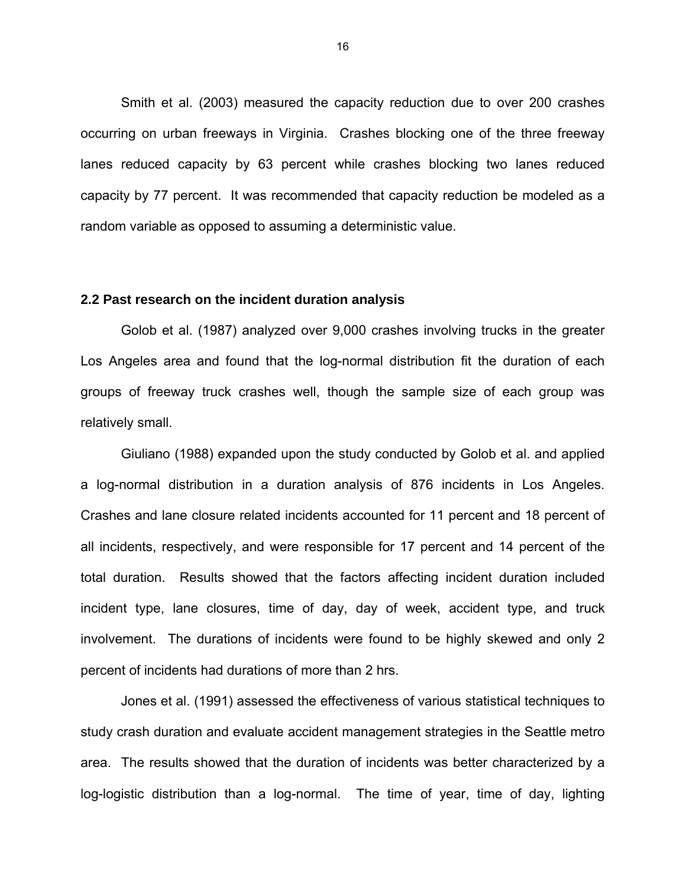Smith et al. (2003) measured the capacity reduction due to over 200 crashes occurring on urban freeways in Virginia. Crashes blocking one of the three freeway lanes reduced capacity by 63 percent while crashes blocking two lanes reduced capacity by 77 percent. It was recommended that capacity reduction be modeled as a random variable as opposed to assuming a deterministic value.

## 2.2 Past research on the incident duration analysis

Golob et al. (1987) analyzed over 9,000 crashes involving trucks in the greater Los Angeles area and found that the log-normal distribution fit the duration of each groups of freeway truck crashes well, though the sample size of each group was relatively small.

Giuliano (1988) expanded upon the study conducted by Golob et al. and applied a log-normal distribution in a duration analysis of 876 incidents in Los Angeles. Crashes and lane closure related incidents accounted for 11 percent and 18 percent of all incidents, respectively, and were responsible for 17 percent and 14 percent of the total duration. Results showed that the factors affecting incident duration included incident type, lane closures, time of day, day of week, accident type, and truck involvement. The durations of incidents were found to be highly skewed and only 2 percent of incidents had durations of more than 2 hrs.

Jones et al. (1991) assessed the effectiveness of various statistical techniques to study crash duration and evaluate accident management strategies in the Seattle metro area. The results showed that the duration of incidents was better characterized by a log-logistic distribution than a log-normal. The time of year, time of day, lighting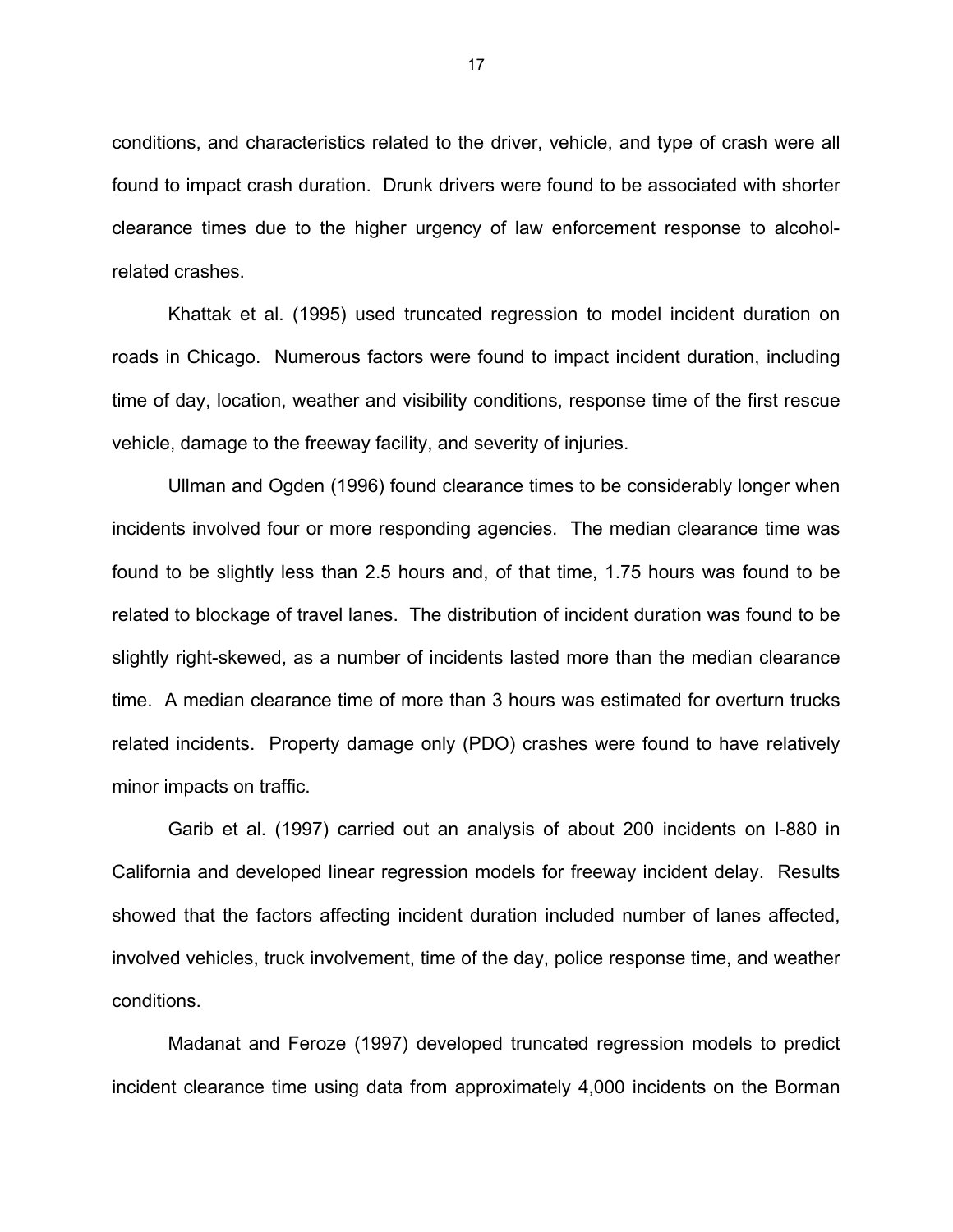conditions, and characteristics related to the driver, vehicle, and type of crash were all found to impact crash duration. Drunk drivers were found to be associated with shorter clearance times due to the higher urgency of law enforcement response to alcohol-related crashes.

Khattak et al. (1995) used truncated regression to model incident duration on roads in Chicago. Numerous factors were found to impact incident duration, including time of day, location, weather and visibility conditions, response time of the first rescue vehicle, damage to the freeway facility, and severity of injuries.

Ullman and Ogden (1996) found clearance times to be considerably longer when incidents involved four or more responding agencies. The median clearance time was found to be slightly less than 2.5 hours and, of that time, 1.75 hours was found to be related to blockage of travel lanes. The distribution of incident duration was found to be slightly right-skewed, as a number of incidents lasted more than the median clearance time. A median clearance time of more than 3 hours was estimated for overturn trucks related incidents. Property damage only (PDO) crashes were found to have relatively minor impacts on traffic.

Garib et al. (1997) carried out an analysis of about 200 incidents on I-880 in California and developed linear regression models for freeway incident delay. Results showed that the factors affecting incident duration included number of lanes affected, involved vehicles, truck involvement, time of the day, police response time, and weather conditions.

Madanat and Feroze (1997) developed truncated regression models to predict incident clearance time using data from approximately 4,000 incidents on the Borman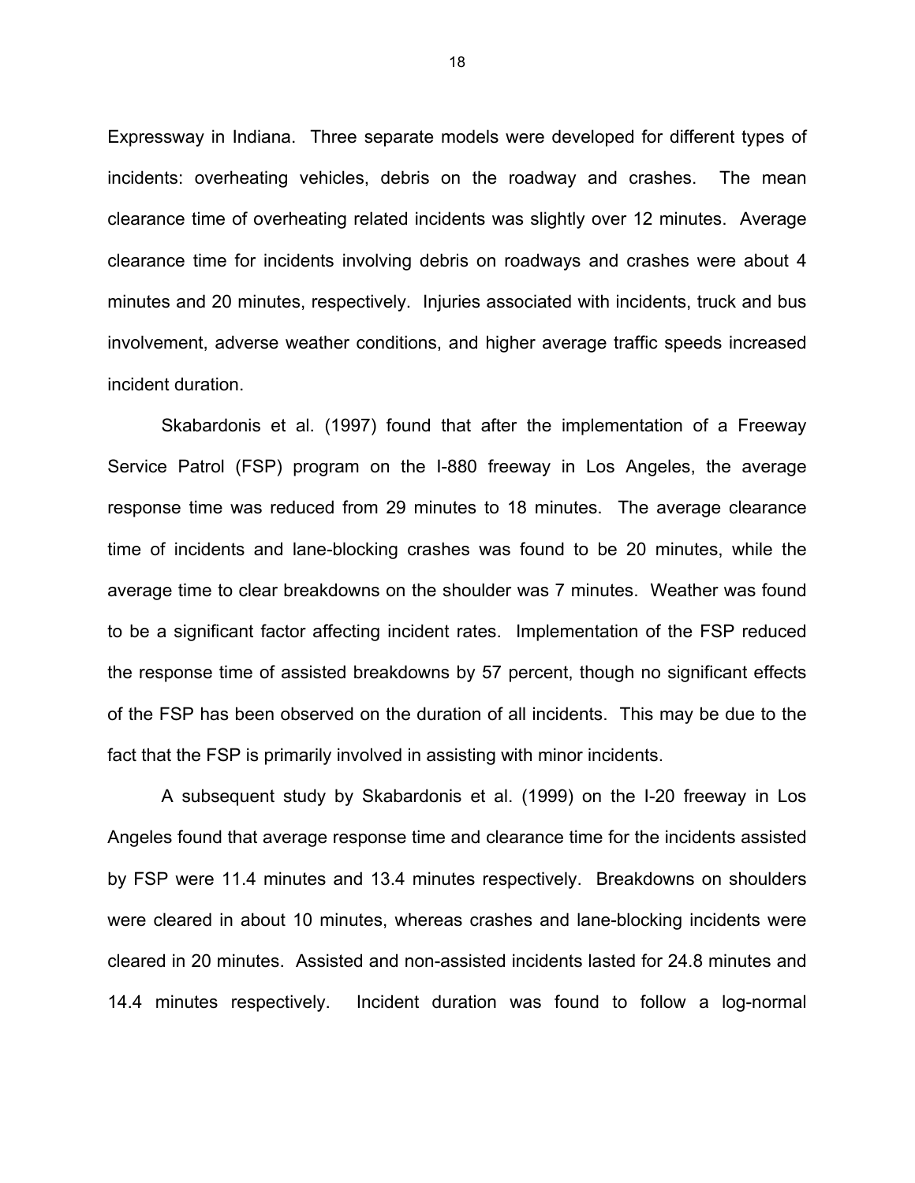Expressway in Indiana. Three separate models were developed for different types of incidents: overheating vehicles, debris on the roadway and crashes. The mean clearance time of overheating related incidents was slightly over 12 minutes. Average clearance time for incidents involving debris on roadways and crashes were about 4 minutes and 20 minutes, respectively. Injuries associated with incidents, truck and bus involvement, adverse weather conditions, and higher average traffic speeds increased incident duration.

Skabardonis et al. (1997) found that after the implementation of a Freeway Service Patrol (FSP) program on the I-880 freeway in Los Angeles, the average response time was reduced from 29 minutes to 18 minutes. The average clearance time of incidents and lane-blocking crashes was found to be 20 minutes, while the average time to clear breakdowns on the shoulder was 7 minutes. Weather was found to be a significant factor affecting incident rates. Implementation of the FSP reduced the response time of assisted breakdowns by 57 percent, though no significant effects of the FSP has been observed on the duration of all incidents. This may be due to the fact that the FSP is primarily involved in assisting with minor incidents.

A subsequent study by Skabardonis et al. (1999) on the I-20 freeway in Los Angeles found that average response time and clearance time for the incidents assisted by FSP were 11.4 minutes and 13.4 minutes respectively. Breakdowns on shoulders were cleared in about 10 minutes, whereas crashes and lane-blocking incidents were cleared in 20 minutes. Assisted and non-assisted incidents lasted for 24.8 minutes and 14.4 minutes respectively. Incident duration was found to follow a log-normal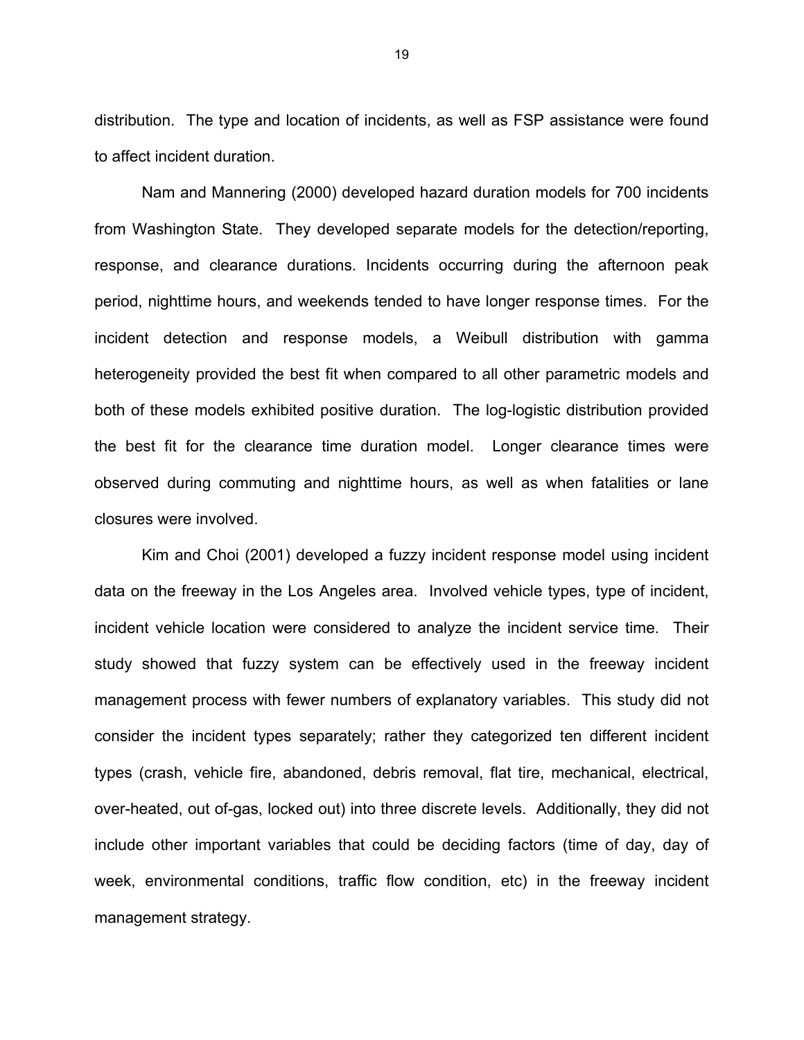distribution. The type and location of incidents, as well as FSP assistance were found to affect incident duration.

Nam and Mannering (2000) developed hazard duration models for 700 incidents from Washington State. They developed separate models for the detection/reporting, response, and clearance durations. Incidents occurring during the afternoon peak period, nighttime hours, and weekends tended to have longer response times. For the incident detection and response models, a Weibull distribution with gamma heterogeneity provided the best fit when compared to all other parametric models and both of these models exhibited positive duration. The log-logistic distribution provided the best fit for the clearance time duration model. Longer clearance times were observed during commuting and nighttime hours, as well as when fatalities or lane closures were involved.

Kim and Choi (2001) developed a fuzzy incident response model using incident data on the freeway in the Los Angeles area. Involved vehicle types, type of incident, incident vehicle location were considered to analyze the incident service time. Their study showed that fuzzy system can be effectively used in the freeway incident management process with fewer numbers of explanatory variables. This study did not consider the incident types separately; rather they categorized ten different incident types (crash, vehicle fire, abandoned, debris removal, flat tire, mechanical, electrical, over-heated, out of-gas, locked out) into three discrete levels. Additionally, they did not include other important variables that could be deciding factors (time of day, day of week, environmental conditions, traffic flow condition, etc) in the freeway incident management strategy.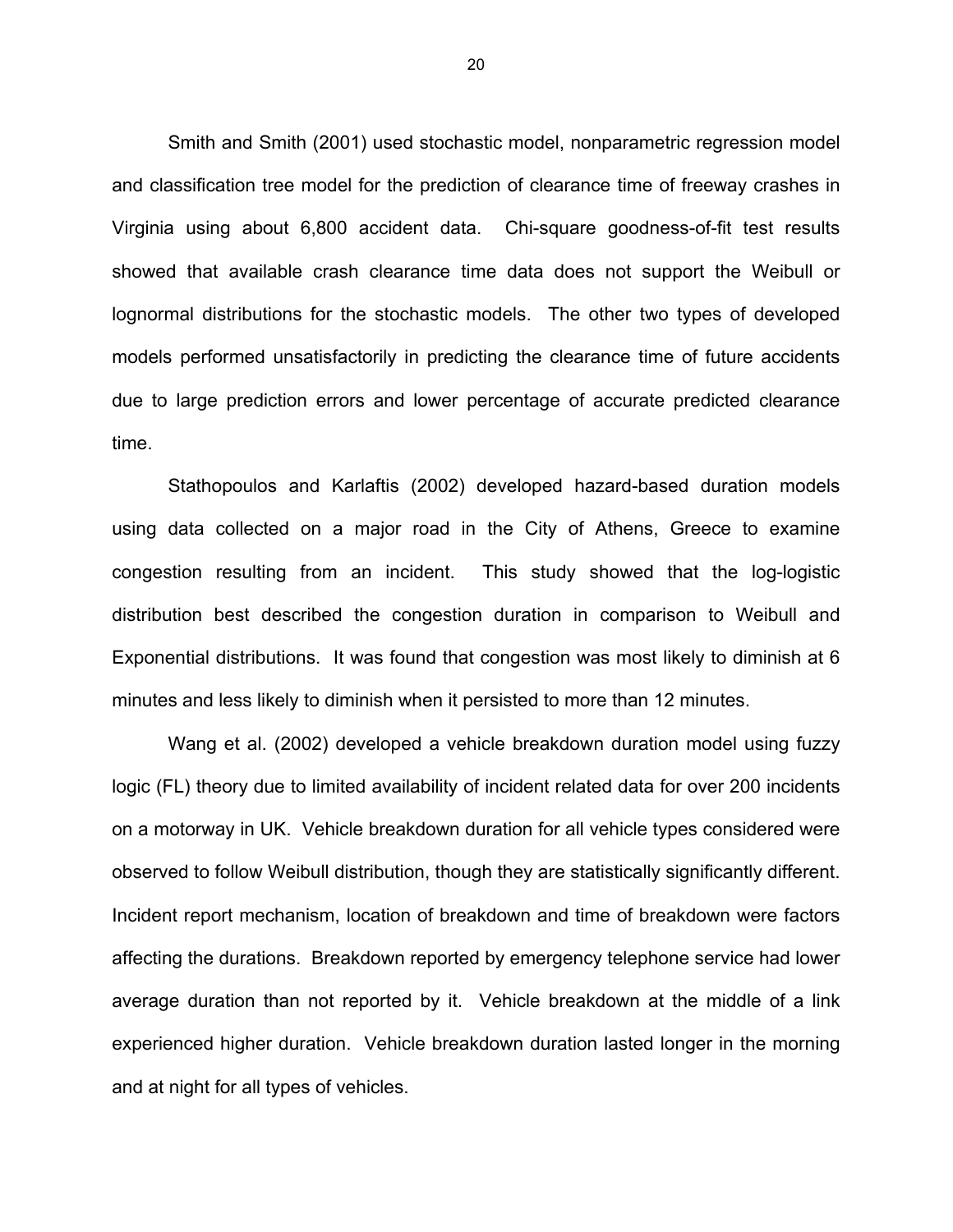Smith and Smith (2001) used stochastic model, nonparametric regression model and classification tree model for the prediction of clearance time of freeway crashes in Virginia using about 6,800 accident data. Chi-square goodness-of-fit test results showed that available crash clearance time data does not support the Weibull or lognormal distributions for the stochastic models. The other two types of developed models performed unsatisfactorily in predicting the clearance time of future accidents due to large prediction errors and lower percentage of accurate predicted clearance time.

Stathopoulos and Karlaftis (2002) developed hazard-based duration models using data collected on a major road in the City of Athens, Greece to examine congestion resulting from an incident. This study showed that the log-logistic distribution best described the congestion duration in comparison to Weibull and Exponential distributions. It was found that congestion was most likely to diminish at 6 minutes and less likely to diminish when it persisted to more than 12 minutes.

Wang et al. (2002) developed a vehicle breakdown duration model using fuzzy logic (FL) theory due to limited availability of incident related data for over 200 incidents on a motorway in UK. Vehicle breakdown duration for all vehicle types considered were observed to follow Weibull distribution, though they are statistically significantly different. Incident report mechanism, location of breakdown and time of breakdown were factors affecting the durations. Breakdown reported by emergency telephone service had lower average duration than not reported by it. Vehicle breakdown at the middle of a link experienced higher duration. Vehicle breakdown duration lasted longer in the morning and at night for all types of vehicles.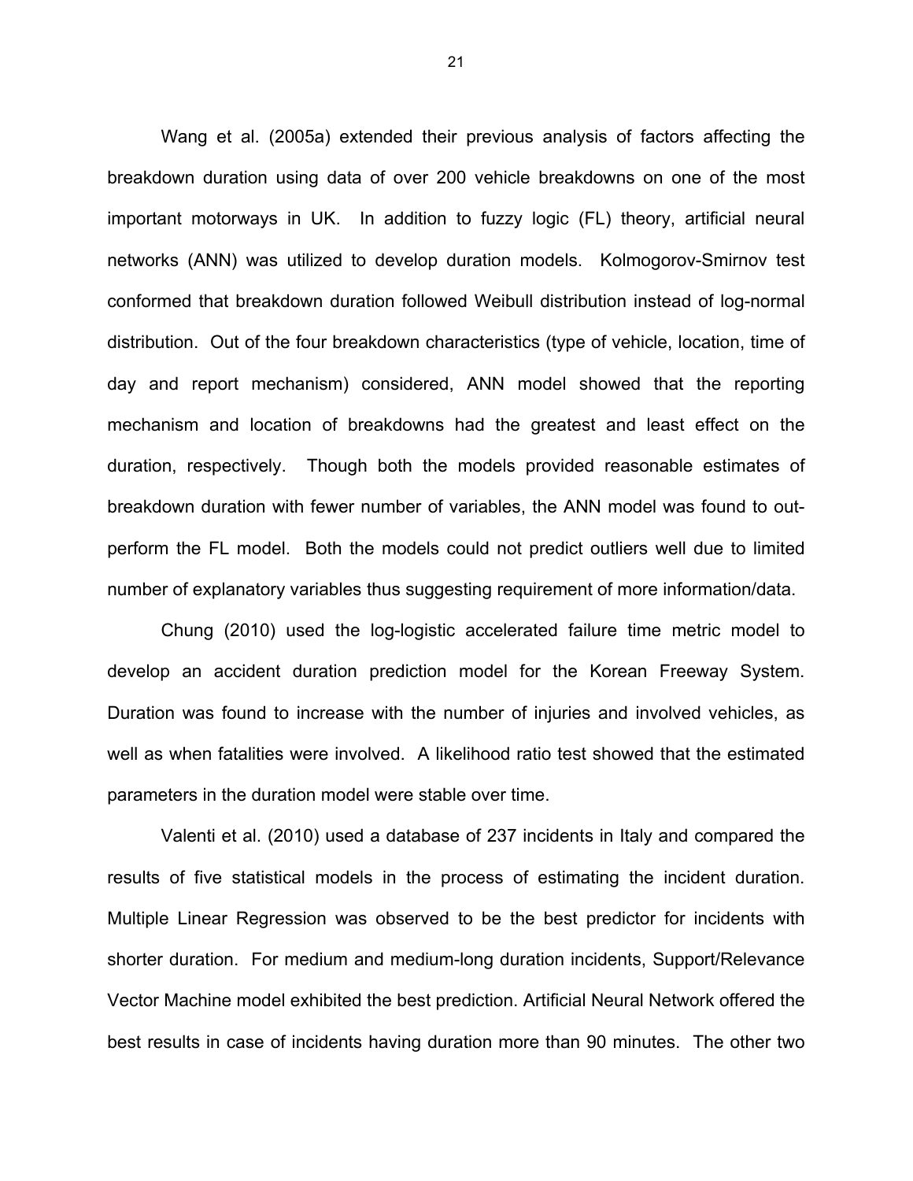Wang et al. (2005a) extended their previous analysis of factors affecting the breakdown duration using data of over 200 vehicle breakdowns on one of the most important motorways in UK. In addition to fuzzy logic (FL) theory, artificial neural networks (ANN) was utilized to develop duration models. Kolmogorov-Smirnov test conformed that breakdown duration followed Weibull distribution instead of log-normal distribution. Out of the four breakdown characteristics (type of vehicle, location, time of day and report mechanism) considered, ANN model showed that the reporting mechanism and location of breakdowns had the greatest and least effect on the duration, respectively. Though both the models provided reasonable estimates of breakdown duration with fewer number of variables, the ANN model was found to out-perform the FL model. Both the models could not predict outliers well due to limited number of explanatory variables thus suggesting requirement of more information/data.

Chung (2010) used the log-logistic accelerated failure time metric model to develop an accident duration prediction model for the Korean Freeway System. Duration was found to increase with the number of injuries and involved vehicles, as well as when fatalities were involved. A likelihood ratio test showed that the estimated parameters in the duration model were stable over time.

Valenti et al. (2010) used a database of 237 incidents in Italy and compared the results of five statistical models in the process of estimating the incident duration. Multiple Linear Regression was observed to be the best predictor for incidents with shorter duration. For medium and medium-long duration incidents, Support/Relevance Vector Machine model exhibited the best prediction. Artificial Neural Network offered the best results in case of incidents having duration more than 90 minutes. The other two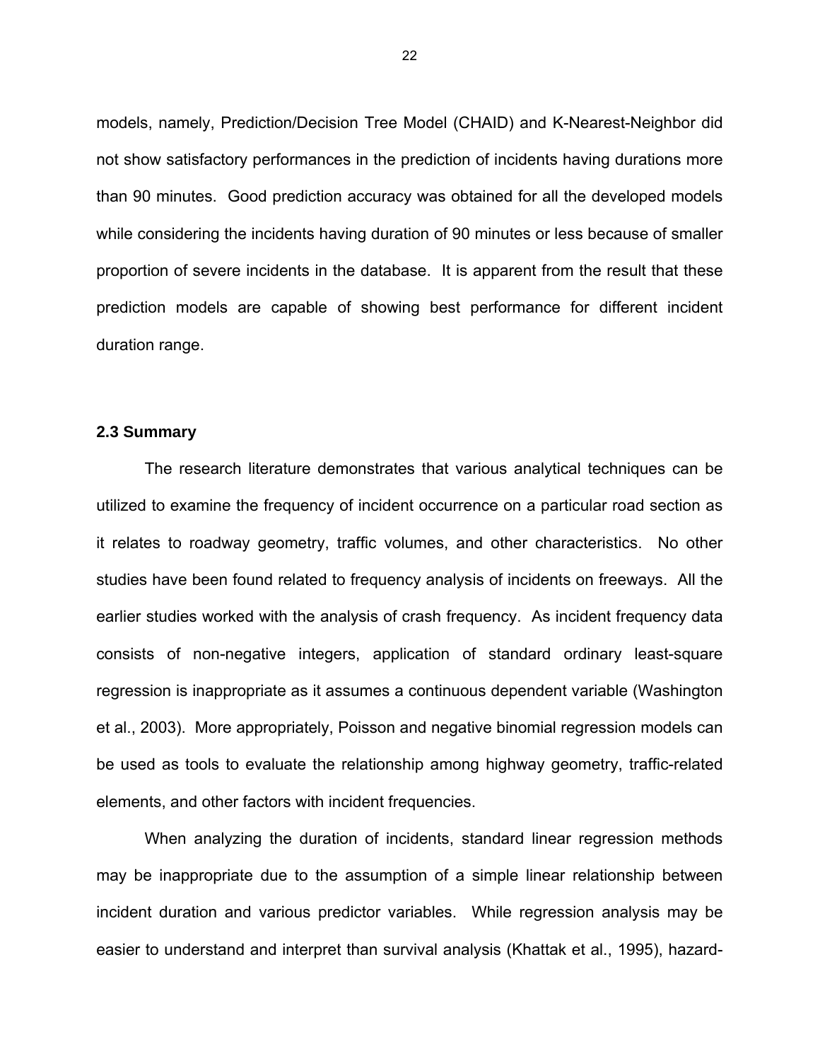models, namely, Prediction/Decision Tree Model (CHAID) and K-Nearest-Neighbor did not show satisfactory performances in the prediction of incidents having durations more than 90 minutes. Good prediction accuracy was obtained for all the developed models while considering the incidents having duration of 90 minutes or less because of smaller proportion of severe incidents in the database. It is apparent from the result that these prediction models are capable of showing best performance for different incident duration range.

### 2.3 Summary

The research literature demonstrates that various analytical techniques can be utilized to examine the frequency of incident occurrence on a particular road section as it relates to roadway geometry, traffic volumes, and other characteristics. No other studies have been found related to frequency analysis of incidents on freeways. All the earlier studies worked with the analysis of crash frequency. As incident frequency data consists of non-negative integers, application of standard ordinary least-square regression is inappropriate as it assumes a continuous dependent variable (Washington et al., 2003). More appropriately, Poisson and negative binomial regression models can be used as tools to evaluate the relationship among highway geometry, traffic-related elements, and other factors with incident frequencies.

When analyzing the duration of incidents, standard linear regression methods may be inappropriate due to the assumption of a simple linear relationship between incident duration and various predictor variables. While regression analysis may be easier to understand and interpret than survival analysis (Khattak et al., 1995), hazard-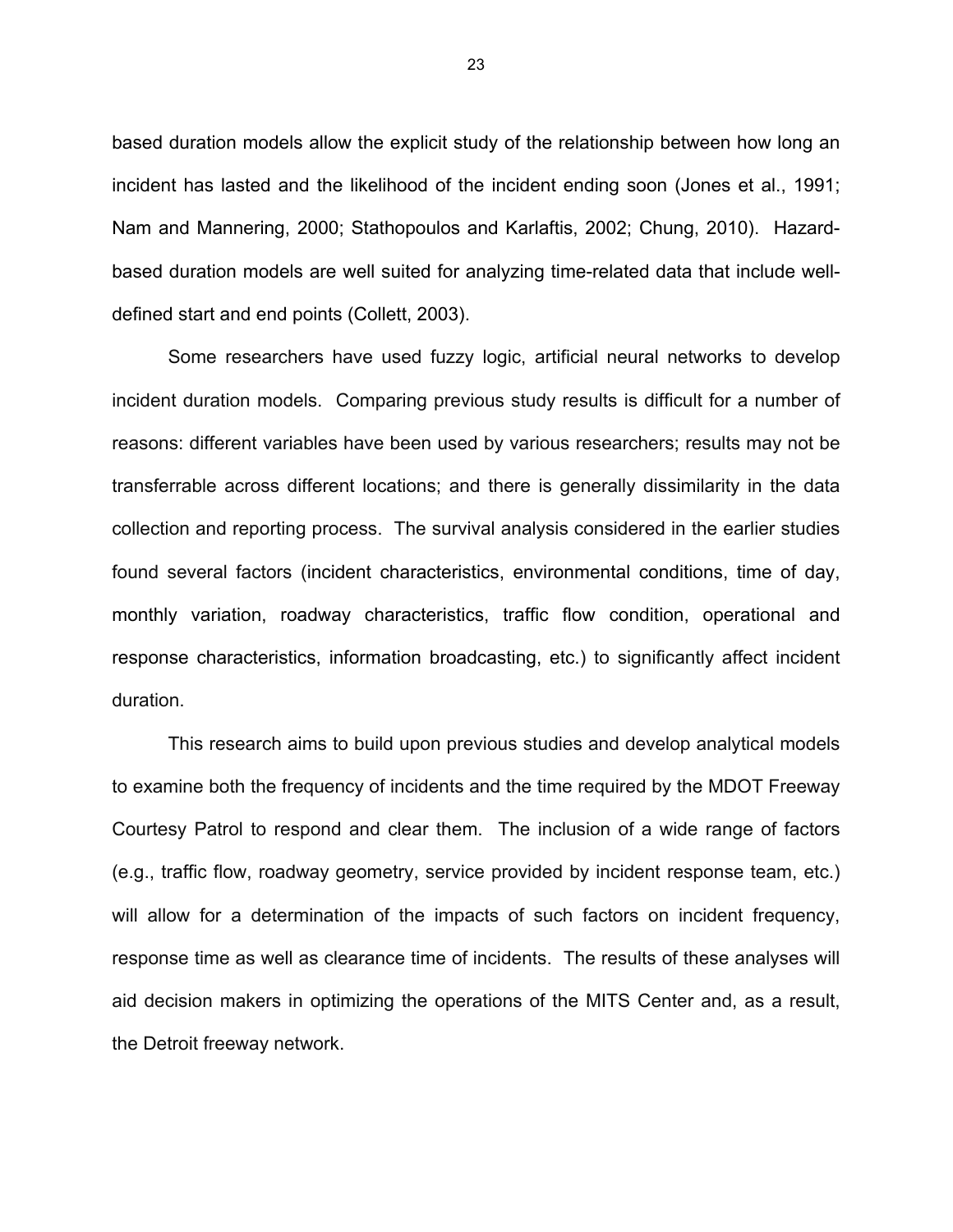based duration models allow the explicit study of the relationship between how long an incident has lasted and the likelihood of the incident ending soon (Jones et al., 1991; Nam and Mannering, 2000; Stathopoulos and Karlaftis, 2002; Chung, 2010). Hazard-based duration models are well suited for analyzing time-related data that include well-defined start and end points (Collett, 2003).

Some researchers have used fuzzy logic, artificial neural networks to develop incident duration models. Comparing previous study results is difficult for a number of reasons: different variables have been used by various researchers; results may not be transferrable across different locations; and there is generally dissimilarity in the data collection and reporting process. The survival analysis considered in the earlier studies found several factors (incident characteristics, environmental conditions, time of day, monthly variation, roadway characteristics, traffic flow condition, operational and response characteristics, information broadcasting, etc.) to significantly affect incident duration.

This research aims to build upon previous studies and develop analytical models to examine both the frequency of incidents and the time required by the MDOT Freeway Courtesy Patrol to respond and clear them. The inclusion of a wide range of factors (e.g., traffic flow, roadway geometry, service provided by incident response team, etc.) will allow for a determination of the impacts of such factors on incident frequency, response time as well as clearance time of incidents. The results of these analyses will aid decision makers in optimizing the operations of the MITS Center and, as a result, the Detroit freeway network.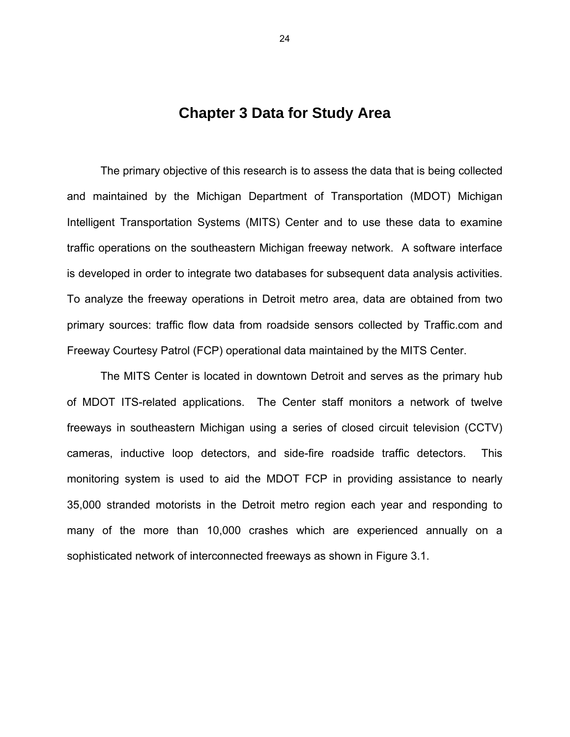# Chapter 3 Data for Study Area

The primary objective of this research is to assess the data that is being collected and maintained by the Michigan Department of Transportation (MDOT) Michigan Intelligent Transportation Systems (MITS) Center and to use these data to examine traffic operations on the southeastern Michigan freeway network. A software interface is developed in order to integrate two databases for subsequent data analysis activities. To analyze the freeway operations in Detroit metro area, data are obtained from two primary sources: traffic flow data from roadside sensors collected by Traffic.com and Freeway Courtesy Patrol (FCP) operational data maintained by the MITS Center.

The MITS Center is located in downtown Detroit and serves as the primary hub of MDOT ITS-related applications. The Center staff monitors a network of twelve freeways in southeastern Michigan using a series of closed circuit television (CCTV) cameras, inductive loop detectors, and side-fire roadside traffic detectors. This monitoring system is used to aid the MDOT FCP in providing assistance to nearly 35,000 stranded motorists in the Detroit metro region each year and responding to many of the more than 10,000 crashes which are experienced annually on a sophisticated network of interconnected freeways as shown in Figure 3.1.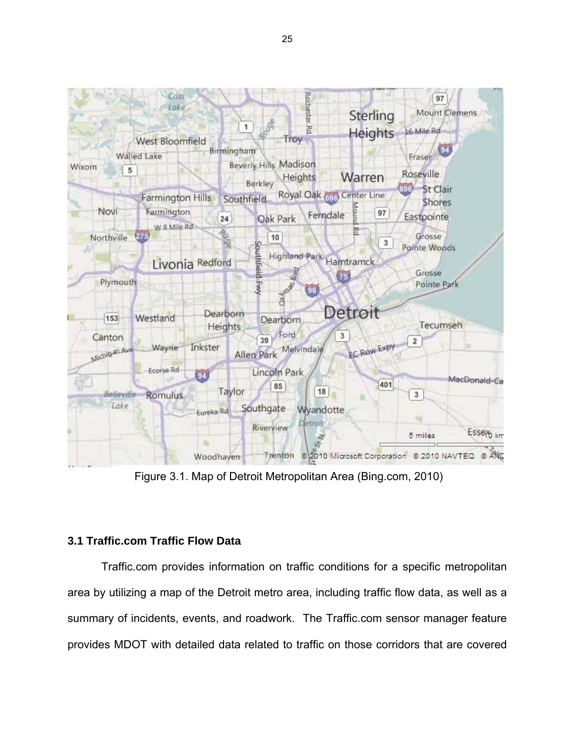Figure 3.1. Map of Detroit Metropolitan Area (Bing.com, 2010)

### 3.1 Traffic.com Traffic Flow Data

Traffic.com provides information on traffic conditions for a specific metropolitan area by utilizing a map of the Detroit metro area, including traffic flow data, as well as a summary of incidents, events, and roadwork. The Traffic.com sensor manager feature provides MDOT with detailed data related to traffic on those corridors that are covered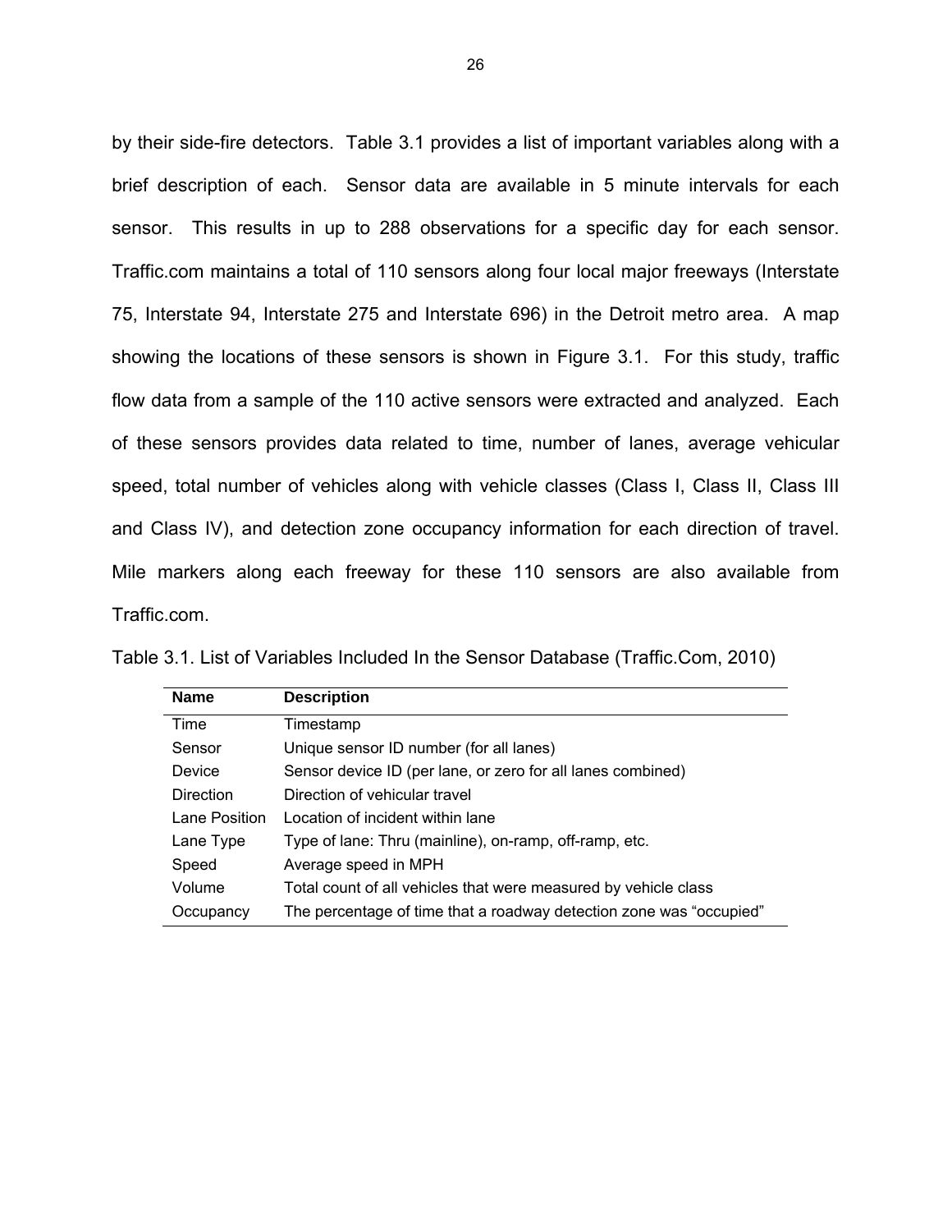by their side-fire detectors. Table 3.1 provides a list of important variables along with a brief description of each. Sensor data are available in 5 minute intervals for each sensor. This results in up to 288 observations for a specific day for each sensor. Traffic.com maintains a total of 110 sensors along four local major freeways (Interstate 75, Interstate 94, Interstate 275 and Interstate 696) in the Detroit metro area. A map showing the locations of these sensors is shown in Figure 3.1. For this study, traffic flow data from a sample of the 110 active sensors were extracted and analyzed. Each of these sensors provides data related to time, number of lanes, average vehicular speed, total number of vehicles along with vehicle classes (Class I, Class II, Class III and Class IV), and detection zone occupancy information for each direction of travel. Mile markers along each freeway for these 110 sensors are also available from Traffic.com.

Table 3.1. List of Variables Included In the Sensor Database (Traffic.Com, 2010)

| **Name** | **Description** |
|---|---|
| Time | Timestamp |
| Sensor | Unique sensor ID number (for all lanes) |
| Device | Sensor device ID (per lane, or zero for all lanes combined) |
| Direction | Direction of vehicular travel |
| Lane Position | Location of incident within lane |
| Lane Type | Type of lane: Thru (mainline), on-ramp, off-ramp, etc. |
| Speed | Average speed in MPH |
| Volume | Total count of all vehicles that were measured by vehicle class |
| Occupancy | The percentage of time that a roadway detection zone was "occupied" |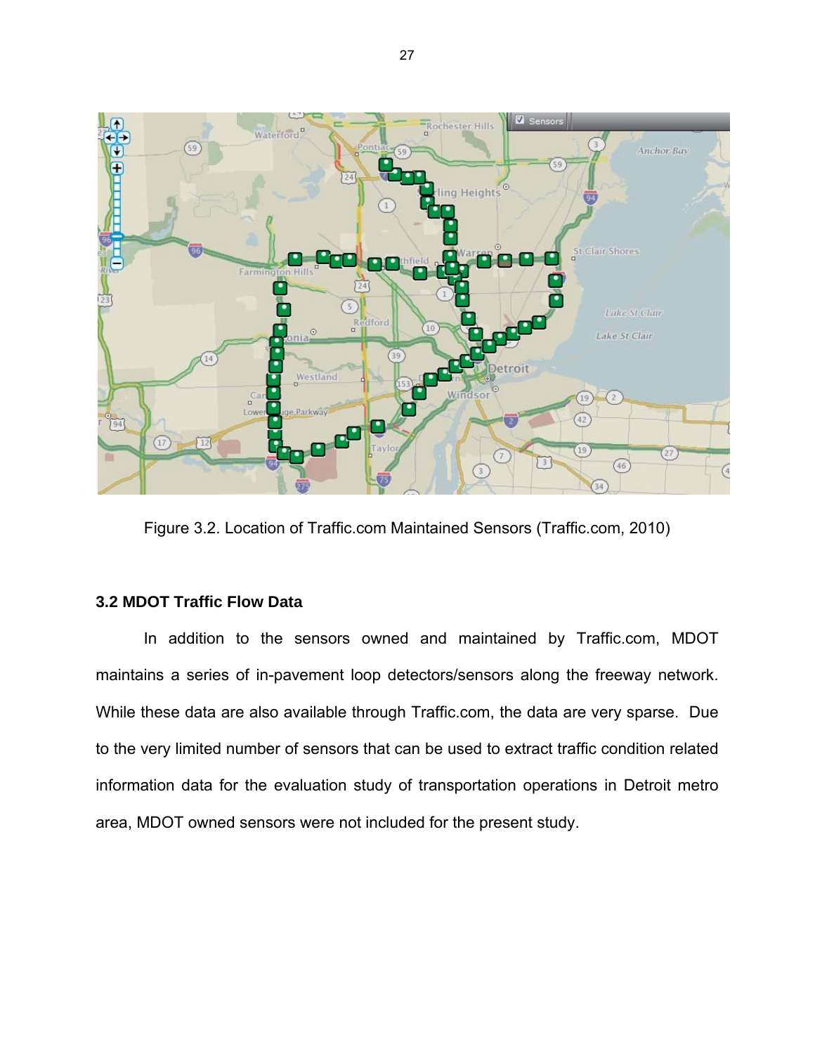Figure 3.2. Location of Traffic.com Maintained Sensors (Traffic.com, 2010)

### 3.2 MDOT Traffic Flow Data

In addition to the sensors owned and maintained by Traffic.com, MDOT maintains a series of in-pavement loop detectors/sensors along the freeway network. While these data are also available through Traffic.com, the data are very sparse. Due to the very limited number of sensors that can be used to extract traffic condition related information data for the evaluation study of transportation operations in Detroit metro area, MDOT owned sensors were not included for the present study.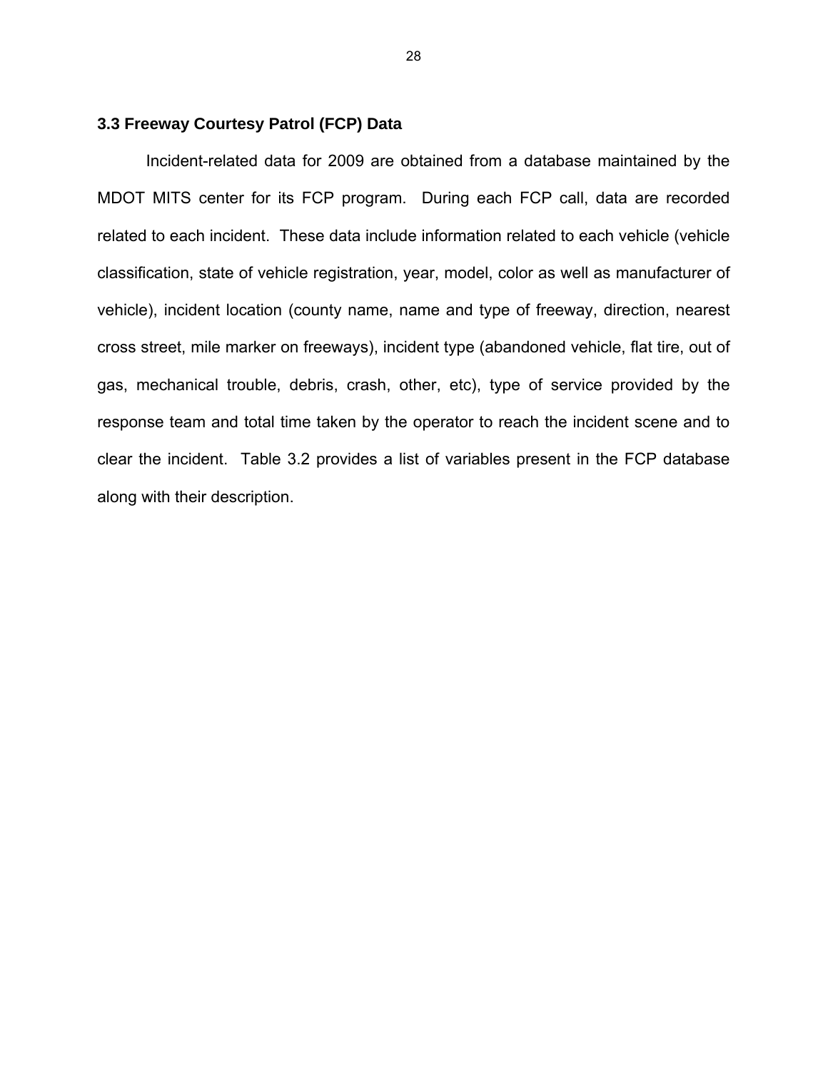### 3.3 Freeway Courtesy Patrol (FCP) Data

Incident-related data for 2009 are obtained from a database maintained by the MDOT MITS center for its FCP program. During each FCP call, data are recorded related to each incident. These data include information related to each vehicle (vehicle classification, state of vehicle registration, year, model, color as well as manufacturer of vehicle), incident location (county name, name and type of freeway, direction, nearest cross street, mile marker on freeways), incident type (abandoned vehicle, flat tire, out of gas, mechanical trouble, debris, crash, other, etc), type of service provided by the response team and total time taken by the operator to reach the incident scene and to clear the incident. Table 3.2 provides a list of variables present in the FCP database along with their description.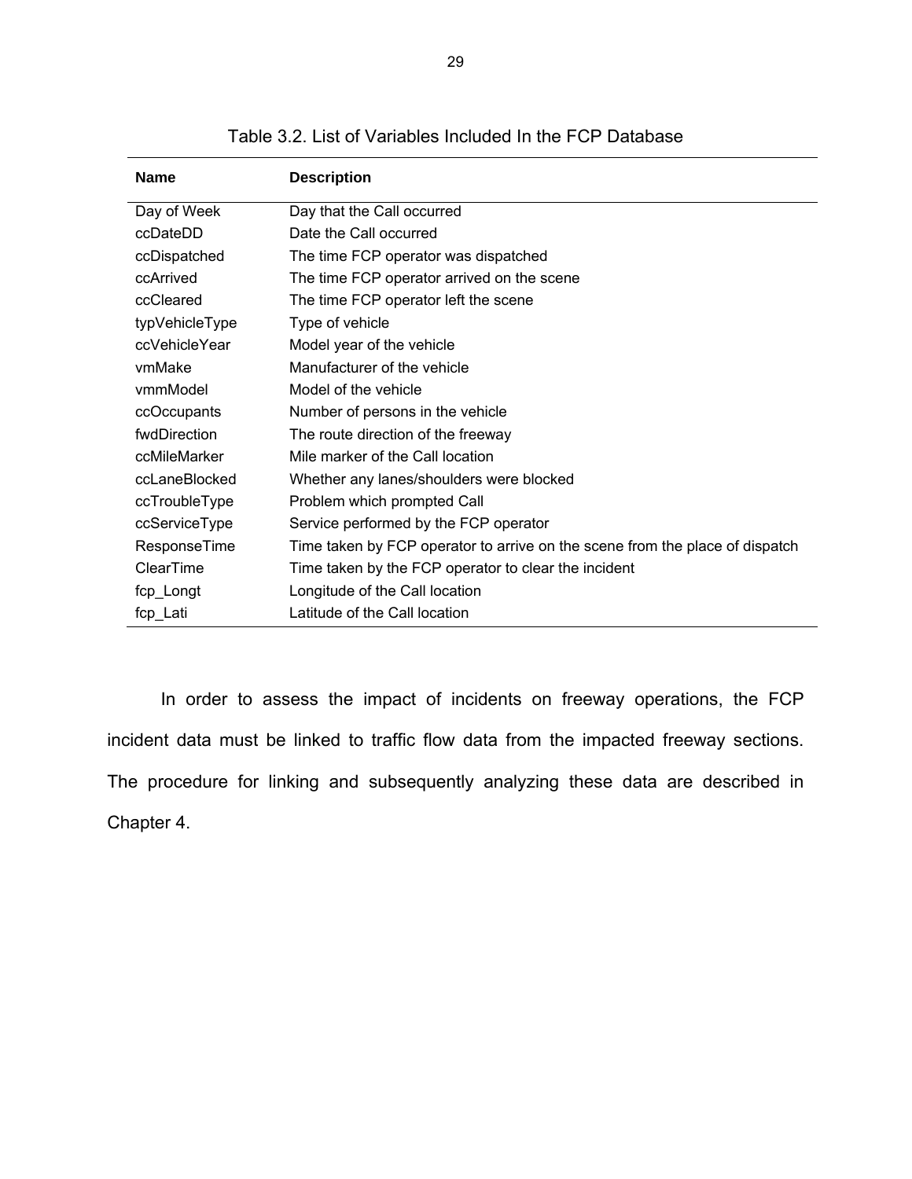Table 3.2. List of Variables Included In the FCP Database

| Name | Description |
|---|---|
| Day of Week | Day that the Call occurred |
| ccDateDD | Date the Call occurred |
| ccDispatched | The time FCP operator was dispatched |
| ccArrived | The time FCP operator arrived on the scene |
| ccCleared | The time FCP operator left the scene |
| typVehicleType | Type of vehicle |
| ccVehicleYear | Model year of the vehicle |
| vmMake | Manufacturer of the vehicle |
| vmmModel | Model of the vehicle |
| ccOccupants | Number of persons in the vehicle |
| fwdDirection | The route direction of the freeway |
| ccMileMarker | Mile marker of the Call location |
| ccLaneBlocked | Whether any lanes/shoulders were blocked |
| ccTroubleType | Problem which prompted Call |
| ccServiceType | Service performed by the FCP operator |
| ResponseTime | Time taken by FCP operator to arrive on the scene from the place of dispatch |
| ClearTime | Time taken by the FCP operator to clear the incident |
| fcp_Longt | Longitude of the Call location |
| fcp_Lati | Latitude of the Call location |

In order to assess the impact of incidents on freeway operations, the FCP incident data must be linked to traffic flow data from the impacted freeway sections. The procedure for linking and subsequently analyzing these data are described in Chapter 4.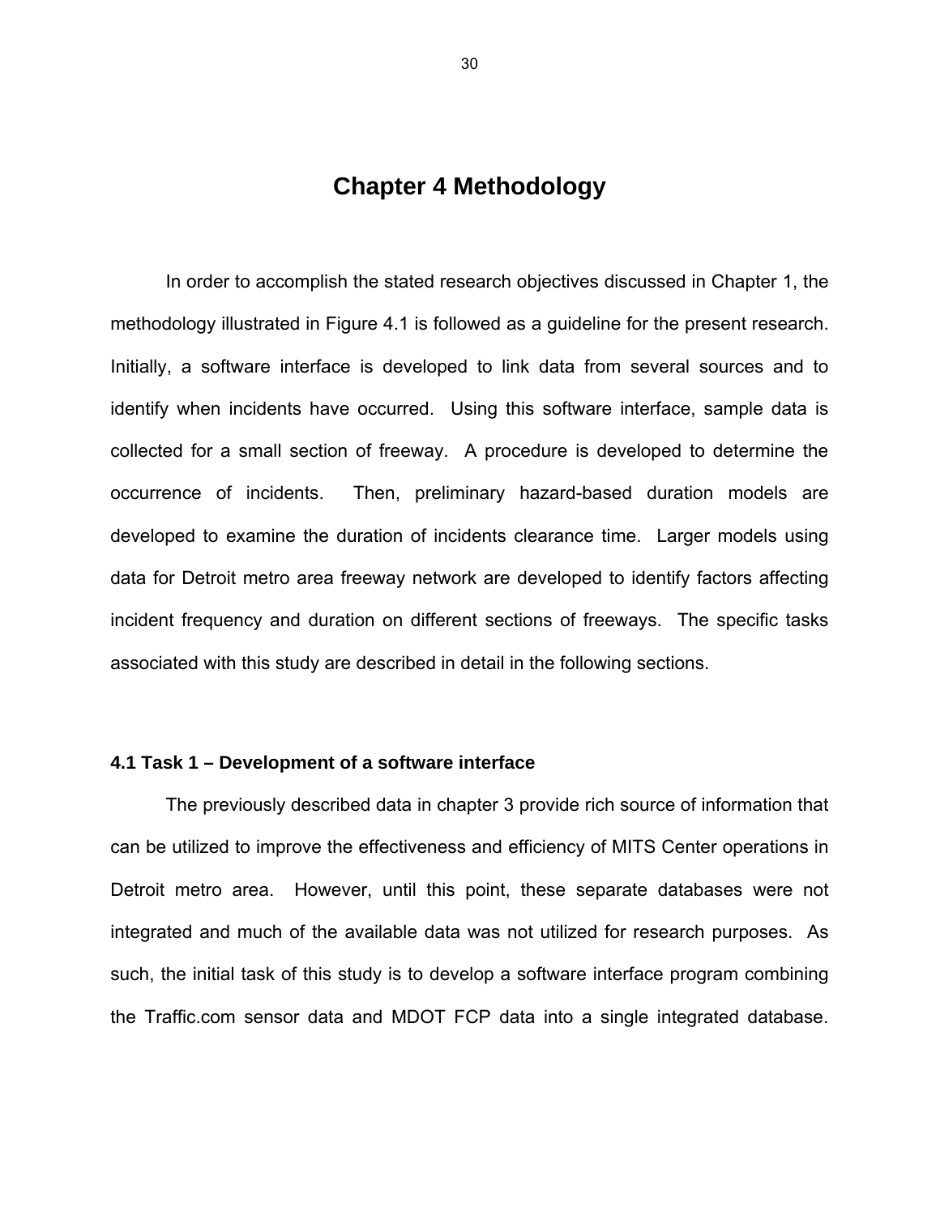# Chapter 4 Methodology

In order to accomplish the stated research objectives discussed in Chapter 1, the methodology illustrated in Figure 4.1 is followed as a guideline for the present research. Initially, a software interface is developed to link data from several sources and to identify when incidents have occurred. Using this software interface, sample data is collected for a small section of freeway. A procedure is developed to determine the occurrence of incidents. Then, preliminary hazard-based duration models are developed to examine the duration of incidents clearance time. Larger models using data for Detroit metro area freeway network are developed to identify factors affecting incident frequency and duration on different sections of freeways. The specific tasks associated with this study are described in detail in the following sections.

### 4.1 Task 1 – Development of a software interface

The previously described data in chapter 3 provide rich source of information that can be utilized to improve the effectiveness and efficiency of MITS Center operations in Detroit metro area. However, until this point, these separate databases were not integrated and much of the available data was not utilized for research purposes. As such, the initial task of this study is to develop a software interface program combining the Traffic.com sensor data and MDOT FCP data into a single integrated database.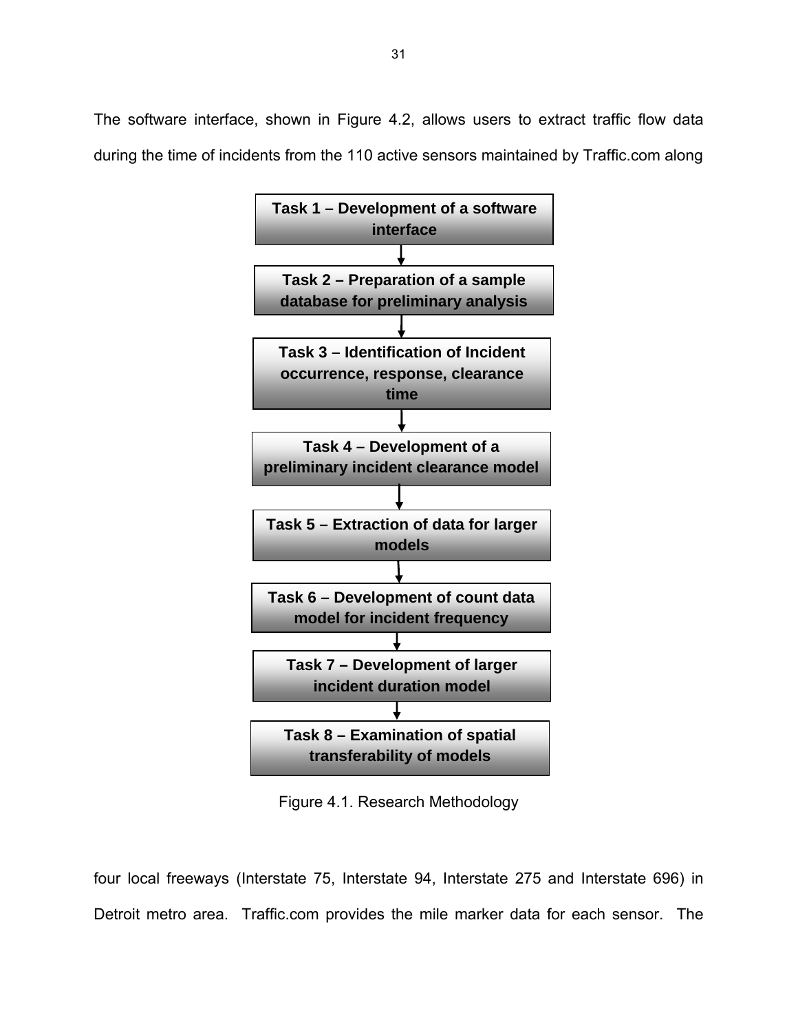The software interface, shown in Figure 4.2, allows users to extract traffic flow data during the time of incidents from the 110 active sensors maintained by Traffic.com along

**Task 1 – Development of a software interface**

↓

**Task 2 – Preparation of a sample database for preliminary analysis**

↓

**Task 3 – Identification of Incident occurrence, response, clearance time**

↓

**Task 4 – Development of a preliminary incident clearance model**

↓

**Task 5 – Extraction of data for larger models**

↓

**Task 6 – Development of count data model for incident frequency**

↓

**Task 7 – Development of larger incident duration model**

↓

**Task 8 – Examination of spatial transferability of models**

Figure 4.1. Research Methodology

four local freeways (Interstate 75, Interstate 94, Interstate 275 and Interstate 696) in Detroit metro area. Traffic.com provides the mile marker data for each sensor. The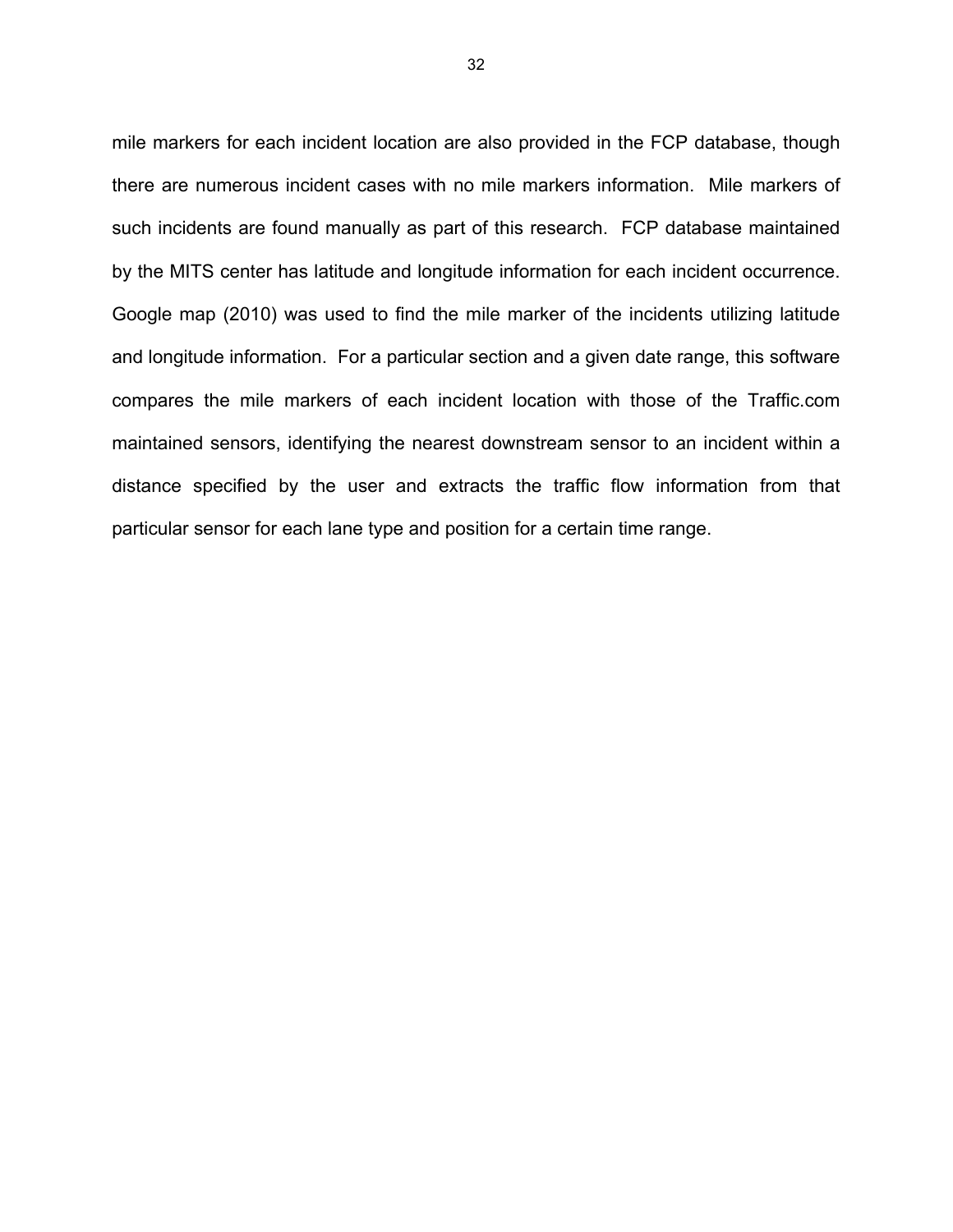mile markers for each incident location are also provided in the FCP database, though there are numerous incident cases with no mile markers information. Mile markers of such incidents are found manually as part of this research. FCP database maintained by the MITS center has latitude and longitude information for each incident occurrence. Google map (2010) was used to find the mile marker of the incidents utilizing latitude and longitude information. For a particular section and a given date range, this software compares the mile markers of each incident location with those of the Traffic.com maintained sensors, identifying the nearest downstream sensor to an incident within a distance specified by the user and extracts the traffic flow information from that particular sensor for each lane type and position for a certain time range.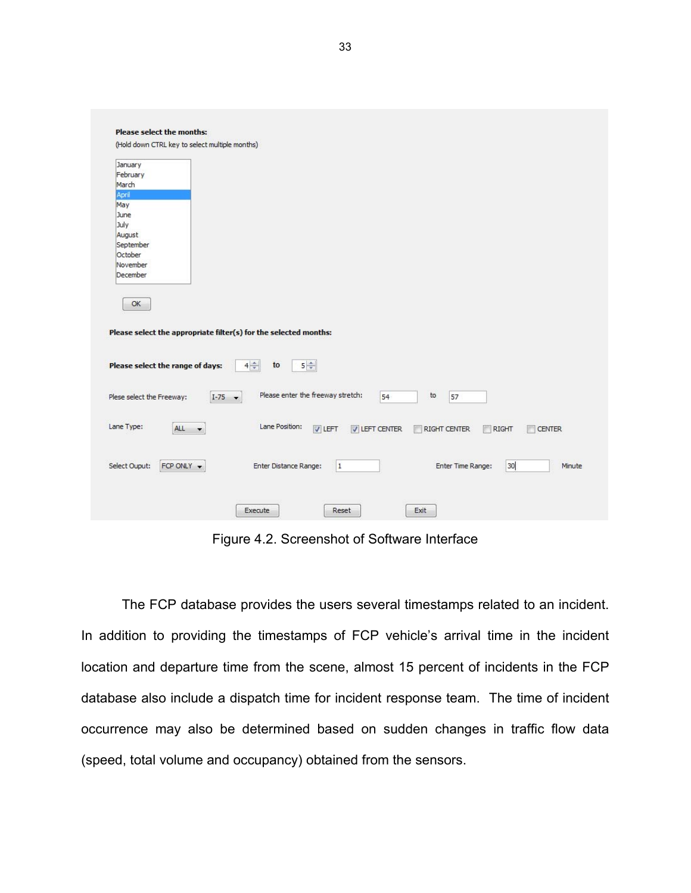Figure 4.2. Screenshot of Software Interface

The FCP database provides the users several timestamps related to an incident. In addition to providing the timestamps of FCP vehicle's arrival time in the incident location and departure time from the scene, almost 15 percent of incidents in the FCP database also include a dispatch time for incident response team. The time of incident occurrence may also be determined based on sudden changes in traffic flow data (speed, total volume and occupancy) obtained from the sensors.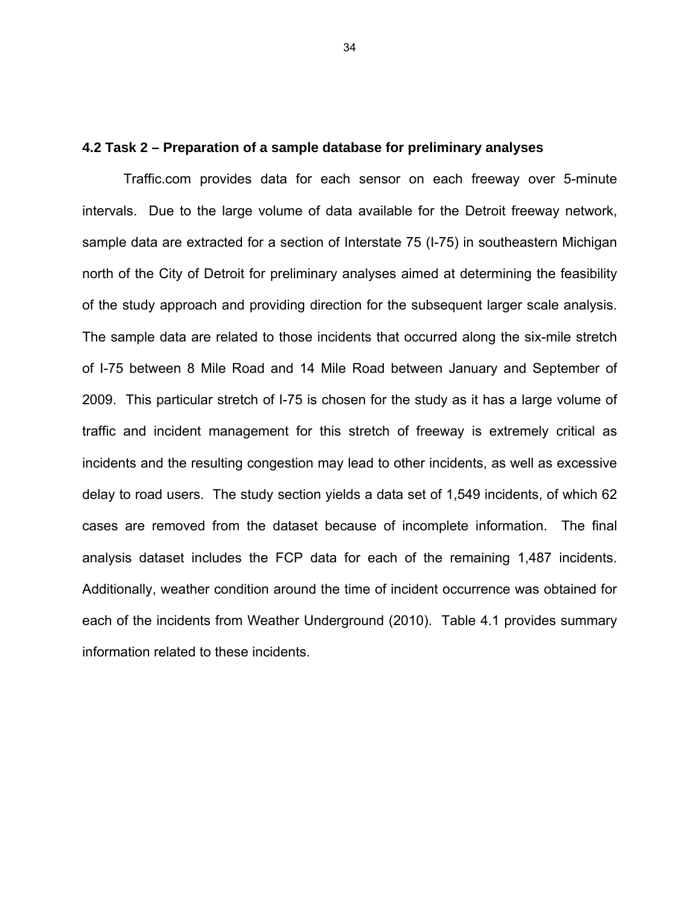## 4.2 Task 2 – Preparation of a sample database for preliminary analyses

Traffic.com provides data for each sensor on each freeway over 5-minute intervals. Due to the large volume of data available for the Detroit freeway network, sample data are extracted for a section of Interstate 75 (I-75) in southeastern Michigan north of the City of Detroit for preliminary analyses aimed at determining the feasibility of the study approach and providing direction for the subsequent larger scale analysis. The sample data are related to those incidents that occurred along the six-mile stretch of I-75 between 8 Mile Road and 14 Mile Road between January and September of 2009. This particular stretch of I-75 is chosen for the study as it has a large volume of traffic and incident management for this stretch of freeway is extremely critical as incidents and the resulting congestion may lead to other incidents, as well as excessive delay to road users. The study section yields a data set of 1,549 incidents, of which 62 cases are removed from the dataset because of incomplete information. The final analysis dataset includes the FCP data for each of the remaining 1,487 incidents. Additionally, weather condition around the time of incident occurrence was obtained for each of the incidents from Weather Underground (2010). Table 4.1 provides summary information related to these incidents.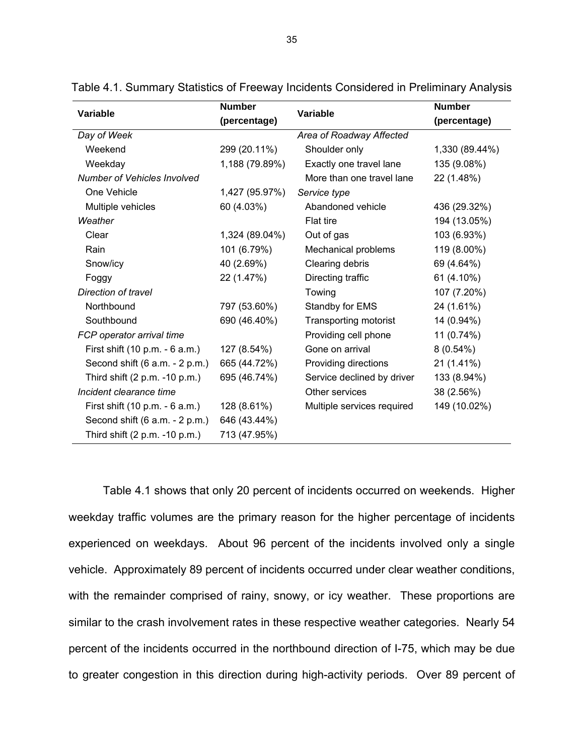Table 4.1. Summary Statistics of Freeway Incidents Considered in Preliminary Analysis

| Variable | Number (percentage) | Variable | Number (percentage) |
|---|---|---|---|
| *Day of Week* | | *Area of Roadway Affected* | |
| Weekend | 299 (20.11%) | Shoulder only | 1,330 (89.44%) |
| Weekday | 1,188 (79.89%) | Exactly one travel lane | 135 (9.08%) |
| *Number of Vehicles Involved* | | More than one travel lane | 22 (1.48%) |
| One Vehicle | 1,427 (95.97%) | *Service type* | |
| Multiple vehicles | 60 (4.03%) | Abandoned vehicle | 436 (29.32%) |
| *Weather* | | Flat tire | 194 (13.05%) |
| Clear | 1,324 (89.04%) | Out of gas | 103 (6.93%) |
| Rain | 101 (6.79%) | Mechanical problems | 119 (8.00%) |
| Snow/icy | 40 (2.69%) | Clearing debris | 69 (4.64%) |
| Foggy | 22 (1.47%) | Directing traffic | 61 (4.10%) |
| *Direction of travel* | | Towing | 107 (7.20%) |
| Northbound | 797 (53.60%) | Standby for EMS | 24 (1.61%) |
| Southbound | 690 (46.40%) | Transporting motorist | 14 (0.94%) |
| *FCP operator arrival time* | | Providing cell phone | 11 (0.74%) |
| First shift (10 p.m. - 6 a.m.) | 127 (8.54%) | Gone on arrival | 8 (0.54%) |
| Second shift (6 a.m. - 2 p.m.) | 665 (44.72%) | Providing directions | 21 (1.41%) |
| Third shift (2 p.m. -10 p.m.) | 695 (46.74%) | Service declined by driver | 133 (8.94%) |
| *Incident clearance time* | | Other services | 38 (2.56%) |
| First shift (10 p.m. - 6 a.m.) | 128 (8.61%) | Multiple services required | 149 (10.02%) |
| Second shift (6 a.m. - 2 p.m.) | 646 (43.44%) | | |
| Third shift (2 p.m. -10 p.m.) | 713 (47.95%) | | |

Table 4.1 shows that only 20 percent of incidents occurred on weekends. Higher weekday traffic volumes are the primary reason for the higher percentage of incidents experienced on weekdays. About 96 percent of the incidents involved only a single vehicle. Approximately 89 percent of incidents occurred under clear weather conditions, with the remainder comprised of rainy, snowy, or icy weather. These proportions are similar to the crash involvement rates in these respective weather categories. Nearly 54 percent of the incidents occurred in the northbound direction of I-75, which may be due to greater congestion in this direction during high-activity periods. Over 89 percent of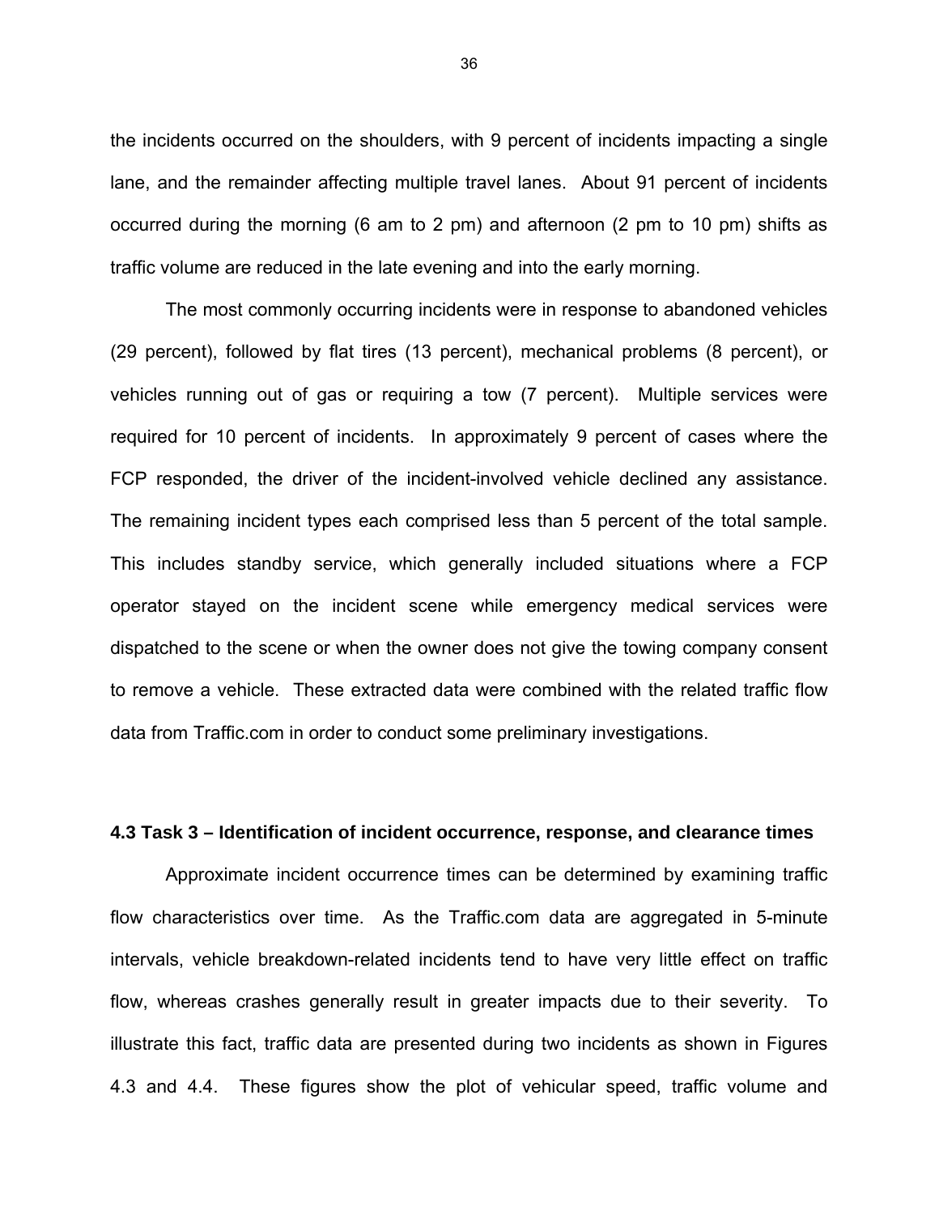the incidents occurred on the shoulders, with 9 percent of incidents impacting a single lane, and the remainder affecting multiple travel lanes. About 91 percent of incidents occurred during the morning (6 am to 2 pm) and afternoon (2 pm to 10 pm) shifts as traffic volume are reduced in the late evening and into the early morning.

The most commonly occurring incidents were in response to abandoned vehicles (29 percent), followed by flat tires (13 percent), mechanical problems (8 percent), or vehicles running out of gas or requiring a tow (7 percent). Multiple services were required for 10 percent of incidents. In approximately 9 percent of cases where the FCP responded, the driver of the incident-involved vehicle declined any assistance. The remaining incident types each comprised less than 5 percent of the total sample. This includes standby service, which generally included situations where a FCP operator stayed on the incident scene while emergency medical services were dispatched to the scene or when the owner does not give the towing company consent to remove a vehicle. These extracted data were combined with the related traffic flow data from Traffic.com in order to conduct some preliminary investigations.

### 4.3 Task 3 – Identification of incident occurrence, response, and clearance times

Approximate incident occurrence times can be determined by examining traffic flow characteristics over time. As the Traffic.com data are aggregated in 5-minute intervals, vehicle breakdown-related incidents tend to have very little effect on traffic flow, whereas crashes generally result in greater impacts due to their severity. To illustrate this fact, traffic data are presented during two incidents as shown in Figures 4.3 and 4.4. These figures show the plot of vehicular speed, traffic volume and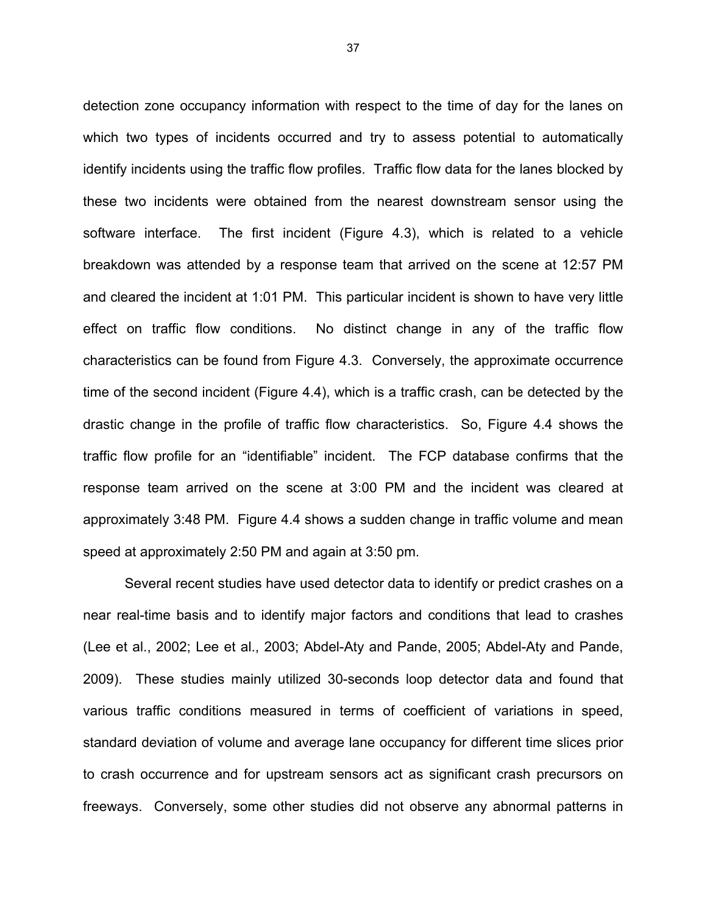detection zone occupancy information with respect to the time of day for the lanes on which two types of incidents occurred and try to assess potential to automatically identify incidents using the traffic flow profiles. Traffic flow data for the lanes blocked by these two incidents were obtained from the nearest downstream sensor using the software interface. The first incident (Figure 4.3), which is related to a vehicle breakdown was attended by a response team that arrived on the scene at 12:57 PM and cleared the incident at 1:01 PM. This particular incident is shown to have very little effect on traffic flow conditions. No distinct change in any of the traffic flow characteristics can be found from Figure 4.3. Conversely, the approximate occurrence time of the second incident (Figure 4.4), which is a traffic crash, can be detected by the drastic change in the profile of traffic flow characteristics. So, Figure 4.4 shows the traffic flow profile for an "identifiable" incident. The FCP database confirms that the response team arrived on the scene at 3:00 PM and the incident was cleared at approximately 3:48 PM. Figure 4.4 shows a sudden change in traffic volume and mean speed at approximately 2:50 PM and again at 3:50 pm.

Several recent studies have used detector data to identify or predict crashes on a near real-time basis and to identify major factors and conditions that lead to crashes (Lee et al., 2002; Lee et al., 2003; Abdel-Aty and Pande, 2005; Abdel-Aty and Pande, 2009). These studies mainly utilized 30-seconds loop detector data and found that various traffic conditions measured in terms of coefficient of variations in speed, standard deviation of volume and average lane occupancy for different time slices prior to crash occurrence and for upstream sensors act as significant crash precursors on freeways. Conversely, some other studies did not observe any abnormal patterns in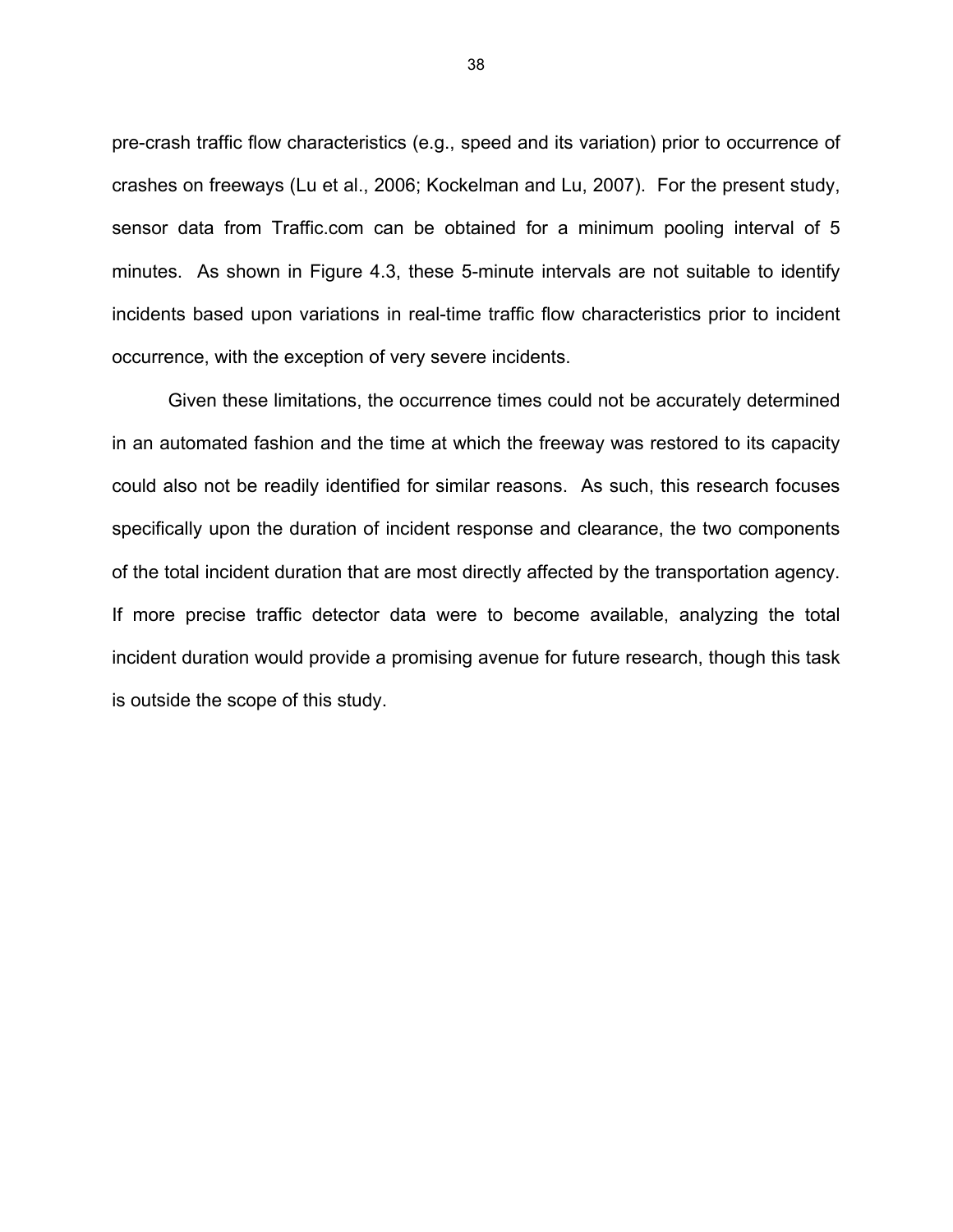pre-crash traffic flow characteristics (e.g., speed and its variation) prior to occurrence of crashes on freeways (Lu et al., 2006; Kockelman and Lu, 2007). For the present study, sensor data from Traffic.com can be obtained for a minimum pooling interval of 5 minutes. As shown in Figure 4.3, these 5-minute intervals are not suitable to identify incidents based upon variations in real-time traffic flow characteristics prior to incident occurrence, with the exception of very severe incidents.

Given these limitations, the occurrence times could not be accurately determined in an automated fashion and the time at which the freeway was restored to its capacity could also not be readily identified for similar reasons. As such, this research focuses specifically upon the duration of incident response and clearance, the two components of the total incident duration that are most directly affected by the transportation agency. If more precise traffic detector data were to become available, analyzing the total incident duration would provide a promising avenue for future research, though this task is outside the scope of this study.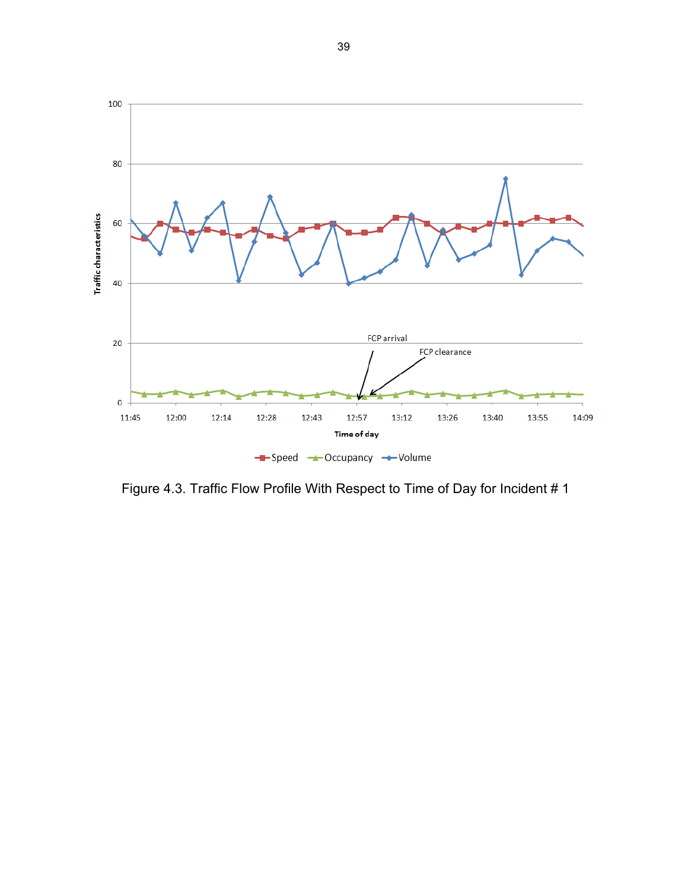Figure 4.3. Traffic Flow Profile With Respect to Time of Day for Incident # 1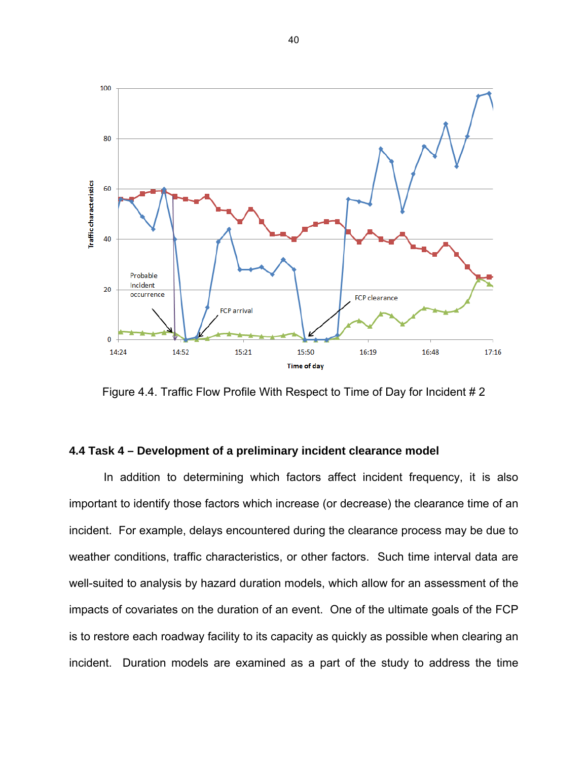Figure 4.4. Traffic Flow Profile With Respect to Time of Day for Incident # 2

### 4.4 Task 4 – Development of a preliminary incident clearance model

In addition to determining which factors affect incident frequency, it is also important to identify those factors which increase (or decrease) the clearance time of an incident. For example, delays encountered during the clearance process may be due to weather conditions, traffic characteristics, or other factors. Such time interval data are well-suited to analysis by hazard duration models, which allow for an assessment of the impacts of covariates on the duration of an event. One of the ultimate goals of the FCP is to restore each roadway facility to its capacity as quickly as possible when clearing an incident. Duration models are examined as a part of the study to address the time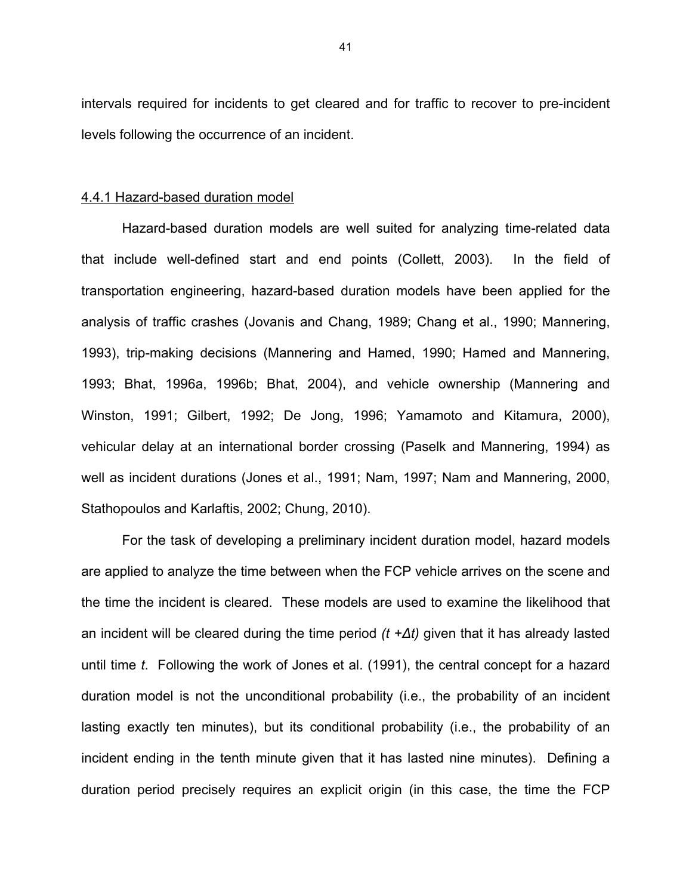intervals required for incidents to get cleared and for traffic to recover to pre-incident levels following the occurrence of an incident.

### 4.4.1 Hazard-based duration model

Hazard-based duration models are well suited for analyzing time-related data that include well-defined start and end points (Collett, 2003). In the field of transportation engineering, hazard-based duration models have been applied for the analysis of traffic crashes (Jovanis and Chang, 1989; Chang et al., 1990; Mannering, 1993), trip-making decisions (Mannering and Hamed, 1990; Hamed and Mannering, 1993; Bhat, 1996a, 1996b; Bhat, 2004), and vehicle ownership (Mannering and Winston, 1991; Gilbert, 1992; De Jong, 1996; Yamamoto and Kitamura, 2000), vehicular delay at an international border crossing (Paselk and Mannering, 1994) as well as incident durations (Jones et al., 1991; Nam, 1997; Nam and Mannering, 2000, Stathopoulos and Karlaftis, 2002; Chung, 2010).

For the task of developing a preliminary incident duration model, hazard models are applied to analyze the time between when the FCP vehicle arrives on the scene and the time the incident is cleared. These models are used to examine the likelihood that an incident will be cleared during the time period $(t + \Delta t)$ given that it has already lasted until time $t$. Following the work of Jones et al. (1991), the central concept for a hazard duration model is not the unconditional probability (i.e., the probability of an incident lasting exactly ten minutes), but its conditional probability (i.e., the probability of an incident ending in the tenth minute given that it has lasted nine minutes). Defining a duration period precisely requires an explicit origin (in this case, the time the FCP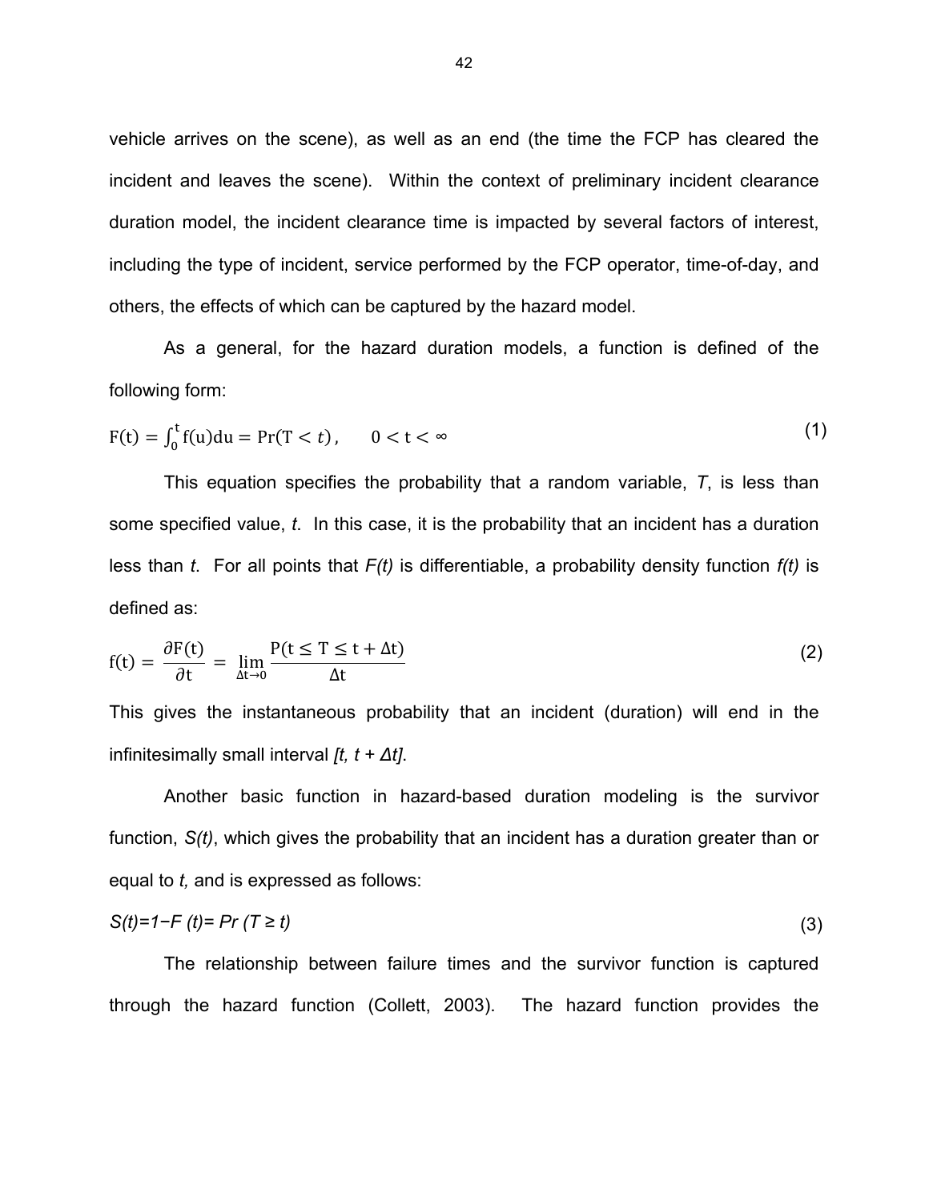vehicle arrives on the scene), as well as an end (the time the FCP has cleared the incident and leaves the scene). Within the context of preliminary incident clearance duration model, the incident clearance time is impacted by several factors of interest, including the type of incident, service performed by the FCP operator, time-of-day, and others, the effects of which can be captured by the hazard model.

As a general, for the hazard duration models, a function is defined of the following form:

$$F(t) = \int_0^t f(u)du = \Pr(T < t), \qquad 0 < t < \infty \tag{1}$$

This equation specifies the probability that a random variable, *T*, is less than some specified value, *t*. In this case, it is the probability that an incident has a duration less than *t*. For all points that *F(t)* is differentiable, a probability density function *f(t)* is defined as:

$$f(t) = \frac{\partial F(t)}{\partial t} = \lim_{\Delta t \to 0} \frac{P(t \le T \le t + \Delta t)}{\Delta t} \tag{2}$$

This gives the instantaneous probability that an incident (duration) will end in the infinitesimally small interval $[t, t + \Delta t]$.

Another basic function in hazard-based duration modeling is the survivor function, *S(t)*, which gives the probability that an incident has a duration greater than or equal to *t,* and is expressed as follows:

$$S(t) = 1 - F(t) = Pr(T \ge t) \tag{3}$$

The relationship between failure times and the survivor function is captured through the hazard function (Collett, 2003). The hazard function provides the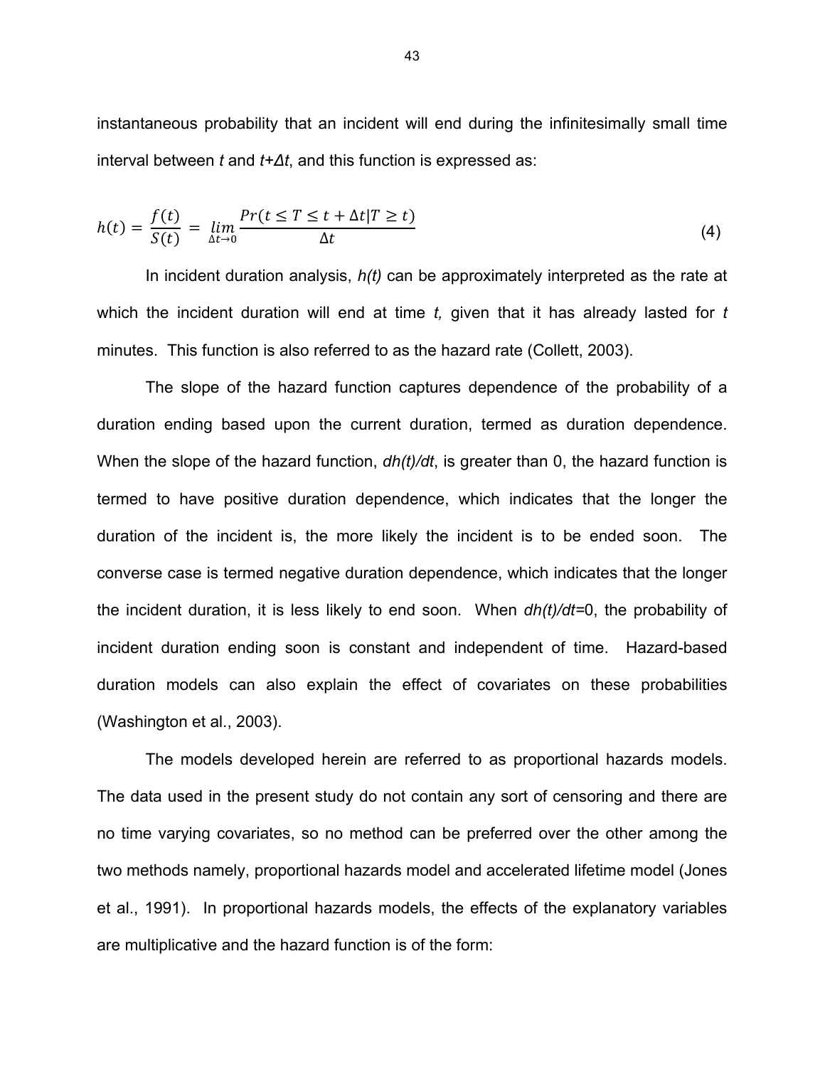instantaneous probability that an incident will end during the infinitesimally small time interval between $t$ and $t+\Delta t$, and this function is expressed as:

$$h(t) = \frac{f(t)}{S(t)} = \lim_{\Delta t \to 0} \frac{Pr(t \leq T \leq t + \Delta t | T \geq t)}{\Delta t} \tag{4}$$

In incident duration analysis, $h(t)$ can be approximately interpreted as the rate at which the incident duration will end at time $t$, given that it has already lasted for $t$ minutes. This function is also referred to as the hazard rate (Collett, 2003).

The slope of the hazard function captures dependence of the probability of a duration ending based upon the current duration, termed as duration dependence. When the slope of the hazard function, $dh(t)/dt$, is greater than 0, the hazard function is termed to have positive duration dependence, which indicates that the longer the duration of the incident is, the more likely the incident is to be ended soon. The converse case is termed negative duration dependence, which indicates that the longer the incident duration, it is less likely to end soon. When $dh(t)/dt$=0, the probability of incident duration ending soon is constant and independent of time. Hazard-based duration models can also explain the effect of covariates on these probabilities (Washington et al., 2003).

The models developed herein are referred to as proportional hazards models. The data used in the present study do not contain any sort of censoring and there are no time varying covariates, so no method can be preferred over the other among the two methods namely, proportional hazards model and accelerated lifetime model (Jones et al., 1991). In proportional hazards models, the effects of the explanatory variables are multiplicative and the hazard function is of the form: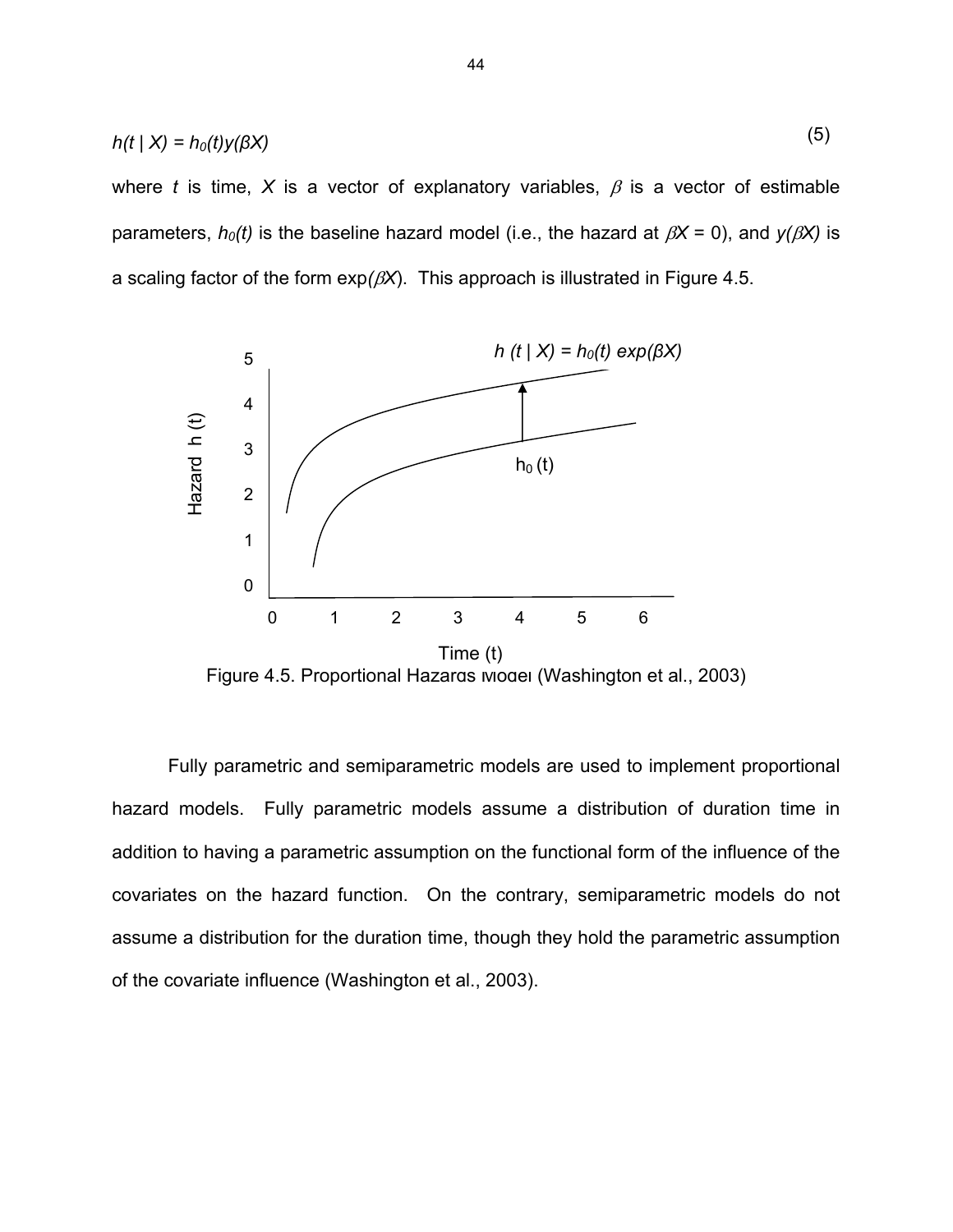$$h(t \mid X) = h_0(t)y(\beta X) \tag{5}$$

where $t$ is time, $X$ is a vector of explanatory variables, $\beta$ is a vector of estimable parameters, $h_0(t)$ is the baseline hazard model (i.e., the hazard at $\beta X = 0$), and $y(\beta X)$ is a scaling factor of the form $\exp(\beta X)$. This approach is illustrated in Figure 4.5.

Figure 4.5. Proportional Hazards Model (Washington et al., 2003)

Fully parametric and semiparametric models are used to implement proportional hazard models. Fully parametric models assume a distribution of duration time in addition to having a parametric assumption on the functional form of the influence of the covariates on the hazard function. On the contrary, semiparametric models do not assume a distribution for the duration time, though they hold the parametric assumption of the covariate influence (Washington et al., 2003).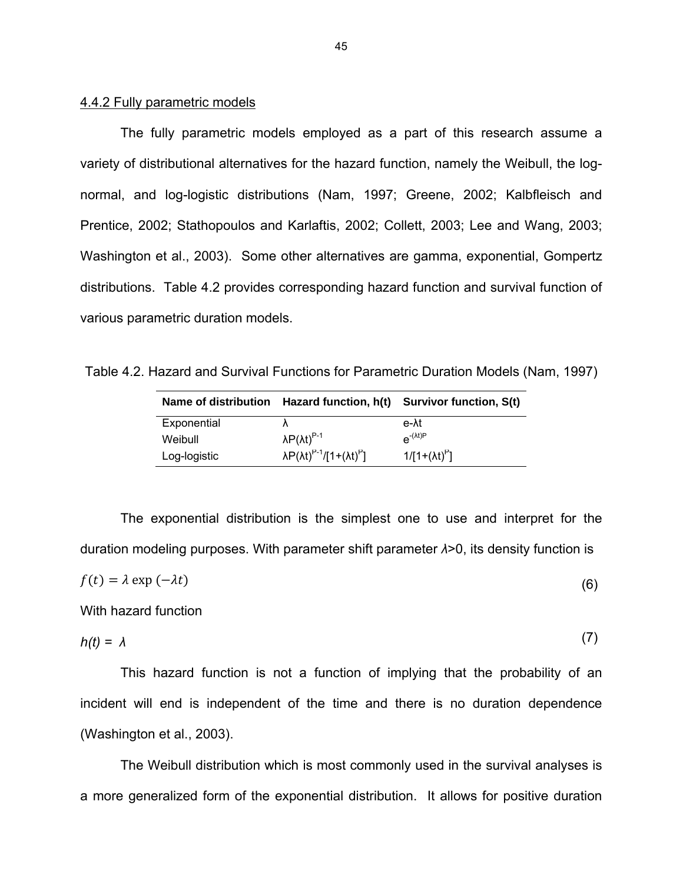### 4.4.2 Fully parametric models

The fully parametric models employed as a part of this research assume a variety of distributional alternatives for the hazard function, namely the Weibull, the log-normal, and log-logistic distributions (Nam, 1997; Greene, 2002; Kalbfleisch and Prentice, 2002; Stathopoulos and Karlaftis, 2002; Collett, 2003; Lee and Wang, 2003; Washington et al., 2003). Some other alternatives are gamma, exponential, Gompertz distributions. Table 4.2 provides corresponding hazard function and survival function of various parametric duration models.

Table 4.2. Hazard and Survival Functions for Parametric Duration Models (Nam, 1997)

| Name of distribution | Hazard function, h(t) | Survivor function, S(t) |
|---|---|---|
| Exponential | $\lambda$ | $e\text{-}\lambda t$ |
| Weibull | $\lambda P(\lambda t)^{P-1}$ | $e^{-(\lambda t)P}$ |
| Log-logistic | $\lambda P(\lambda t)^{P-1}/[1+(\lambda t)^{P}]$ | $1/[1+(\lambda t)^{P}]$ |

The exponential distribution is the simplest one to use and interpret for the duration modeling purposes. With parameter shift parameter $\lambda$>0, its density function is

$$f(t) = \lambda \exp(-\lambda t) \tag{6}$$

With hazard function

$$h(t) = \lambda \tag{7}$$

This hazard function is not a function of implying that the probability of an incident will end is independent of the time and there is no duration dependence (Washington et al., 2003).

The Weibull distribution which is most commonly used in the survival analyses is a more generalized form of the exponential distribution. It allows for positive duration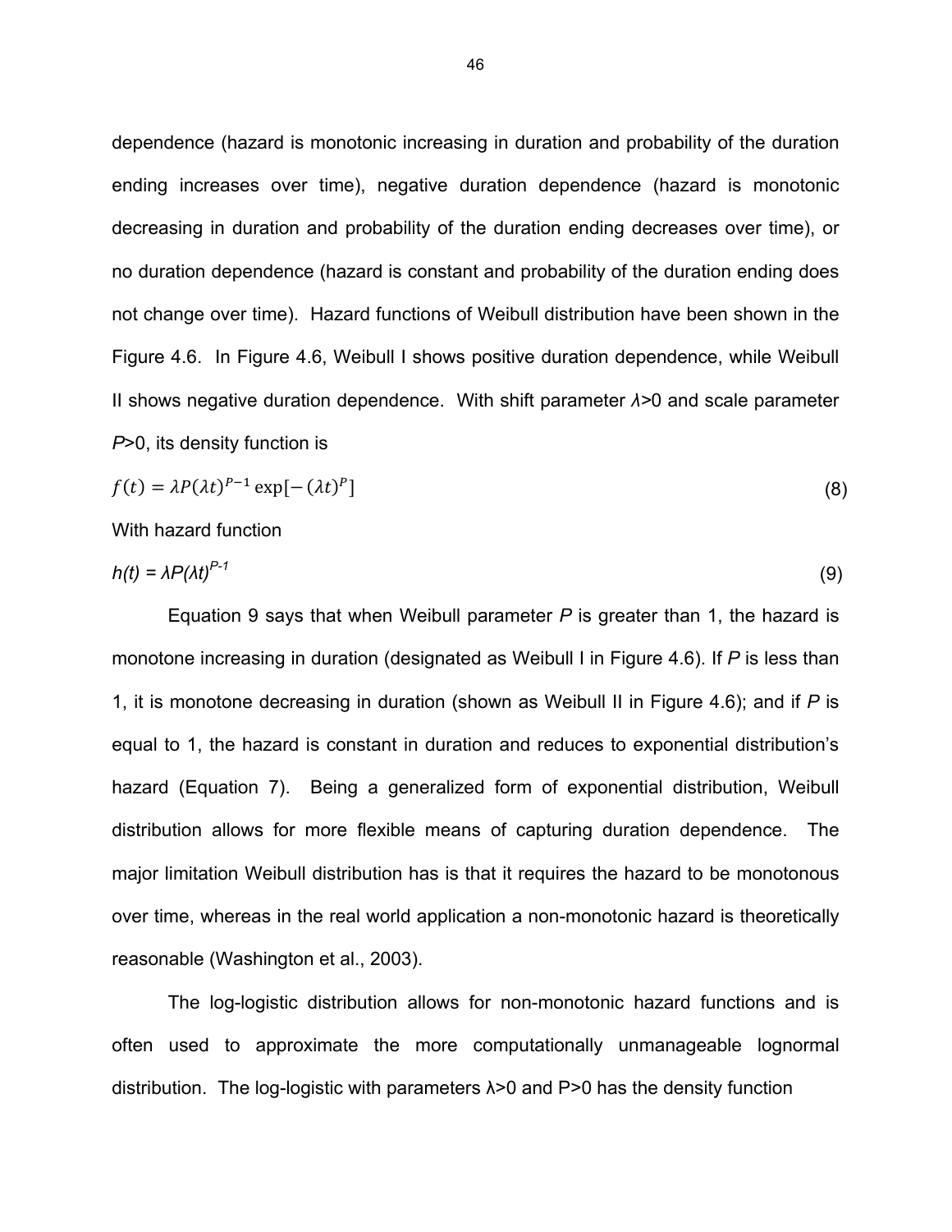dependence (hazard is monotonic increasing in duration and probability of the duration ending increases over time), negative duration dependence (hazard is monotonic decreasing in duration and probability of the duration ending decreases over time), or no duration dependence (hazard is constant and probability of the duration ending does not change over time). Hazard functions of Weibull distribution have been shown in the Figure 4.6. In Figure 4.6, Weibull I shows positive duration dependence, while Weibull II shows negative duration dependence. With shift parameter $\lambda$>0 and scale parameter $P$>0, its density function is

$$f(t) = \lambda P(\lambda t)^{P-1} \exp[-(\lambda t)^{P}] \tag{8}$$

With hazard function

$$h(t) = \lambda P(\lambda t)^{P-1} \tag{9}$$

Equation 9 says that when Weibull parameter $P$ is greater than 1, the hazard is monotone increasing in duration (designated as Weibull I in Figure 4.6). If $P$ is less than 1, it is monotone decreasing in duration (shown as Weibull II in Figure 4.6); and if $P$ is equal to 1, the hazard is constant in duration and reduces to exponential distribution's hazard (Equation 7). Being a generalized form of exponential distribution, Weibull distribution allows for more flexible means of capturing duration dependence. The major limitation Weibull distribution has is that it requires the hazard to be monotonous over time, whereas in the real world application a non-monotonic hazard is theoretically reasonable (Washington et al., 2003).

The log-logistic distribution allows for non-monotonic hazard functions and is often used to approximate the more computationally unmanageable lognormal distribution. The log-logistic with parameters $\lambda$>0 and P>0 has the density function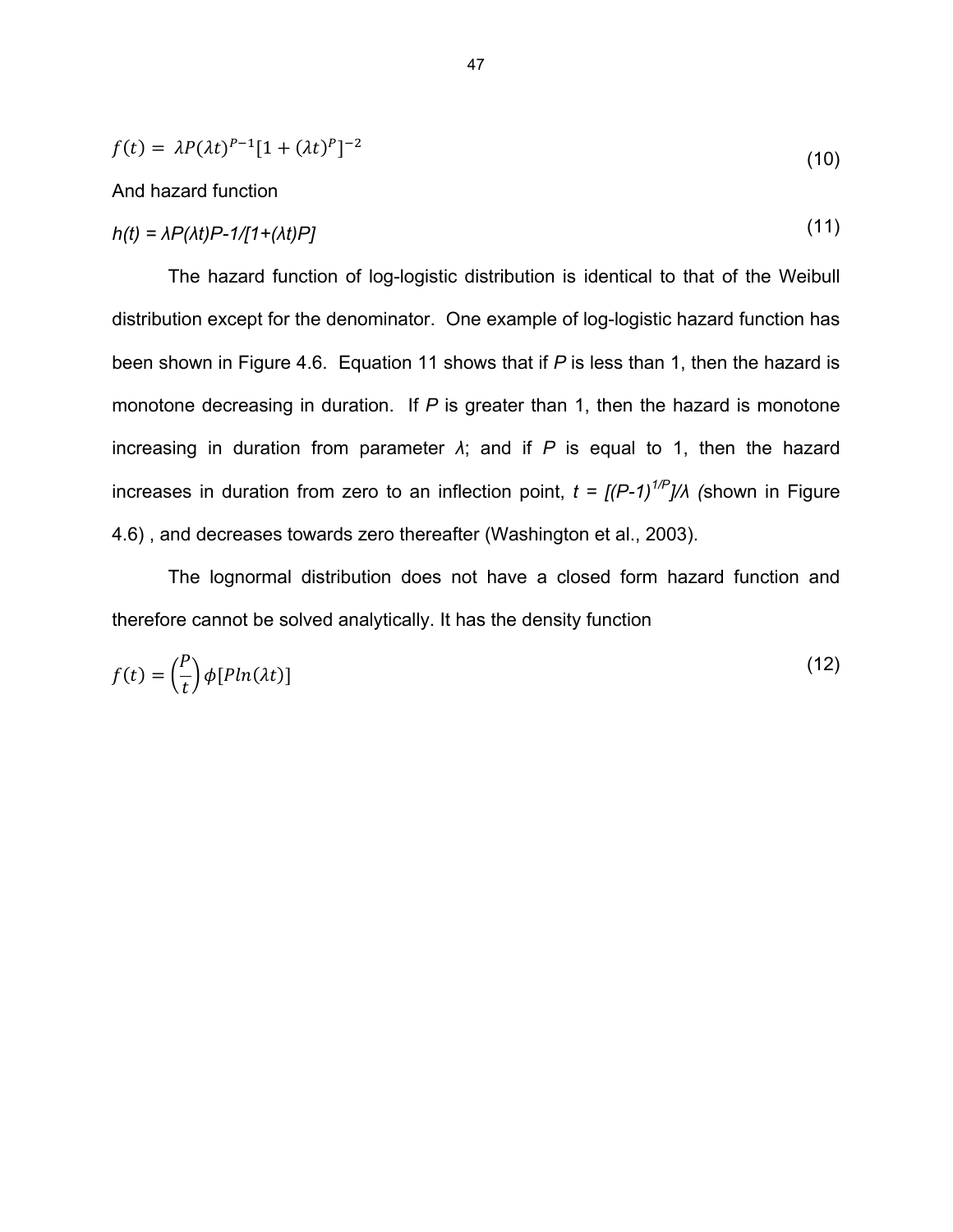$$f(t) = \lambda P(\lambda t)^{P-1}[1 + (\lambda t)^P]^{-2} \tag{10}$$

And hazard function

$$h(t) = \lambda P(\lambda t)P\text{-}1/[1+(\lambda t)P] \tag{11}$$

The hazard function of log-logistic distribution is identical to that of the Weibull distribution except for the denominator. One example of log-logistic hazard function has been shown in Figure 4.6. Equation 11 shows that if $P$ is less than 1, then the hazard is monotone decreasing in duration. If $P$ is greater than 1, then the hazard is monotone increasing in duration from parameter $\lambda$; and if $P$ is equal to 1, then the hazard increases in duration from zero to an inflection point, $t = [(P\text{-}1)^{1/P}]/\lambda$ (shown in Figure 4.6) , and decreases towards zero thereafter (Washington et al., 2003).

The lognormal distribution does not have a closed form hazard function and therefore cannot be solved analytically. It has the density function

$$f(t) = \left(\frac{P}{t}\right)\phi[P\ln(\lambda t)] \tag{12}$$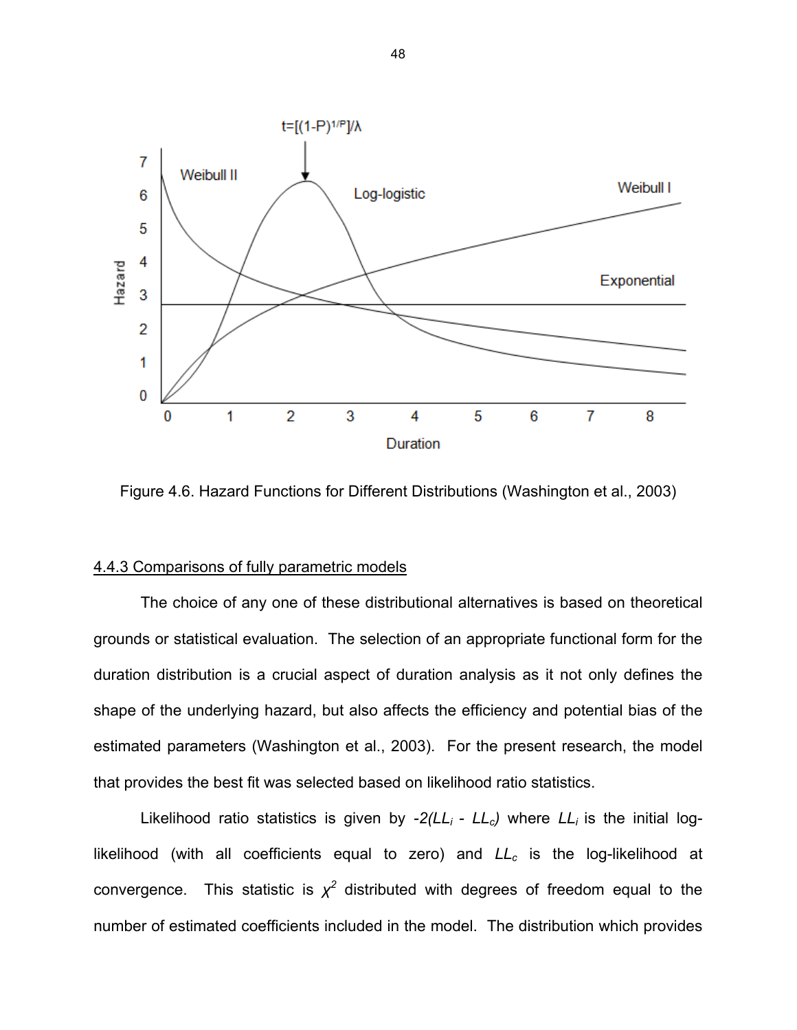Figure 4.6. Hazard Functions for Different Distributions (Washington et al., 2003)

#### 4.4.3 Comparisons of fully parametric models

The choice of any one of these distributional alternatives is based on theoretical grounds or statistical evaluation. The selection of an appropriate functional form for the duration distribution is a crucial aspect of duration analysis as it not only defines the shape of the underlying hazard, but also affects the efficiency and potential bias of the estimated parameters (Washington et al., 2003). For the present research, the model that provides the best fit was selected based on likelihood ratio statistics.

Likelihood ratio statistics is given by $-2(LL_i - LL_c)$ where $LL_i$ is the initial log-likelihood (with all coefficients equal to zero) and $LL_c$ is the log-likelihood at convergence. This statistic is $\chi^2$ distributed with degrees of freedom equal to the number of estimated coefficients included in the model. The distribution which provides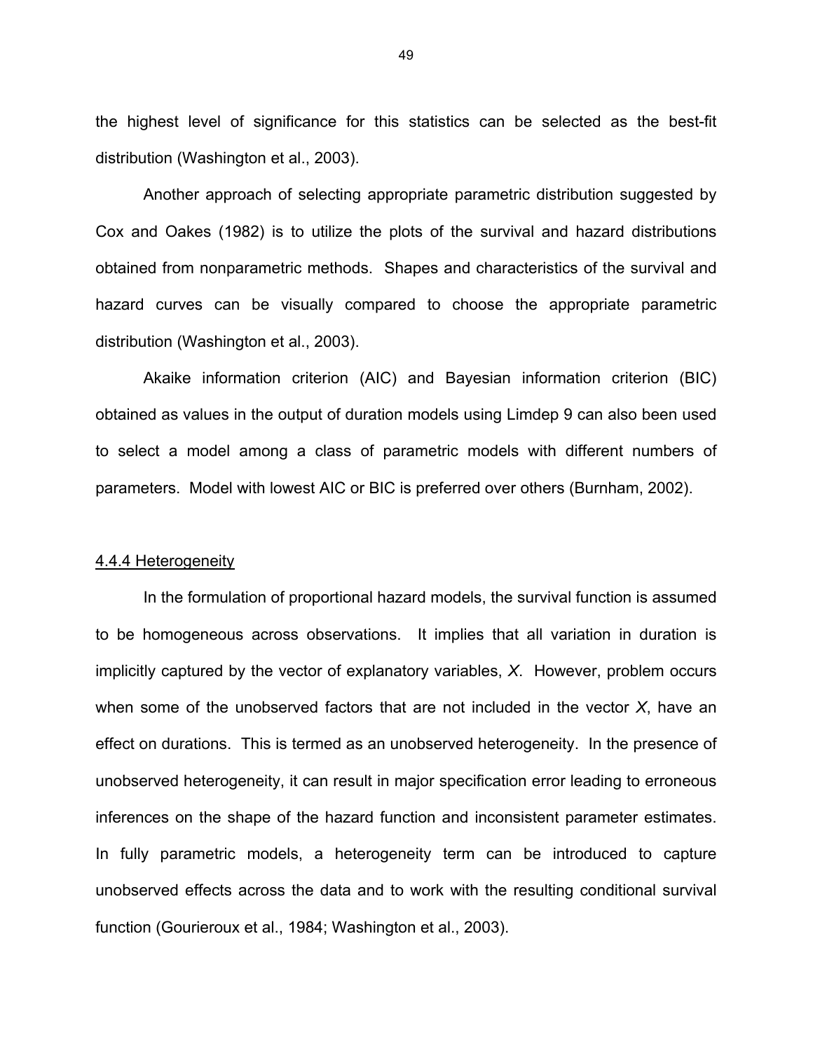the highest level of significance for this statistics can be selected as the best-fit distribution (Washington et al., 2003).

Another approach of selecting appropriate parametric distribution suggested by Cox and Oakes (1982) is to utilize the plots of the survival and hazard distributions obtained from nonparametric methods. Shapes and characteristics of the survival and hazard curves can be visually compared to choose the appropriate parametric distribution (Washington et al., 2003).

Akaike information criterion (AIC) and Bayesian information criterion (BIC) obtained as values in the output of duration models using Limdep 9 can also been used to select a model among a class of parametric models with different numbers of parameters. Model with lowest AIC or BIC is preferred over others (Burnham, 2002).

#### 4.4.4 Heterogeneity

In the formulation of proportional hazard models, the survival function is assumed to be homogeneous across observations. It implies that all variation in duration is implicitly captured by the vector of explanatory variables, $X$. However, problem occurs when some of the unobserved factors that are not included in the vector $X$, have an effect on durations. This is termed as an unobserved heterogeneity. In the presence of unobserved heterogeneity, it can result in major specification error leading to erroneous inferences on the shape of the hazard function and inconsistent parameter estimates. In fully parametric models, a heterogeneity term can be introduced to capture unobserved effects across the data and to work with the resulting conditional survival function (Gourieroux et al., 1984; Washington et al., 2003).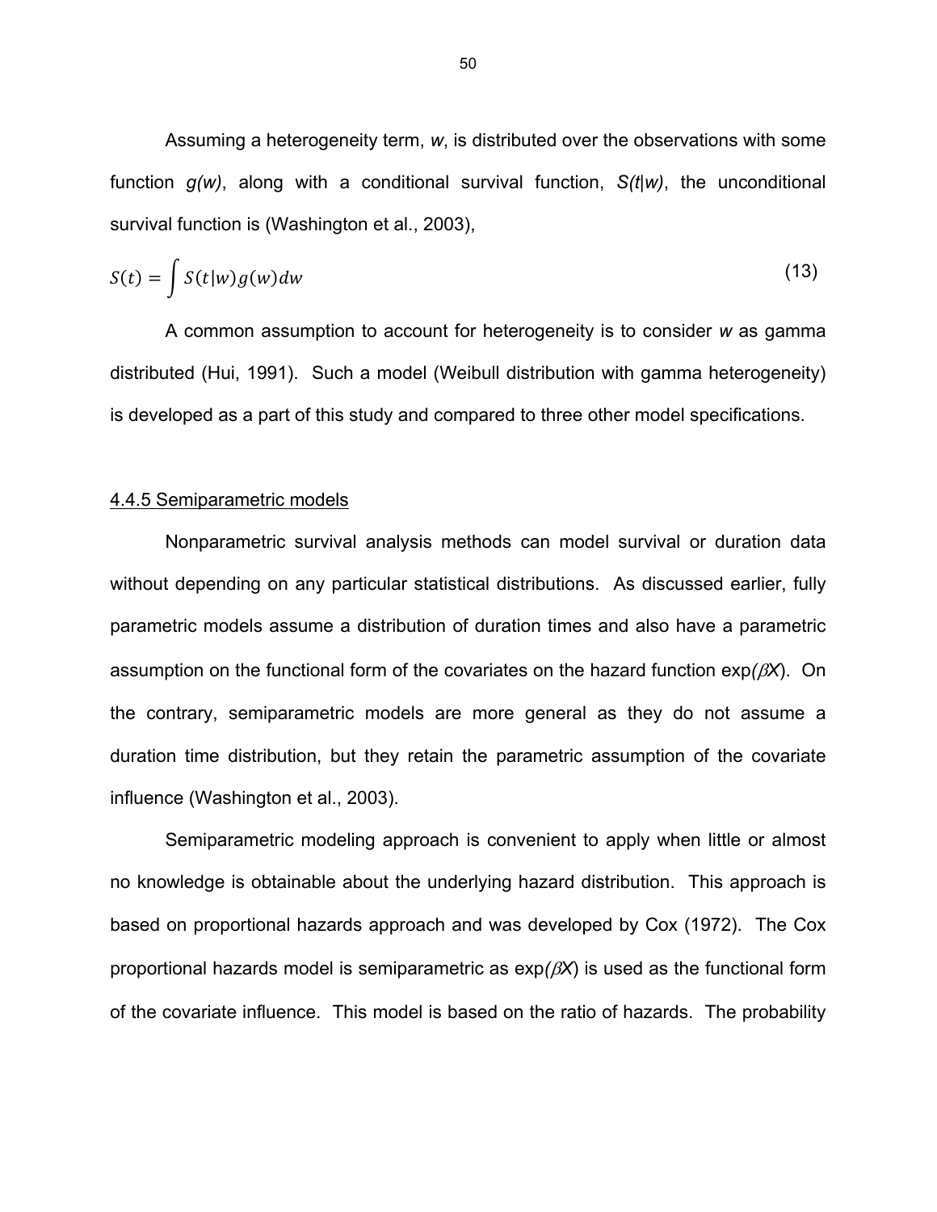Assuming a heterogeneity term, *w*, is distributed over the observations with some function *g(w)*, along with a conditional survival function, *S(t|w)*, the unconditional survival function is (Washington et al., 2003),

$$S(t) = \int S(t|w)g(w)dw \tag{13}$$

A common assumption to account for heterogeneity is to consider *w* as gamma distributed (Hui, 1991). Such a model (Weibull distribution with gamma heterogeneity) is developed as a part of this study and compared to three other model specifications.

### 4.4.5 Semiparametric models

Nonparametric survival analysis methods can model survival or duration data without depending on any particular statistical distributions. As discussed earlier, fully parametric models assume a distribution of duration times and also have a parametric assumption on the functional form of the covariates on the hazard function $\exp(\beta X)$. On the contrary, semiparametric models are more general as they do not assume a duration time distribution, but they retain the parametric assumption of the covariate influence (Washington et al., 2003).

Semiparametric modeling approach is convenient to apply when little or almost no knowledge is obtainable about the underlying hazard distribution. This approach is based on proportional hazards approach and was developed by Cox (1972). The Cox proportional hazards model is semiparametric as $\exp(\beta X)$ is used as the functional form of the covariate influence. This model is based on the ratio of hazards. The probability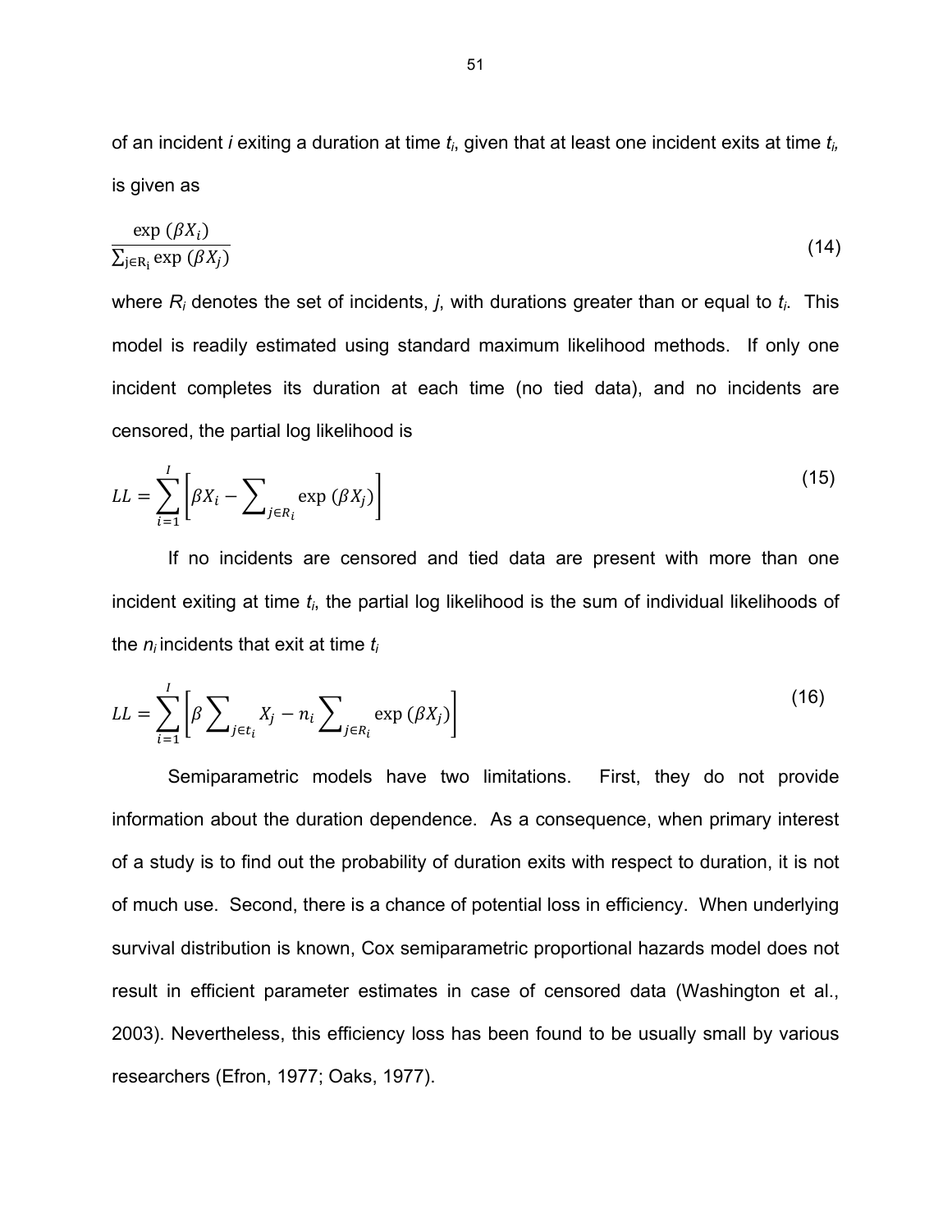of an incident $i$ exiting a duration at time $t_i$, given that at least one incident exits at time $t_i$, is given as

$$\frac{\exp{(\beta X_i)}}{\sum_{\mathrm{j} \in \mathrm{R_i}} \exp{(\beta X_j)}} \tag{14}$$

where $R_i$ denotes the set of incidents, $j$, with durations greater than or equal to $t_i$. This model is readily estimated using standard maximum likelihood methods. If only one incident completes its duration at each time (no tied data), and no incidents are censored, the partial log likelihood is

$$LL = \sum_{i=1}^{I} \left[ \beta X_i - \sum\nolimits_{j \in R_i} \exp{(\beta X_j)} \right] \tag{15}$$

If no incidents are censored and tied data are present with more than one incident exiting at time $t_i$, the partial log likelihood is the sum of individual likelihoods of the $n_i$ incidents that exit at time $t_i$

$$LL = \sum_{i=1}^{I} \left[ \beta \sum\nolimits_{j \in t_i} X_j - n_i \sum\nolimits_{j \in R_i} \exp{(\beta X_j)} \right] \tag{16}$$

Semiparametric models have two limitations. First, they do not provide information about the duration dependence. As a consequence, when primary interest of a study is to find out the probability of duration exits with respect to duration, it is not of much use. Second, there is a chance of potential loss in efficiency. When underlying survival distribution is known, Cox semiparametric proportional hazards model does not result in efficient parameter estimates in case of censored data (Washington et al., 2003). Nevertheless, this efficiency loss has been found to be usually small by various researchers (Efron, 1977; Oaks, 1977).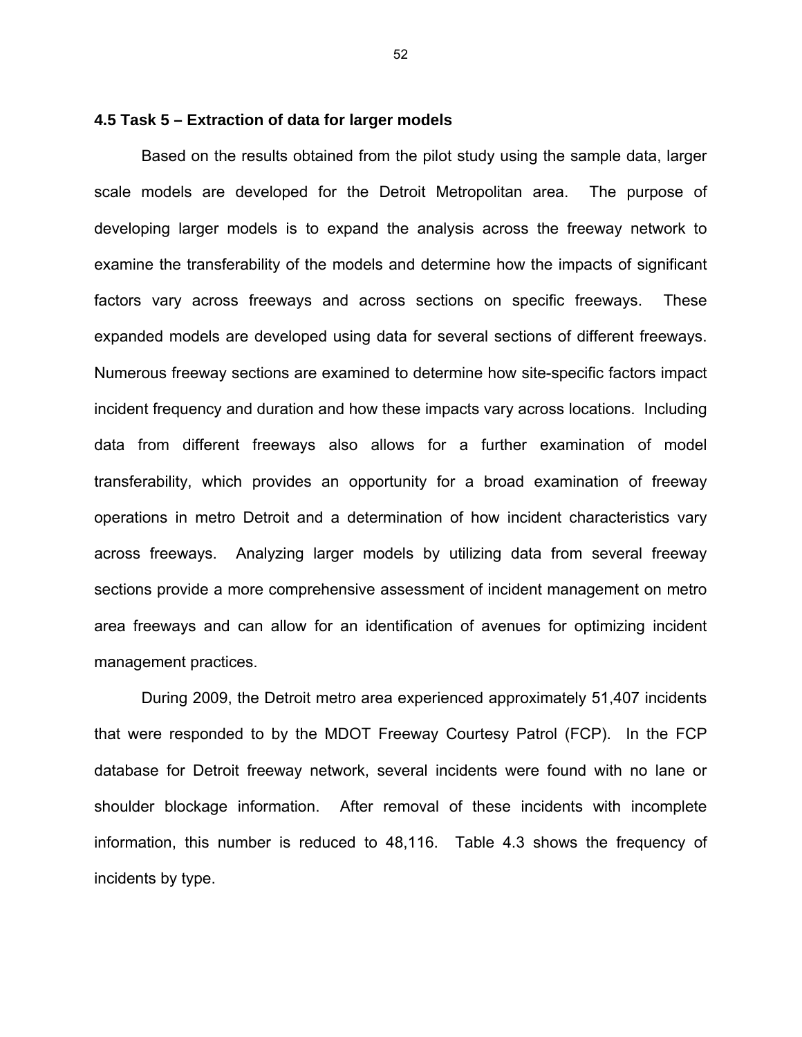### 4.5 Task 5 – Extraction of data for larger models

Based on the results obtained from the pilot study using the sample data, larger scale models are developed for the Detroit Metropolitan area. The purpose of developing larger models is to expand the analysis across the freeway network to examine the transferability of the models and determine how the impacts of significant factors vary across freeways and across sections on specific freeways. These expanded models are developed using data for several sections of different freeways. Numerous freeway sections are examined to determine how site-specific factors impact incident frequency and duration and how these impacts vary across locations. Including data from different freeways also allows for a further examination of model transferability, which provides an opportunity for a broad examination of freeway operations in metro Detroit and a determination of how incident characteristics vary across freeways. Analyzing larger models by utilizing data from several freeway sections provide a more comprehensive assessment of incident management on metro area freeways and can allow for an identification of avenues for optimizing incident management practices.

During 2009, the Detroit metro area experienced approximately 51,407 incidents that were responded to by the MDOT Freeway Courtesy Patrol (FCP). In the FCP database for Detroit freeway network, several incidents were found with no lane or shoulder blockage information. After removal of these incidents with incomplete information, this number is reduced to 48,116. Table 4.3 shows the frequency of incidents by type.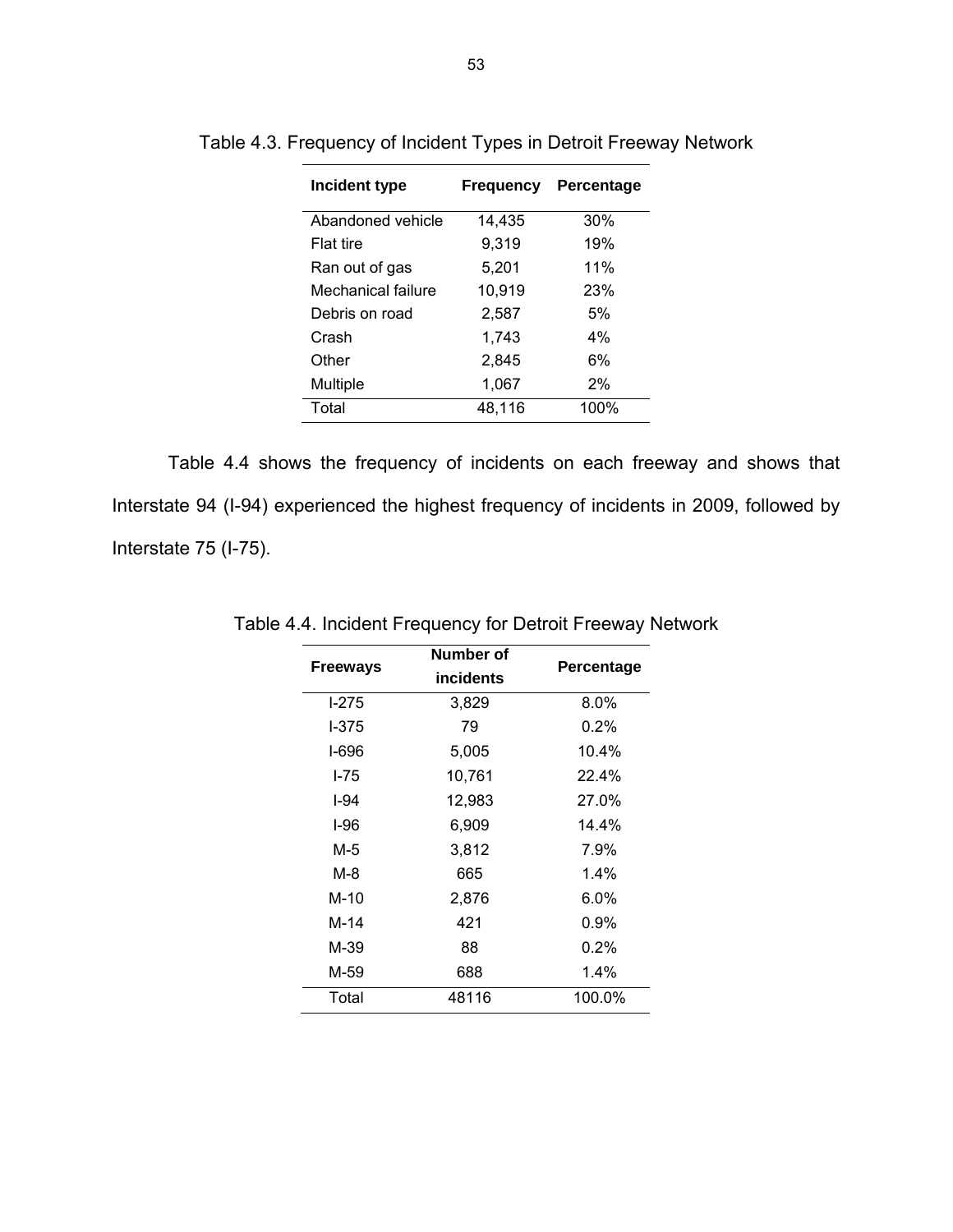Table 4.3. Frequency of Incident Types in Detroit Freeway Network

| Incident type | Frequency | Percentage |
|---|---|---|
| Abandoned vehicle | 14,435 | 30% |
| Flat tire | 9,319 | 19% |
| Ran out of gas | 5,201 | 11% |
| Mechanical failure | 10,919 | 23% |
| Debris on road | 2,587 | 5% |
| Crash | 1,743 | 4% |
| Other | 2,845 | 6% |
| Multiple | 1,067 | 2% |
| Total | 48,116 | 100% |

Table 4.4 shows the frequency of incidents on each freeway and shows that Interstate 94 (I-94) experienced the highest frequency of incidents in 2009, followed by Interstate 75 (I-75).

Table 4.4. Incident Frequency for Detroit Freeway Network

| Freeways | Number of incidents | Percentage |
|---|---|---|
| I-275 | 3,829 | 8.0% |
| I-375 | 79 | 0.2% |
| I-696 | 5,005 | 10.4% |
| I-75 | 10,761 | 22.4% |
| I-94 | 12,983 | 27.0% |
| I-96 | 6,909 | 14.4% |
| M-5 | 3,812 | 7.9% |
| M-8 | 665 | 1.4% |
| M-10 | 2,876 | 6.0% |
| M-14 | 421 | 0.9% |
| M-39 | 88 | 0.2% |
| M-59 | 688 | 1.4% |
| Total | 48116 | 100.0% |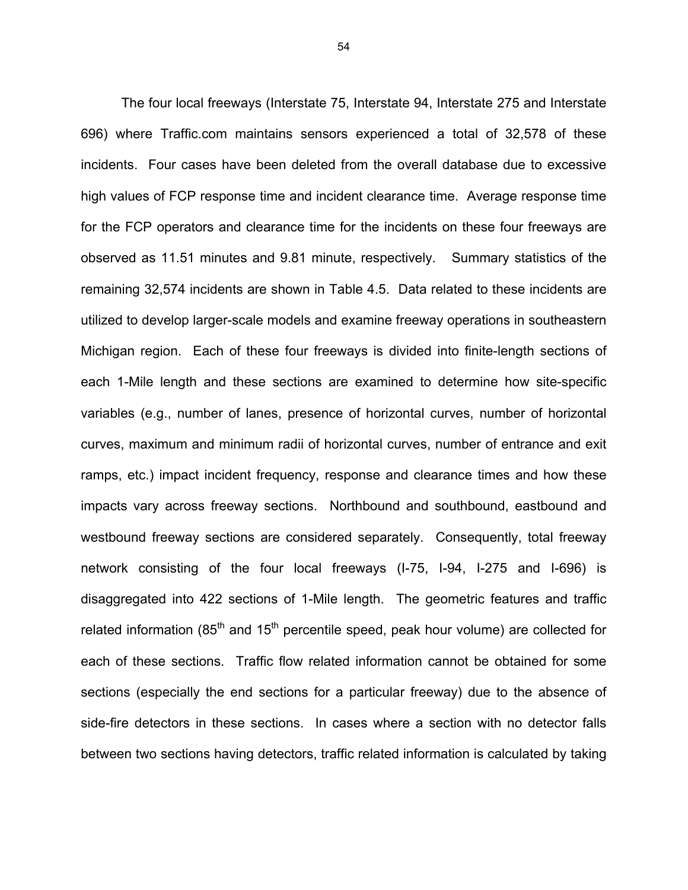The four local freeways (Interstate 75, Interstate 94, Interstate 275 and Interstate 696) where Traffic.com maintains sensors experienced a total of 32,578 of these incidents. Four cases have been deleted from the overall database due to excessive high values of FCP response time and incident clearance time. Average response time for the FCP operators and clearance time for the incidents on these four freeways are observed as 11.51 minutes and 9.81 minute, respectively. Summary statistics of the remaining 32,574 incidents are shown in Table 4.5. Data related to these incidents are utilized to develop larger-scale models and examine freeway operations in southeastern Michigan region. Each of these four freeways is divided into finite-length sections of each 1-Mile length and these sections are examined to determine how site-specific variables (e.g., number of lanes, presence of horizontal curves, number of horizontal curves, maximum and minimum radii of horizontal curves, number of entrance and exit ramps, etc.) impact incident frequency, response and clearance times and how these impacts vary across freeway sections. Northbound and southbound, eastbound and westbound freeway sections are considered separately. Consequently, total freeway network consisting of the four local freeways (I-75, I-94, I-275 and I-696) is disaggregated into 422 sections of 1-Mile length. The geometric features and traffic related information ($85^{th}$ and $15^{th}$ percentile speed, peak hour volume) are collected for each of these sections. Traffic flow related information cannot be obtained for some sections (especially the end sections for a particular freeway) due to the absence of side-fire detectors in these sections. In cases where a section with no detector falls between two sections having detectors, traffic related information is calculated by taking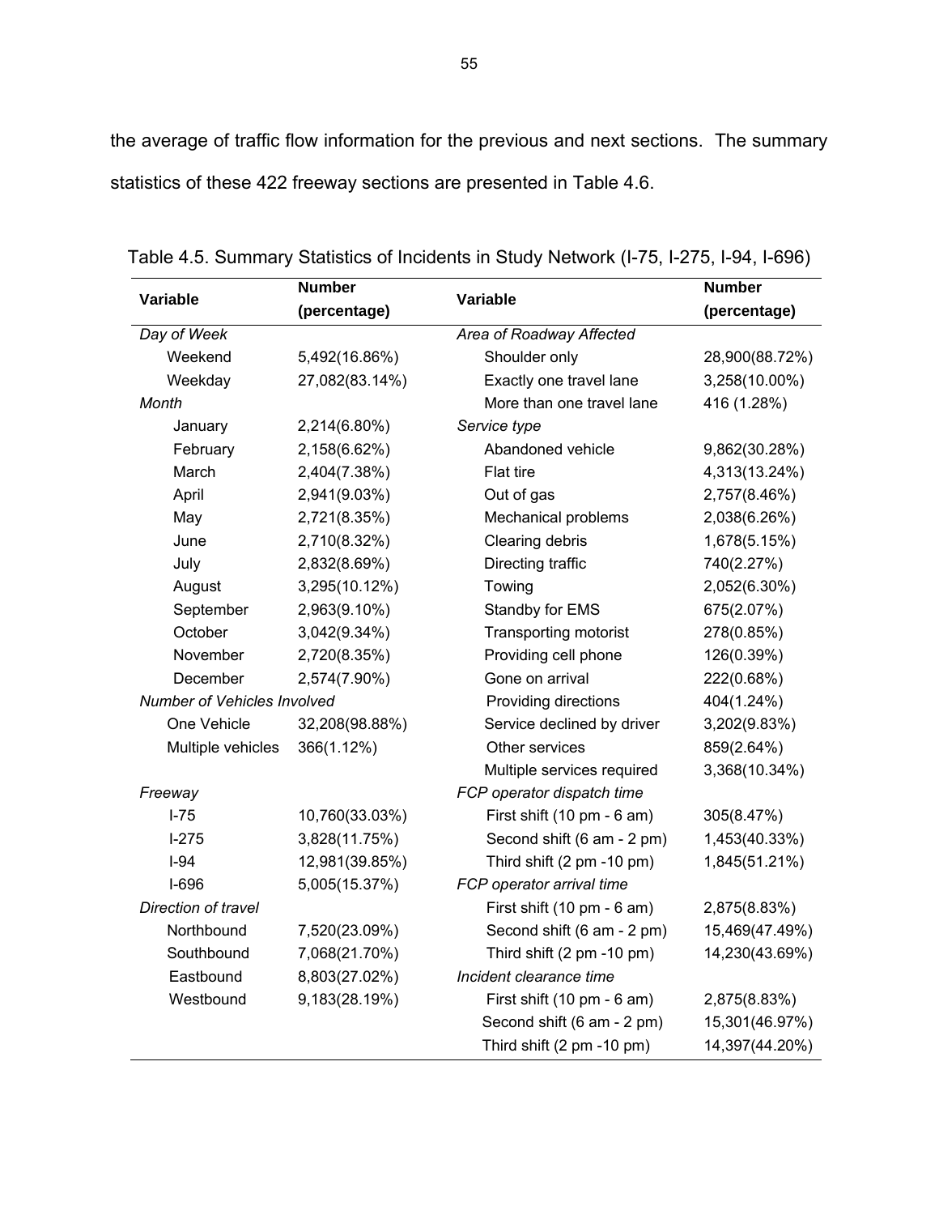the average of traffic flow information for the previous and next sections. The summary statistics of these 422 freeway sections are presented in Table 4.6.

Table 4.5. Summary Statistics of Incidents in Study Network (I-75, I-275, I-94, I-696)

| Variable | Number (percentage) | Variable | Number (percentage) |
|---|---|---|---|
| *Day of Week* | | *Area of Roadway Affected* | |
| Weekend | 5,492(16.86%) | Shoulder only | 28,900(88.72%) |
| Weekday | 27,082(83.14%) | Exactly one travel lane | 3,258(10.00%) |
| *Month* | | More than one travel lane | 416 (1.28%) |
| January | 2,214(6.80%) | *Service type* | |
| February | 2,158(6.62%) | Abandoned vehicle | 9,862(30.28%) |
| March | 2,404(7.38%) | Flat tire | 4,313(13.24%) |
| April | 2,941(9.03%) | Out of gas | 2,757(8.46%) |
| May | 2,721(8.35%) | Mechanical problems | 2,038(6.26%) |
| June | 2,710(8.32%) | Clearing debris | 1,678(5.15%) |
| July | 2,832(8.69%) | Directing traffic | 740(2.27%) |
| August | 3,295(10.12%) | Towing | 2,052(6.30%) |
| September | 2,963(9.10%) | Standby for EMS | 675(2.07%) |
| October | 3,042(9.34%) | Transporting motorist | 278(0.85%) |
| November | 2,720(8.35%) | Providing cell phone | 126(0.39%) |
| December | 2,574(7.90%) | Gone on arrival | 222(0.68%) |
| *Number of Vehicles Involved* | | Providing directions | 404(1.24%) |
| One Vehicle | 32,208(98.88%) | Service declined by driver | 3,202(9.83%) |
| Multiple vehicles | 366(1.12%) | Other services | 859(2.64%) |
| | | Multiple services required | 3,368(10.34%) |
| *Freeway* | | *FCP operator dispatch time* | |
| I-75 | 10,760(33.03%) | First shift (10 pm - 6 am) | 305(8.47%) |
| I-275 | 3,828(11.75%) | Second shift (6 am - 2 pm) | 1,453(40.33%) |
| I-94 | 12,981(39.85%) | Third shift (2 pm -10 pm) | 1,845(51.21%) |
| I-696 | 5,005(15.37%) | *FCP operator arrival time* | |
| *Direction of travel* | | First shift (10 pm - 6 am) | 2,875(8.83%) |
| Northbound | 7,520(23.09%) | Second shift (6 am - 2 pm) | 15,469(47.49%) |
| Southbound | 7,068(21.70%) | Third shift (2 pm -10 pm) | 14,230(43.69%) |
| Eastbound | 8,803(27.02%) | *Incident clearance time* | |
| Westbound | 9,183(28.19%) | First shift (10 pm - 6 am) | 2,875(8.83%) |
| | | Second shift (6 am - 2 pm) | 15,301(46.97%) |
| | | Third shift (2 pm -10 pm) | 14,397(44.20%) |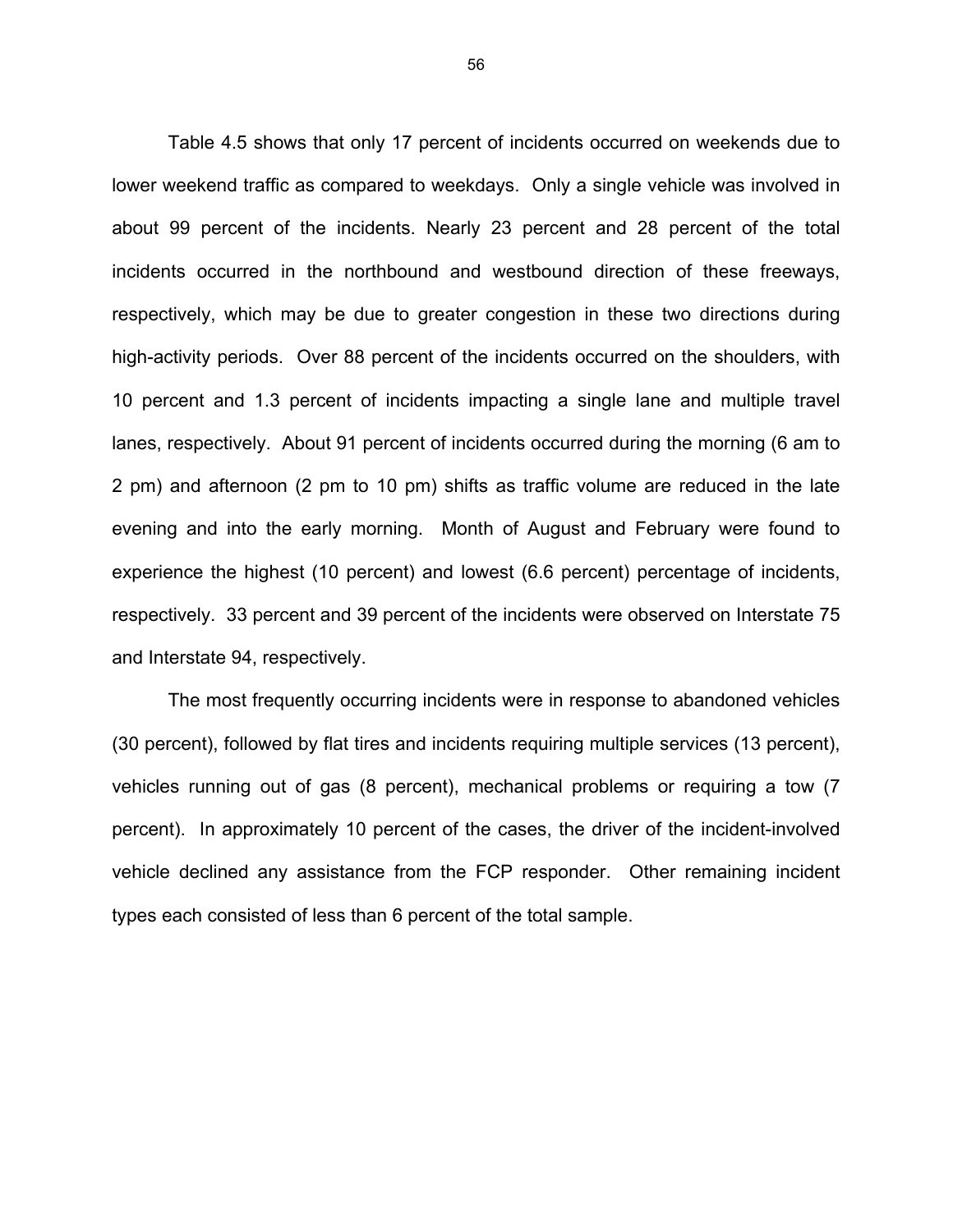Table 4.5 shows that only 17 percent of incidents occurred on weekends due to lower weekend traffic as compared to weekdays. Only a single vehicle was involved in about 99 percent of the incidents. Nearly 23 percent and 28 percent of the total incidents occurred in the northbound and westbound direction of these freeways, respectively, which may be due to greater congestion in these two directions during high-activity periods. Over 88 percent of the incidents occurred on the shoulders, with 10 percent and 1.3 percent of incidents impacting a single lane and multiple travel lanes, respectively. About 91 percent of incidents occurred during the morning (6 am to 2 pm) and afternoon (2 pm to 10 pm) shifts as traffic volume are reduced in the late evening and into the early morning. Month of August and February were found to experience the highest (10 percent) and lowest (6.6 percent) percentage of incidents, respectively. 33 percent and 39 percent of the incidents were observed on Interstate 75 and Interstate 94, respectively.

The most frequently occurring incidents were in response to abandoned vehicles (30 percent), followed by flat tires and incidents requiring multiple services (13 percent), vehicles running out of gas (8 percent), mechanical problems or requiring a tow (7 percent). In approximately 10 percent of the cases, the driver of the incident-involved vehicle declined any assistance from the FCP responder. Other remaining incident types each consisted of less than 6 percent of the total sample.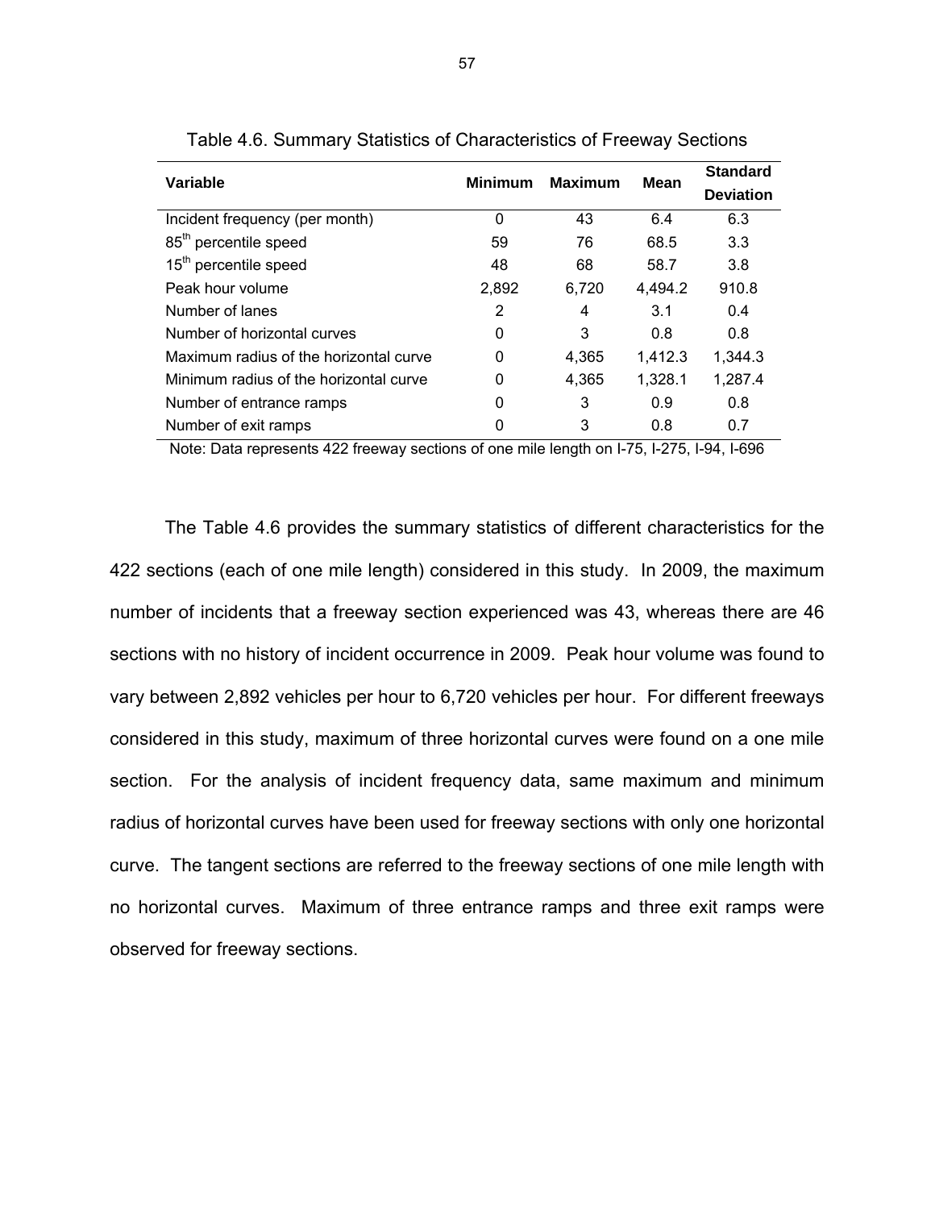Table 4.6. Summary Statistics of Characteristics of Freeway Sections

| Variable | Minimum | Maximum | Mean | Standard Deviation |
|---|---|---|---|---|
| Incident frequency (per month) | 0 | 43 | 6.4 | 6.3 |
| $85^{th}$ percentile speed | 59 | 76 | 68.5 | 3.3 |
| $15^{th}$ percentile speed | 48 | 68 | 58.7 | 3.8 |
| Peak hour volume | 2,892 | 6,720 | 4,494.2 | 910.8 |
| Number of lanes | 2 | 4 | 3.1 | 0.4 |
| Number of horizontal curves | 0 | 3 | 0.8 | 0.8 |
| Maximum radius of the horizontal curve | 0 | 4,365 | 1,412.3 | 1,344.3 |
| Minimum radius of the horizontal curve | 0 | 4,365 | 1,328.1 | 1,287.4 |
| Number of entrance ramps | 0 | 3 | 0.9 | 0.8 |
| Number of exit ramps | 0 | 3 | 0.8 | 0.7 |

Note: Data represents 422 freeway sections of one mile length on I-75, I-275, I-94, I-696

The Table 4.6 provides the summary statistics of different characteristics for the 422 sections (each of one mile length) considered in this study. In 2009, the maximum number of incidents that a freeway section experienced was 43, whereas there are 46 sections with no history of incident occurrence in 2009. Peak hour volume was found to vary between 2,892 vehicles per hour to 6,720 vehicles per hour. For different freeways considered in this study, maximum of three horizontal curves were found on a one mile section. For the analysis of incident frequency data, same maximum and minimum radius of horizontal curves have been used for freeway sections with only one horizontal curve. The tangent sections are referred to the freeway sections of one mile length with no horizontal curves. Maximum of three entrance ramps and three exit ramps were observed for freeway sections.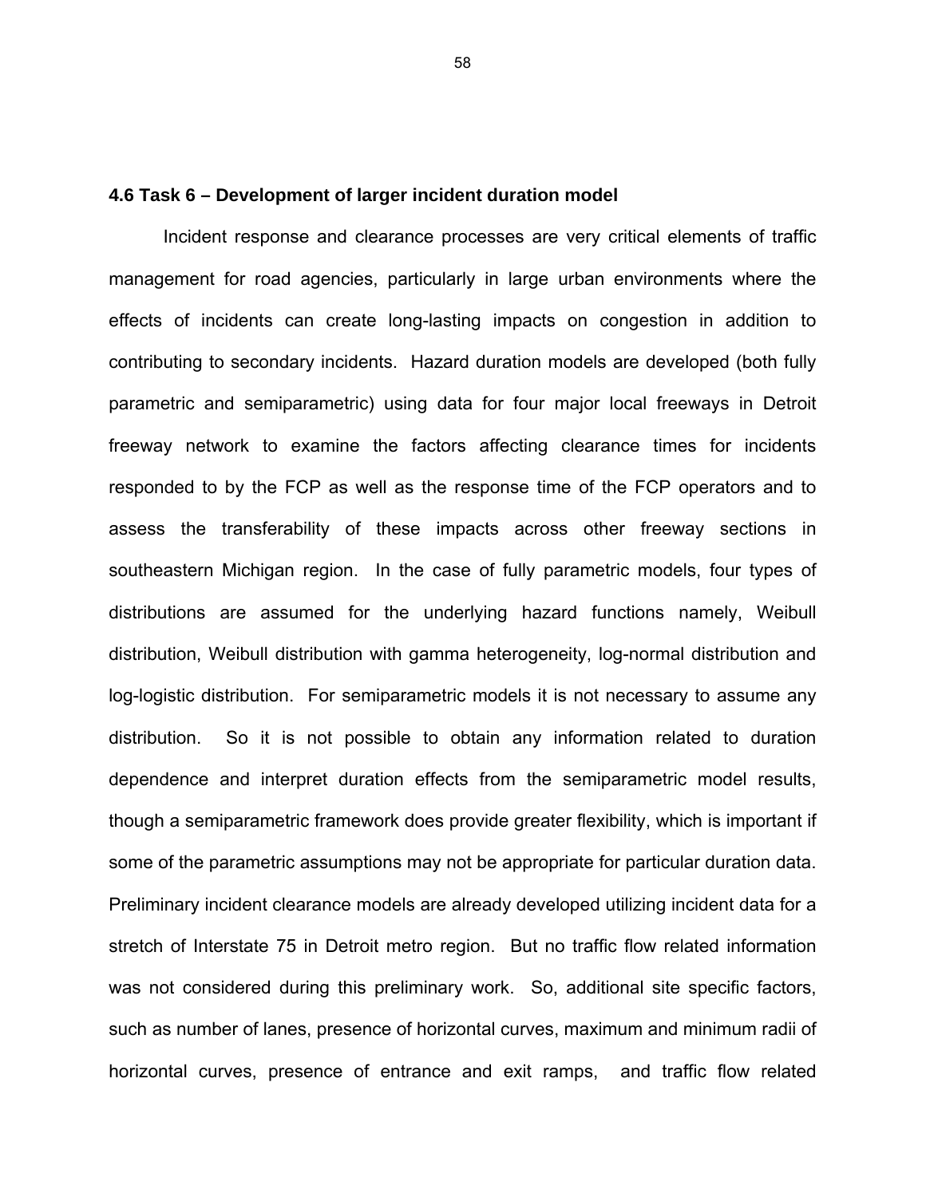### 4.6 Task 6 – Development of larger incident duration model

Incident response and clearance processes are very critical elements of traffic management for road agencies, particularly in large urban environments where the effects of incidents can create long-lasting impacts on congestion in addition to contributing to secondary incidents. Hazard duration models are developed (both fully parametric and semiparametric) using data for four major local freeways in Detroit freeway network to examine the factors affecting clearance times for incidents responded to by the FCP as well as the response time of the FCP operators and to assess the transferability of these impacts across other freeway sections in southeastern Michigan region. In the case of fully parametric models, four types of distributions are assumed for the underlying hazard functions namely, Weibull distribution, Weibull distribution with gamma heterogeneity, log-normal distribution and log-logistic distribution. For semiparametric models it is not necessary to assume any distribution. So it is not possible to obtain any information related to duration dependence and interpret duration effects from the semiparametric model results, though a semiparametric framework does provide greater flexibility, which is important if some of the parametric assumptions may not be appropriate for particular duration data. Preliminary incident clearance models are already developed utilizing incident data for a stretch of Interstate 75 in Detroit metro region. But no traffic flow related information was not considered during this preliminary work. So, additional site specific factors, such as number of lanes, presence of horizontal curves, maximum and minimum radii of horizontal curves, presence of entrance and exit ramps, and traffic flow related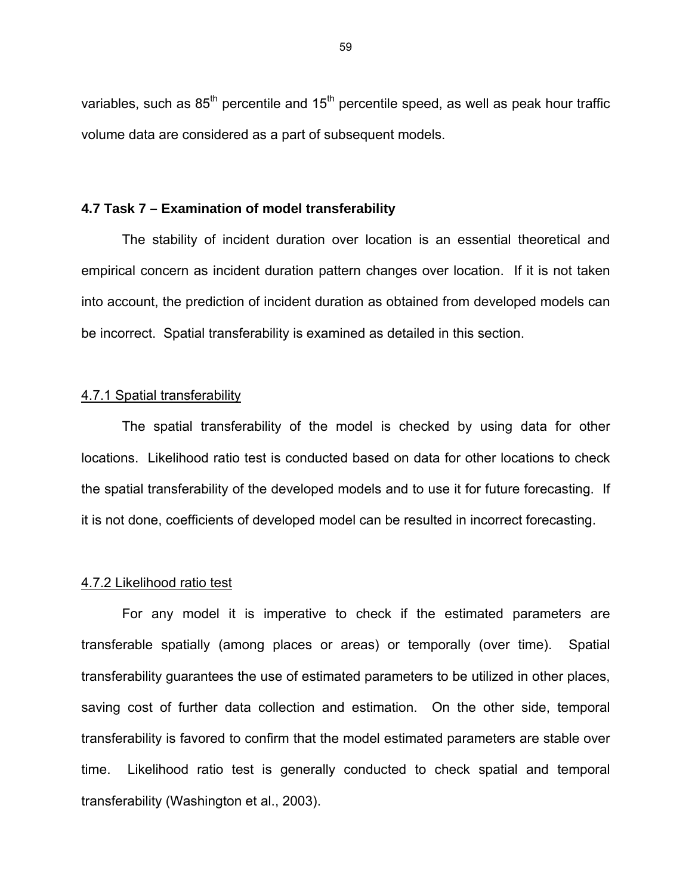variables, such as $85^{th}$ percentile and $15^{th}$ percentile speed, as well as peak hour traffic volume data are considered as a part of subsequent models.

## 4.7 Task 7 – Examination of model transferability

The stability of incident duration over location is an essential theoretical and empirical concern as incident duration pattern changes over location. If it is not taken into account, the prediction of incident duration as obtained from developed models can be incorrect. Spatial transferability is examined as detailed in this section.

### 4.7.1 Spatial transferability

The spatial transferability of the model is checked by using data for other locations. Likelihood ratio test is conducted based on data for other locations to check the spatial transferability of the developed models and to use it for future forecasting. If it is not done, coefficients of developed model can be resulted in incorrect forecasting.

### 4.7.2 Likelihood ratio test

For any model it is imperative to check if the estimated parameters are transferable spatially (among places or areas) or temporally (over time). Spatial transferability guarantees the use of estimated parameters to be utilized in other places, saving cost of further data collection and estimation. On the other side, temporal transferability is favored to confirm that the model estimated parameters are stable over time. Likelihood ratio test is generally conducted to check spatial and temporal transferability (Washington et al., 2003).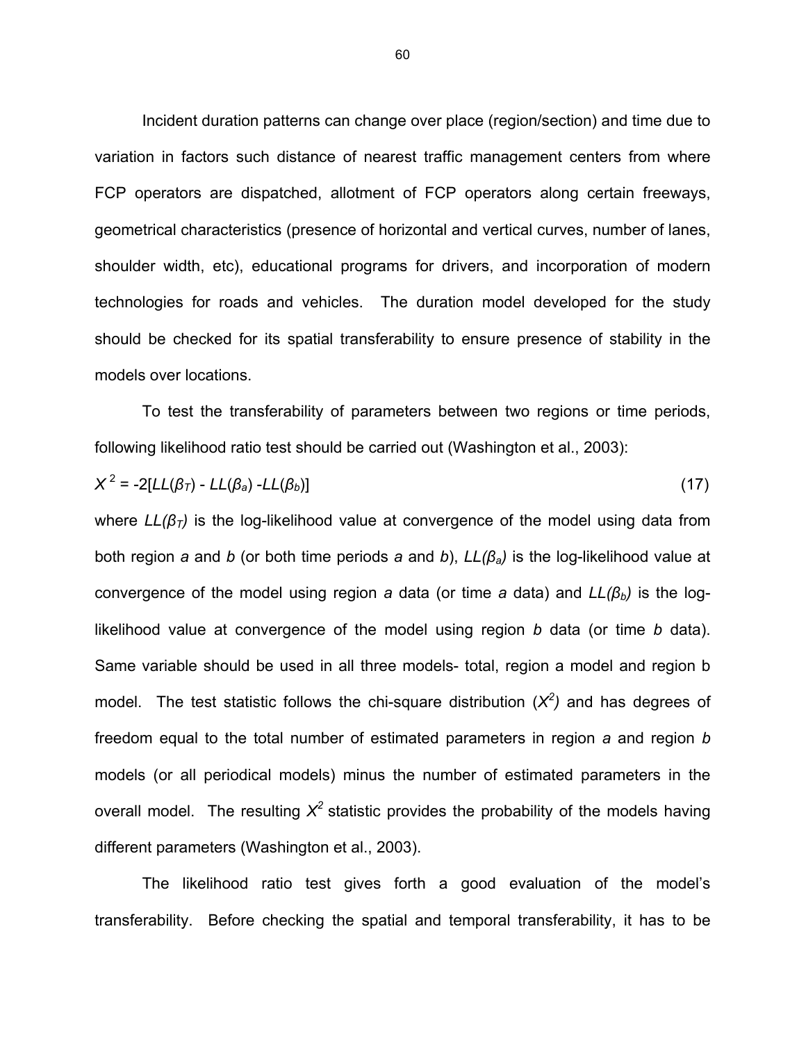Incident duration patterns can change over place (region/section) and time due to variation in factors such distance of nearest traffic management centers from where FCP operators are dispatched, allotment of FCP operators along certain freeways, geometrical characteristics (presence of horizontal and vertical curves, number of lanes, shoulder width, etc), educational programs for drivers, and incorporation of modern technologies for roads and vehicles. The duration model developed for the study should be checked for its spatial transferability to ensure presence of stability in the models over locations.

To test the transferability of parameters between two regions or time periods, following likelihood ratio test should be carried out (Washington et al., 2003):

$$X^2 = -2[LL(\beta_T) - LL(\beta_a) - LL(\beta_b)] \tag{17}$$

where $LL(\beta_T)$ is the log-likelihood value at convergence of the model using data from both region *a* and *b* (or both time periods *a* and *b*), $LL(\beta_a)$ is the log-likelihood value at convergence of the model using region *a* data (or time *a* data) and $LL(\beta_b)$ is the log-likelihood value at convergence of the model using region *b* data (or time *b* data). Same variable should be used in all three models- total, region a model and region b model. The test statistic follows the chi-square distribution ($X^2$) and has degrees of freedom equal to the total number of estimated parameters in region *a* and region *b* models (or all periodical models) minus the number of estimated parameters in the overall model. The resulting $X^2$ statistic provides the probability of the models having different parameters (Washington et al., 2003).

The likelihood ratio test gives forth a good evaluation of the model's transferability. Before checking the spatial and temporal transferability, it has to be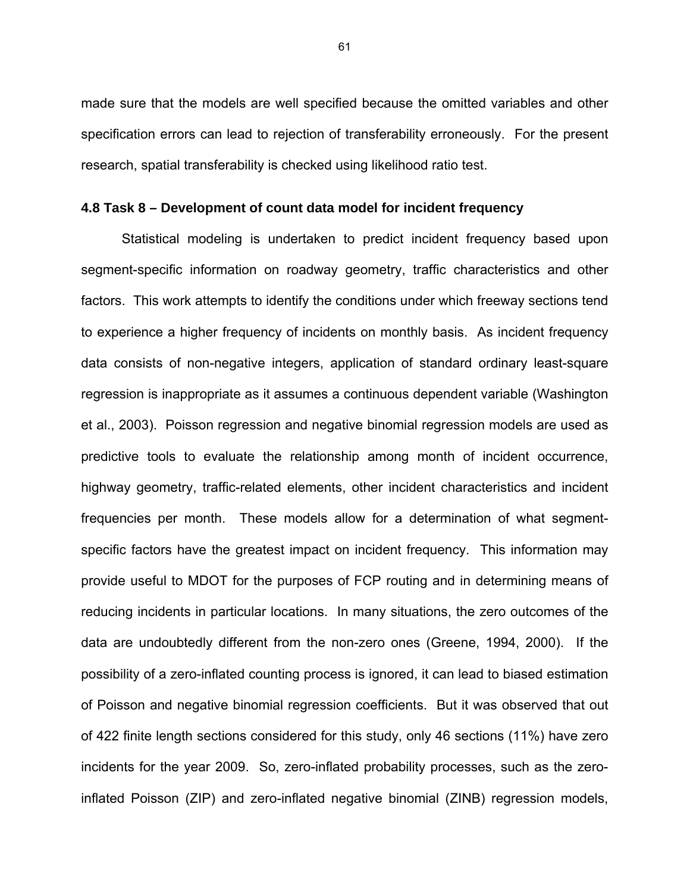made sure that the models are well specified because the omitted variables and other specification errors can lead to rejection of transferability erroneously. For the present research, spatial transferability is checked using likelihood ratio test.

### 4.8 Task 8 – Development of count data model for incident frequency

Statistical modeling is undertaken to predict incident frequency based upon segment-specific information on roadway geometry, traffic characteristics and other factors. This work attempts to identify the conditions under which freeway sections tend to experience a higher frequency of incidents on monthly basis. As incident frequency data consists of non-negative integers, application of standard ordinary least-square regression is inappropriate as it assumes a continuous dependent variable (Washington et al., 2003). Poisson regression and negative binomial regression models are used as predictive tools to evaluate the relationship among month of incident occurrence, highway geometry, traffic-related elements, other incident characteristics and incident frequencies per month. These models allow for a determination of what segment-specific factors have the greatest impact on incident frequency. This information may provide useful to MDOT for the purposes of FCP routing and in determining means of reducing incidents in particular locations. In many situations, the zero outcomes of the data are undoubtedly different from the non-zero ones (Greene, 1994, 2000). If the possibility of a zero-inflated counting process is ignored, it can lead to biased estimation of Poisson and negative binomial regression coefficients. But it was observed that out of 422 finite length sections considered for this study, only 46 sections (11%) have zero incidents for the year 2009. So, zero-inflated probability processes, such as the zero-inflated Poisson (ZIP) and zero-inflated negative binomial (ZINB) regression models,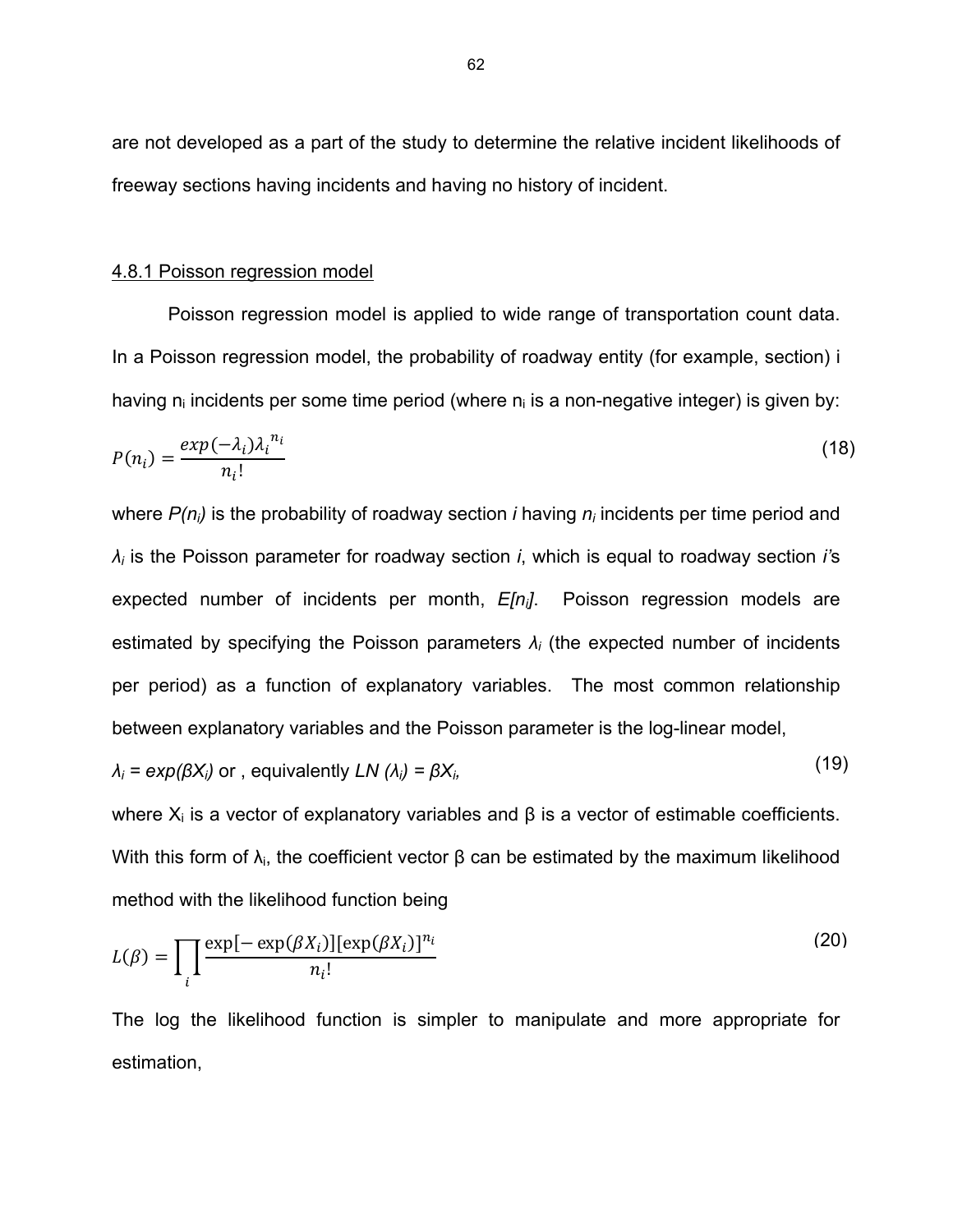are not developed as a part of the study to determine the relative incident likelihoods of freeway sections having incidents and having no history of incident.

### 4.8.1 Poisson regression model

Poisson regression model is applied to wide range of transportation count data. In a Poisson regression model, the probability of roadway entity (for example, section) i having $n_i$ incidents per some time period (where $n_i$ is a non-negative integer) is given by:

$$P(n_i) = \frac{exp(-\lambda_i)\lambda_i^{\,n_i}}{n_i!} \tag{18}$$

where $P(n_i)$ is the probability of roadway section *i* having $n_i$ incidents per time period and $\lambda_i$ is the Poisson parameter for roadway section *i*, which is equal to roadway section *i*'s expected number of incidents per month, $E[n_i]$. Poisson regression models are estimated by specifying the Poisson parameters $\lambda_i$ (the expected number of incidents per period) as a function of explanatory variables. The most common relationship between explanatory variables and the Poisson parameter is the log-linear model,

$$\lambda_i = exp(\beta X_i) \text{ or , equivalently } LN\,(\lambda_i) = \beta X_i, \tag{19}$$

where $X_i$ is a vector of explanatory variables and β is a vector of estimable coefficients. With this form of $\lambda_i$, the coefficient vector β can be estimated by the maximum likelihood method with the likelihood function being

$$L(\beta) = \prod_i \frac{\exp[-\exp(\beta X_i)][\exp(\beta X_i)]^{n_i}}{n_i!} \tag{20}$$

The log the likelihood function is simpler to manipulate and more appropriate for estimation,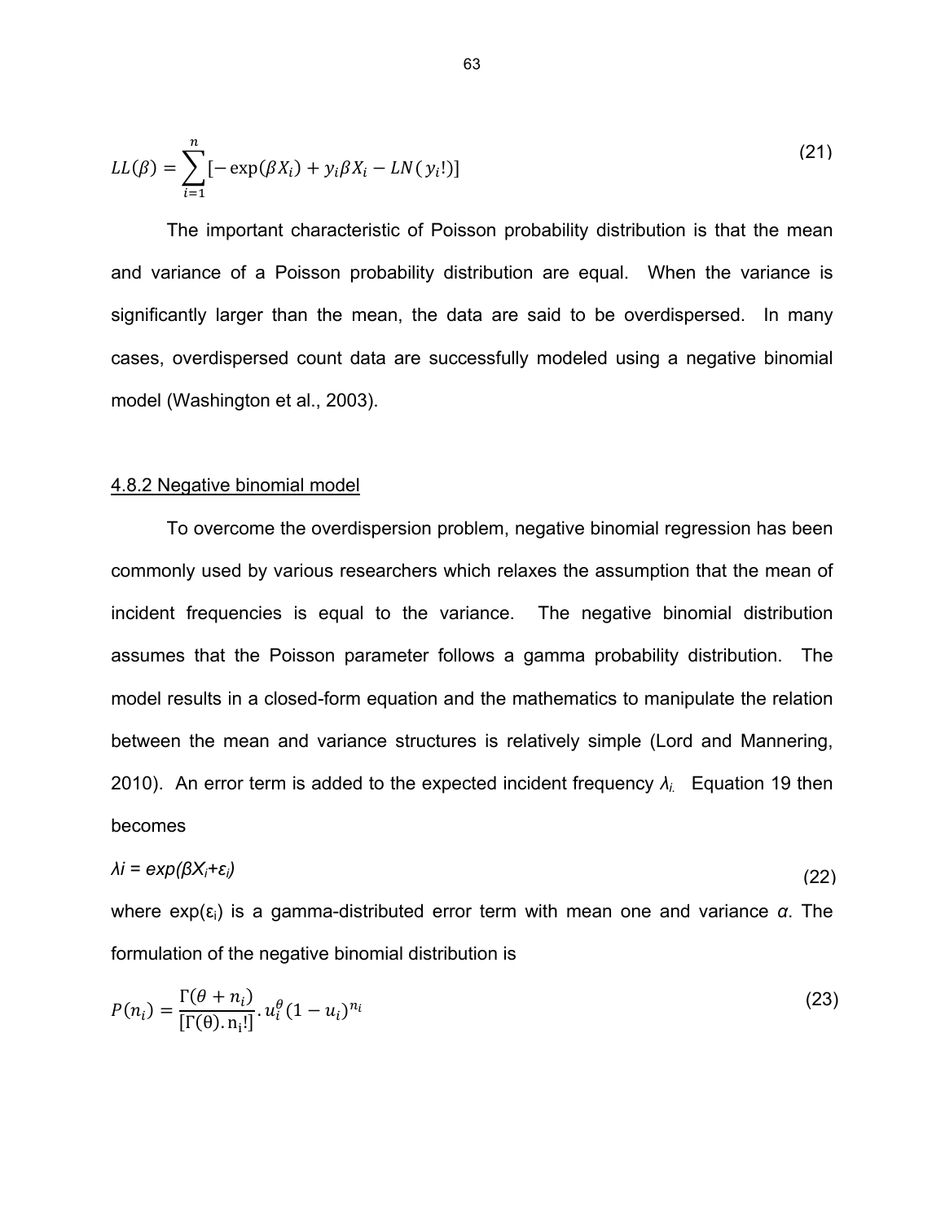$$LL(\beta) = \sum_{i=1}^{n} [-\exp(\beta X_i) + y_i \beta X_i - LN(y_i!)] \tag{21}$$

The important characteristic of Poisson probability distribution is that the mean and variance of a Poisson probability distribution are equal. When the variance is significantly larger than the mean, the data are said to be overdispersed. In many cases, overdispersed count data are successfully modeled using a negative binomial model (Washington et al., 2003).

### 4.8.2 Negative binomial model

To overcome the overdispersion problem, negative binomial regression has been commonly used by various researchers which relaxes the assumption that the mean of incident frequencies is equal to the variance. The negative binomial distribution assumes that the Poisson parameter follows a gamma probability distribution. The model results in a closed-form equation and the mathematics to manipulate the relation between the mean and variance structures is relatively simple (Lord and Mannering, 2010). An error term is added to the expected incident frequency $\lambda_i$. Equation 19 then becomes

$$\lambda i = exp(\beta X_i + \varepsilon_i) \tag{22}$$

where $\exp(\varepsilon_i)$ is a gamma-distributed error term with mean one and variance $\alpha$. The formulation of the negative binomial distribution is

$$P(n_i) = \frac{\Gamma(\theta + n_i)}{[\Gamma(\theta). n_i!]} . u_i^{\theta} (1 - u_i)^{n_i} \tag{23}$$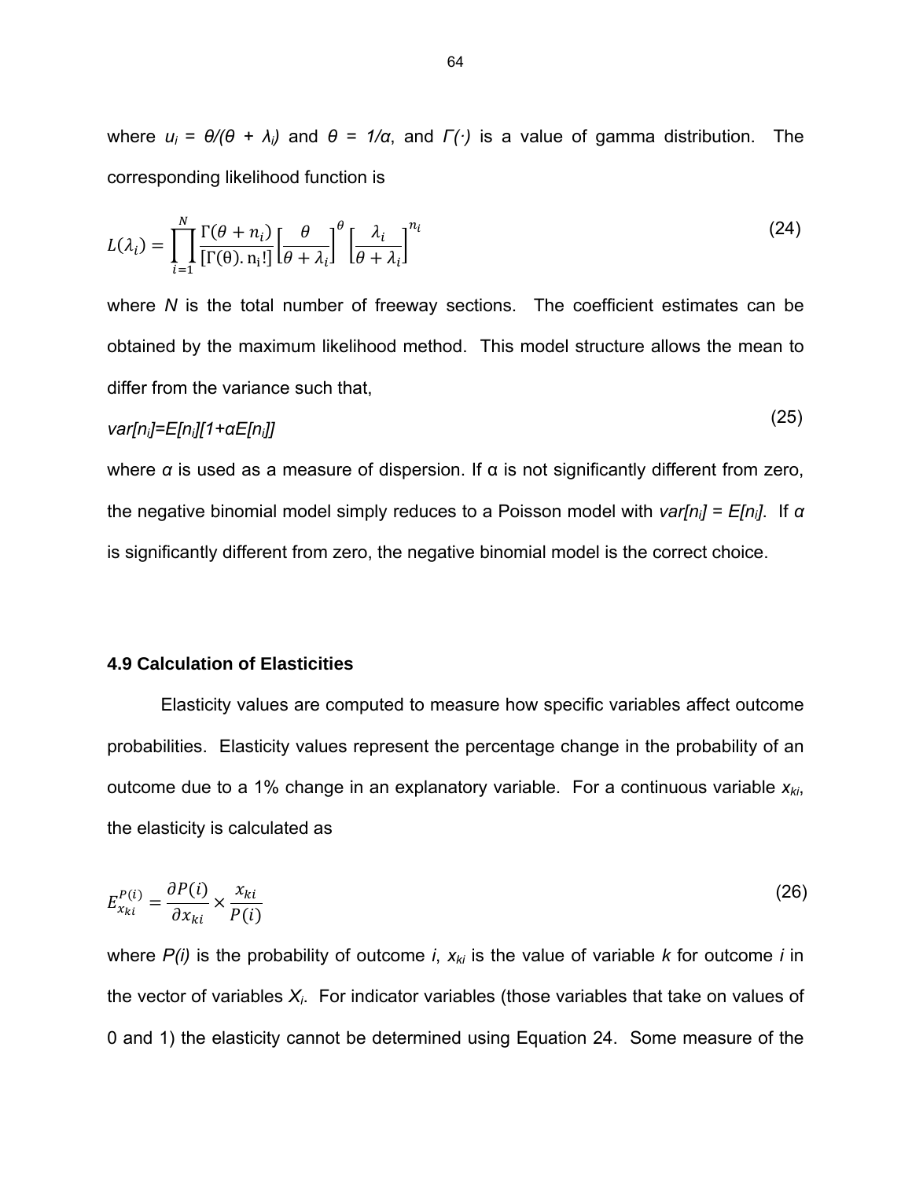where $u_i = \theta/(\theta + \lambda_i)$ and $\theta = 1/\alpha$, and $\Gamma(\cdot)$ is a value of gamma distribution. The corresponding likelihood function is

$$L(\lambda_i) = \prod_{i=1}^{N} \frac{\Gamma(\theta + n_i)}{[\Gamma(\theta).\, n_i!]} \left[\frac{\theta}{\theta + \lambda_i}\right]^{\theta} \left[\frac{\lambda_i}{\theta + \lambda_i}\right]^{n_i} \tag{24}$$

where $N$ is the total number of freeway sections. The coefficient estimates can be obtained by the maximum likelihood method. This model structure allows the mean to differ from the variance such that,

$$var[n_i]=E[n_i][1+\alpha E[n_i]] \tag{25}$$

where $\alpha$ is used as a measure of dispersion. If $\alpha$ is not significantly different from zero, the negative binomial model simply reduces to a Poisson model with $var[n_i] = E[n_i]$. If $\alpha$ is significantly different from zero, the negative binomial model is the correct choice.

### 4.9 Calculation of Elasticities

Elasticity values are computed to measure how specific variables affect outcome probabilities. Elasticity values represent the percentage change in the probability of an outcome due to a 1% change in an explanatory variable. For a continuous variable $x_{ki}$, the elasticity is calculated as

$$E_{x_{ki}}^{P(i)} = \frac{\partial P(i)}{\partial x_{ki}} \times \frac{x_{ki}}{P(i)} \tag{26}$$

where $P(i)$ is the probability of outcome $i$, $x_{ki}$ is the value of variable $k$ for outcome $i$ in the vector of variables $X_i$. For indicator variables (those variables that take on values of 0 and 1) the elasticity cannot be determined using Equation 24. Some measure of the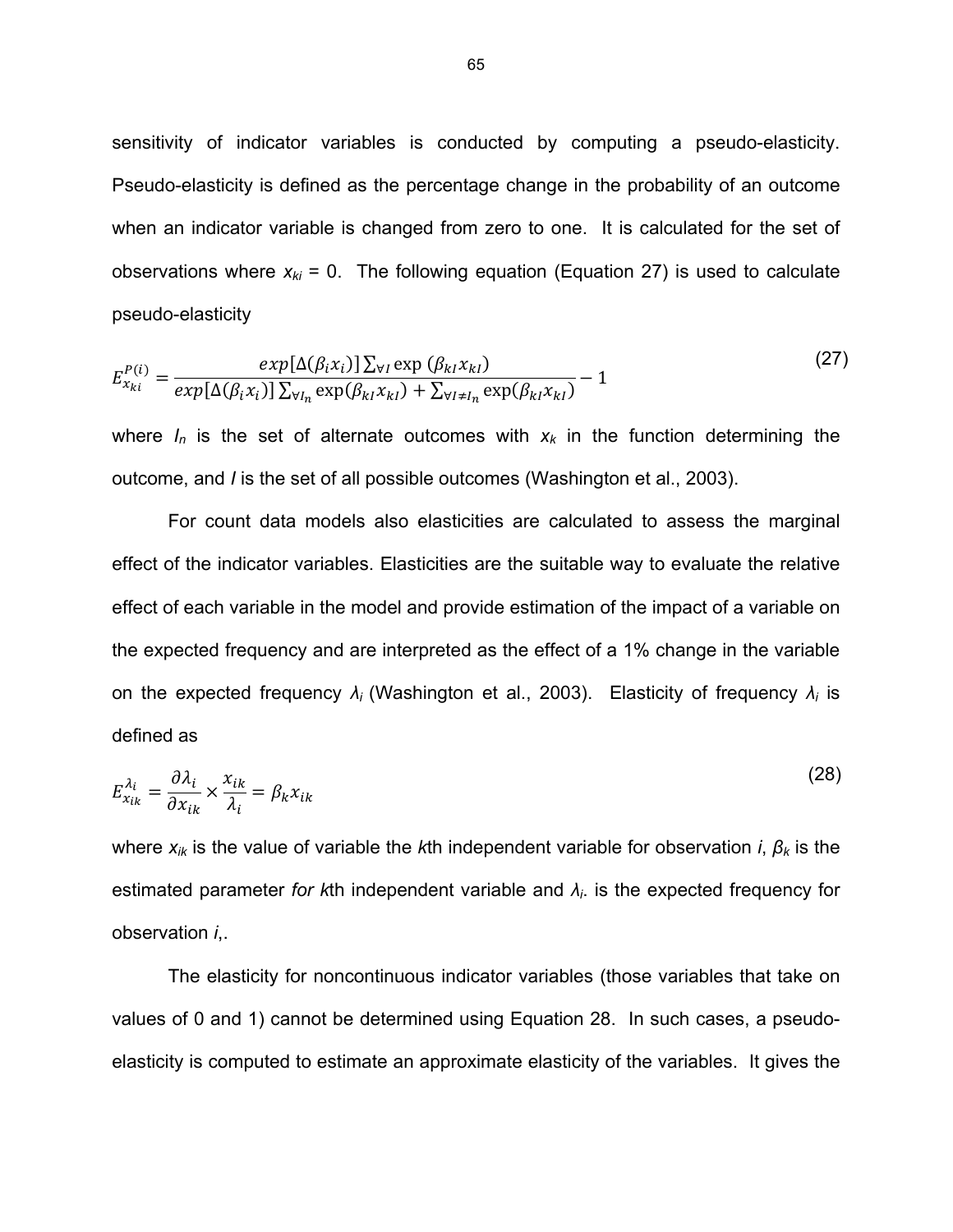sensitivity of indicator variables is conducted by computing a pseudo-elasticity. Pseudo-elasticity is defined as the percentage change in the probability of an outcome when an indicator variable is changed from zero to one. It is calculated for the set of observations where $x_{ki}$ = 0. The following equation (Equation 27) is used to calculate pseudo-elasticity

$$E_{x_{ki}}^{P(i)} = \frac{exp[\Delta(\beta_i x_i)] \sum_{\forall I} \exp(\beta_{kI} x_{kI})}{exp[\Delta(\beta_i x_i)] \sum_{\forall I_n} \exp(\beta_{kI} x_{kI}) + \sum_{\forall I \neq I_n} \exp(\beta_{kI} x_{kI})} - 1 \tag{27}$$

where $I_n$ is the set of alternate outcomes with $x_k$ in the function determining the outcome, and $I$ is the set of all possible outcomes (Washington et al., 2003).

For count data models also elasticities are calculated to assess the marginal effect of the indicator variables. Elasticities are the suitable way to evaluate the relative effect of each variable in the model and provide estimation of the impact of a variable on the expected frequency and are interpreted as the effect of a 1% change in the variable on the expected frequency $\lambda_i$ (Washington et al., 2003). Elasticity of frequency $\lambda_i$ is defined as

$$E_{x_{ik}}^{\lambda_i} = \frac{\partial \lambda_i}{\partial x_{ik}} \times \frac{x_{ik}}{\lambda_i} = \beta_k x_{ik} \tag{28}$$

where $x_{ik}$ is the value of variable the *k*th independent variable for observation *i*, $\beta_k$ is the estimated parameter *for k*th independent variable and $\lambda_i$. is the expected frequency for observation *i*,.

The elasticity for noncontinuous indicator variables (those variables that take on values of 0 and 1) cannot be determined using Equation 28. In such cases, a pseudo-elasticity is computed to estimate an approximate elasticity of the variables. It gives the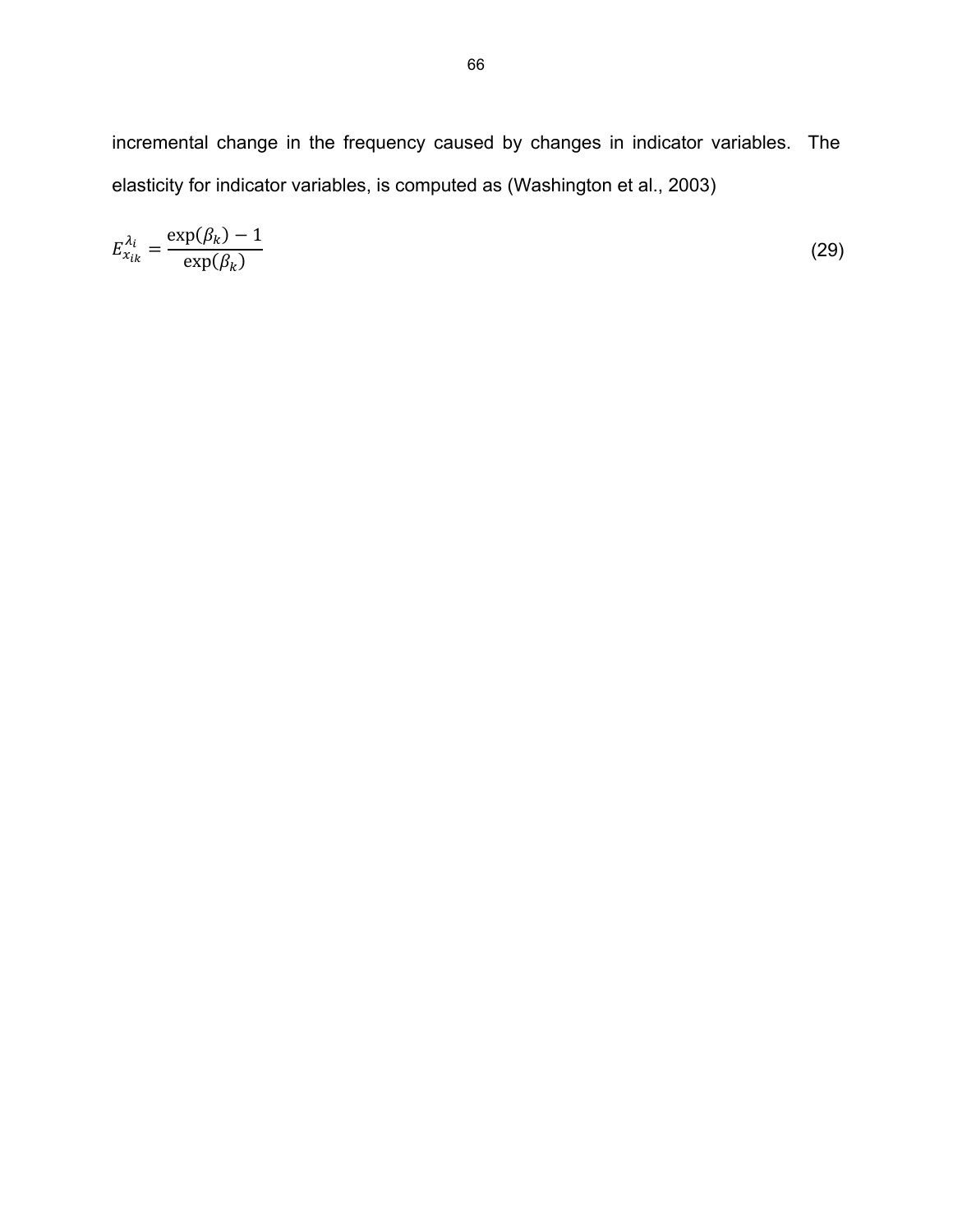incremental change in the frequency caused by changes in indicator variables. The elasticity for indicator variables, is computed as (Washington et al., 2003)

$$E_{x_{ik}}^{\lambda_i} = \frac{\exp(\beta_k) - 1}{\exp(\beta_k)} \tag{29}$$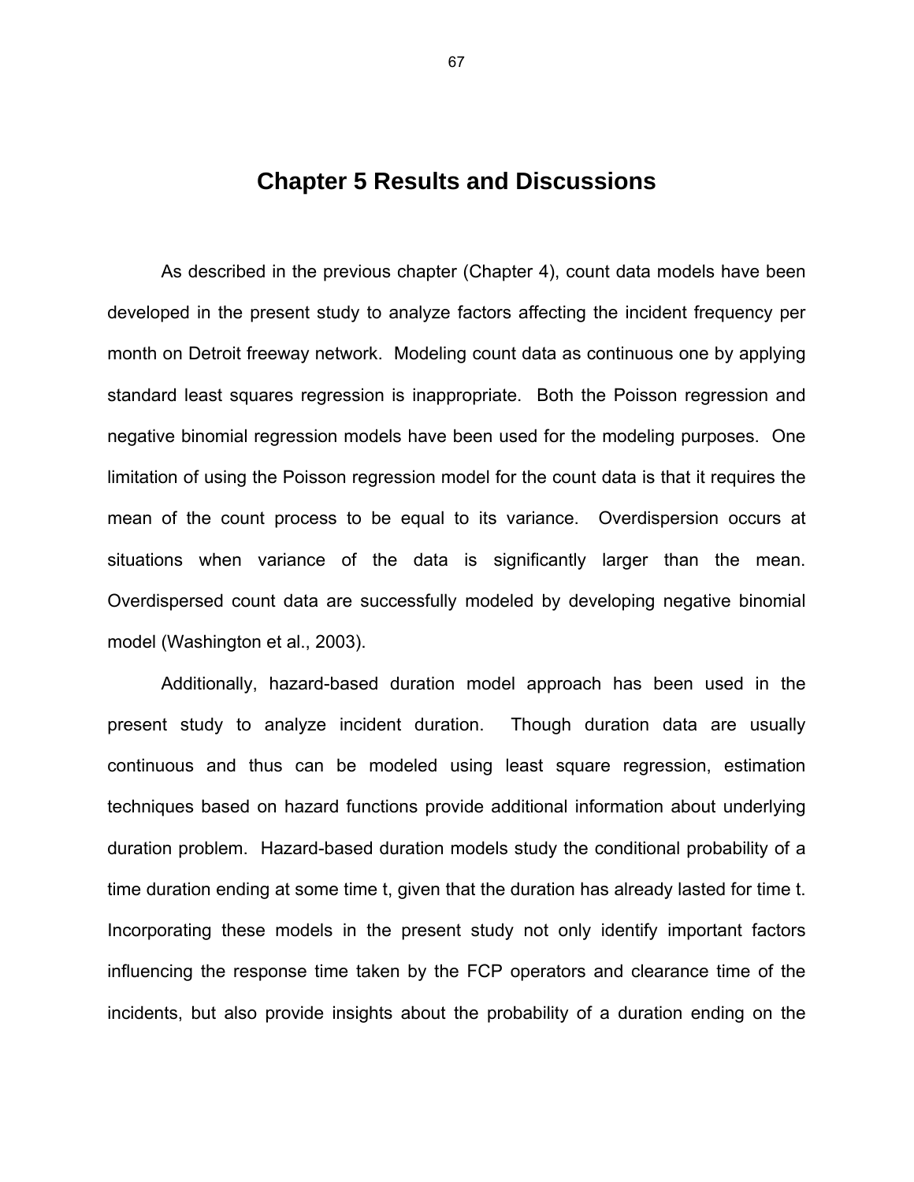# Chapter 5 Results and Discussions

As described in the previous chapter (Chapter 4), count data models have been developed in the present study to analyze factors affecting the incident frequency per month on Detroit freeway network. Modeling count data as continuous one by applying standard least squares regression is inappropriate. Both the Poisson regression and negative binomial regression models have been used for the modeling purposes. One limitation of using the Poisson regression model for the count data is that it requires the mean of the count process to be equal to its variance. Overdispersion occurs at situations when variance of the data is significantly larger than the mean. Overdispersed count data are successfully modeled by developing negative binomial model (Washington et al., 2003).

Additionally, hazard-based duration model approach has been used in the present study to analyze incident duration. Though duration data are usually continuous and thus can be modeled using least square regression, estimation techniques based on hazard functions provide additional information about underlying duration problem. Hazard-based duration models study the conditional probability of a time duration ending at some time t, given that the duration has already lasted for time t. Incorporating these models in the present study not only identify important factors influencing the response time taken by the FCP operators and clearance time of the incidents, but also provide insights about the probability of a duration ending on the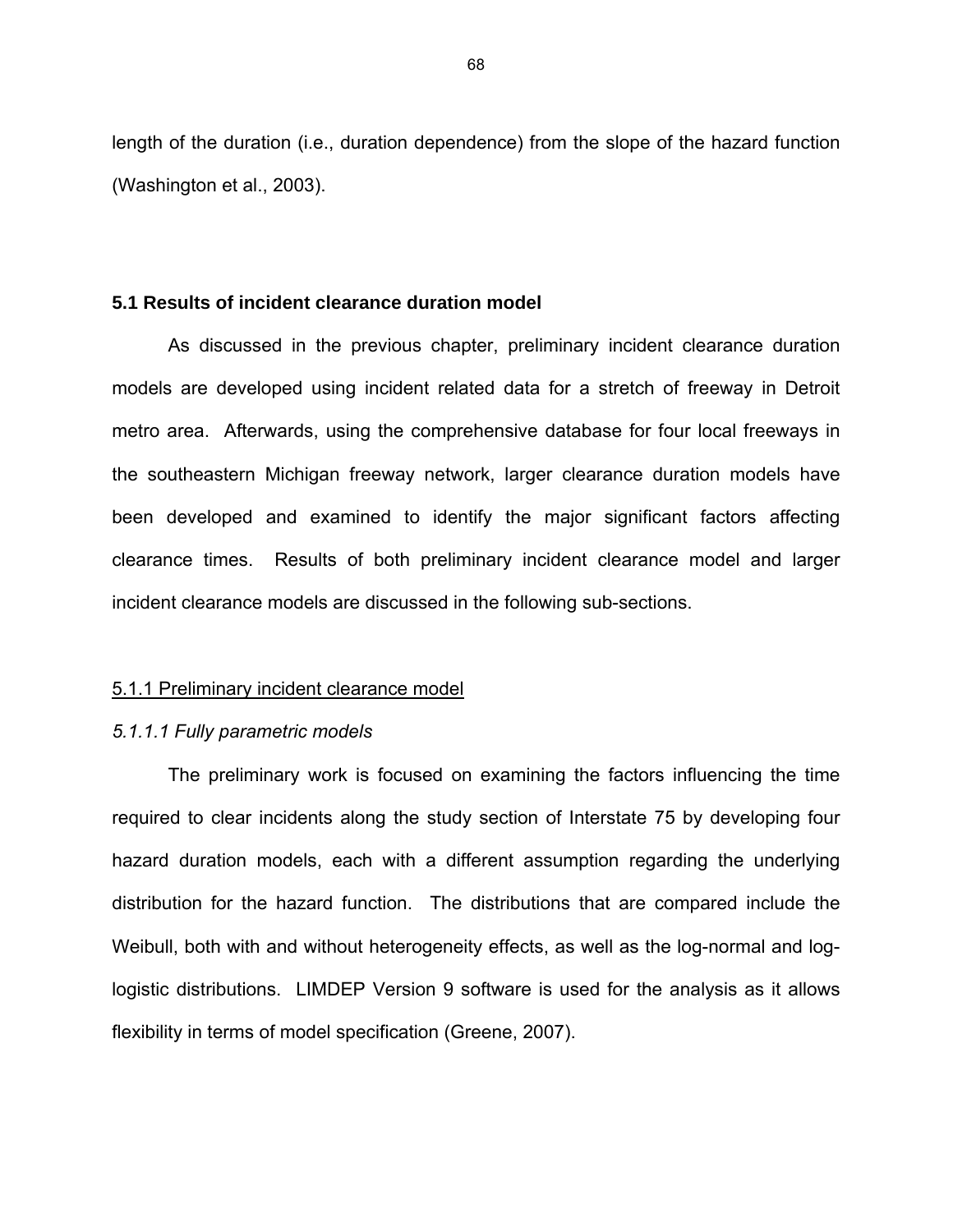length of the duration (i.e., duration dependence) from the slope of the hazard function (Washington et al., 2003).

### 5.1 Results of incident clearance duration model

As discussed in the previous chapter, preliminary incident clearance duration models are developed using incident related data for a stretch of freeway in Detroit metro area. Afterwards, using the comprehensive database for four local freeways in the southeastern Michigan freeway network, larger clearance duration models have been developed and examined to identify the major significant factors affecting clearance times. Results of both preliminary incident clearance model and larger incident clearance models are discussed in the following sub-sections.

#### 5.1.1 Preliminary incident clearance model

##### *5.1.1.1 Fully parametric models*

The preliminary work is focused on examining the factors influencing the time required to clear incidents along the study section of Interstate 75 by developing four hazard duration models, each with a different assumption regarding the underlying distribution for the hazard function. The distributions that are compared include the Weibull, both with and without heterogeneity effects, as well as the log-normal and log-logistic distributions. LIMDEP Version 9 software is used for the analysis as it allows flexibility in terms of model specification (Greene, 2007).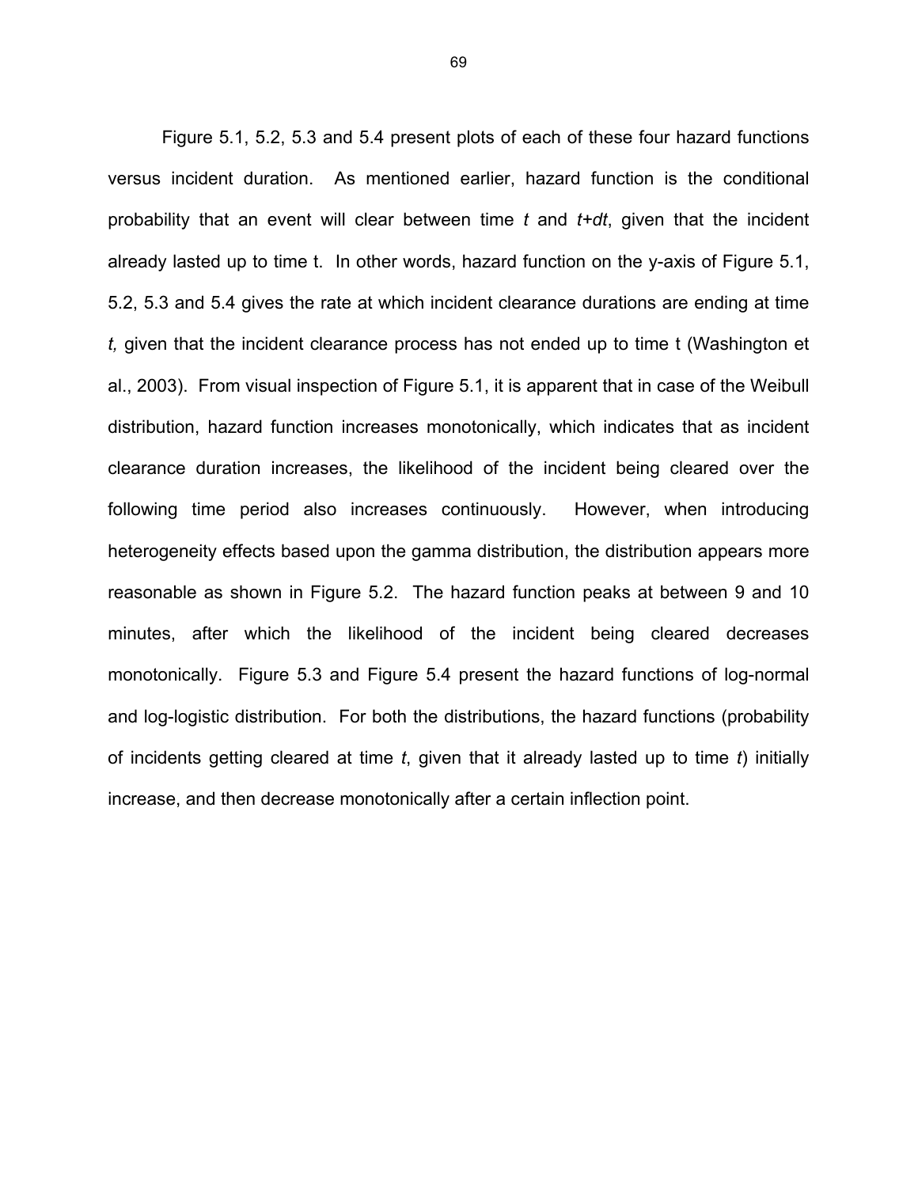Figure 5.1, 5.2, 5.3 and 5.4 present plots of each of these four hazard functions versus incident duration. As mentioned earlier, hazard function is the conditional probability that an event will clear between time *t* and *t+dt*, given that the incident already lasted up to time t. In other words, hazard function on the y-axis of Figure 5.1, 5.2, 5.3 and 5.4 gives the rate at which incident clearance durations are ending at time *t,* given that the incident clearance process has not ended up to time t (Washington et al., 2003). From visual inspection of Figure 5.1, it is apparent that in case of the Weibull distribution, hazard function increases monotonically, which indicates that as incident clearance duration increases, the likelihood of the incident being cleared over the following time period also increases continuously. However, when introducing heterogeneity effects based upon the gamma distribution, the distribution appears more reasonable as shown in Figure 5.2. The hazard function peaks at between 9 and 10 minutes, after which the likelihood of the incident being cleared decreases monotonically. Figure 5.3 and Figure 5.4 present the hazard functions of log-normal and log-logistic distribution. For both the distributions, the hazard functions (probability of incidents getting cleared at time *t*, given that it already lasted up to time *t*) initially increase, and then decrease monotonically after a certain inflection point.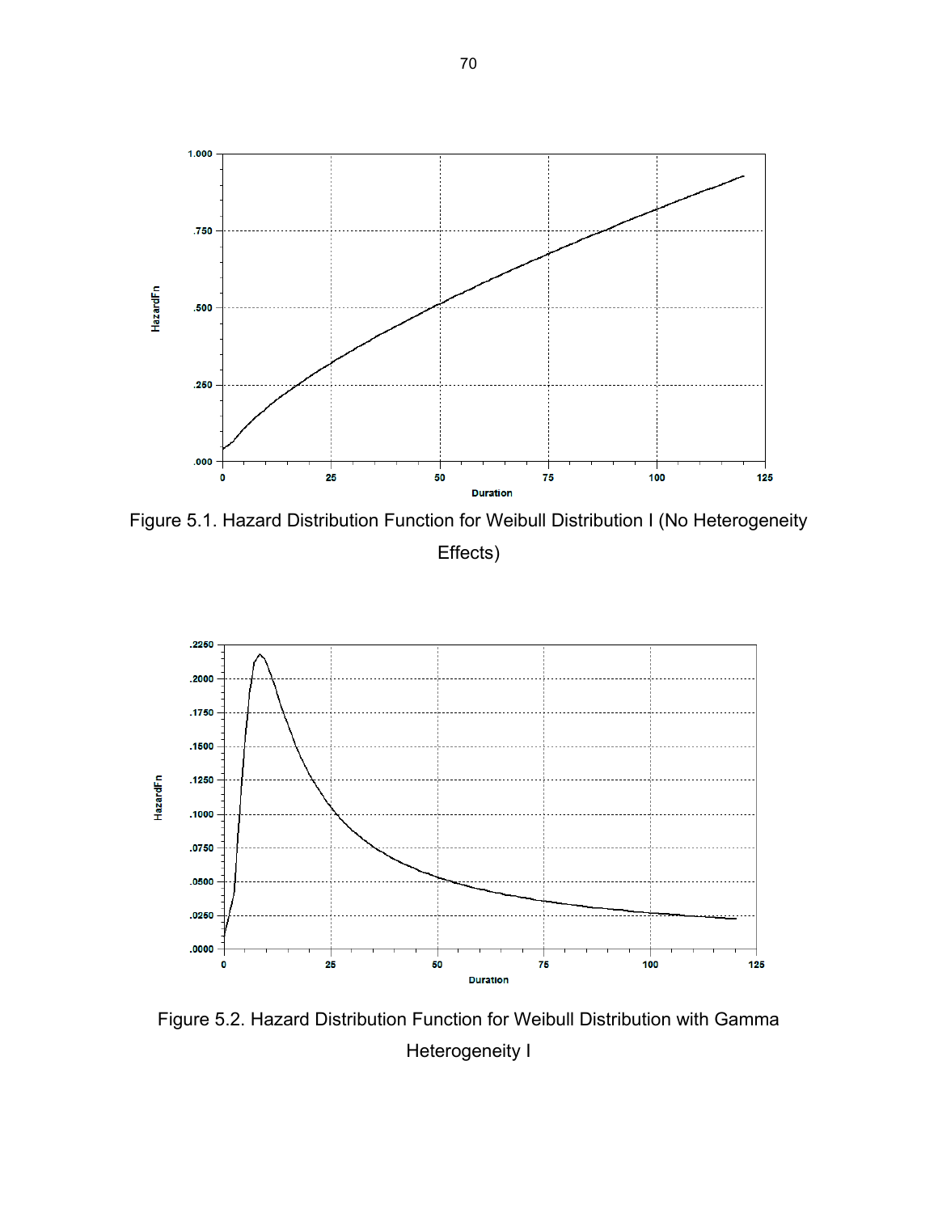Figure 5.1. Hazard Distribution Function for Weibull Distribution I (No Heterogeneity Effects)

Figure 5.2. Hazard Distribution Function for Weibull Distribution with Gamma Heterogeneity I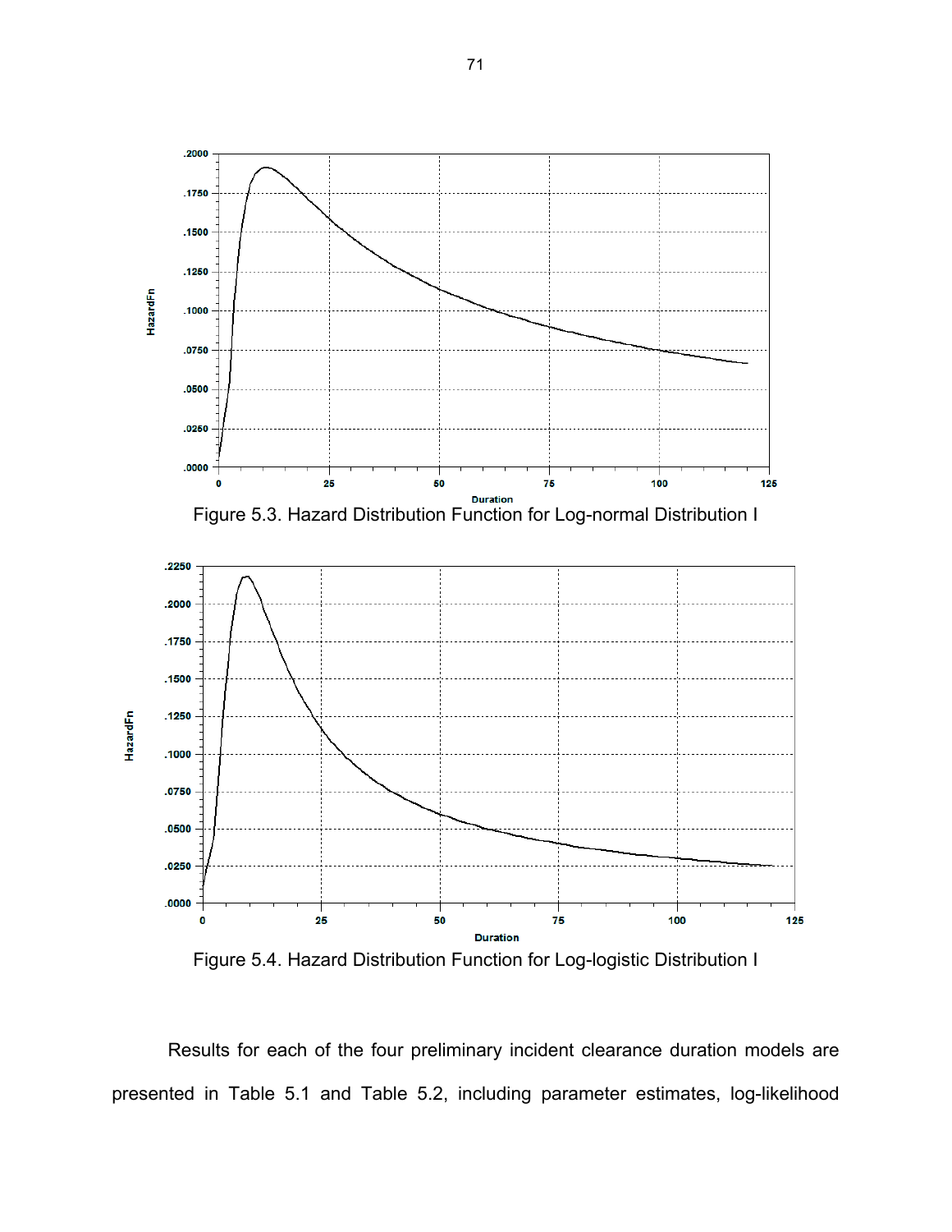Figure 5.3. Hazard Distribution Function for Log-normal Distribution I

Figure 5.4. Hazard Distribution Function for Log-logistic Distribution I

Results for each of the four preliminary incident clearance duration models are presented in Table 5.1 and Table 5.2, including parameter estimates, log-likelihood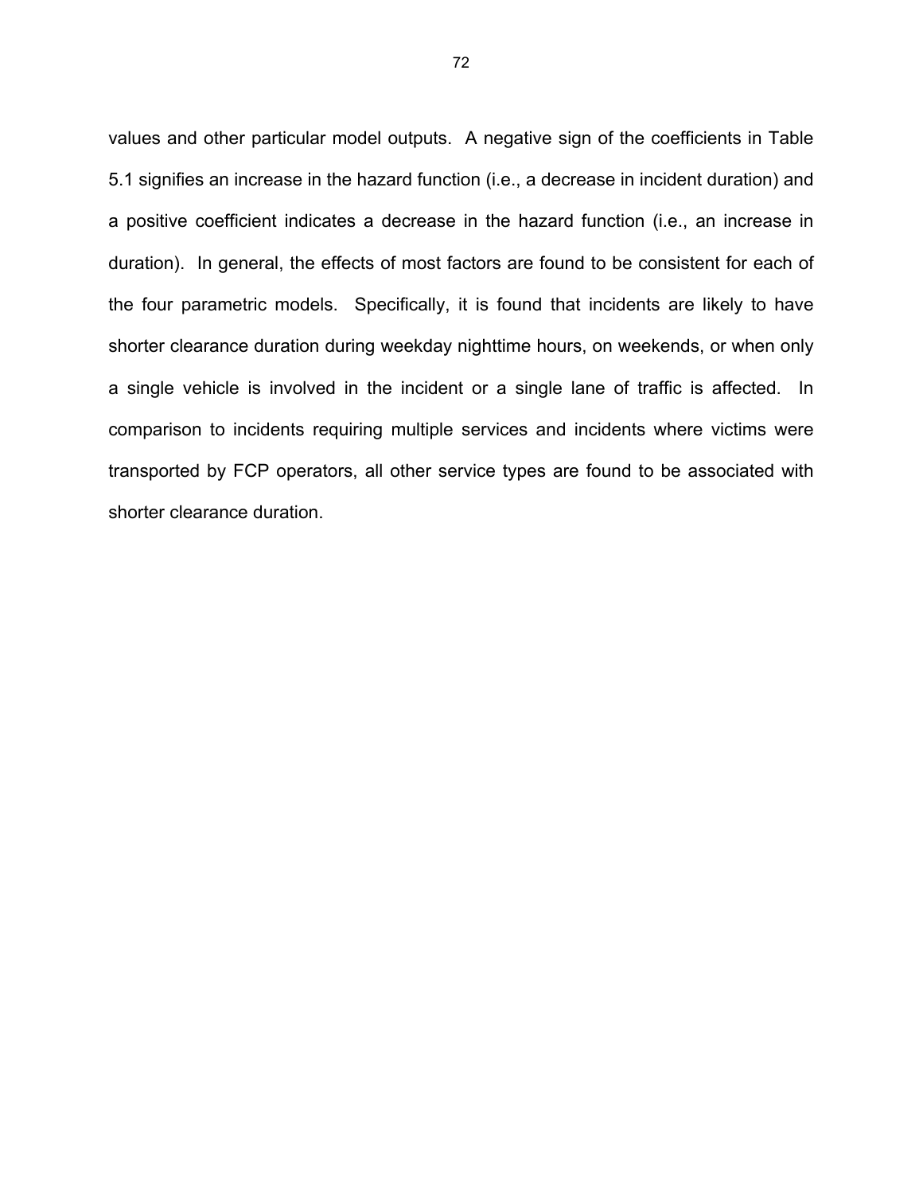values and other particular model outputs. A negative sign of the coefficients in Table 5.1 signifies an increase in the hazard function (i.e., a decrease in incident duration) and a positive coefficient indicates a decrease in the hazard function (i.e., an increase in duration). In general, the effects of most factors are found to be consistent for each of the four parametric models. Specifically, it is found that incidents are likely to have shorter clearance duration during weekday nighttime hours, on weekends, or when only a single vehicle is involved in the incident or a single lane of traffic is affected. In comparison to incidents requiring multiple services and incidents where victims were transported by FCP operators, all other service types are found to be associated with shorter clearance duration.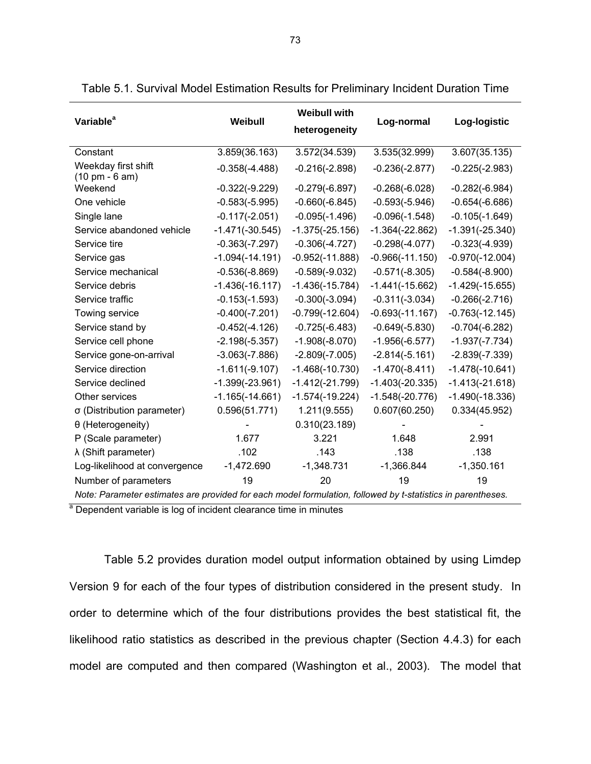Table 5.1. Survival Model Estimation Results for Preliminary Incident Duration Time

| Variable[a] | Weibull | Weibull with heterogeneity | Log-normal | Log-logistic |
|---|---|---|---|---|
| Constant | 3.859(36.163) | 3.572(34.539) | 3.535(32.999) | 3.607(35.135) |
| Weekday first shift (10 pm - 6 am) | -0.358(-4.488) | -0.216(-2.898) | -0.236(-2.877) | -0.225(-2.983) |
| Weekend | -0.322(-9.229) | -0.279(-6.897) | -0.268(-6.028) | -0.282(-6.984) |
| One vehicle | -0.583(-5.995) | -0.660(-6.845) | -0.593(-5.946) | -0.654(-6.686) |
| Single lane | -0.117(-2.051) | -0.095(-1.496) | -0.096(-1.548) | -0.105(-1.649) |
| Service abandoned vehicle | -1.471(-30.545) | -1.375(-25.156) | -1.364(-22.862) | -1.391(-25.340) |
| Service tire | -0.363(-7.297) | -0.306(-4.727) | -0.298(-4.077) | -0.323(-4.939) |
| Service gas | -1.094(-14.191) | -0.952(-11.888) | -0.966(-11.150) | -0.970(-12.004) |
| Service mechanical | -0.536(-8.869) | -0.589(-9.032) | -0.571(-8.305) | -0.584(-8.900) |
| Service debris | -1.436(-16.117) | -1.436(-15.784) | -1.441(-15.662) | -1.429(-15.655) |
| Service traffic | -0.153(-1.593) | -0.300(-3.094) | -0.311(-3.034) | -0.266(-2.716) |
| Towing service | -0.400(-7.201) | -0.799(-12.604) | -0.693(-11.167) | -0.763(-12.145) |
| Service stand by | -0.452(-4.126) | -0.725(-6.483) | -0.649(-5.830) | -0.704(-6.282) |
| Service cell phone | -2.198(-5.357) | -1.908(-8.070) | -1.956(-6.577) | -1.937(-7.734) |
| Service gone-on-arrival | -3.063(-7.886) | -2.809(-7.005) | -2.814(-5.161) | -2.839(-7.339) |
| Service direction | -1.611(-9.107) | -1.468(-10.730) | -1.470(-8.411) | -1.478(-10.641) |
| Service declined | -1.399(-23.961) | -1.412(-21.799) | -1.403(-20.335) | -1.413(-21.618) |
| Other services | -1.165(-14.661) | -1.574(-19.224) | -1.548(-20.776) | -1.490(-18.336) |
| σ (Distribution parameter) | 0.596(51.771) | 1.211(9.555) | 0.607(60.250) | 0.334(45.952) |
| θ (Heterogeneity) | - | 0.310(23.189) | - | - |
| P (Scale parameter) | 1.677 | 3.221 | 1.648 | 2.991 |
| λ (Shift parameter) | .102 | .143 | .138 | .138 |
| Log-likelihood at convergence | -1,472.690 | -1,348.731 | -1,366.844 | -1,350.161 |
| Number of parameters | 19 | 20 | 19 | 19 |

*Note: Parameter estimates are provided for each model formulation, followed by t-statistics in parentheses.*

[a] Dependent variable is log of incident clearance time in minutes

Table 5.2 provides duration model output information obtained by using Limdep Version 9 for each of the four types of distribution considered in the present study. In order to determine which of the four distributions provides the best statistical fit, the likelihood ratio statistics as described in the previous chapter (Section 4.4.3) for each model are computed and then compared (Washington et al., 2003). The model that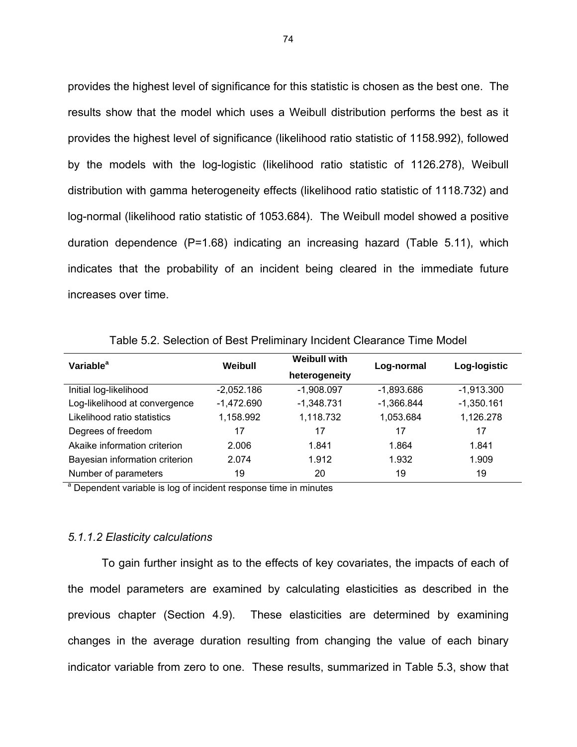provides the highest level of significance for this statistic is chosen as the best one. The results show that the model which uses a Weibull distribution performs the best as it provides the highest level of significance (likelihood ratio statistic of 1158.992), followed by the models with the log-logistic (likelihood ratio statistic of 1126.278), Weibull distribution with gamma heterogeneity effects (likelihood ratio statistic of 1118.732) and log-normal (likelihood ratio statistic of 1053.684). The Weibull model showed a positive duration dependence (P=1.68) indicating an increasing hazard (Table 5.11), which indicates that the probability of an incident being cleared in the immediate future increases over time.

Table 5.2. Selection of Best Preliminary Incident Clearance Time Model

| Variable[a] | Weibull | Weibull with heterogeneity | Log-normal | Log-logistic |
|---|---|---|---|---|
| Initial log-likelihood | -2,052.186 | -1,908.097 | -1,893.686 | -1,913.300 |
| Log-likelihood at convergence | -1,472.690 | -1,348.731 | -1,366.844 | -1,350.161 |
| Likelihood ratio statistics | 1,158.992 | 1,118.732 | 1,053.684 | 1,126.278 |
| Degrees of freedom | 17 | 17 | 17 | 17 |
| Akaike information criterion | 2.006 | 1.841 | 1.864 | 1.841 |
| Bayesian information criterion | 2.074 | 1.912 | 1.932 | 1.909 |
| Number of parameters | 19 | 20 | 19 | 19 |

[a] Dependent variable is log of incident response time in minutes

### *5.1.1.2 Elasticity calculations*

To gain further insight as to the effects of key covariates, the impacts of each of the model parameters are examined by calculating elasticities as described in the previous chapter (Section 4.9). These elasticities are determined by examining changes in the average duration resulting from changing the value of each binary indicator variable from zero to one. These results, summarized in Table 5.3, show that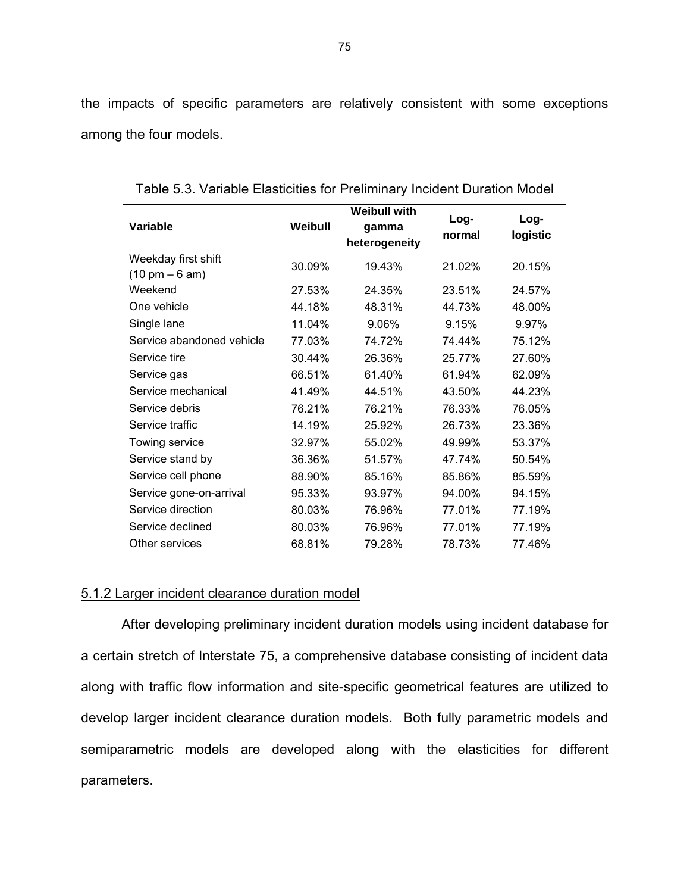the impacts of specific parameters are relatively consistent with some exceptions among the four models.

Table 5.3. Variable Elasticities for Preliminary Incident Duration Model

| Variable | Weibull | Weibull with gamma heterogeneity | Log-normal | Log-logistic |
|---|---|---|---|---|
| Weekday first shift (10 pm – 6 am) | 30.09% | 19.43% | 21.02% | 20.15% |
| Weekend | 27.53% | 24.35% | 23.51% | 24.57% |
| One vehicle | 44.18% | 48.31% | 44.73% | 48.00% |
| Single lane | 11.04% | 9.06% | 9.15% | 9.97% |
| Service abandoned vehicle | 77.03% | 74.72% | 74.44% | 75.12% |
| Service tire | 30.44% | 26.36% | 25.77% | 27.60% |
| Service gas | 66.51% | 61.40% | 61.94% | 62.09% |
| Service mechanical | 41.49% | 44.51% | 43.50% | 44.23% |
| Service debris | 76.21% | 76.21% | 76.33% | 76.05% |
| Service traffic | 14.19% | 25.92% | 26.73% | 23.36% |
| Towing service | 32.97% | 55.02% | 49.99% | 53.37% |
| Service stand by | 36.36% | 51.57% | 47.74% | 50.54% |
| Service cell phone | 88.90% | 85.16% | 85.86% | 85.59% |
| Service gone-on-arrival | 95.33% | 93.97% | 94.00% | 94.15% |
| Service direction | 80.03% | 76.96% | 77.01% | 77.19% |
| Service declined | 80.03% | 76.96% | 77.01% | 77.19% |
| Other services | 68.81% | 79.28% | 78.73% | 77.46% |

### 5.1.2 Larger incident clearance duration model

After developing preliminary incident duration models using incident database for a certain stretch of Interstate 75, a comprehensive database consisting of incident data along with traffic flow information and site-specific geometrical features are utilized to develop larger incident clearance duration models. Both fully parametric models and semiparametric models are developed along with the elasticities for different parameters.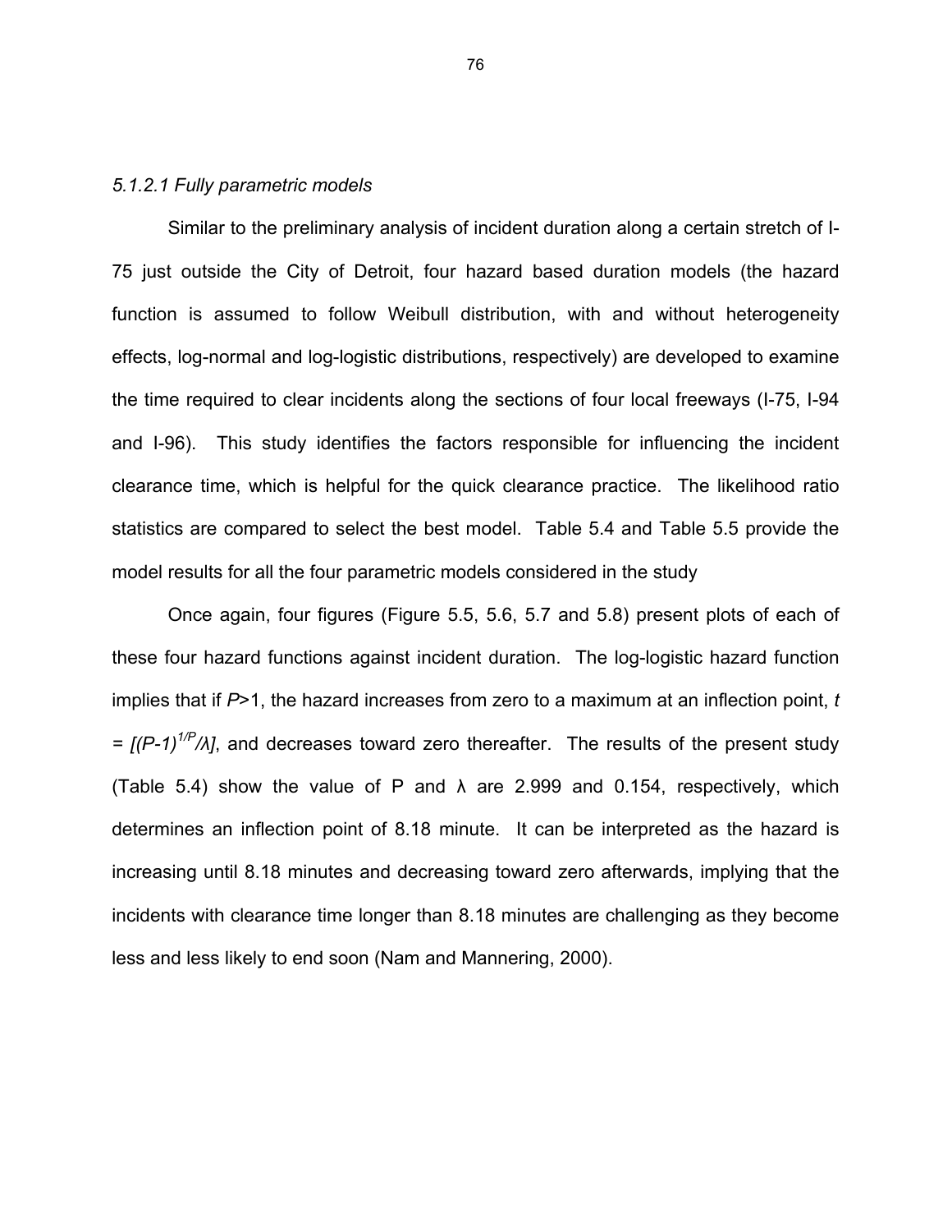*5.1.2.1 Fully parametric models*

Similar to the preliminary analysis of incident duration along a certain stretch of I-75 just outside the City of Detroit, four hazard based duration models (the hazard function is assumed to follow Weibull distribution, with and without heterogeneity effects, log-normal and log-logistic distributions, respectively) are developed to examine the time required to clear incidents along the sections of four local freeways (I-75, I-94 and I-96). This study identifies the factors responsible for influencing the incident clearance time, which is helpful for the quick clearance practice. The likelihood ratio statistics are compared to select the best model. Table 5.4 and Table 5.5 provide the model results for all the four parametric models considered in the study

Once again, four figures (Figure 5.5, 5.6, 5.7 and 5.8) present plots of each of these four hazard functions against incident duration. The log-logistic hazard function implies that if $P>1$, the hazard increases from zero to a maximum at an inflection point, $t = [(P-1)^{1/P}/\lambda]$, and decreases toward zero thereafter. The results of the present study (Table 5.4) show the value of P and λ are 2.999 and 0.154, respectively, which determines an inflection point of 8.18 minute. It can be interpreted as the hazard is increasing until 8.18 minutes and decreasing toward zero afterwards, implying that the incidents with clearance time longer than 8.18 minutes are challenging as they become less and less likely to end soon (Nam and Mannering, 2000).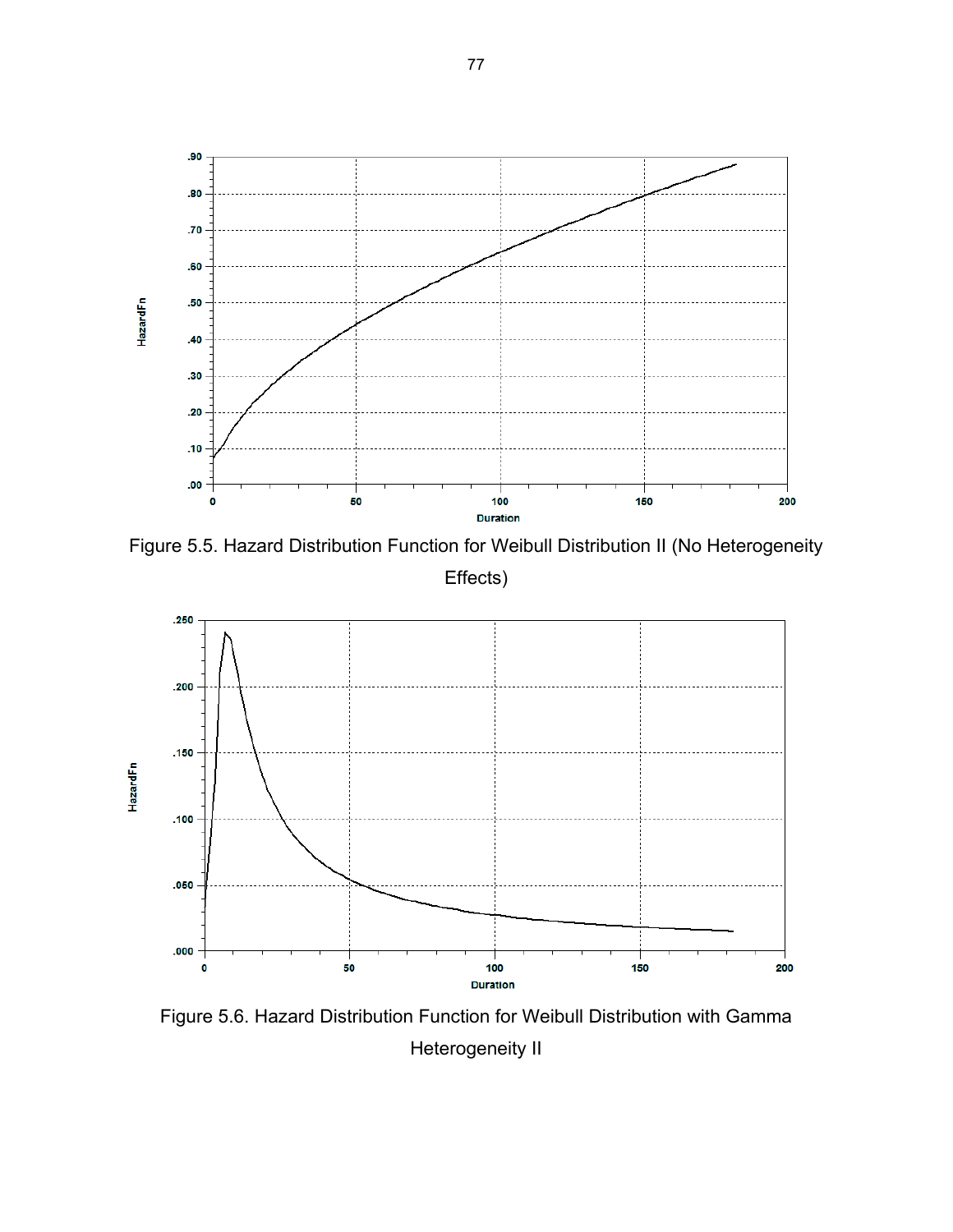Figure 5.5. Hazard Distribution Function for Weibull Distribution II (No Heterogeneity Effects)

Figure 5.6. Hazard Distribution Function for Weibull Distribution with Gamma Heterogeneity II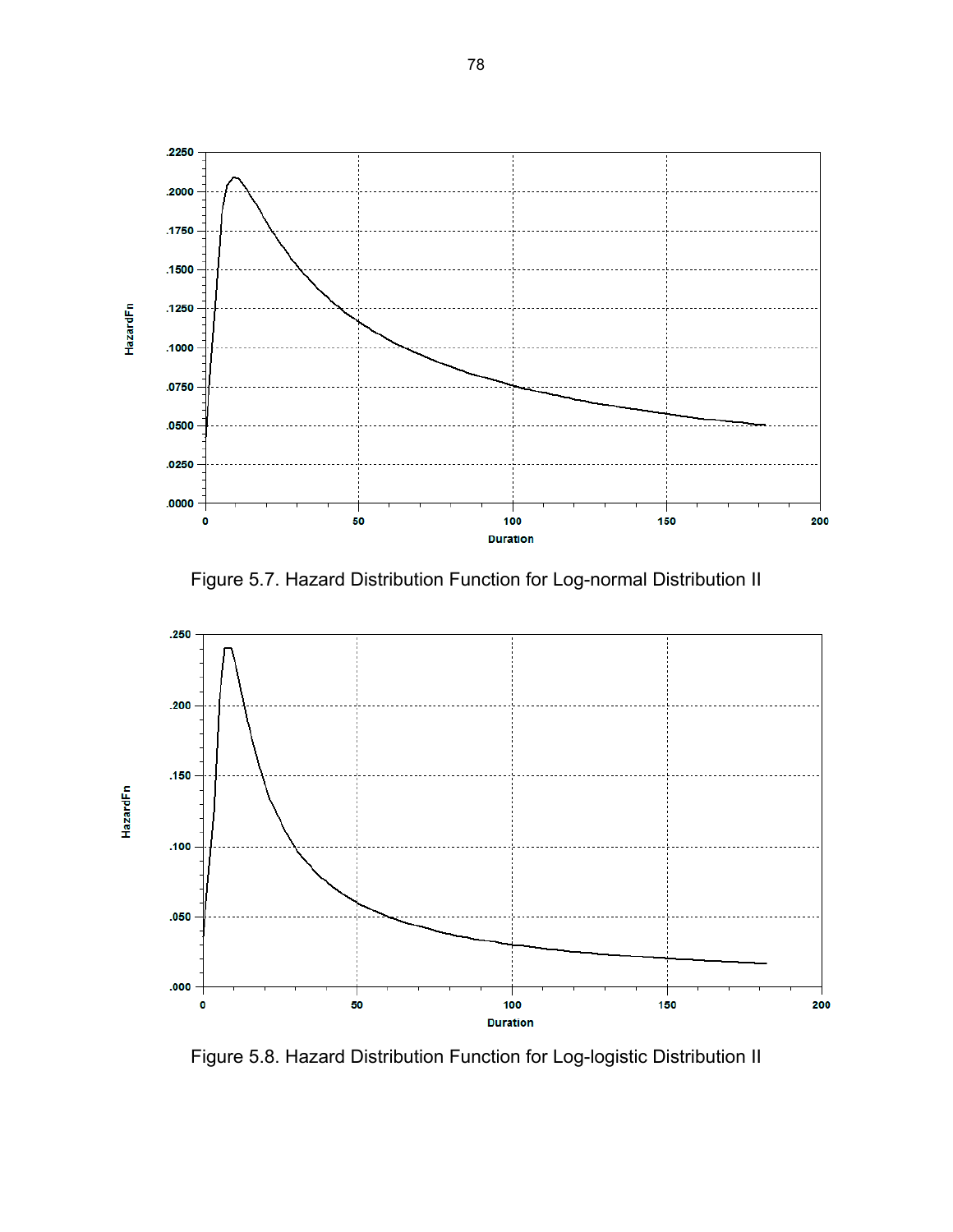Figure 5.7. Hazard Distribution Function for Log-normal Distribution II

Figure 5.8. Hazard Distribution Function for Log-logistic Distribution II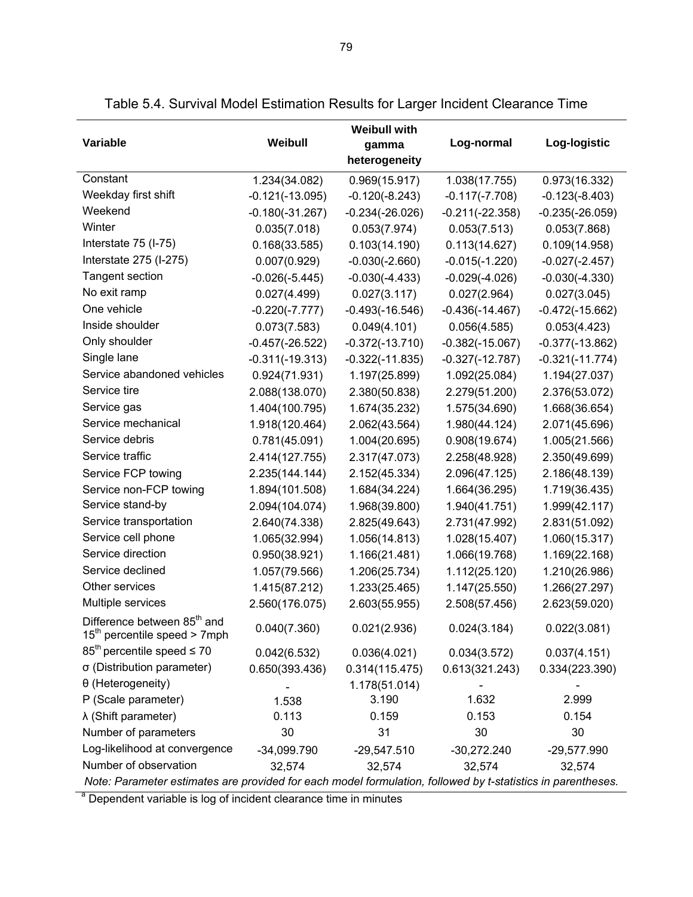Table 5.4. Survival Model Estimation Results for Larger Incident Clearance Time

| Variable | Weibull | Weibull with gamma heterogeneity | Log-normal | Log-logistic |
|---|---|---|---|---|
| Constant | 1.234(34.082) | 0.969(15.917) | 1.038(17.755) | 0.973(16.332) |
| Weekday first shift | -0.121(-13.095) | -0.120(-8.243) | -0.117(-7.708) | -0.123(-8.403) |
| Weekend | -0.180(-31.267) | -0.234(-26.026) | -0.211(-22.358) | -0.235(-26.059) |
| Winter | 0.035(7.018) | 0.053(7.974) | 0.053(7.513) | 0.053(7.868) |
| Interstate 75 (I-75) | 0.168(33.585) | 0.103(14.190) | 0.113(14.627) | 0.109(14.958) |
| Interstate 275 (I-275) | 0.007(0.929) | -0.030(-2.660) | -0.015(-1.220) | -0.027(-2.457) |
| Tangent section | -0.026(-5.445) | -0.030(-4.433) | -0.029(-4.026) | -0.030(-4.330) |
| No exit ramp | 0.027(4.499) | 0.027(3.117) | 0.027(2.964) | 0.027(3.045) |
| One vehicle | -0.220(-7.777) | -0.493(-16.546) | -0.436(-14.467) | -0.472(-15.662) |
| Inside shoulder | 0.073(7.583) | 0.049(4.101) | 0.056(4.585) | 0.053(4.423) |
| Only shoulder | -0.457(-26.522) | -0.372(-13.710) | -0.382(-15.067) | -0.377(-13.862) |
| Single lane | -0.311(-19.313) | -0.322(-11.835) | -0.327(-12.787) | -0.321(-11.774) |
| Service abandoned vehicles | 0.924(71.931) | 1.197(25.899) | 1.092(25.084) | 1.194(27.037) |
| Service tire | 2.088(138.070) | 2.380(50.838) | 2.279(51.200) | 2.376(53.072) |
| Service gas | 1.404(100.795) | 1.674(35.232) | 1.575(34.690) | 1.668(36.654) |
| Service mechanical | 1.918(120.464) | 2.062(43.564) | 1.980(44.124) | 2.071(45.696) |
| Service debris | 0.781(45.091) | 1.004(20.695) | 0.908(19.674) | 1.005(21.566) |
| Service traffic | 2.414(127.755) | 2.317(47.073) | 2.258(48.928) | 2.350(49.699) |
| Service FCP towing | 2.235(144.144) | 2.152(45.334) | 2.096(47.125) | 2.186(48.139) |
| Service non-FCP towing | 1.894(101.508) | 1.684(34.224) | 1.664(36.295) | 1.719(36.435) |
| Service stand-by | 2.094(104.074) | 1.968(39.800) | 1.940(41.751) | 1.999(42.117) |
| Service transportation | 2.640(74.338) | 2.825(49.643) | 2.731(47.992) | 2.831(51.092) |
| Service cell phone | 1.065(32.994) | 1.056(14.813) | 1.028(15.407) | 1.060(15.317) |
| Service direction | 0.950(38.921) | 1.166(21.481) | 1.066(19.768) | 1.169(22.168) |
| Service declined | 1.057(79.566) | 1.206(25.734) | 1.112(25.120) | 1.210(26.986) |
| Other services | 1.415(87.212) | 1.233(25.465) | 1.147(25.550) | 1.266(27.297) |
| Multiple services | 2.560(176.075) | 2.603(55.955) | 2.508(57.456) | 2.623(59.020) |
| Difference between $85^{th}$ and $15^{th}$ percentile speed > 7mph | 0.040(7.360) | 0.021(2.936) | 0.024(3.184) | 0.022(3.081) |
| $85^{th}$ percentile speed ≤ 70 | 0.042(6.532) | 0.036(4.021) | 0.034(3.572) | 0.037(4.151) |
| σ (Distribution parameter) | 0.650(393.436) | 0.314(115.475) | 0.613(321.243) | 0.334(223.390) |
| θ (Heterogeneity) | - | 1.178(51.014) | - | - |
| P (Scale parameter) | 1.538 | 3.190 | 1.632 | 2.999 |
| λ (Shift parameter) | 0.113 | 0.159 | 0.153 | 0.154 |
| Number of parameters | 30 | 31 | 30 | 30 |
| Log-likelihood at convergence | -34,099.790 | -29,547.510 | -30,272.240 | -29,577.990 |
| Number of observation | 32,574 | 32,574 | 32,574 | 32,574 |

*Note: Parameter estimates are provided for each model formulation, followed by t-statistics in parentheses.*

[a] Dependent variable is log of incident clearance time in minutes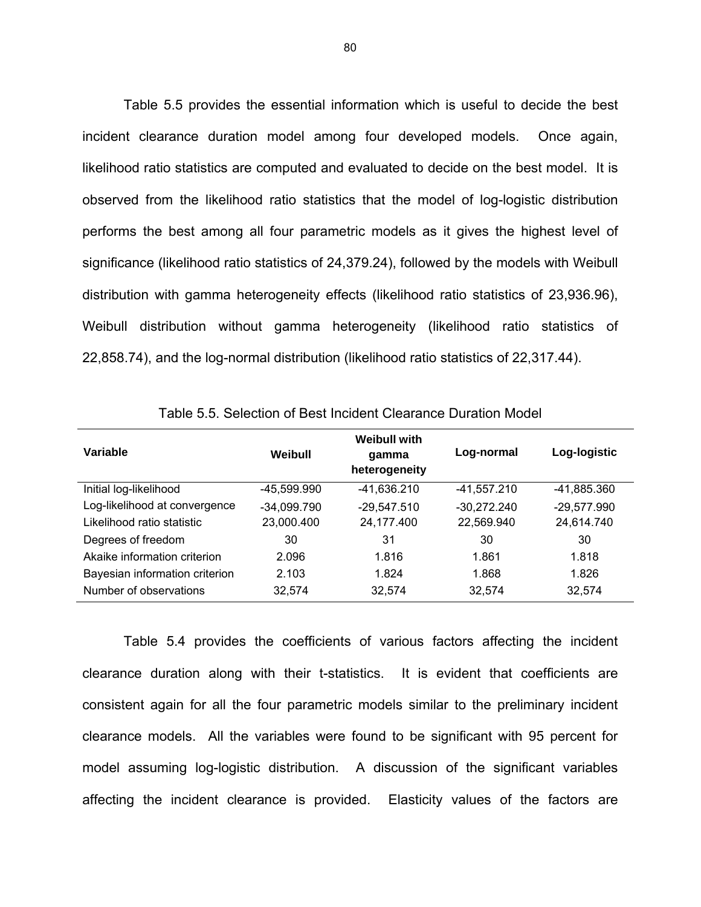Table 5.5 provides the essential information which is useful to decide the best incident clearance duration model among four developed models. Once again, likelihood ratio statistics are computed and evaluated to decide on the best model. It is observed from the likelihood ratio statistics that the model of log-logistic distribution performs the best among all four parametric models as it gives the highest level of significance (likelihood ratio statistics of 24,379.24), followed by the models with Weibull distribution with gamma heterogeneity effects (likelihood ratio statistics of 23,936.96), Weibull distribution without gamma heterogeneity (likelihood ratio statistics of 22,858.74), and the log-normal distribution (likelihood ratio statistics of 22,317.44).

Table 5.5. Selection of Best Incident Clearance Duration Model

| Variable | Weibull | Weibull with gamma heterogeneity | Log-normal | Log-logistic |
|---|---|---|---|---|
| Initial log-likelihood | -45,599.990 | -41,636.210 | -41,557.210 | -41,885.360 |
| Log-likelihood at convergence | -34,099.790 | -29,547.510 | -30,272.240 | -29,577.990 |
| Likelihood ratio statistic | 23,000.400 | 24,177.400 | 22,569.940 | 24,614.740 |
| Degrees of freedom | 30 | 31 | 30 | 30 |
| Akaike information criterion | 2.096 | 1.816 | 1.861 | 1.818 |
| Bayesian information criterion | 2.103 | 1.824 | 1.868 | 1.826 |
| Number of observations | 32,574 | 32,574 | 32,574 | 32,574 |

Table 5.4 provides the coefficients of various factors affecting the incident clearance duration along with their t-statistics. It is evident that coefficients are consistent again for all the four parametric models similar to the preliminary incident clearance models. All the variables were found to be significant with 95 percent for model assuming log-logistic distribution. A discussion of the significant variables affecting the incident clearance is provided. Elasticity values of the factors are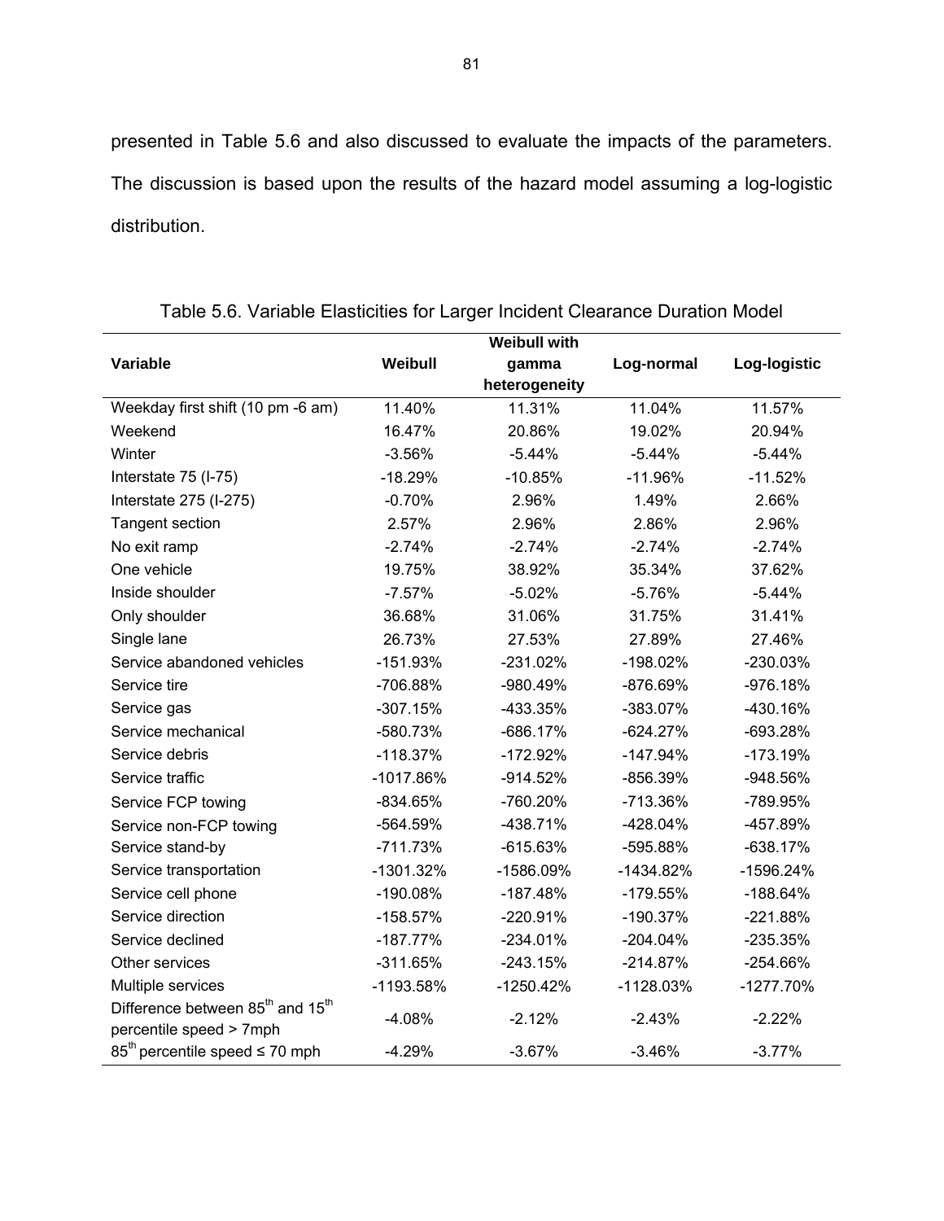presented in Table 5.6 and also discussed to evaluate the impacts of the parameters. The discussion is based upon the results of the hazard model assuming a log-logistic distribution.

Table 5.6. Variable Elasticities for Larger Incident Clearance Duration Model

| Variable | Weibull | Weibull with gamma heterogeneity | Log-normal | Log-logistic |
|---|---|---|---|---|
| Weekday first shift (10 pm -6 am) | 11.40% | 11.31% | 11.04% | 11.57% |
| Weekend | 16.47% | 20.86% | 19.02% | 20.94% |
| Winter | -3.56% | -5.44% | -5.44% | -5.44% |
| Interstate 75 (I-75) | -18.29% | -10.85% | -11.96% | -11.52% |
| Interstate 275 (I-275) | -0.70% | 2.96% | 1.49% | 2.66% |
| Tangent section | 2.57% | 2.96% | 2.86% | 2.96% |
| No exit ramp | -2.74% | -2.74% | -2.74% | -2.74% |
| One vehicle | 19.75% | 38.92% | 35.34% | 37.62% |
| Inside shoulder | -7.57% | -5.02% | -5.76% | -5.44% |
| Only shoulder | 36.68% | 31.06% | 31.75% | 31.41% |
| Single lane | 26.73% | 27.53% | 27.89% | 27.46% |
| Service abandoned vehicles | -151.93% | -231.02% | -198.02% | -230.03% |
| Service tire | -706.88% | -980.49% | -876.69% | -976.18% |
| Service gas | -307.15% | -433.35% | -383.07% | -430.16% |
| Service mechanical | -580.73% | -686.17% | -624.27% | -693.28% |
| Service debris | -118.37% | -172.92% | -147.94% | -173.19% |
| Service traffic | -1017.86% | -914.52% | -856.39% | -948.56% |
| Service FCP towing | -834.65% | -760.20% | -713.36% | -789.95% |
| Service non-FCP towing | -564.59% | -438.71% | -428.04% | -457.89% |
| Service stand-by | -711.73% | -615.63% | -595.88% | -638.17% |
| Service transportation | -1301.32% | -1586.09% | -1434.82% | -1596.24% |
| Service cell phone | -190.08% | -187.48% | -179.55% | -188.64% |
| Service direction | -158.57% | -220.91% | -190.37% | -221.88% |
| Service declined | -187.77% | -234.01% | -204.04% | -235.35% |
| Other services | -311.65% | -243.15% | -214.87% | -254.66% |
| Multiple services | -1193.58% | -1250.42% | -1128.03% | -1277.70% |
| Difference between $85^{th}$ and $15^{th}$ percentile speed > 7mph | -4.08% | -2.12% | -2.43% | -2.22% |
| $85^{th}$ percentile speed ≤ 70 mph | -4.29% | -3.67% | -3.46% | -3.77% |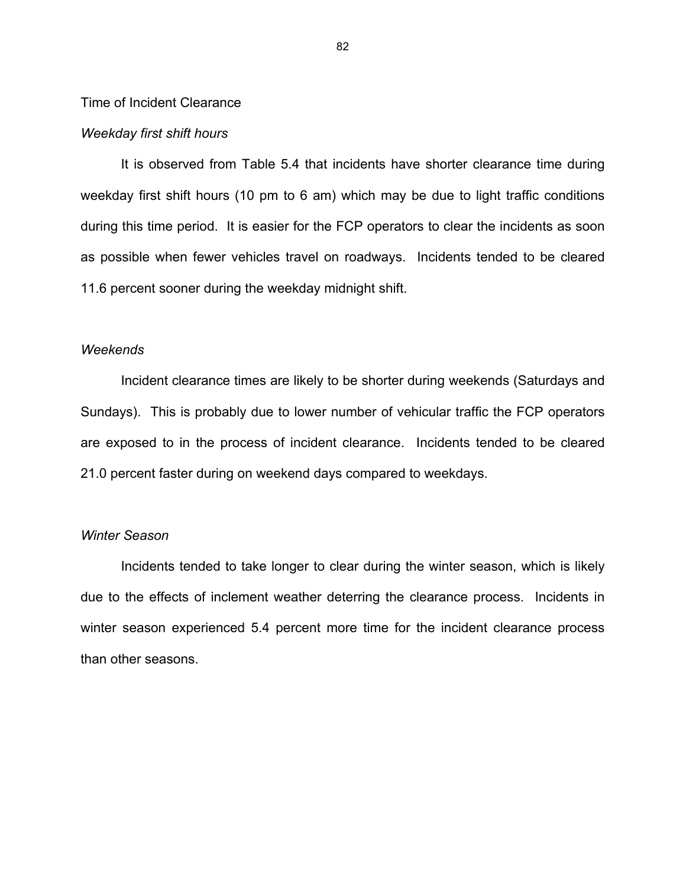Time of Incident Clearance

*Weekday first shift hours*

It is observed from Table 5.4 that incidents have shorter clearance time during weekday first shift hours (10 pm to 6 am) which may be due to light traffic conditions during this time period. It is easier for the FCP operators to clear the incidents as soon as possible when fewer vehicles travel on roadways. Incidents tended to be cleared 11.6 percent sooner during the weekday midnight shift.

*Weekends*

Incident clearance times are likely to be shorter during weekends (Saturdays and Sundays). This is probably due to lower number of vehicular traffic the FCP operators are exposed to in the process of incident clearance. Incidents tended to be cleared 21.0 percent faster during on weekend days compared to weekdays.

*Winter Season*

Incidents tended to take longer to clear during the winter season, which is likely due to the effects of inclement weather deterring the clearance process. Incidents in winter season experienced 5.4 percent more time for the incident clearance process than other seasons.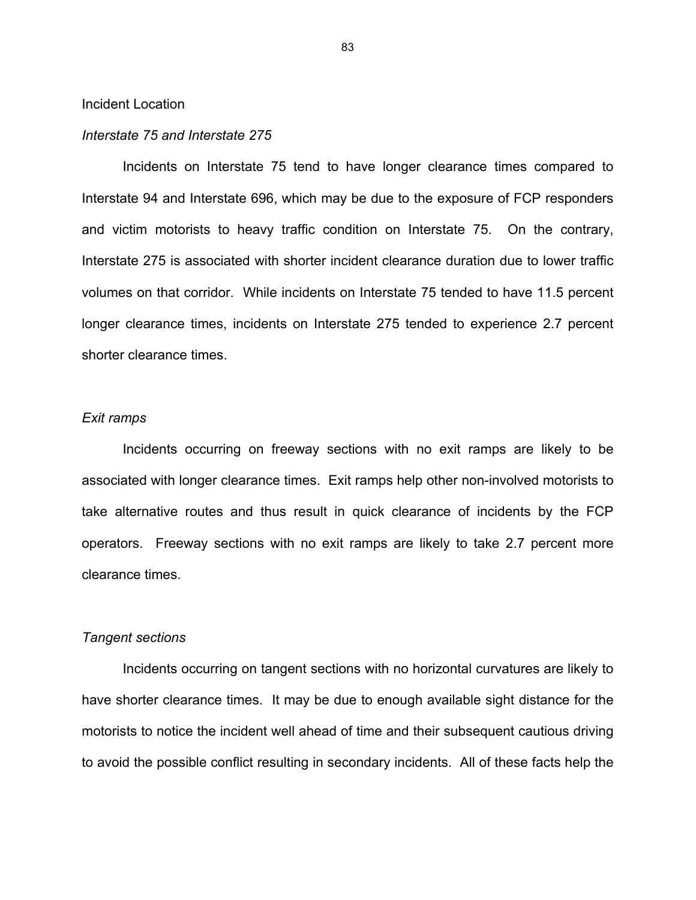Incident Location

*Interstate 75 and Interstate 275*

Incidents on Interstate 75 tend to have longer clearance times compared to Interstate 94 and Interstate 696, which may be due to the exposure of FCP responders and victim motorists to heavy traffic condition on Interstate 75. On the contrary, Interstate 275 is associated with shorter incident clearance duration due to lower traffic volumes on that corridor. While incidents on Interstate 75 tended to have 11.5 percent longer clearance times, incidents on Interstate 275 tended to experience 2.7 percent shorter clearance times.

*Exit ramps*

Incidents occurring on freeway sections with no exit ramps are likely to be associated with longer clearance times. Exit ramps help other non-involved motorists to take alternative routes and thus result in quick clearance of incidents by the FCP operators. Freeway sections with no exit ramps are likely to take 2.7 percent more clearance times.

*Tangent sections*

Incidents occurring on tangent sections with no horizontal curvatures are likely to have shorter clearance times. It may be due to enough available sight distance for the motorists to notice the incident well ahead of time and their subsequent cautious driving to avoid the possible conflict resulting in secondary incidents. All of these facts help the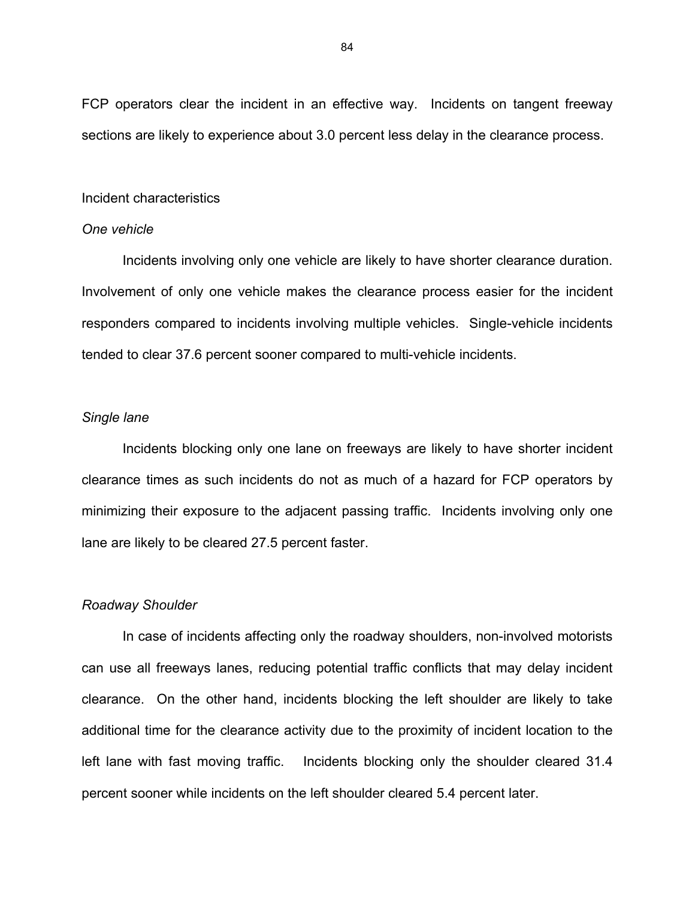FCP operators clear the incident in an effective way. Incidents on tangent freeway sections are likely to experience about 3.0 percent less delay in the clearance process.

Incident characteristics

*One vehicle*

Incidents involving only one vehicle are likely to have shorter clearance duration. Involvement of only one vehicle makes the clearance process easier for the incident responders compared to incidents involving multiple vehicles. Single-vehicle incidents tended to clear 37.6 percent sooner compared to multi-vehicle incidents.

*Single lane*

Incidents blocking only one lane on freeways are likely to have shorter incident clearance times as such incidents do not as much of a hazard for FCP operators by minimizing their exposure to the adjacent passing traffic. Incidents involving only one lane are likely to be cleared 27.5 percent faster.

*Roadway Shoulder*

In case of incidents affecting only the roadway shoulders, non-involved motorists can use all freeways lanes, reducing potential traffic conflicts that may delay incident clearance. On the other hand, incidents blocking the left shoulder are likely to take additional time for the clearance activity due to the proximity of incident location to the left lane with fast moving traffic. Incidents blocking only the shoulder cleared 31.4 percent sooner while incidents on the left shoulder cleared 5.4 percent later.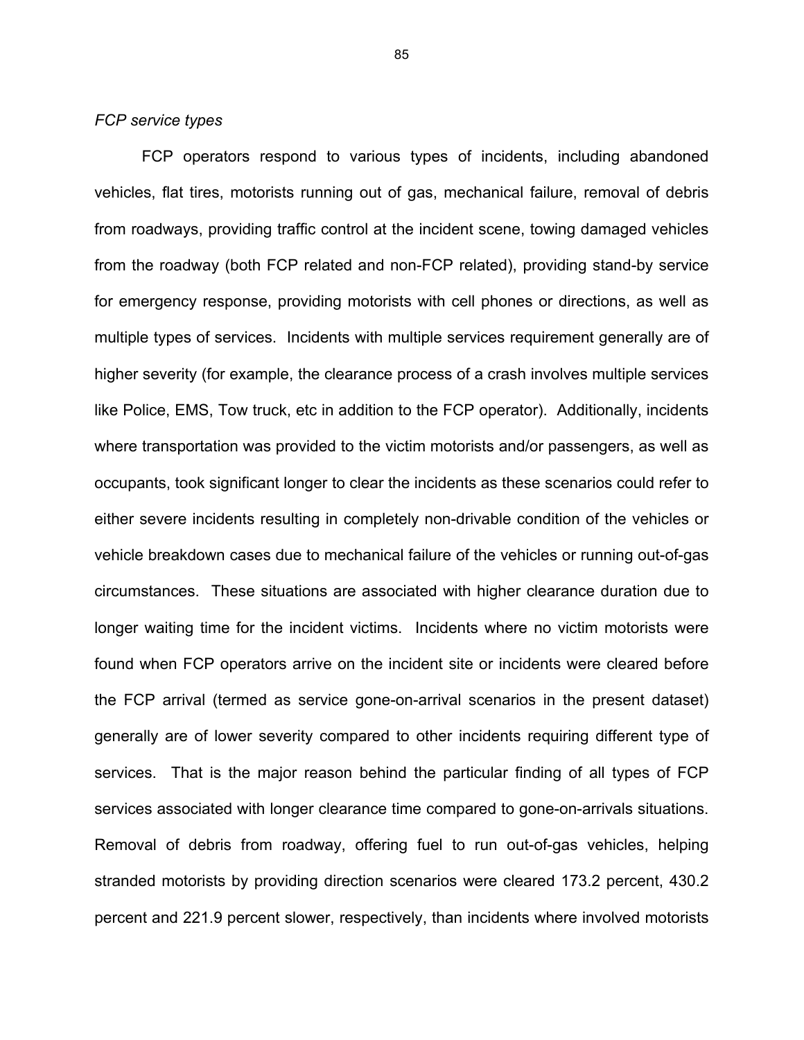*FCP service types*

FCP operators respond to various types of incidents, including abandoned vehicles, flat tires, motorists running out of gas, mechanical failure, removal of debris from roadways, providing traffic control at the incident scene, towing damaged vehicles from the roadway (both FCP related and non-FCP related), providing stand-by service for emergency response, providing motorists with cell phones or directions, as well as multiple types of services. Incidents with multiple services requirement generally are of higher severity (for example, the clearance process of a crash involves multiple services like Police, EMS, Tow truck, etc in addition to the FCP operator). Additionally, incidents where transportation was provided to the victim motorists and/or passengers, as well as occupants, took significant longer to clear the incidents as these scenarios could refer to either severe incidents resulting in completely non-drivable condition of the vehicles or vehicle breakdown cases due to mechanical failure of the vehicles or running out-of-gas circumstances. These situations are associated with higher clearance duration due to longer waiting time for the incident victims. Incidents where no victim motorists were found when FCP operators arrive on the incident site or incidents were cleared before the FCP arrival (termed as service gone-on-arrival scenarios in the present dataset) generally are of lower severity compared to other incidents requiring different type of services. That is the major reason behind the particular finding of all types of FCP services associated with longer clearance time compared to gone-on-arrivals situations. Removal of debris from roadway, offering fuel to run out-of-gas vehicles, helping stranded motorists by providing direction scenarios were cleared 173.2 percent, 430.2 percent and 221.9 percent slower, respectively, than incidents where involved motorists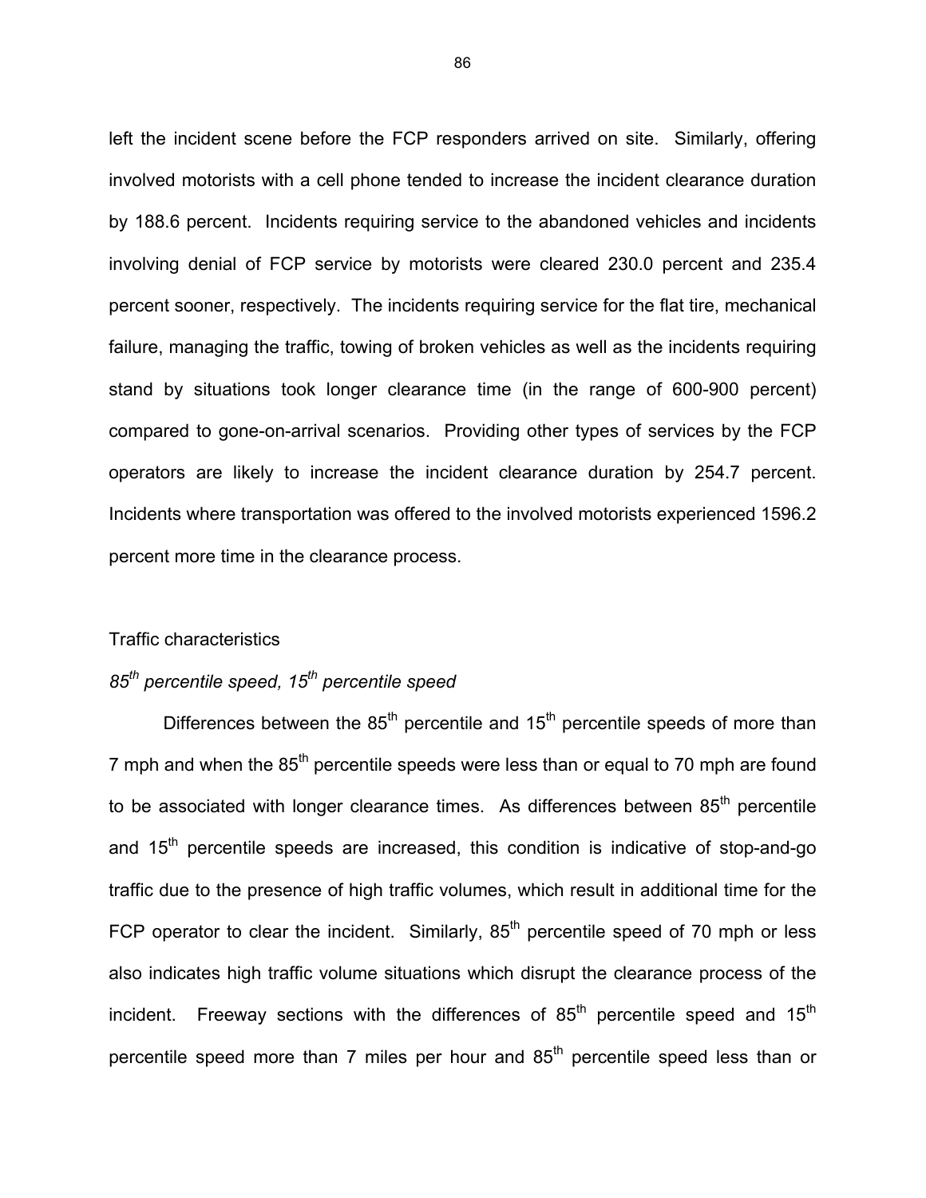left the incident scene before the FCP responders arrived on site. Similarly, offering involved motorists with a cell phone tended to increase the incident clearance duration by 188.6 percent. Incidents requiring service to the abandoned vehicles and incidents involving denial of FCP service by motorists were cleared 230.0 percent and 235.4 percent sooner, respectively. The incidents requiring service for the flat tire, mechanical failure, managing the traffic, towing of broken vehicles as well as the incidents requiring stand by situations took longer clearance time (in the range of 600-900 percent) compared to gone-on-arrival scenarios. Providing other types of services by the FCP operators are likely to increase the incident clearance duration by 254.7 percent. Incidents where transportation was offered to the involved motorists experienced 1596.2 percent more time in the clearance process.

### Traffic characteristics

#### *85th percentile speed, 15th percentile speed*

Differences between the 85th percentile and 15th percentile speeds of more than 7 mph and when the 85th percentile speeds were less than or equal to 70 mph are found to be associated with longer clearance times. As differences between 85th percentile and 15th percentile speeds are increased, this condition is indicative of stop-and-go traffic due to the presence of high traffic volumes, which result in additional time for the FCP operator to clear the incident. Similarly, 85th percentile speed of 70 mph or less also indicates high traffic volume situations which disrupt the clearance process of the incident. Freeway sections with the differences of 85th percentile speed and 15th percentile speed more than 7 miles per hour and 85th percentile speed less than or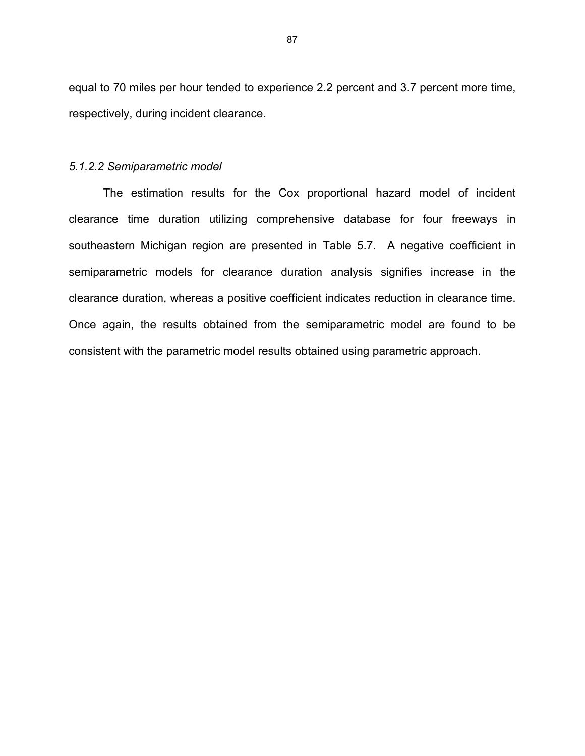equal to 70 miles per hour tended to experience 2.2 percent and 3.7 percent more time, respectively, during incident clearance.

#### *5.1.2.2 Semiparametric model*

The estimation results for the Cox proportional hazard model of incident clearance time duration utilizing comprehensive database for four freeways in southeastern Michigan region are presented in Table 5.7. A negative coefficient in semiparametric models for clearance duration analysis signifies increase in the clearance duration, whereas a positive coefficient indicates reduction in clearance time. Once again, the results obtained from the semiparametric model are found to be consistent with the parametric model results obtained using parametric approach.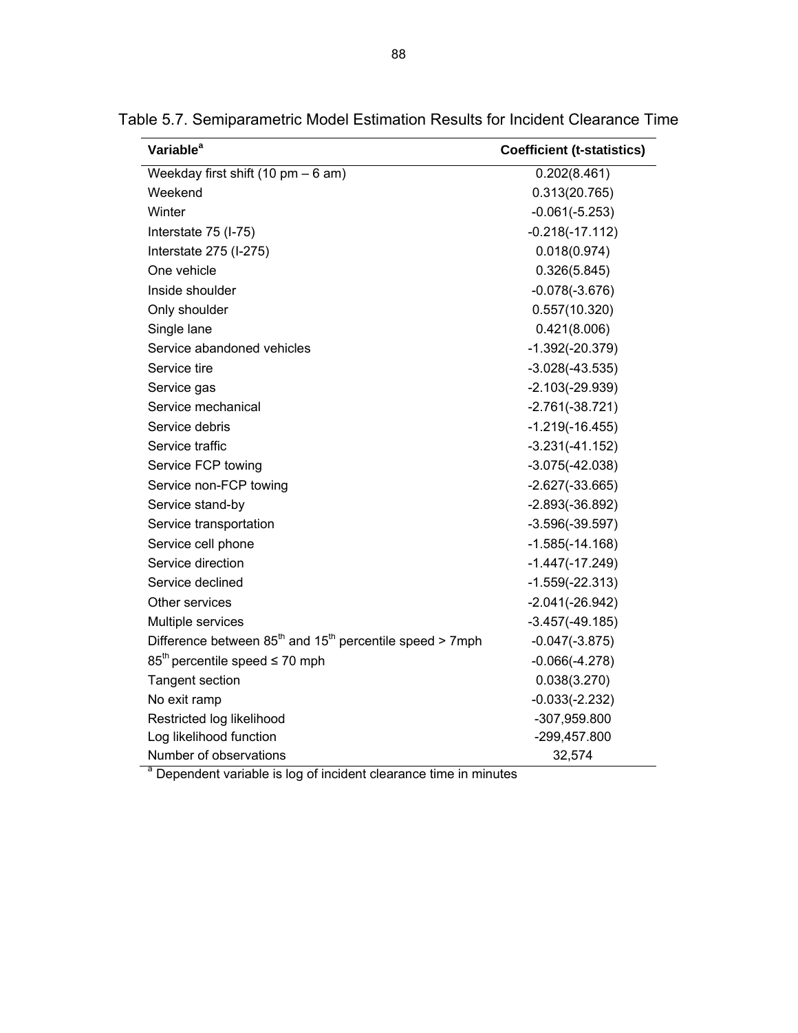Table 5.7. Semiparametric Model Estimation Results for Incident Clearance Time

| Variable[a] | Coefficient (t-statistics) |
|---|---|
| Weekday first shift (10 pm – 6 am) | 0.202(8.461) |
| Weekend | 0.313(20.765) |
| Winter | -0.061(-5.253) |
| Interstate 75 (I-75) | -0.218(-17.112) |
| Interstate 275 (I-275) | 0.018(0.974) |
| One vehicle | 0.326(5.845) |
| Inside shoulder | -0.078(-3.676) |
| Only shoulder | 0.557(10.320) |
| Single lane | 0.421(8.006) |
| Service abandoned vehicles | -1.392(-20.379) |
| Service tire | -3.028(-43.535) |
| Service gas | -2.103(-29.939) |
| Service mechanical | -2.761(-38.721) |
| Service debris | -1.219(-16.455) |
| Service traffic | -3.231(-41.152) |
| Service FCP towing | -3.075(-42.038) |
| Service non-FCP towing | -2.627(-33.665) |
| Service stand-by | -2.893(-36.892) |
| Service transportation | -3.596(-39.597) |
| Service cell phone | -1.585(-14.168) |
| Service direction | -1.447(-17.249) |
| Service declined | -1.559(-22.313) |
| Other services | -2.041(-26.942) |
| Multiple services | -3.457(-49.185) |
| Difference between 85$^{th}$ and 15$^{th}$ percentile speed > 7mph | -0.047(-3.875) |
| 85$^{th}$ percentile speed ≤ 70 mph | -0.066(-4.278) |
| Tangent section | 0.038(3.270) |
| No exit ramp | -0.033(-2.232) |
| Restricted log likelihood | -307,959.800 |
| Log likelihood function | -299,457.800 |
| Number of observations | 32,574 |

[a] Dependent variable is log of incident clearance time in minutes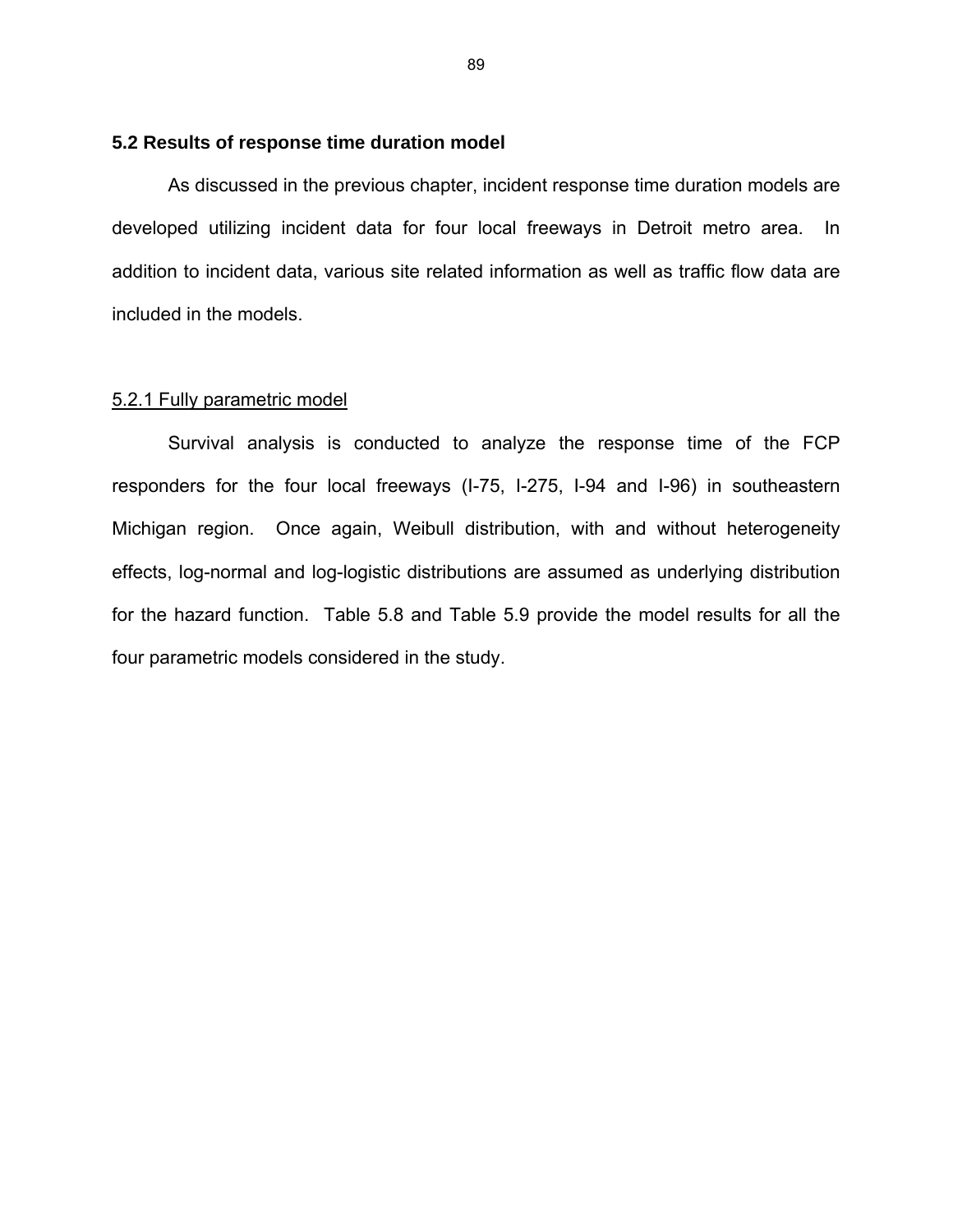## 5.2 Results of response time duration model

As discussed in the previous chapter, incident response time duration models are developed utilizing incident data for four local freeways in Detroit metro area. In addition to incident data, various site related information as well as traffic flow data are included in the models.

### 5.2.1 Fully parametric model

Survival analysis is conducted to analyze the response time of the FCP responders for the four local freeways (I-75, I-275, I-94 and I-96) in southeastern Michigan region. Once again, Weibull distribution, with and without heterogeneity effects, log-normal and log-logistic distributions are assumed as underlying distribution for the hazard function. Table 5.8 and Table 5.9 provide the model results for all the four parametric models considered in the study.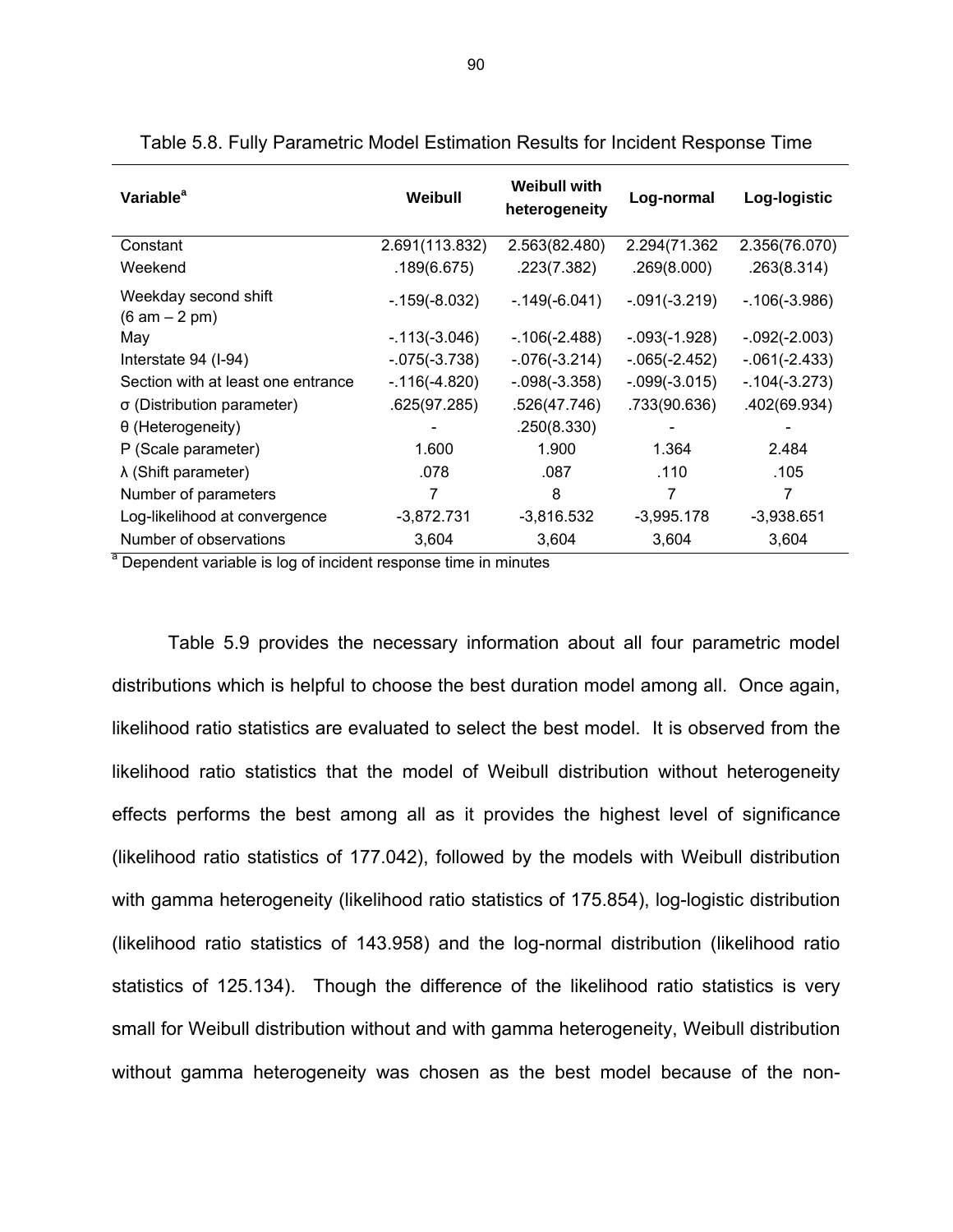Table 5.8. Fully Parametric Model Estimation Results for Incident Response Time

| Variable[a] | Weibull | Weibull with heterogeneity | Log-normal | Log-logistic |
|---|---|---|---|---|
| Constant | 2.691(113.832) | 2.563(82.480) | 2.294(71.362 | 2.356(76.070) |
| Weekend | .189(6.675) | .223(7.382) | .269(8.000) | .263(8.314) |
| Weekday second shift (6 am – 2 pm) | -.159(-8.032) | -.149(-6.041) | -.091(-3.219) | -.106(-3.986) |
| May | -.113(-3.046) | -.106(-2.488) | -.093(-1.928) | -.092(-2.003) |
| Interstate 94 (I-94) | -.075(-3.738) | -.076(-3.214) | -.065(-2.452) | -.061(-2.433) |
| Section with at least one entrance | -.116(-4.820) | -.098(-3.358) | -.099(-3.015) | -.104(-3.273) |
| σ (Distribution parameter) | .625(97.285) | .526(47.746) | .733(90.636) | .402(69.934) |
| θ (Heterogeneity) | - | .250(8.330) | - | - |
| P (Scale parameter) | 1.600 | 1.900 | 1.364 | 2.484 |
| λ (Shift parameter) | .078 | .087 | .110 | .105 |
| Number of parameters | 7 | 8 | 7 | 7 |
| Log-likelihood at convergence | -3,872.731 | -3,816.532 | -3,995.178 | -3,938.651 |
| Number of observations | 3,604 | 3,604 | 3,604 | 3,604 |

[a] Dependent variable is log of incident response time in minutes

Table 5.9 provides the necessary information about all four parametric model distributions which is helpful to choose the best duration model among all. Once again, likelihood ratio statistics are evaluated to select the best model. It is observed from the likelihood ratio statistics that the model of Weibull distribution without heterogeneity effects performs the best among all as it provides the highest level of significance (likelihood ratio statistics of 177.042), followed by the models with Weibull distribution with gamma heterogeneity (likelihood ratio statistics of 175.854), log-logistic distribution (likelihood ratio statistics of 143.958) and the log-normal distribution (likelihood ratio statistics of 125.134). Though the difference of the likelihood ratio statistics is very small for Weibull distribution without and with gamma heterogeneity, Weibull distribution without gamma heterogeneity was chosen as the best model because of the non-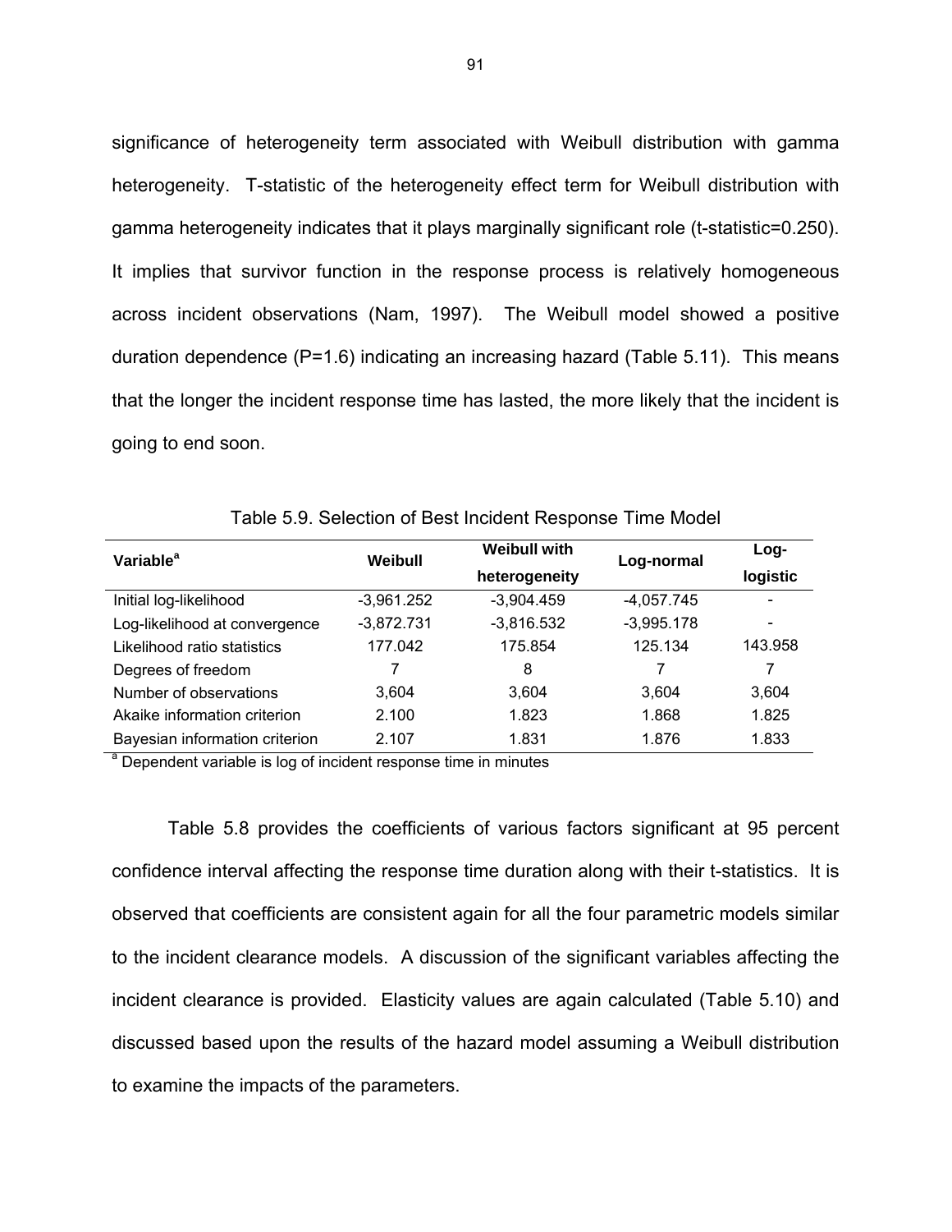significance of heterogeneity term associated with Weibull distribution with gamma heterogeneity. T-statistic of the heterogeneity effect term for Weibull distribution with gamma heterogeneity indicates that it plays marginally significant role (t-statistic=0.250). It implies that survivor function in the response process is relatively homogeneous across incident observations (Nam, 1997). The Weibull model showed a positive duration dependence (P=1.6) indicating an increasing hazard (Table 5.11). This means that the longer the incident response time has lasted, the more likely that the incident is going to end soon.

Table 5.9. Selection of Best Incident Response Time Model

| Variable[a] | Weibull | Weibull with heterogeneity | Log-normal | Log-logistic |
|---|---|---|---|---|
| Initial log-likelihood | -3,961.252 | -3,904.459 | -4,057.745 | - |
| Log-likelihood at convergence | -3,872.731 | -3,816.532 | -3,995.178 | - |
| Likelihood ratio statistics | 177.042 | 175.854 | 125.134 | 143.958 |
| Degrees of freedom | 7 | 8 | 7 | 7 |
| Number of observations | 3,604 | 3,604 | 3,604 | 3,604 |
| Akaike information criterion | 2.100 | 1.823 | 1.868 | 1.825 |
| Bayesian information criterion | 2.107 | 1.831 | 1.876 | 1.833 |

[a] Dependent variable is log of incident response time in minutes

Table 5.8 provides the coefficients of various factors significant at 95 percent confidence interval affecting the response time duration along with their t-statistics. It is observed that coefficients are consistent again for all the four parametric models similar to the incident clearance models. A discussion of the significant variables affecting the incident clearance is provided. Elasticity values are again calculated (Table 5.10) and discussed based upon the results of the hazard model assuming a Weibull distribution to examine the impacts of the parameters.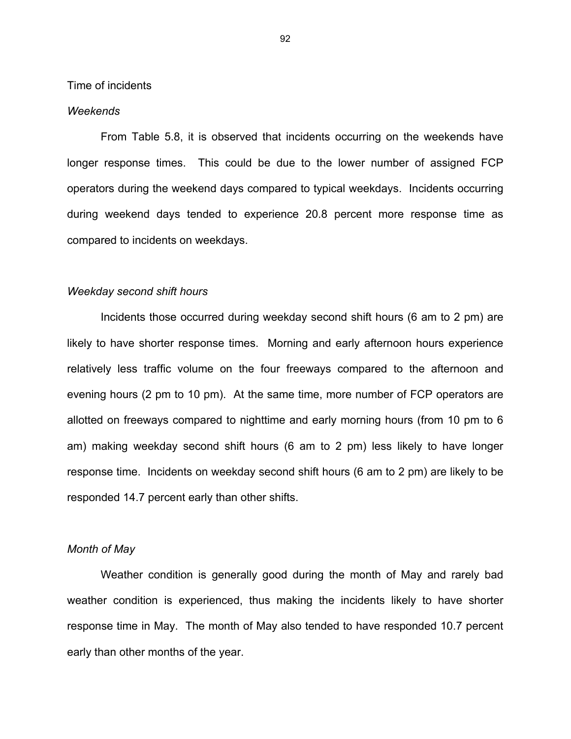Time of incidents

*Weekends*

From Table 5.8, it is observed that incidents occurring on the weekends have longer response times. This could be due to the lower number of assigned FCP operators during the weekend days compared to typical weekdays. Incidents occurring during weekend days tended to experience 20.8 percent more response time as compared to incidents on weekdays.

*Weekday second shift hours*

Incidents those occurred during weekday second shift hours (6 am to 2 pm) are likely to have shorter response times. Morning and early afternoon hours experience relatively less traffic volume on the four freeways compared to the afternoon and evening hours (2 pm to 10 pm). At the same time, more number of FCP operators are allotted on freeways compared to nighttime and early morning hours (from 10 pm to 6 am) making weekday second shift hours (6 am to 2 pm) less likely to have longer response time. Incidents on weekday second shift hours (6 am to 2 pm) are likely to be responded 14.7 percent early than other shifts.

*Month of May*

Weather condition is generally good during the month of May and rarely bad weather condition is experienced, thus making the incidents likely to have shorter response time in May. The month of May also tended to have responded 10.7 percent early than other months of the year.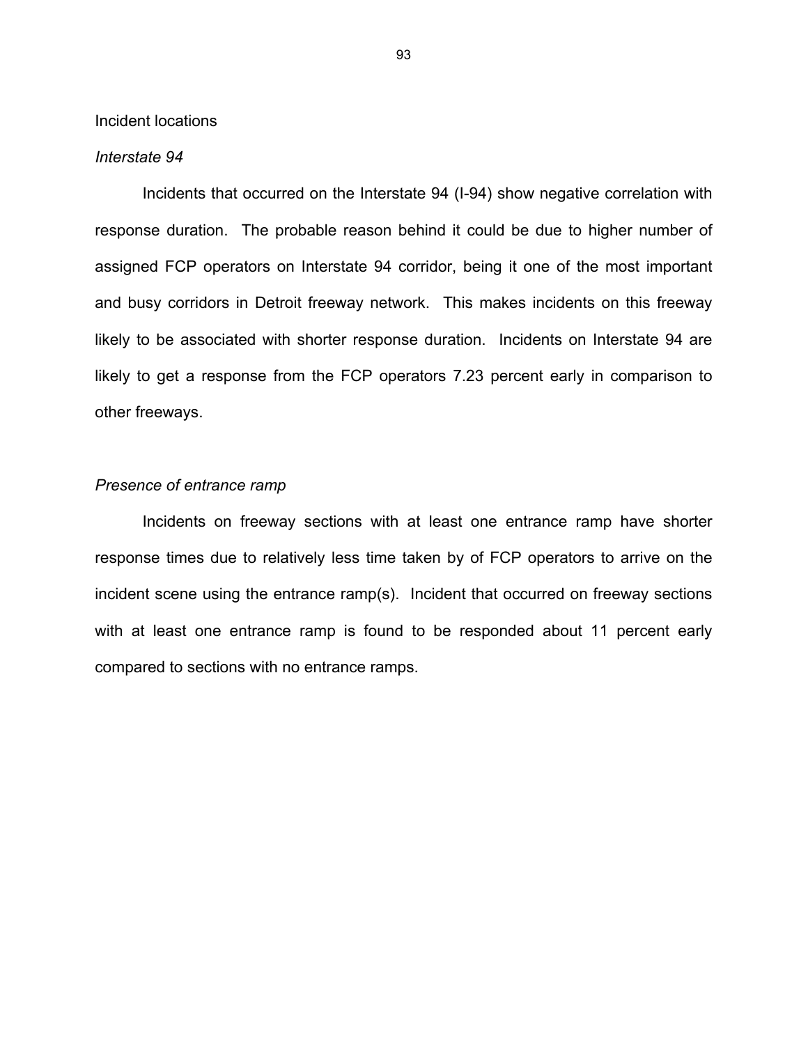Incident locations

*Interstate 94*

Incidents that occurred on the Interstate 94 (I-94) show negative correlation with response duration. The probable reason behind it could be due to higher number of assigned FCP operators on Interstate 94 corridor, being it one of the most important and busy corridors in Detroit freeway network. This makes incidents on this freeway likely to be associated with shorter response duration. Incidents on Interstate 94 are likely to get a response from the FCP operators 7.23 percent early in comparison to other freeways.

*Presence of entrance ramp*

Incidents on freeway sections with at least one entrance ramp have shorter response times due to relatively less time taken by of FCP operators to arrive on the incident scene using the entrance ramp(s). Incident that occurred on freeway sections with at least one entrance ramp is found to be responded about 11 percent early compared to sections with no entrance ramps.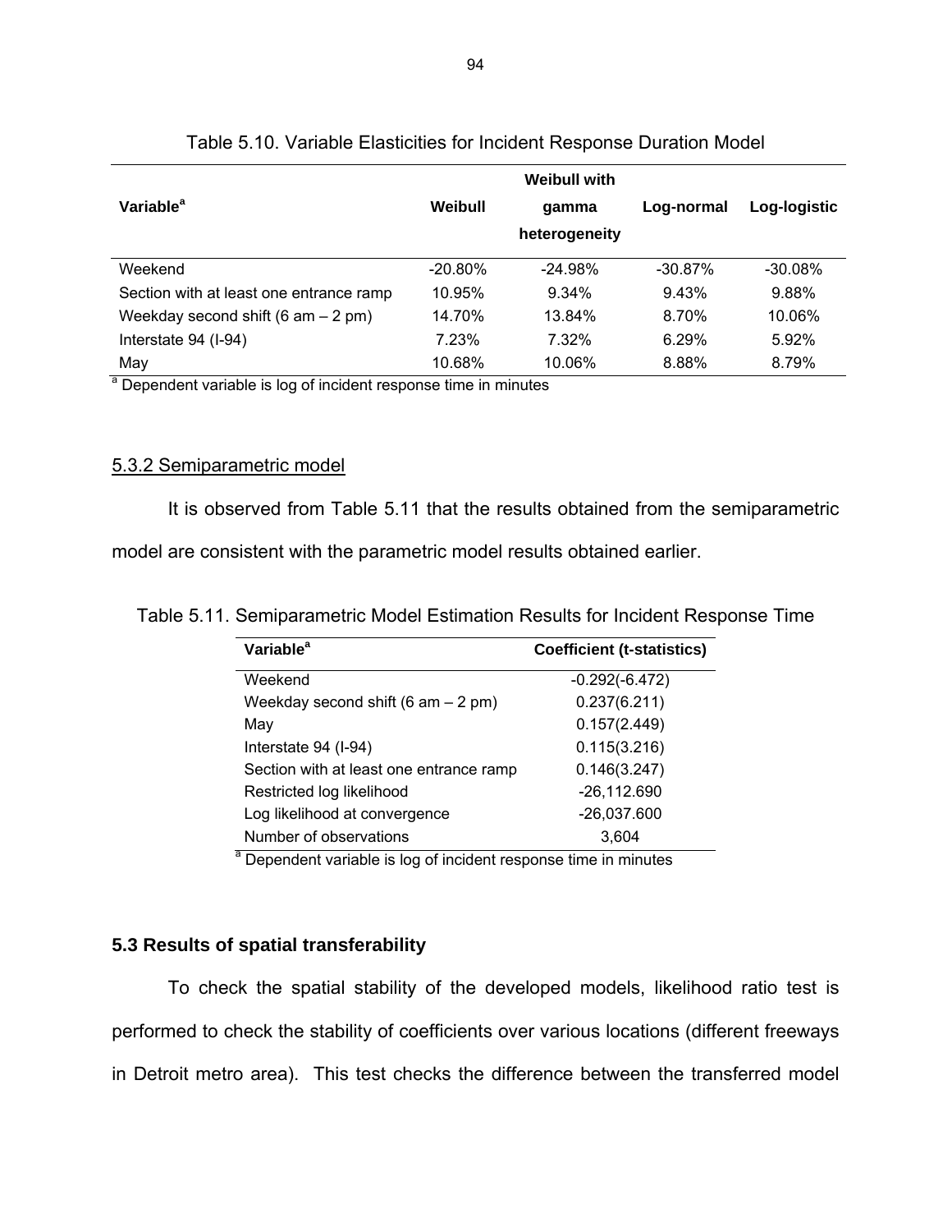Table 5.10. Variable Elasticities for Incident Response Duration Model

| Variable[a] | Weibull | Weibull with gamma heterogeneity | Log-normal | Log-logistic |
|---|---|---|---|---|
| Weekend | -20.80% | -24.98% | -30.87% | -30.08% |
| Section with at least one entrance ramp | 10.95% | 9.34% | 9.43% | 9.88% |
| Weekday second shift (6 am – 2 pm) | 14.70% | 13.84% | 8.70% | 10.06% |
| Interstate 94 (I-94) | 7.23% | 7.32% | 6.29% | 5.92% |
| May | 10.68% | 10.06% | 8.88% | 8.79% |

[a] Dependent variable is log of incident response time in minutes

### 5.3.2 Semiparametric model

It is observed from Table 5.11 that the results obtained from the semiparametric model are consistent with the parametric model results obtained earlier.

Table 5.11. Semiparametric Model Estimation Results for Incident Response Time

| Variable[a] | Coefficient (t-statistics) |
|---|---|
| Weekend | -0.292(-6.472) |
| Weekday second shift (6 am – 2 pm) | 0.237(6.211) |
| May | 0.157(2.449) |
| Interstate 94 (I-94) | 0.115(3.216) |
| Section with at least one entrance ramp | 0.146(3.247) |
| Restricted log likelihood | -26,112.690 |
| Log likelihood at convergence | -26,037.600 |
| Number of observations | 3,604 |

[a] Dependent variable is log of incident response time in minutes

## 5.3 Results of spatial transferability

To check the spatial stability of the developed models, likelihood ratio test is performed to check the stability of coefficients over various locations (different freeways in Detroit metro area). This test checks the difference between the transferred model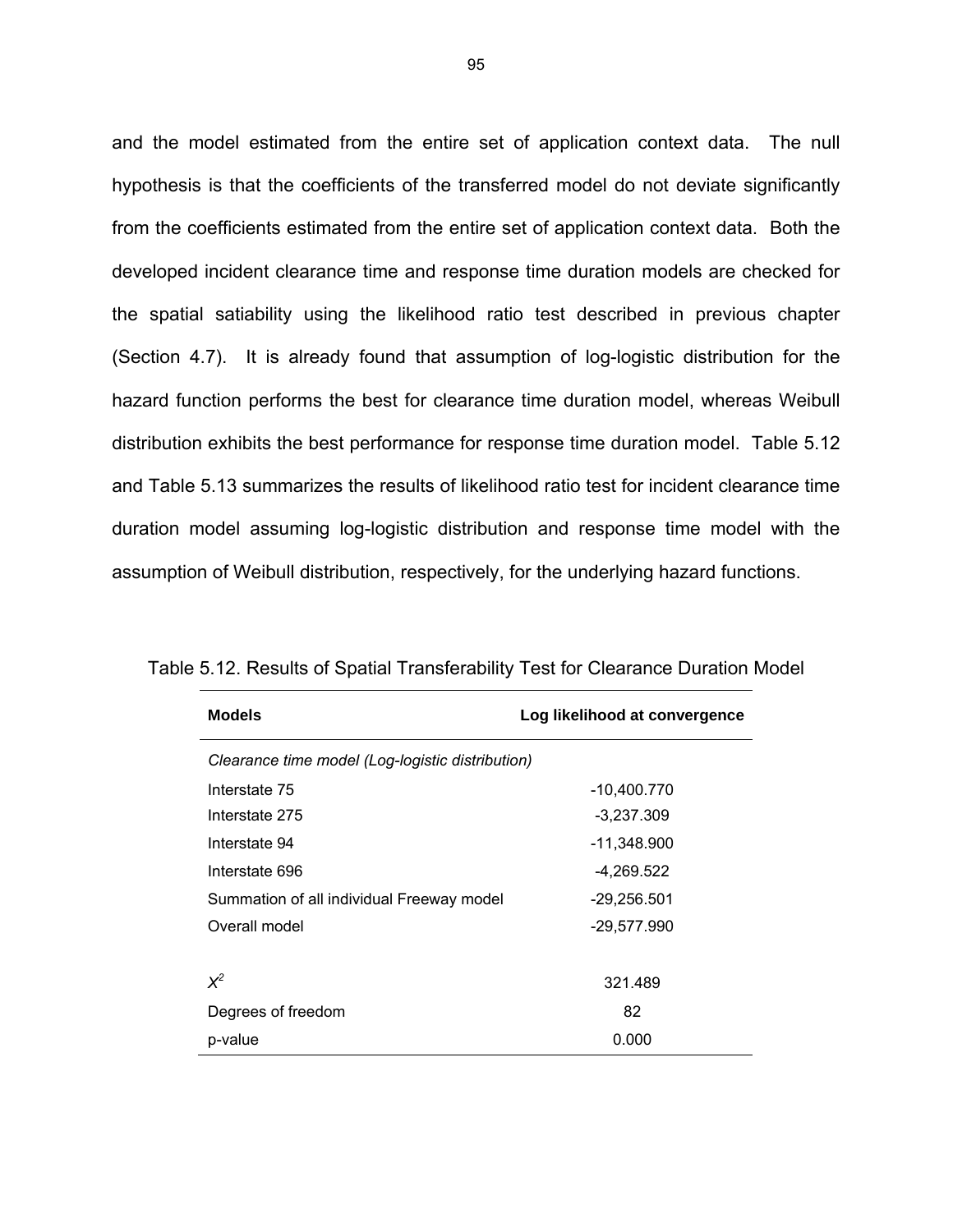and the model estimated from the entire set of application context data. The null hypothesis is that the coefficients of the transferred model do not deviate significantly from the coefficients estimated from the entire set of application context data. Both the developed incident clearance time and response time duration models are checked for the spatial satiability using the likelihood ratio test described in previous chapter (Section 4.7). It is already found that assumption of log-logistic distribution for the hazard function performs the best for clearance time duration model, whereas Weibull distribution exhibits the best performance for response time duration model. Table 5.12 and Table 5.13 summarizes the results of likelihood ratio test for incident clearance time duration model assuming log-logistic distribution and response time model with the assumption of Weibull distribution, respectively, for the underlying hazard functions.

Table 5.12. Results of Spatial Transferability Test for Clearance Duration Model

| **Models** | **Log likelihood at convergence** |
|---|---|
| *Clearance time model (Log-logistic distribution)* | |
| Interstate 75 | -10,400.770 |
| Interstate 275 | -3,237.309 |
| Interstate 94 | -11,348.900 |
| Interstate 696 | -4,269.522 |
| Summation of all individual Freeway model | -29,256.501 |
| Overall model | -29,577.990 |
| | |
| $X^2$ | 321.489 |
| Degrees of freedom | 82 |
| p-value | 0.000 |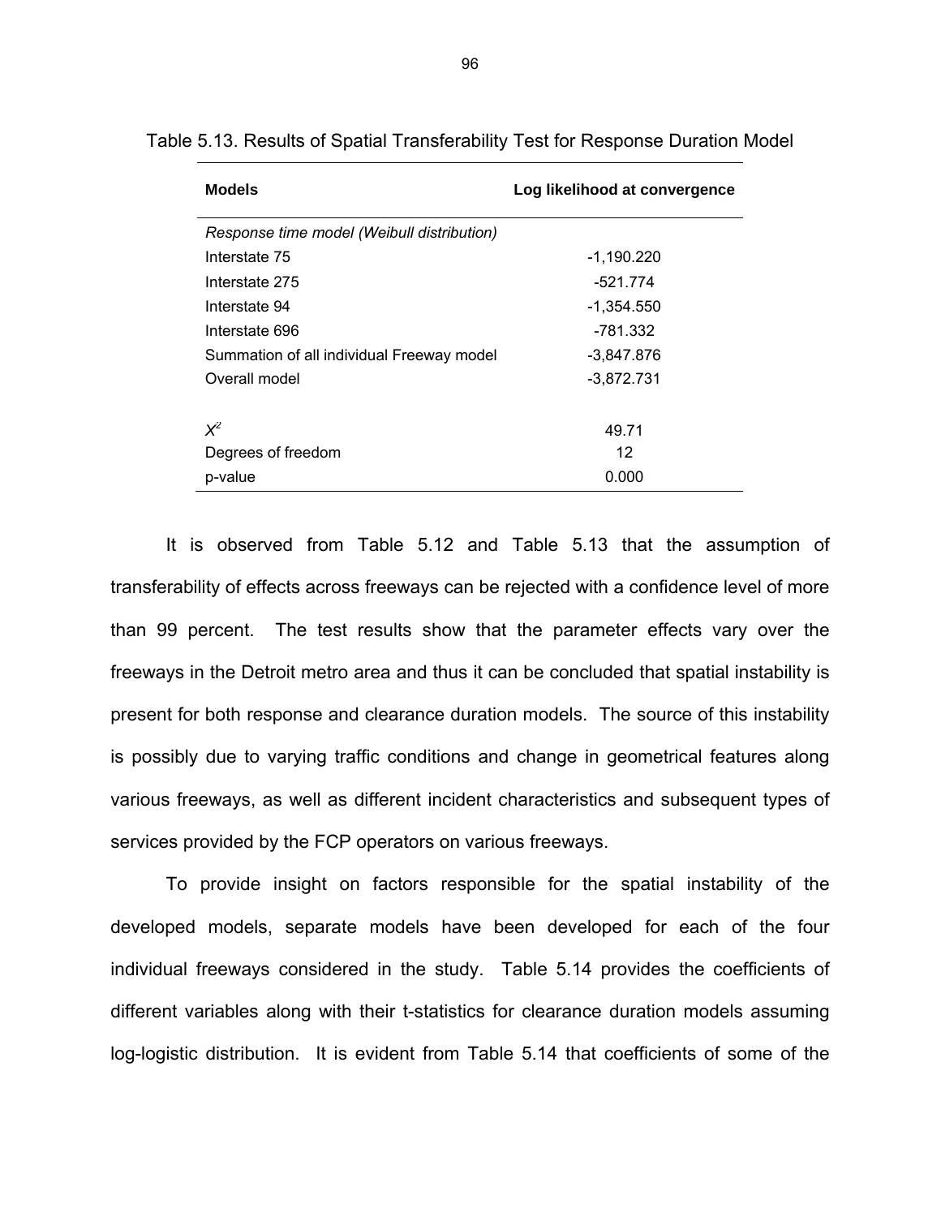Table 5.13. Results of Spatial Transferability Test for Response Duration Model

| **Models** | **Log likelihood at convergence** |
|---|---|
| *Response time model (Weibull distribution)* | |
| Interstate 75 | -1,190.220 |
| Interstate 275 | -521.774 |
| Interstate 94 | -1,354.550 |
| Interstate 696 | -781.332 |
| Summation of all individual Freeway model | -3,847.876 |
| Overall model | -3,872.731 |
| | |
| $X^2$ | 49.71 |
| Degrees of freedom | 12 |
| p-value | 0.000 |

It is observed from Table 5.12 and Table 5.13 that the assumption of transferability of effects across freeways can be rejected with a confidence level of more than 99 percent. The test results show that the parameter effects vary over the freeways in the Detroit metro area and thus it can be concluded that spatial instability is present for both response and clearance duration models. The source of this instability is possibly due to varying traffic conditions and change in geometrical features along various freeways, as well as different incident characteristics and subsequent types of services provided by the FCP operators on various freeways.

To provide insight on factors responsible for the spatial instability of the developed models, separate models have been developed for each of the four individual freeways considered in the study. Table 5.14 provides the coefficients of different variables along with their t-statistics for clearance duration models assuming log-logistic distribution. It is evident from Table 5.14 that coefficients of some of the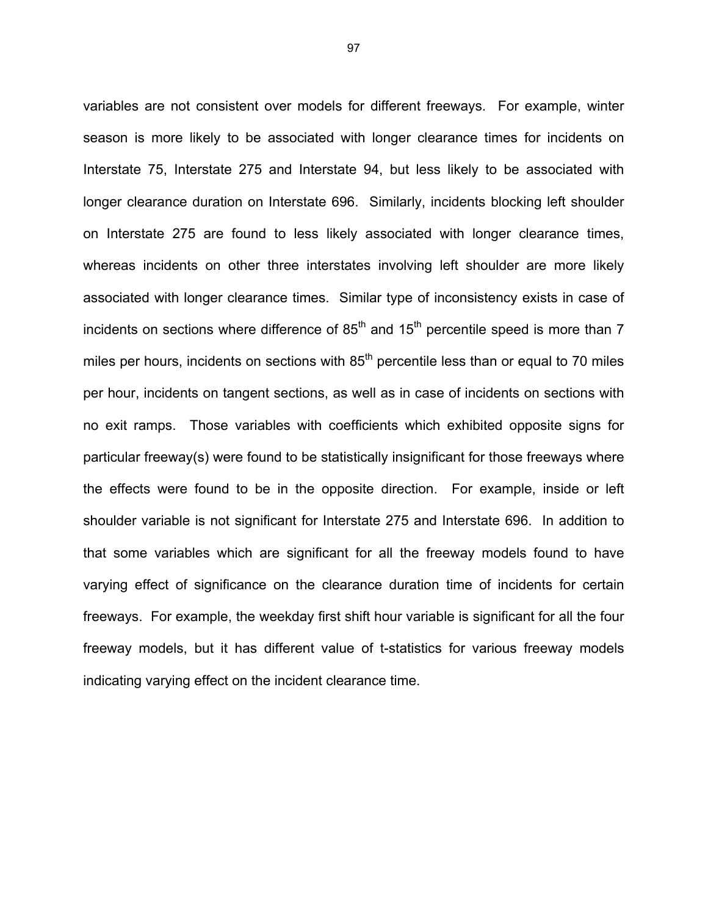variables are not consistent over models for different freeways. For example, winter season is more likely to be associated with longer clearance times for incidents on Interstate 75, Interstate 275 and Interstate 94, but less likely to be associated with longer clearance duration on Interstate 696. Similarly, incidents blocking left shoulder on Interstate 275 are found to less likely associated with longer clearance times, whereas incidents on other three interstates involving left shoulder are more likely associated with longer clearance times. Similar type of inconsistency exists in case of incidents on sections where difference of $85^{th}$ and $15^{th}$ percentile speed is more than 7 miles per hours, incidents on sections with $85^{th}$ percentile less than or equal to 70 miles per hour, incidents on tangent sections, as well as in case of incidents on sections with no exit ramps. Those variables with coefficients which exhibited opposite signs for particular freeway(s) were found to be statistically insignificant for those freeways where the effects were found to be in the opposite direction. For example, inside or left shoulder variable is not significant for Interstate 275 and Interstate 696. In addition to that some variables which are significant for all the freeway models found to have varying effect of significance on the clearance duration time of incidents for certain freeways. For example, the weekday first shift hour variable is significant for all the four freeway models, but it has different value of t-statistics for various freeway models indicating varying effect on the incident clearance time.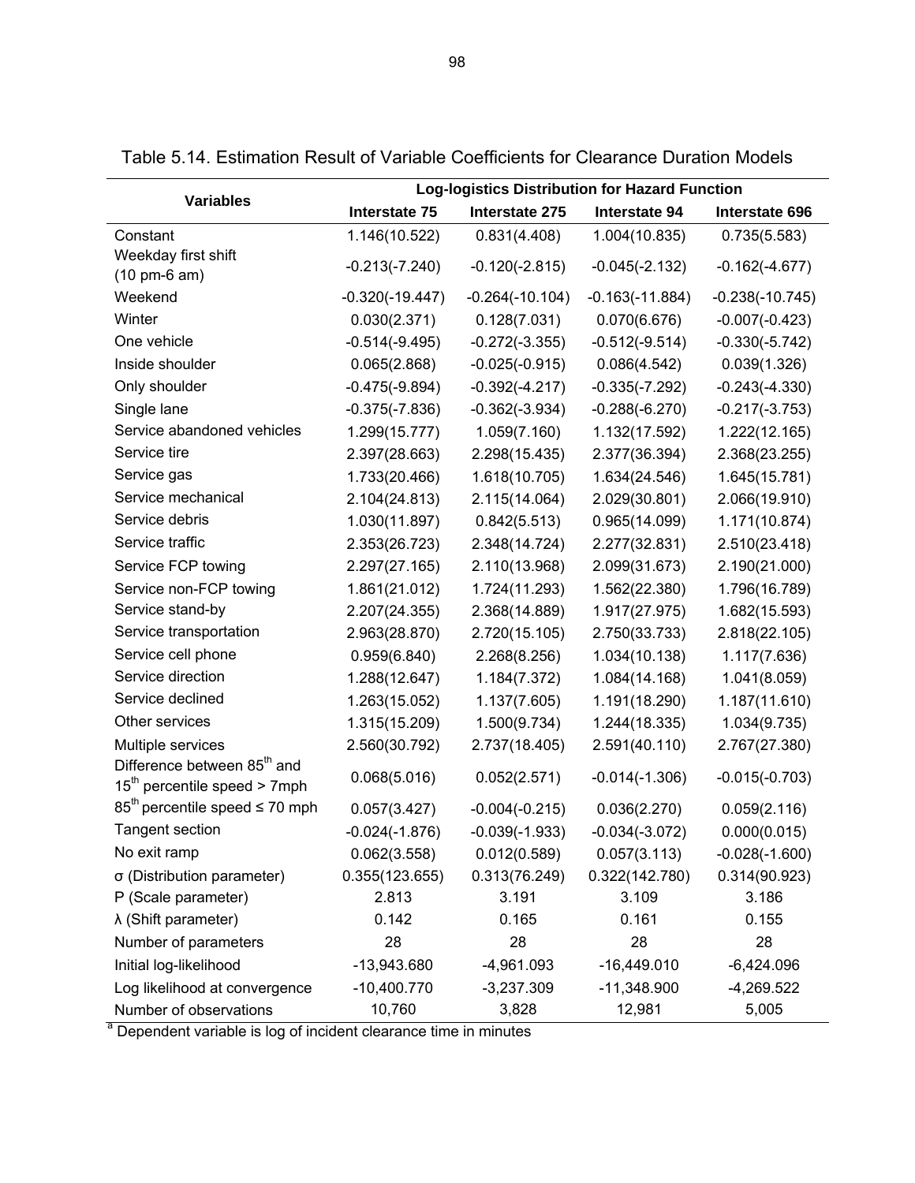Table 5.14. Estimation Result of Variable Coefficients for Clearance Duration Models

| Variables | Log-logistics Distribution for Hazard Function | | | |
|---|---|---|---|---|
| | Interstate 75 | Interstate 275 | Interstate 94 | Interstate 696 |
| Constant | 1.146(10.522) | 0.831(4.408) | 1.004(10.835) | 0.735(5.583) |
| Weekday first shift (10 pm-6 am) | -0.213(-7.240) | -0.120(-2.815) | -0.045(-2.132) | -0.162(-4.677) |
| Weekend | -0.320(-19.447) | -0.264(-10.104) | -0.163(-11.884) | -0.238(-10.745) |
| Winter | 0.030(2.371) | 0.128(7.031) | 0.070(6.676) | -0.007(-0.423) |
| One vehicle | -0.514(-9.495) | -0.272(-3.355) | -0.512(-9.514) | -0.330(-5.742) |
| Inside shoulder | 0.065(2.868) | -0.025(-0.915) | 0.086(4.542) | 0.039(1.326) |
| Only shoulder | -0.475(-9.894) | -0.392(-4.217) | -0.335(-7.292) | -0.243(-4.330) |
| Single lane | -0.375(-7.836) | -0.362(-3.934) | -0.288(-6.270) | -0.217(-3.753) |
| Service abandoned vehicles | 1.299(15.777) | 1.059(7.160) | 1.132(17.592) | 1.222(12.165) |
| Service tire | 2.397(28.663) | 2.298(15.435) | 2.377(36.394) | 2.368(23.255) |
| Service gas | 1.733(20.466) | 1.618(10.705) | 1.634(24.546) | 1.645(15.781) |
| Service mechanical | 2.104(24.813) | 2.115(14.064) | 2.029(30.801) | 2.066(19.910) |
| Service debris | 1.030(11.897) | 0.842(5.513) | 0.965(14.099) | 1.171(10.874) |
| Service traffic | 2.353(26.723) | 2.348(14.724) | 2.277(32.831) | 2.510(23.418) |
| Service FCP towing | 2.297(27.165) | 2.110(13.968) | 2.099(31.673) | 2.190(21.000) |
| Service non-FCP towing | 1.861(21.012) | 1.724(11.293) | 1.562(22.380) | 1.796(16.789) |
| Service stand-by | 2.207(24.355) | 2.368(14.889) | 1.917(27.975) | 1.682(15.593) |
| Service transportation | 2.963(28.870) | 2.720(15.105) | 2.750(33.733) | 2.818(22.105) |
| Service cell phone | 0.959(6.840) | 2.268(8.256) | 1.034(10.138) | 1.117(7.636) |
| Service direction | 1.288(12.647) | 1.184(7.372) | 1.084(14.168) | 1.041(8.059) |
| Service declined | 1.263(15.052) | 1.137(7.605) | 1.191(18.290) | 1.187(11.610) |
| Other services | 1.315(15.209) | 1.500(9.734) | 1.244(18.335) | 1.034(9.735) |
| Multiple services | 2.560(30.792) | 2.737(18.405) | 2.591(40.110) | 2.767(27.380) |
| Difference between 85th and 15th percentile speed > 7mph | 0.068(5.016) | 0.052(2.571) | -0.014(-1.306) | -0.015(-0.703) |
| 85th percentile speed ≤ 70 mph | 0.057(3.427) | -0.004(-0.215) | 0.036(2.270) | 0.059(2.116) |
| Tangent section | -0.024(-1.876) | -0.039(-1.933) | -0.034(-3.072) | 0.000(0.015) |
| No exit ramp | 0.062(3.558) | 0.012(0.589) | 0.057(3.113) | -0.028(-1.600) |
| σ (Distribution parameter) | 0.355(123.655) | 0.313(76.249) | 0.322(142.780) | 0.314(90.923) |
| P (Scale parameter) | 2.813 | 3.191 | 3.109 | 3.186 |
| λ (Shift parameter) | 0.142 | 0.165 | 0.161 | 0.155 |
| Number of parameters | 28 | 28 | 28 | 28 |
| Initial log-likelihood | -13,943.680 | -4,961.093 | -16,449.010 | -6,424.096 |
| Log likelihood at convergence | -10,400.770 | -3,237.309 | -11,348.900 | -4,269.522 |
| Number of observations | 10,760 | 3,828 | 12,981 | 5,005 |

[a] Dependent variable is log of incident clearance time in minutes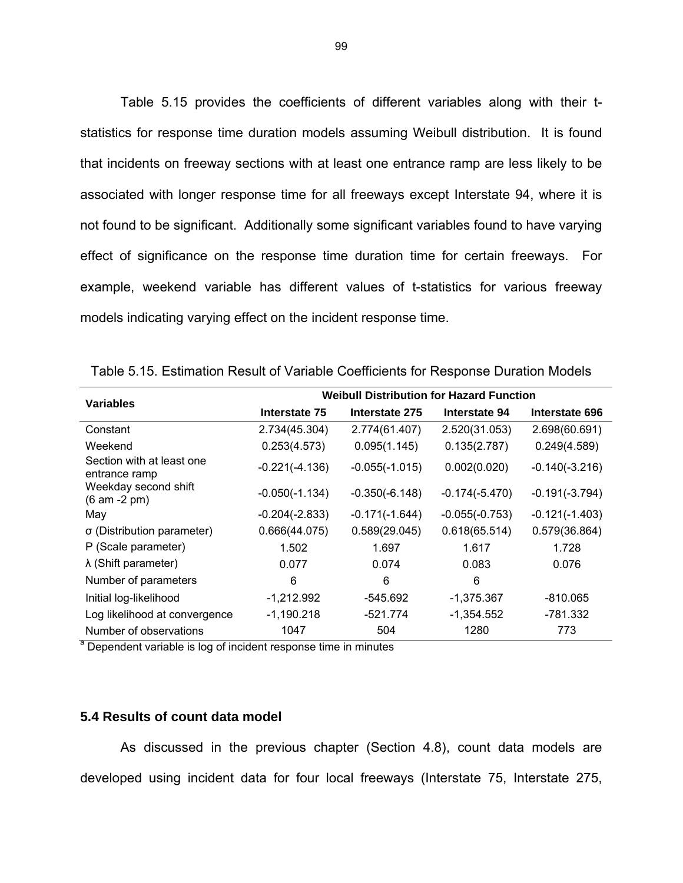Table 5.15 provides the coefficients of different variables along with their t-statistics for response time duration models assuming Weibull distribution. It is found that incidents on freeway sections with at least one entrance ramp are less likely to be associated with longer response time for all freeways except Interstate 94, where it is not found to be significant. Additionally some significant variables found to have varying effect of significance on the response time duration time for certain freeways. For example, weekend variable has different values of t-statistics for various freeway models indicating varying effect on the incident response time.

Table 5.15. Estimation Result of Variable Coefficients for Response Duration Models

| Variables | Weibull Distribution for Hazard Function | | | |
|---|---|---|---|---|
| | **Interstate 75** | **Interstate 275** | **Interstate 94** | **Interstate 696** |
| Constant | 2.734(45.304) | 2.774(61.407) | 2.520(31.053) | 2.698(60.691) |
| Weekend | 0.253(4.573) | 0.095(1.145) | 0.135(2.787) | 0.249(4.589) |
| Section with at least one entrance ramp | -0.221(-4.136) | -0.055(-1.015) | 0.002(0.020) | -0.140(-3.216) |
| Weekday second shift (6 am -2 pm) | -0.050(-1.134) | -0.350(-6.148) | -0.174(-5.470) | -0.191(-3.794) |
| May | -0.204(-2.833) | -0.171(-1.644) | -0.055(-0.753) | -0.121(-1.403) |
| σ (Distribution parameter) | 0.666(44.075) | 0.589(29.045) | 0.618(65.514) | 0.579(36.864) |
| P (Scale parameter) | 1.502 | 1.697 | 1.617 | 1.728 |
| λ (Shift parameter) | 0.077 | 0.074 | 0.083 | 0.076 |
| Number of parameters | 6 | 6 | 6 | |
| Initial log-likelihood | -1,212.992 | -545.692 | -1,375.367 | -810.065 |
| Log likelihood at convergence | -1,190.218 | -521.774 | -1,354.552 | -781.332 |
| Number of observations | 1047 | 504 | 1280 | 773 |

[a] Dependent variable is log of incident response time in minutes

### 5.4 Results of count data model

As discussed in the previous chapter (Section 4.8), count data models are developed using incident data for four local freeways (Interstate 75, Interstate 275,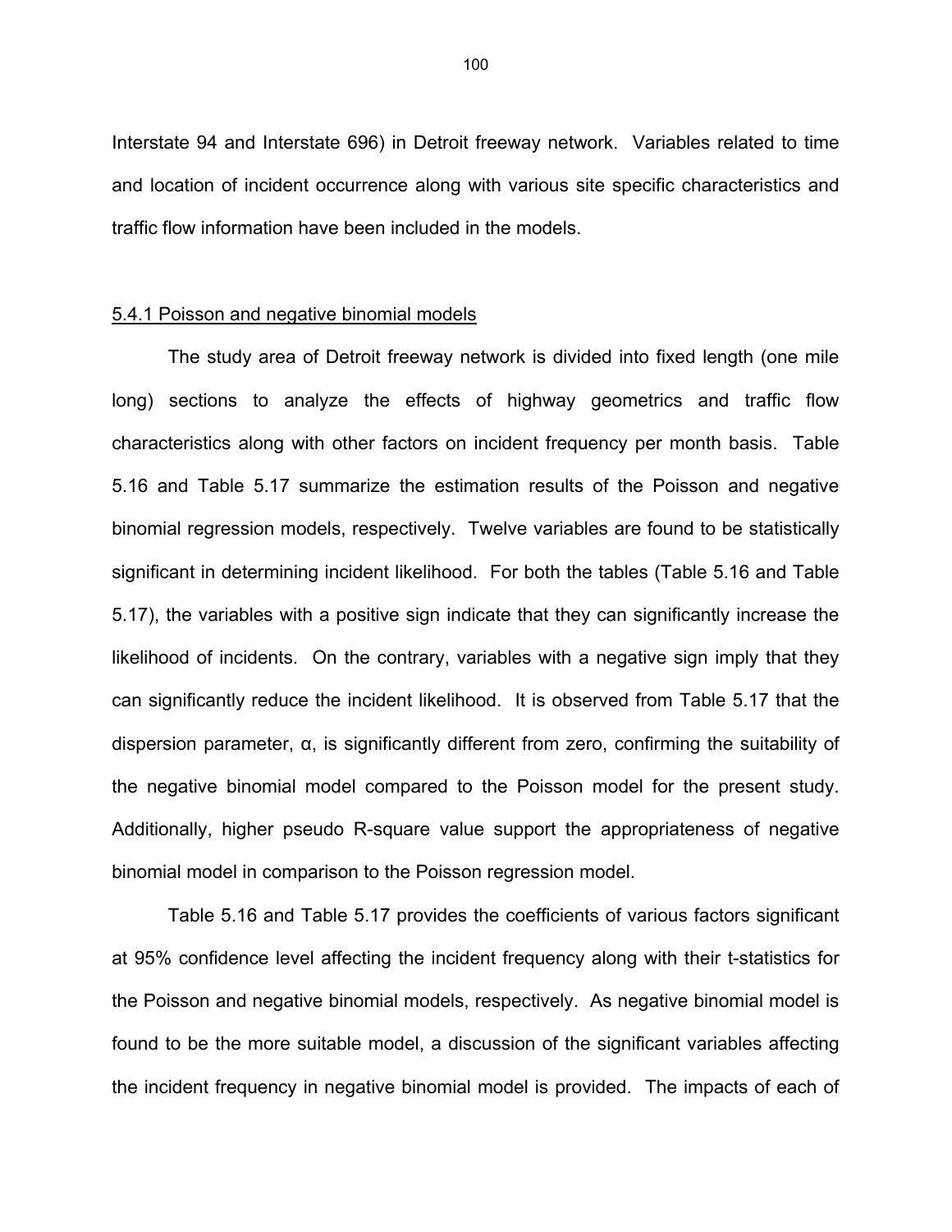Interstate 94 and Interstate 696) in Detroit freeway network. Variables related to time and location of incident occurrence along with various site specific characteristics and traffic flow information have been included in the models.

### 5.4.1 Poisson and negative binomial models

The study area of Detroit freeway network is divided into fixed length (one mile long) sections to analyze the effects of highway geometrics and traffic flow characteristics along with other factors on incident frequency per month basis. Table 5.16 and Table 5.17 summarize the estimation results of the Poisson and negative binomial regression models, respectively. Twelve variables are found to be statistically significant in determining incident likelihood. For both the tables (Table 5.16 and Table 5.17), the variables with a positive sign indicate that they can significantly increase the likelihood of incidents. On the contrary, variables with a negative sign imply that they can significantly reduce the incident likelihood. It is observed from Table 5.17 that the dispersion parameter, $\alpha$, is significantly different from zero, confirming the suitability of the negative binomial model compared to the Poisson model for the present study. Additionally, higher pseudo R-square value support the appropriateness of negative binomial model in comparison to the Poisson regression model.

Table 5.16 and Table 5.17 provides the coefficients of various factors significant at 95% confidence level affecting the incident frequency along with their t-statistics for the Poisson and negative binomial models, respectively. As negative binomial model is found to be the more suitable model, a discussion of the significant variables affecting the incident frequency in negative binomial model is provided. The impacts of each of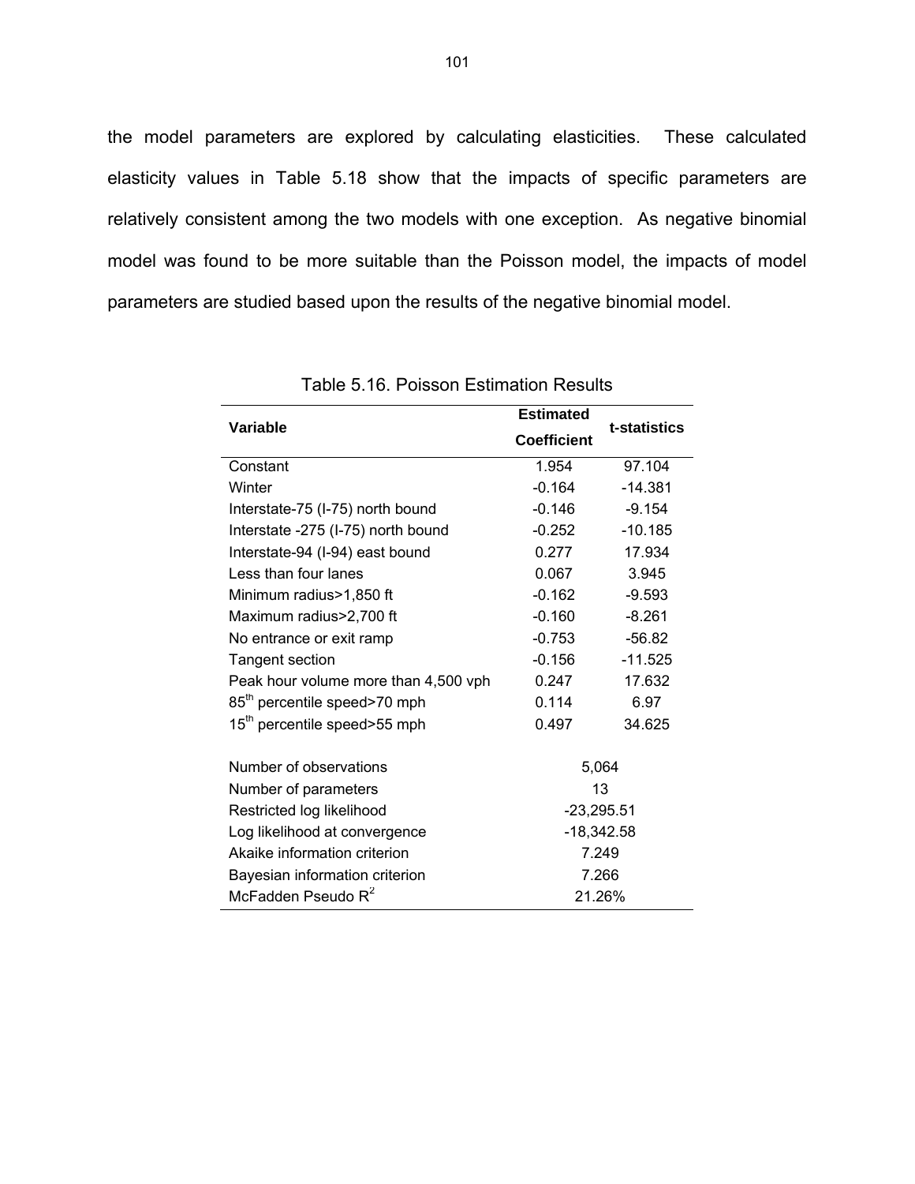the model parameters are explored by calculating elasticities. These calculated elasticity values in Table 5.18 show that the impacts of specific parameters are relatively consistent among the two models with one exception. As negative binomial model was found to be more suitable than the Poisson model, the impacts of model parameters are studied based upon the results of the negative binomial model.

Table 5.16. Poisson Estimation Results

| Variable | Estimated Coefficient | t-statistics |
|---|---|---|
| Constant | 1.954 | 97.104 |
| Winter | -0.164 | -14.381 |
| Interstate-75 (I-75) north bound | -0.146 | -9.154 |
| Interstate -275 (I-75) north bound | -0.252 | -10.185 |
| Interstate-94 (I-94) east bound | 0.277 | 17.934 |
| Less than four lanes | 0.067 | 3.945 |
| Minimum radius>1,850 ft | -0.162 | -9.593 |
| Maximum radius>2,700 ft | -0.160 | -8.261 |
| No entrance or exit ramp | -0.753 | -56.82 |
| Tangent section | -0.156 | -11.525 |
| Peak hour volume more than 4,500 vph | 0.247 | 17.632 |
| $85^{th}$ percentile speed>70 mph | 0.114 | 6.97 |
| $15^{th}$ percentile speed>55 mph | 0.497 | 34.625 |
| Number of observations | 5,064 | |
| Number of parameters | 13 | |
| Restricted log likelihood | -23,295.51 | |
| Log likelihood at convergence | -18,342.58 | |
| Akaike information criterion | 7.249 | |
| Bayesian information criterion | 7.266 | |
| McFadden Pseudo $R^2$ | 21.26% | |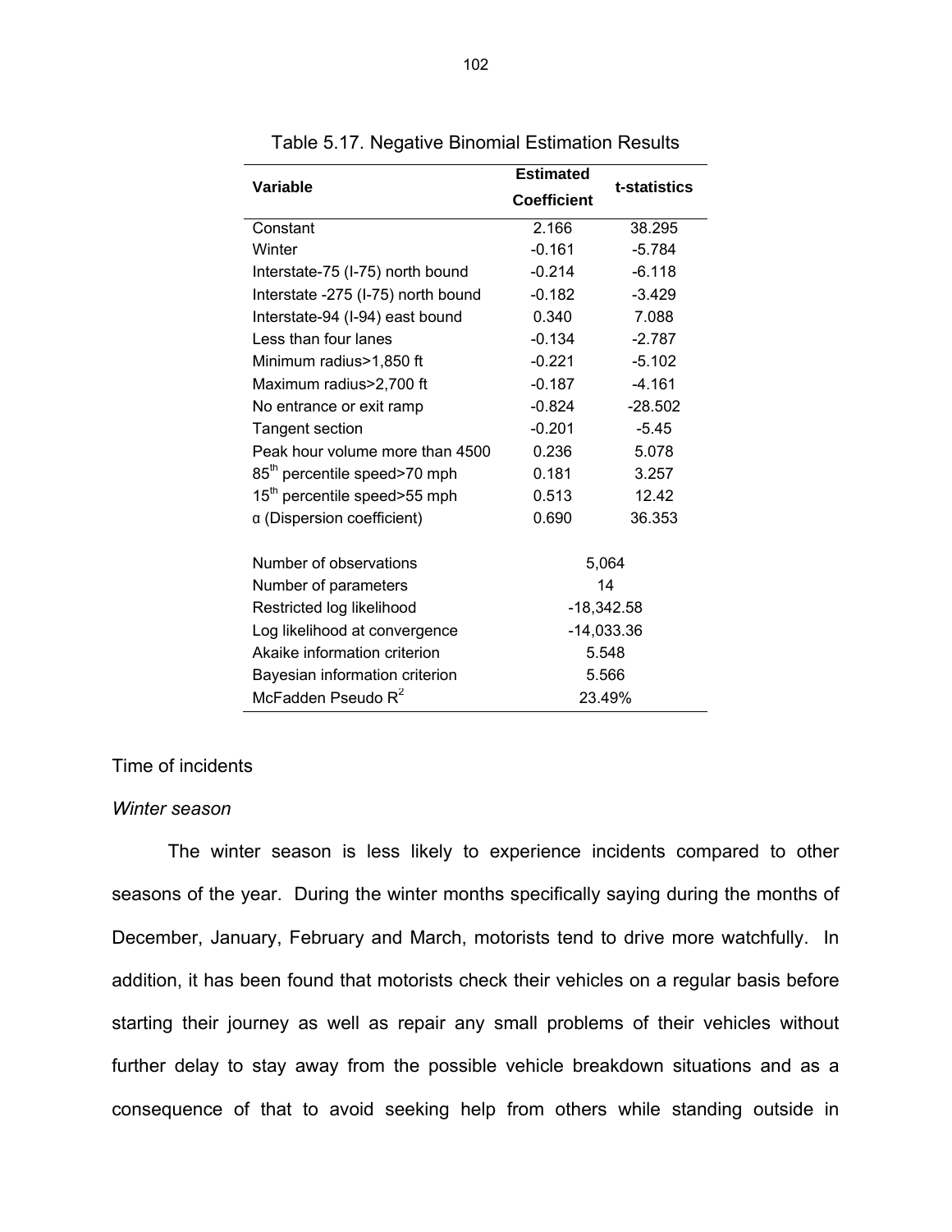Table 5.17. Negative Binomial Estimation Results

| Variable | Estimated Coefficient | t-statistics |
|---|---|---|
| Constant | 2.166 | 38.295 |
| Winter | -0.161 | -5.784 |
| Interstate-75 (I-75) north bound | -0.214 | -6.118 |
| Interstate -275 (I-75) north bound | -0.182 | -3.429 |
| Interstate-94 (I-94) east bound | 0.340 | 7.088 |
| Less than four lanes | -0.134 | -2.787 |
| Minimum radius>1,850 ft | -0.221 | -5.102 |
| Maximum radius>2,700 ft | -0.187 | -4.161 |
| No entrance or exit ramp | -0.824 | -28.502 |
| Tangent section | -0.201 | -5.45 |
| Peak hour volume more than 4500 | 0.236 | 5.078 |
| 85th percentile speed>70 mph | 0.181 | 3.257 |
| 15th percentile speed>55 mph | 0.513 | 12.42 |
| α (Dispersion coefficient) | 0.690 | 36.353 |
| | | |
| Number of observations | 5,064 | |
| Number of parameters | 14 | |
| Restricted log likelihood | -18,342.58 | |
| Log likelihood at convergence | -14,033.36 | |
| Akaike information criterion | 5.548 | |
| Bayesian information criterion | 5.566 | |
| McFadden Pseudo $R^2$ | 23.49% | |

Time of incidents

*Winter season*

The winter season is less likely to experience incidents compared to other seasons of the year. During the winter months specifically saying during the months of December, January, February and March, motorists tend to drive more watchfully. In addition, it has been found that motorists check their vehicles on a regular basis before starting their journey as well as repair any small problems of their vehicles without further delay to stay away from the possible vehicle breakdown situations and as a consequence of that to avoid seeking help from others while standing outside in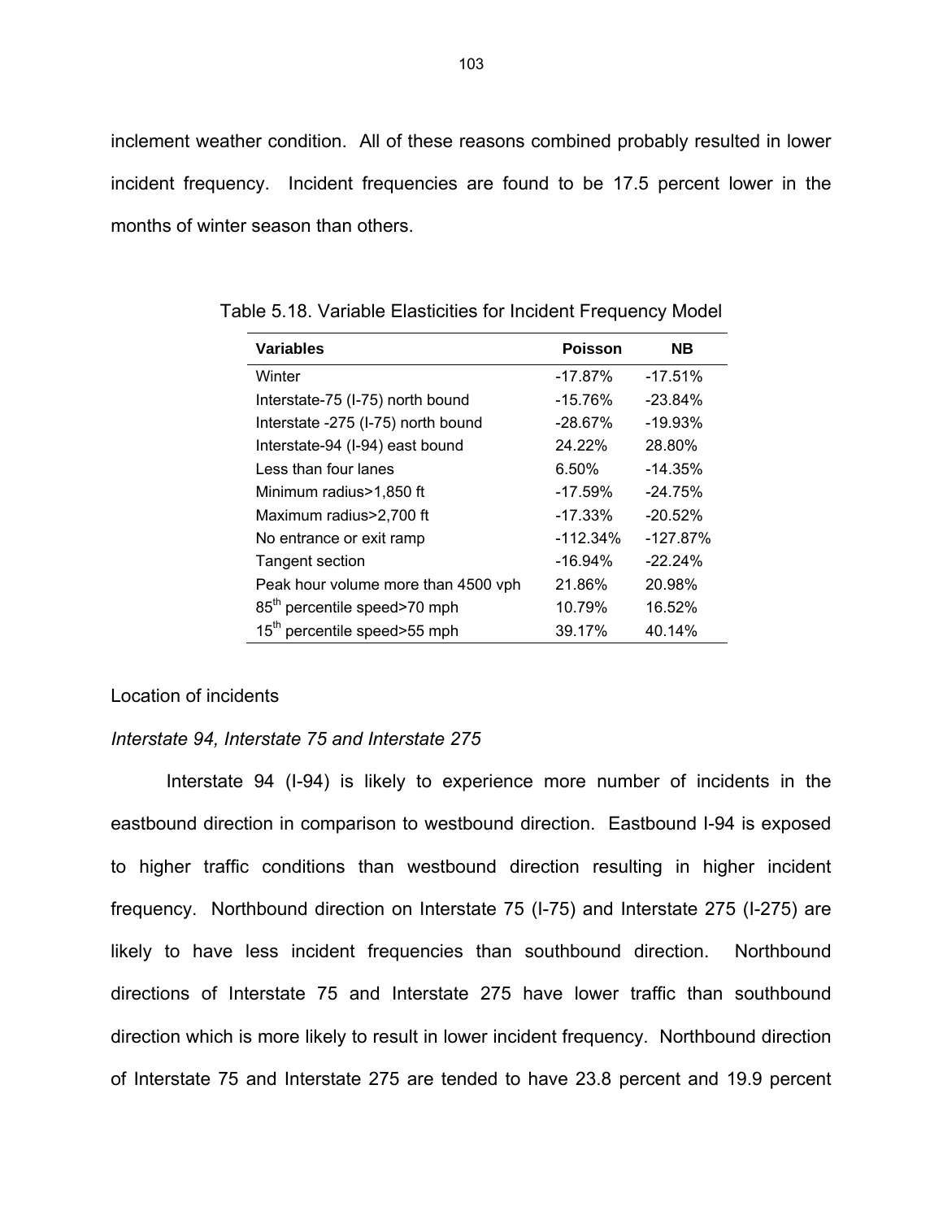inclement weather condition. All of these reasons combined probably resulted in lower incident frequency. Incident frequencies are found to be 17.5 percent lower in the months of winter season than others.

Table 5.18. Variable Elasticities for Incident Frequency Model

| Variables | Poisson | NB |
|---|---|---|
| Winter | -17.87% | -17.51% |
| Interstate-75 (I-75) north bound | -15.76% | -23.84% |
| Interstate -275 (I-75) north bound | -28.67% | -19.93% |
| Interstate-94 (I-94) east bound | 24.22% | 28.80% |
| Less than four lanes | 6.50% | -14.35% |
| Minimum radius>1,850 ft | -17.59% | -24.75% |
| Maximum radius>2,700 ft | -17.33% | -20.52% |
| No entrance or exit ramp | -112.34% | -127.87% |
| Tangent section | -16.94% | -22.24% |
| Peak hour volume more than 4500 vph | 21.86% | 20.98% |
| 85th percentile speed>70 mph | 10.79% | 16.52% |
| 15th percentile speed>55 mph | 39.17% | 40.14% |

Location of incidents

*Interstate 94, Interstate 75 and Interstate 275*

Interstate 94 (I-94) is likely to experience more number of incidents in the eastbound direction in comparison to westbound direction. Eastbound I-94 is exposed to higher traffic conditions than westbound direction resulting in higher incident frequency. Northbound direction on Interstate 75 (I-75) and Interstate 275 (I-275) are likely to have less incident frequencies than southbound direction. Northbound directions of Interstate 75 and Interstate 275 have lower traffic than southbound direction which is more likely to result in lower incident frequency. Northbound direction of Interstate 75 and Interstate 275 are tended to have 23.8 percent and 19.9 percent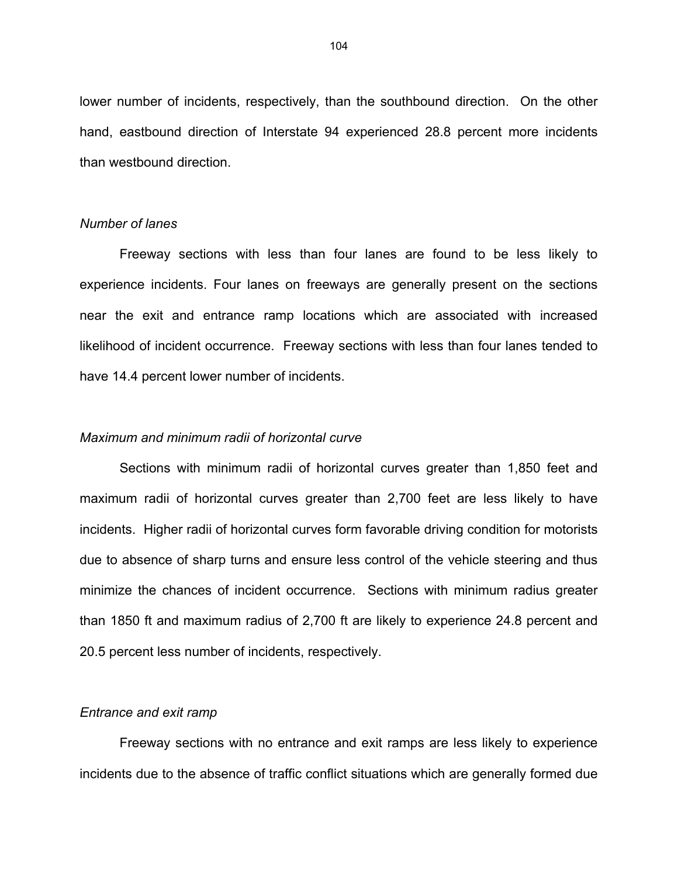lower number of incidents, respectively, than the southbound direction. On the other hand, eastbound direction of Interstate 94 experienced 28.8 percent more incidents than westbound direction.

*Number of lanes*

Freeway sections with less than four lanes are found to be less likely to experience incidents. Four lanes on freeways are generally present on the sections near the exit and entrance ramp locations which are associated with increased likelihood of incident occurrence. Freeway sections with less than four lanes tended to have 14.4 percent lower number of incidents.

*Maximum and minimum radii of horizontal curve*

Sections with minimum radii of horizontal curves greater than 1,850 feet and maximum radii of horizontal curves greater than 2,700 feet are less likely to have incidents. Higher radii of horizontal curves form favorable driving condition for motorists due to absence of sharp turns and ensure less control of the vehicle steering and thus minimize the chances of incident occurrence. Sections with minimum radius greater than 1850 ft and maximum radius of 2,700 ft are likely to experience 24.8 percent and 20.5 percent less number of incidents, respectively.

*Entrance and exit ramp*

Freeway sections with no entrance and exit ramps are less likely to experience incidents due to the absence of traffic conflict situations which are generally formed due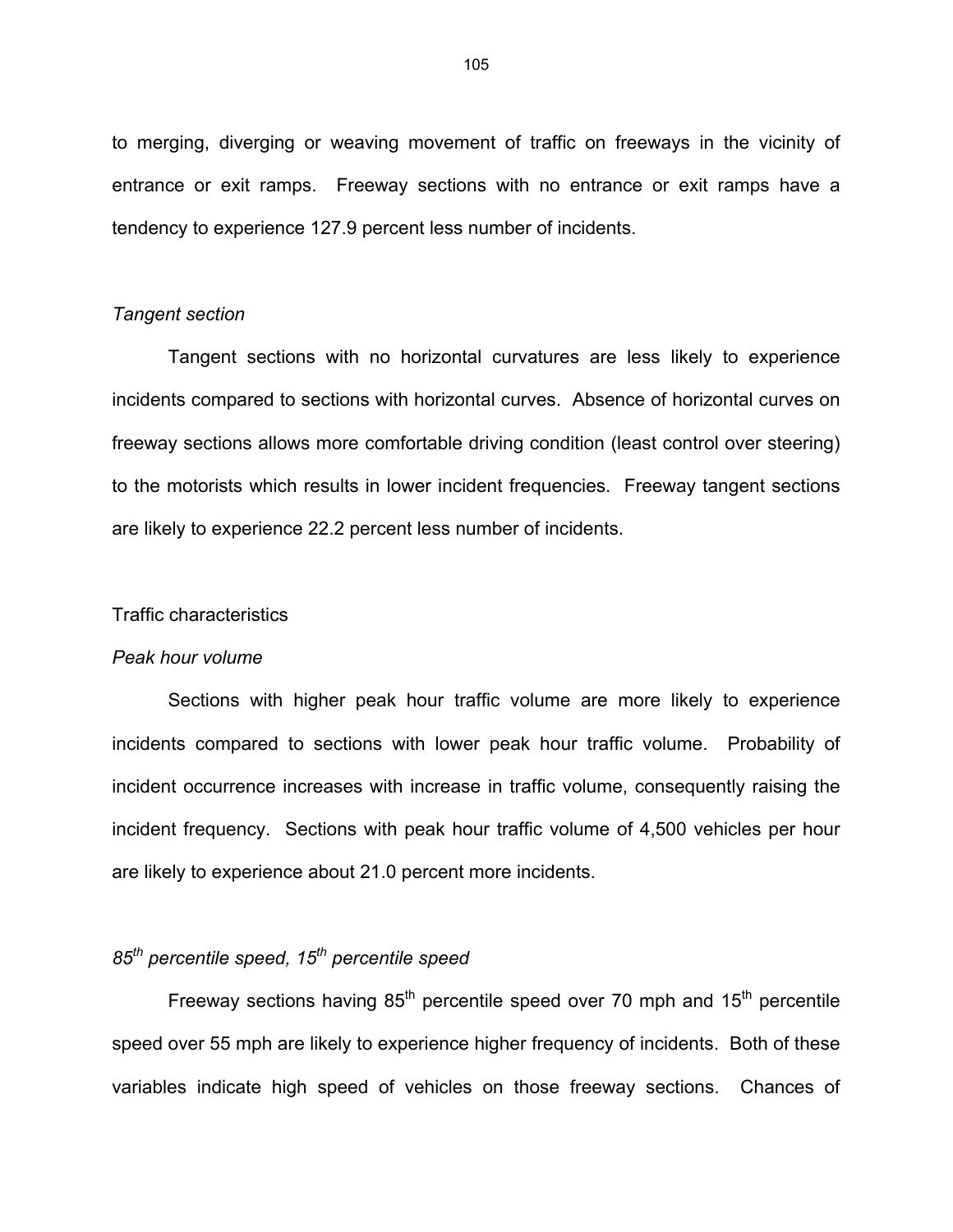to merging, diverging or weaving movement of traffic on freeways in the vicinity of entrance or exit ramps. Freeway sections with no entrance or exit ramps have a tendency to experience 127.9 percent less number of incidents.

*Tangent section*

Tangent sections with no horizontal curvatures are less likely to experience incidents compared to sections with horizontal curves. Absence of horizontal curves on freeway sections allows more comfortable driving condition (least control over steering) to the motorists which results in lower incident frequencies. Freeway tangent sections are likely to experience 22.2 percent less number of incidents.

Traffic characteristics

*Peak hour volume*

Sections with higher peak hour traffic volume are more likely to experience incidents compared to sections with lower peak hour traffic volume. Probability of incident occurrence increases with increase in traffic volume, consequently raising the incident frequency. Sections with peak hour traffic volume of 4,500 vehicles per hour are likely to experience about 21.0 percent more incidents.

*85$^{th}$ percentile speed, 15$^{th}$ percentile speed*

Freeway sections having 85$^{th}$ percentile speed over 70 mph and 15$^{th}$ percentile speed over 55 mph are likely to experience higher frequency of incidents. Both of these variables indicate high speed of vehicles on those freeway sections. Chances of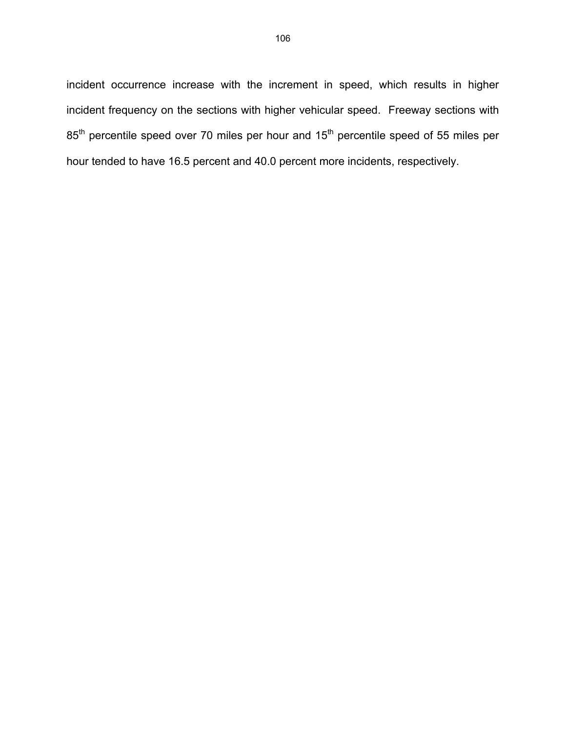incident occurrence increase with the increment in speed, which results in higher incident frequency on the sections with higher vehicular speed. Freeway sections with $85^{th}$ percentile speed over 70 miles per hour and $15^{th}$ percentile speed of 55 miles per hour tended to have 16.5 percent and 40.0 percent more incidents, respectively.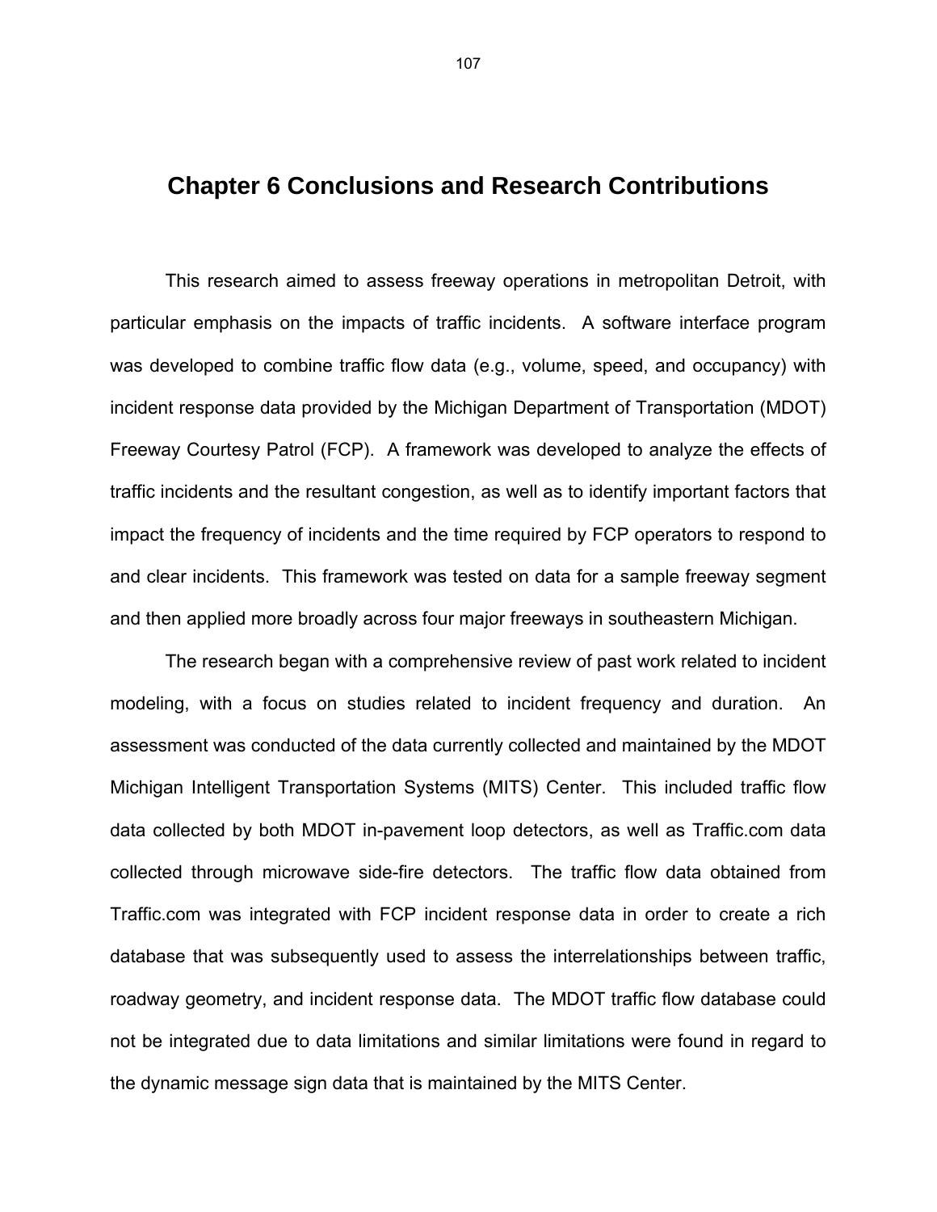# Chapter 6 Conclusions and Research Contributions

This research aimed to assess freeway operations in metropolitan Detroit, with particular emphasis on the impacts of traffic incidents. A software interface program was developed to combine traffic flow data (e.g., volume, speed, and occupancy) with incident response data provided by the Michigan Department of Transportation (MDOT) Freeway Courtesy Patrol (FCP). A framework was developed to analyze the effects of traffic incidents and the resultant congestion, as well as to identify important factors that impact the frequency of incidents and the time required by FCP operators to respond to and clear incidents. This framework was tested on data for a sample freeway segment and then applied more broadly across four major freeways in southeastern Michigan.

The research began with a comprehensive review of past work related to incident modeling, with a focus on studies related to incident frequency and duration. An assessment was conducted of the data currently collected and maintained by the MDOT Michigan Intelligent Transportation Systems (MITS) Center. This included traffic flow data collected by both MDOT in-pavement loop detectors, as well as Traffic.com data collected through microwave side-fire detectors. The traffic flow data obtained from Traffic.com was integrated with FCP incident response data in order to create a rich database that was subsequently used to assess the interrelationships between traffic, roadway geometry, and incident response data. The MDOT traffic flow database could not be integrated due to data limitations and similar limitations were found in regard to the dynamic message sign data that is maintained by the MITS Center.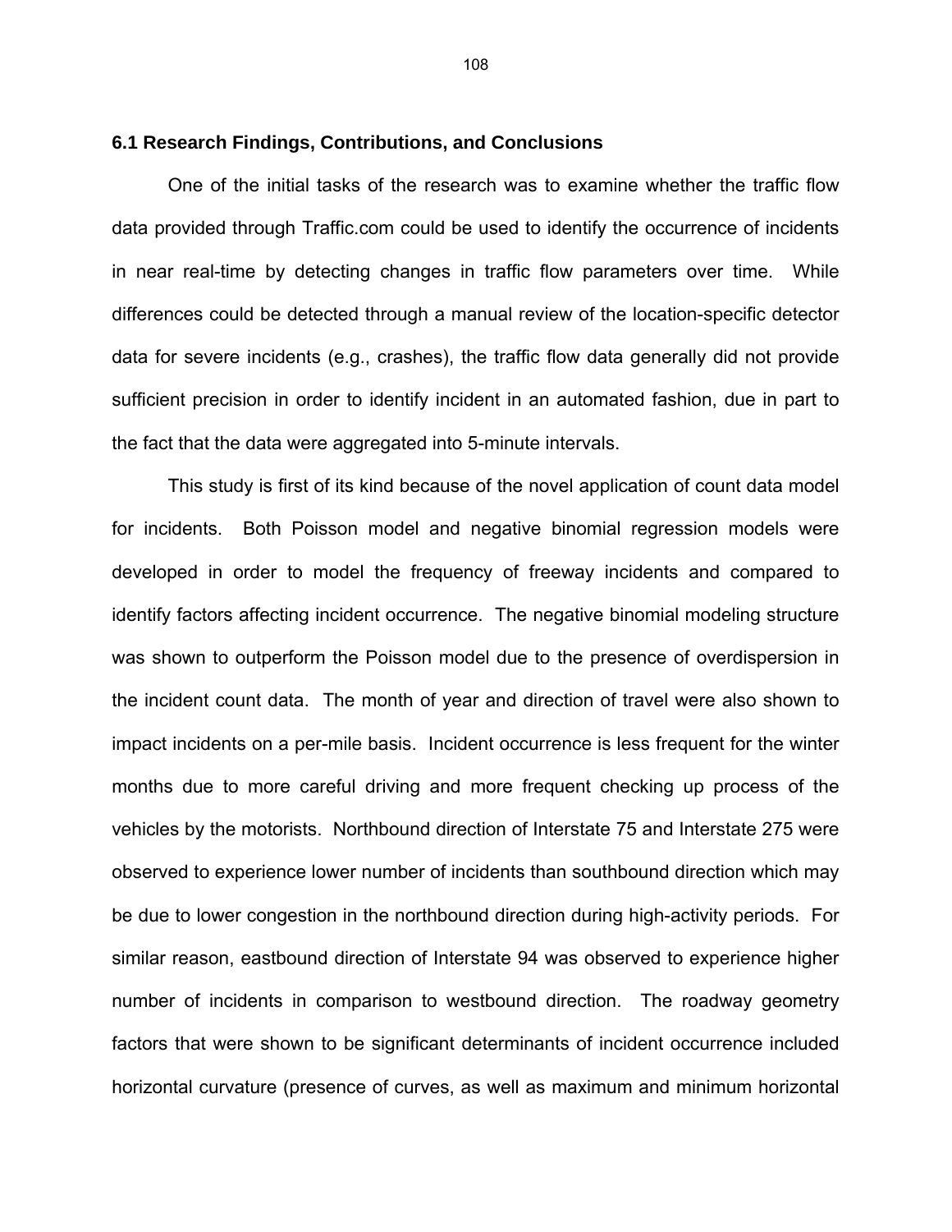## 6.1 Research Findings, Contributions, and Conclusions

One of the initial tasks of the research was to examine whether the traffic flow data provided through Traffic.com could be used to identify the occurrence of incidents in near real-time by detecting changes in traffic flow parameters over time. While differences could be detected through a manual review of the location-specific detector data for severe incidents (e.g., crashes), the traffic flow data generally did not provide sufficient precision in order to identify incident in an automated fashion, due in part to the fact that the data were aggregated into 5-minute intervals.

This study is first of its kind because of the novel application of count data model for incidents. Both Poisson model and negative binomial regression models were developed in order to model the frequency of freeway incidents and compared to identify factors affecting incident occurrence. The negative binomial modeling structure was shown to outperform the Poisson model due to the presence of overdispersion in the incident count data. The month of year and direction of travel were also shown to impact incidents on a per-mile basis. Incident occurrence is less frequent for the winter months due to more careful driving and more frequent checking up process of the vehicles by the motorists. Northbound direction of Interstate 75 and Interstate 275 were observed to experience lower number of incidents than southbound direction which may be due to lower congestion in the northbound direction during high-activity periods. For similar reason, eastbound direction of Interstate 94 was observed to experience higher number of incidents in comparison to westbound direction. The roadway geometry factors that were shown to be significant determinants of incident occurrence included horizontal curvature (presence of curves, as well as maximum and minimum horizontal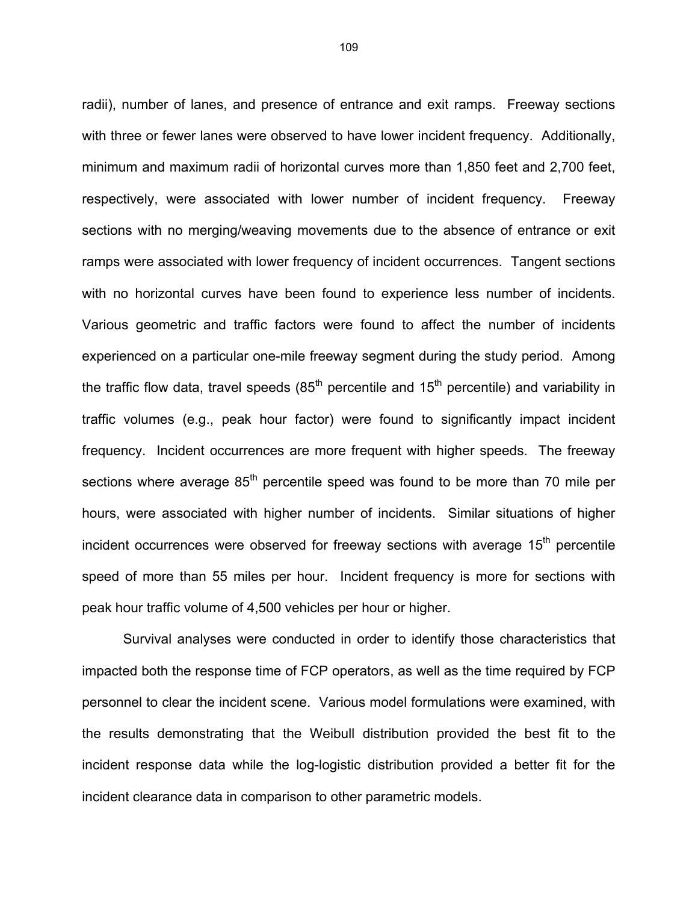radii), number of lanes, and presence of entrance and exit ramps. Freeway sections with three or fewer lanes were observed to have lower incident frequency. Additionally, minimum and maximum radii of horizontal curves more than 1,850 feet and 2,700 feet, respectively, were associated with lower number of incident frequency. Freeway sections with no merging/weaving movements due to the absence of entrance or exit ramps were associated with lower frequency of incident occurrences. Tangent sections with no horizontal curves have been found to experience less number of incidents. Various geometric and traffic factors were found to affect the number of incidents experienced on a particular one-mile freeway segment during the study period. Among the traffic flow data, travel speeds ($85^{th}$ percentile and $15^{th}$ percentile) and variability in traffic volumes (e.g., peak hour factor) were found to significantly impact incident frequency. Incident occurrences are more frequent with higher speeds. The freeway sections where average $85^{th}$ percentile speed was found to be more than 70 mile per hours, were associated with higher number of incidents. Similar situations of higher incident occurrences were observed for freeway sections with average $15^{th}$ percentile speed of more than 55 miles per hour. Incident frequency is more for sections with peak hour traffic volume of 4,500 vehicles per hour or higher.

Survival analyses were conducted in order to identify those characteristics that impacted both the response time of FCP operators, as well as the time required by FCP personnel to clear the incident scene. Various model formulations were examined, with the results demonstrating that the Weibull distribution provided the best fit to the incident response data while the log-logistic distribution provided a better fit for the incident clearance data in comparison to other parametric models.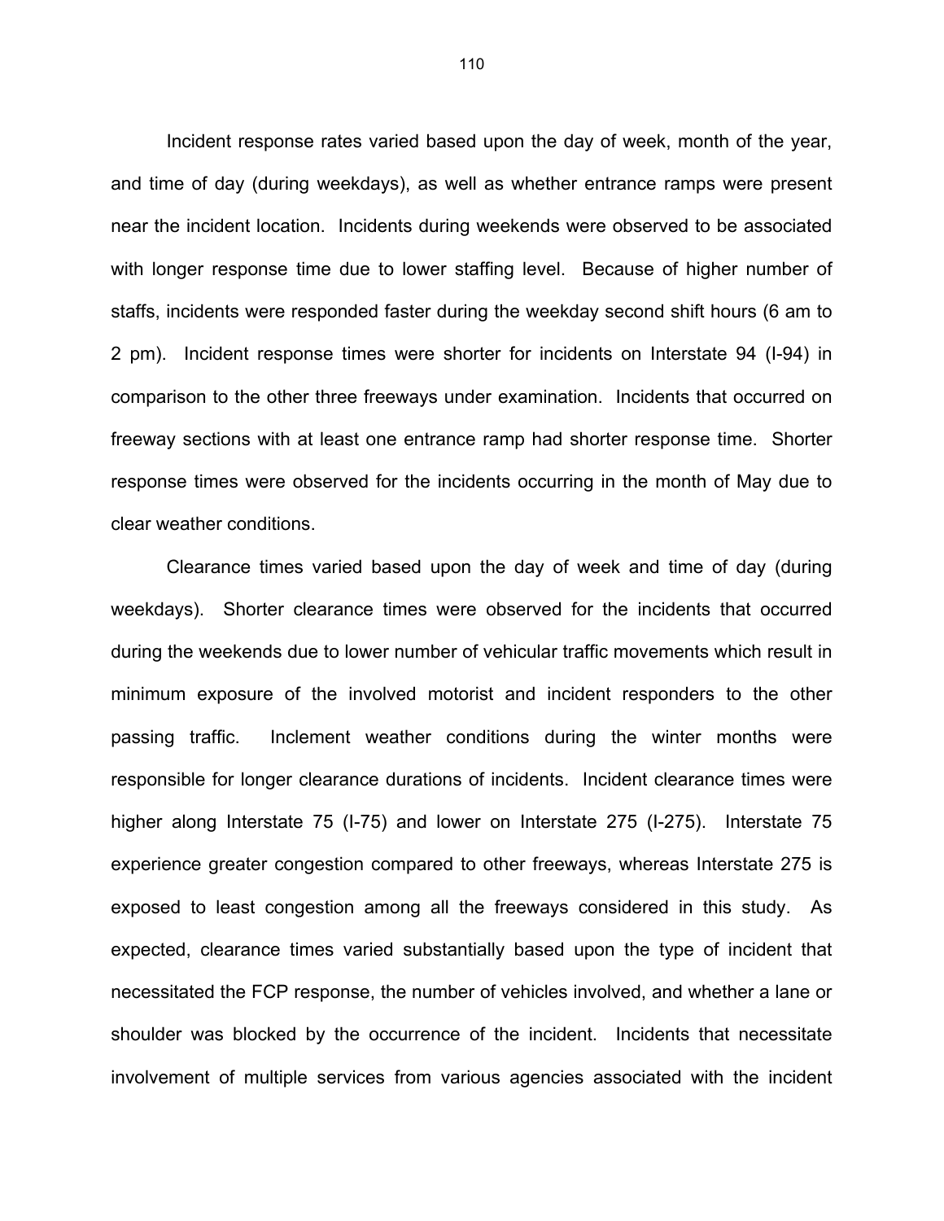Incident response rates varied based upon the day of week, month of the year, and time of day (during weekdays), as well as whether entrance ramps were present near the incident location. Incidents during weekends were observed to be associated with longer response time due to lower staffing level. Because of higher number of staffs, incidents were responded faster during the weekday second shift hours (6 am to 2 pm). Incident response times were shorter for incidents on Interstate 94 (I-94) in comparison to the other three freeways under examination. Incidents that occurred on freeway sections with at least one entrance ramp had shorter response time. Shorter response times were observed for the incidents occurring in the month of May due to clear weather conditions.

Clearance times varied based upon the day of week and time of day (during weekdays). Shorter clearance times were observed for the incidents that occurred during the weekends due to lower number of vehicular traffic movements which result in minimum exposure of the involved motorist and incident responders to the other passing traffic. Inclement weather conditions during the winter months were responsible for longer clearance durations of incidents. Incident clearance times were higher along Interstate 75 (I-75) and lower on Interstate 275 (I-275). Interstate 75 experience greater congestion compared to other freeways, whereas Interstate 275 is exposed to least congestion among all the freeways considered in this study. As expected, clearance times varied substantially based upon the type of incident that necessitated the FCP response, the number of vehicles involved, and whether a lane or shoulder was blocked by the occurrence of the incident. Incidents that necessitate involvement of multiple services from various agencies associated with the incident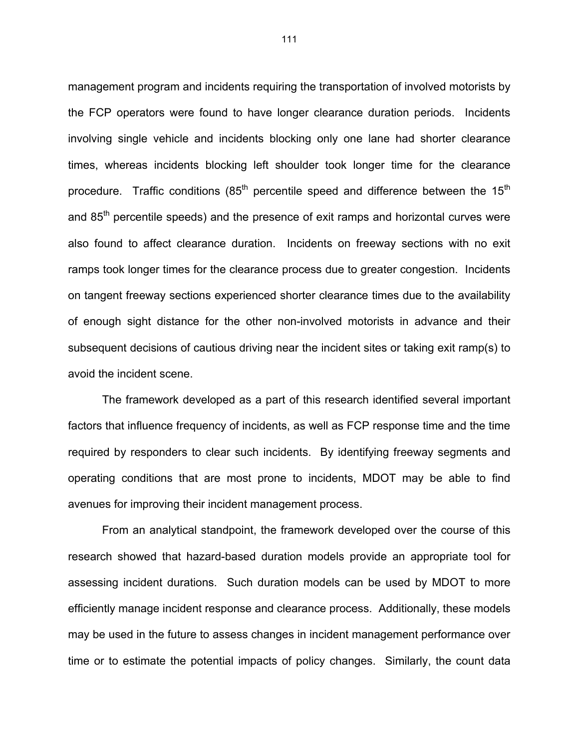management program and incidents requiring the transportation of involved motorists by the FCP operators were found to have longer clearance duration periods. Incidents involving single vehicle and incidents blocking only one lane had shorter clearance times, whereas incidents blocking left shoulder took longer time for the clearance procedure. Traffic conditions ($85^{th}$ percentile speed and difference between the $15^{th}$ and $85^{th}$ percentile speeds) and the presence of exit ramps and horizontal curves were also found to affect clearance duration. Incidents on freeway sections with no exit ramps took longer times for the clearance process due to greater congestion. Incidents on tangent freeway sections experienced shorter clearance times due to the availability of enough sight distance for the other non-involved motorists in advance and their subsequent decisions of cautious driving near the incident sites or taking exit ramp(s) to avoid the incident scene.

The framework developed as a part of this research identified several important factors that influence frequency of incidents, as well as FCP response time and the time required by responders to clear such incidents. By identifying freeway segments and operating conditions that are most prone to incidents, MDOT may be able to find avenues for improving their incident management process.

From an analytical standpoint, the framework developed over the course of this research showed that hazard-based duration models provide an appropriate tool for assessing incident durations. Such duration models can be used by MDOT to more efficiently manage incident response and clearance process. Additionally, these models may be used in the future to assess changes in incident management performance over time or to estimate the potential impacts of policy changes. Similarly, the count data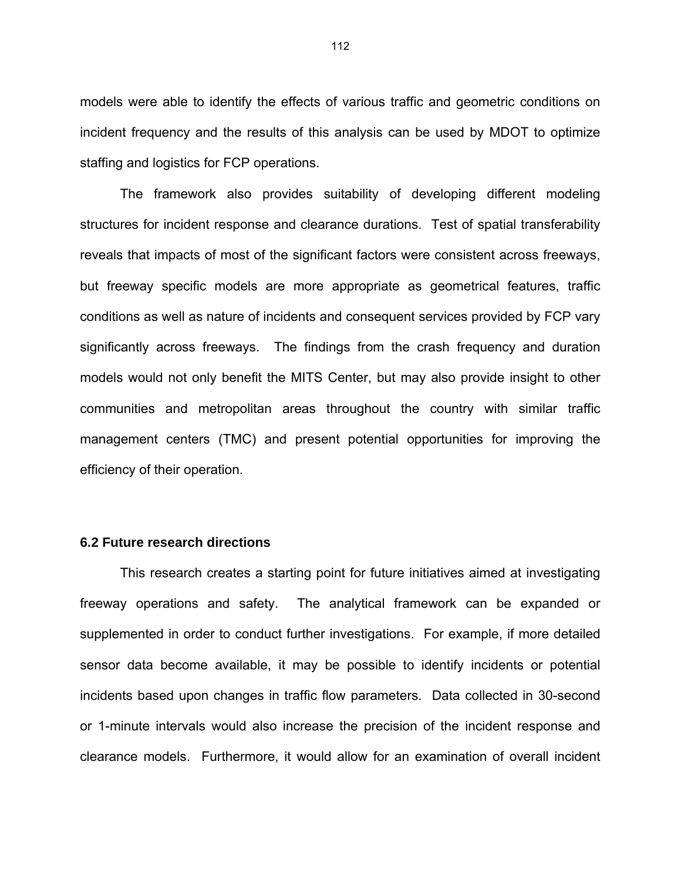models were able to identify the effects of various traffic and geometric conditions on incident frequency and the results of this analysis can be used by MDOT to optimize staffing and logistics for FCP operations.

The framework also provides suitability of developing different modeling structures for incident response and clearance durations. Test of spatial transferability reveals that impacts of most of the significant factors were consistent across freeways, but freeway specific models are more appropriate as geometrical features, traffic conditions as well as nature of incidents and consequent services provided by FCP vary significantly across freeways. The findings from the crash frequency and duration models would not only benefit the MITS Center, but may also provide insight to other communities and metropolitan areas throughout the country with similar traffic management centers (TMC) and present potential opportunities for improving the efficiency of their operation.

### 6.2 Future research directions

This research creates a starting point for future initiatives aimed at investigating freeway operations and safety. The analytical framework can be expanded or supplemented in order to conduct further investigations. For example, if more detailed sensor data become available, it may be possible to identify incidents or potential incidents based upon changes in traffic flow parameters. Data collected in 30-second or 1-minute intervals would also increase the precision of the incident response and clearance models. Furthermore, it would allow for an examination of overall incident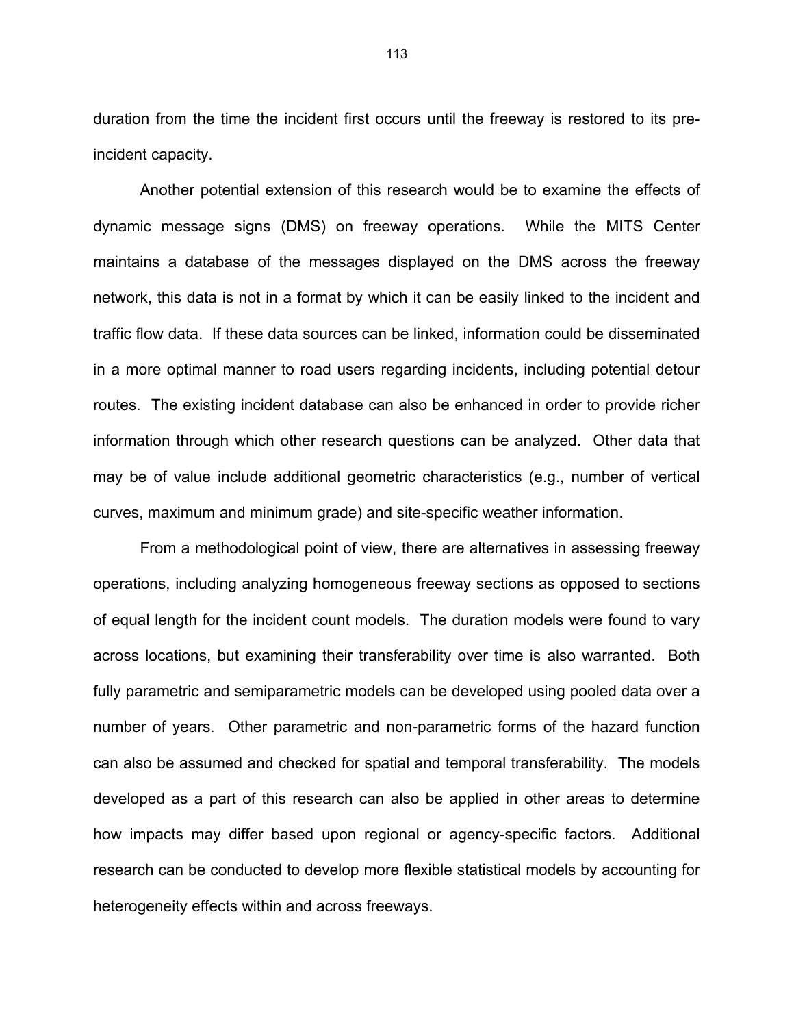duration from the time the incident first occurs until the freeway is restored to its pre-incident capacity.

Another potential extension of this research would be to examine the effects of dynamic message signs (DMS) on freeway operations. While the MITS Center maintains a database of the messages displayed on the DMS across the freeway network, this data is not in a format by which it can be easily linked to the incident and traffic flow data. If these data sources can be linked, information could be disseminated in a more optimal manner to road users regarding incidents, including potential detour routes. The existing incident database can also be enhanced in order to provide richer information through which other research questions can be analyzed. Other data that may be of value include additional geometric characteristics (e.g., number of vertical curves, maximum and minimum grade) and site-specific weather information.

From a methodological point of view, there are alternatives in assessing freeway operations, including analyzing homogeneous freeway sections as opposed to sections of equal length for the incident count models. The duration models were found to vary across locations, but examining their transferability over time is also warranted. Both fully parametric and semiparametric models can be developed using pooled data over a number of years. Other parametric and non-parametric forms of the hazard function can also be assumed and checked for spatial and temporal transferability. The models developed as a part of this research can also be applied in other areas to determine how impacts may differ based upon regional or agency-specific factors. Additional research can be conducted to develop more flexible statistical models by accounting for heterogeneity effects within and across freeways.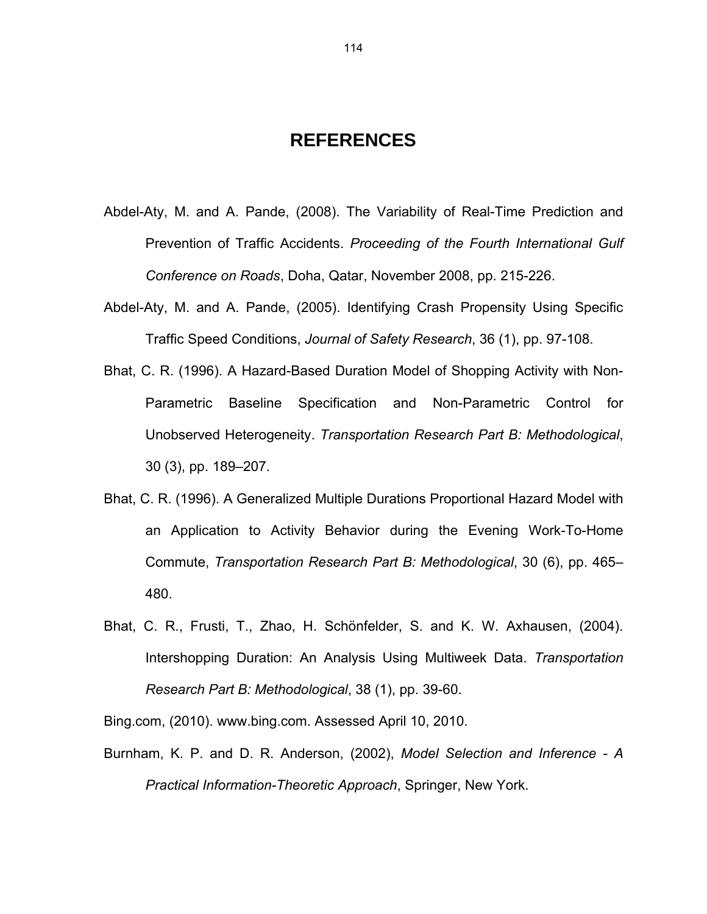# REFERENCES

Abdel-Aty, M. and A. Pande, (2008). The Variability of Real-Time Prediction and Prevention of Traffic Accidents. *Proceeding of the Fourth International Gulf Conference on Roads*, Doha, Qatar, November 2008, pp. 215-226.

Abdel-Aty, M. and A. Pande, (2005). Identifying Crash Propensity Using Specific Traffic Speed Conditions, *Journal of Safety Research*, 36 (1), pp. 97-108.

Bhat, C. R. (1996). A Hazard-Based Duration Model of Shopping Activity with Non-Parametric Baseline Specification and Non-Parametric Control for Unobserved Heterogeneity. *Transportation Research Part B: Methodological*, 30 (3), pp. 189–207.

Bhat, C. R. (1996). A Generalized Multiple Durations Proportional Hazard Model with an Application to Activity Behavior during the Evening Work-To-Home Commute, *Transportation Research Part B: Methodological*, 30 (6), pp. 465–480.

Bhat, C. R., Frusti, T., Zhao, H. Schönfelder, S. and K. W. Axhausen, (2004). Intershopping Duration: An Analysis Using Multiweek Data. *Transportation Research Part B: Methodological*, 38 (1), pp. 39-60.

Bing.com, (2010). www.bing.com. Assessed April 10, 2010.

Burnham, K. P. and D. R. Anderson, (2002), *Model Selection and Inference - A Practical Information-Theoretic Approach*, Springer, New York.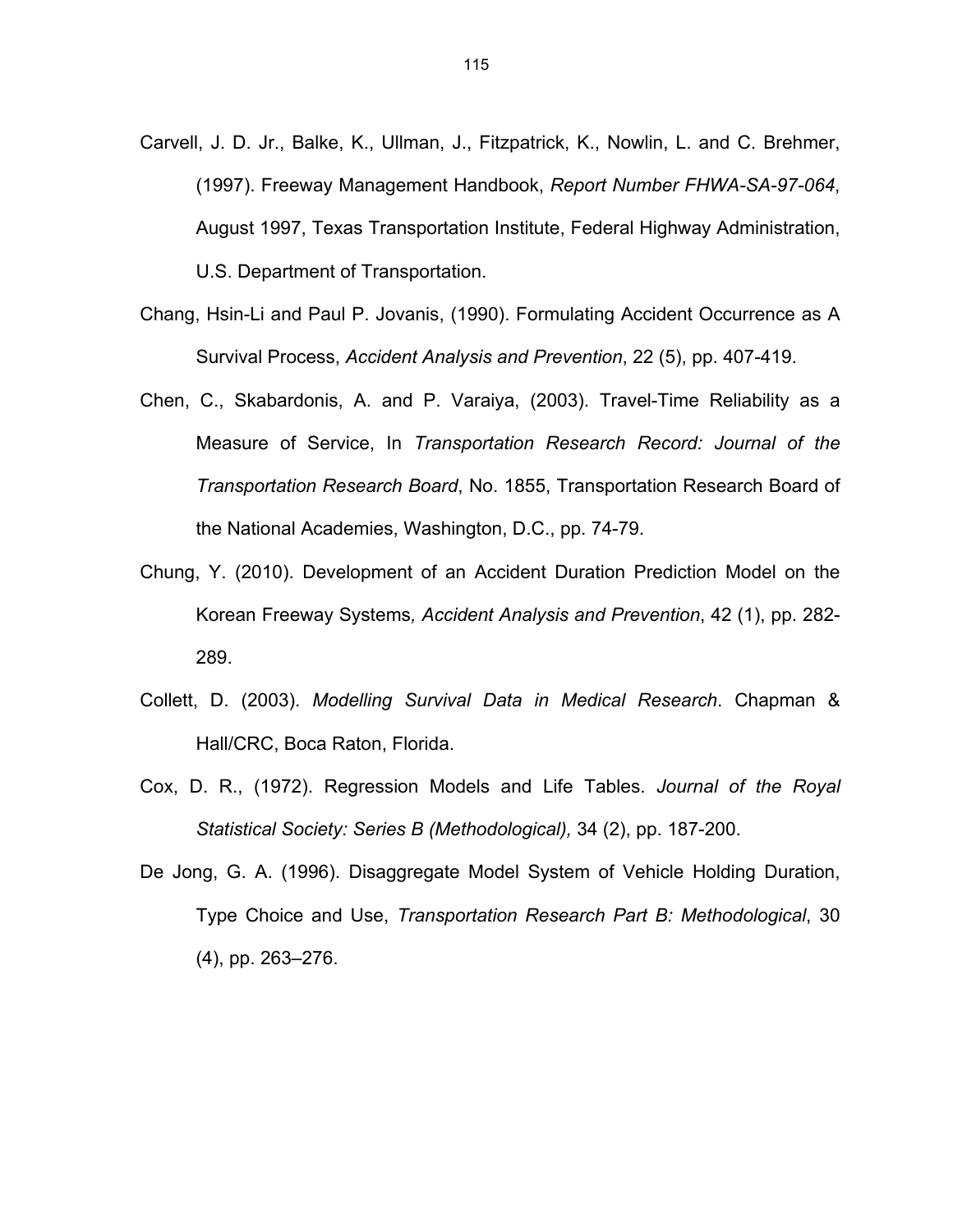Carvell, J. D. Jr., Balke, K., Ullman, J., Fitzpatrick, K., Nowlin, L. and C. Brehmer, (1997). Freeway Management Handbook, *Report Number FHWA-SA-97-064*, August 1997, Texas Transportation Institute, Federal Highway Administration, U.S. Department of Transportation.

Chang, Hsin-Li and Paul P. Jovanis, (1990). Formulating Accident Occurrence as A Survival Process, *Accident Analysis and Prevention*, 22 (5), pp. 407-419.

Chen, C., Skabardonis, A. and P. Varaiya, (2003). Travel-Time Reliability as a Measure of Service, In *Transportation Research Record: Journal of the Transportation Research Board*, No. 1855, Transportation Research Board of the National Academies, Washington, D.C., pp. 74-79.

Chung, Y. (2010). Development of an Accident Duration Prediction Model on the Korean Freeway Systems*, Accident Analysis and Prevention*, 42 (1), pp. 282-289.

Collett, D. (2003). *Modelling Survival Data in Medical Research*. Chapman & Hall/CRC, Boca Raton, Florida.

Cox, D. R., (1972). Regression Models and Life Tables. *Journal of the Royal Statistical Society: Series B (Methodological),* 34 (2), pp. 187-200.

De Jong, G. A. (1996). Disaggregate Model System of Vehicle Holding Duration, Type Choice and Use, *Transportation Research Part B: Methodological*, 30 (4), pp. 263–276.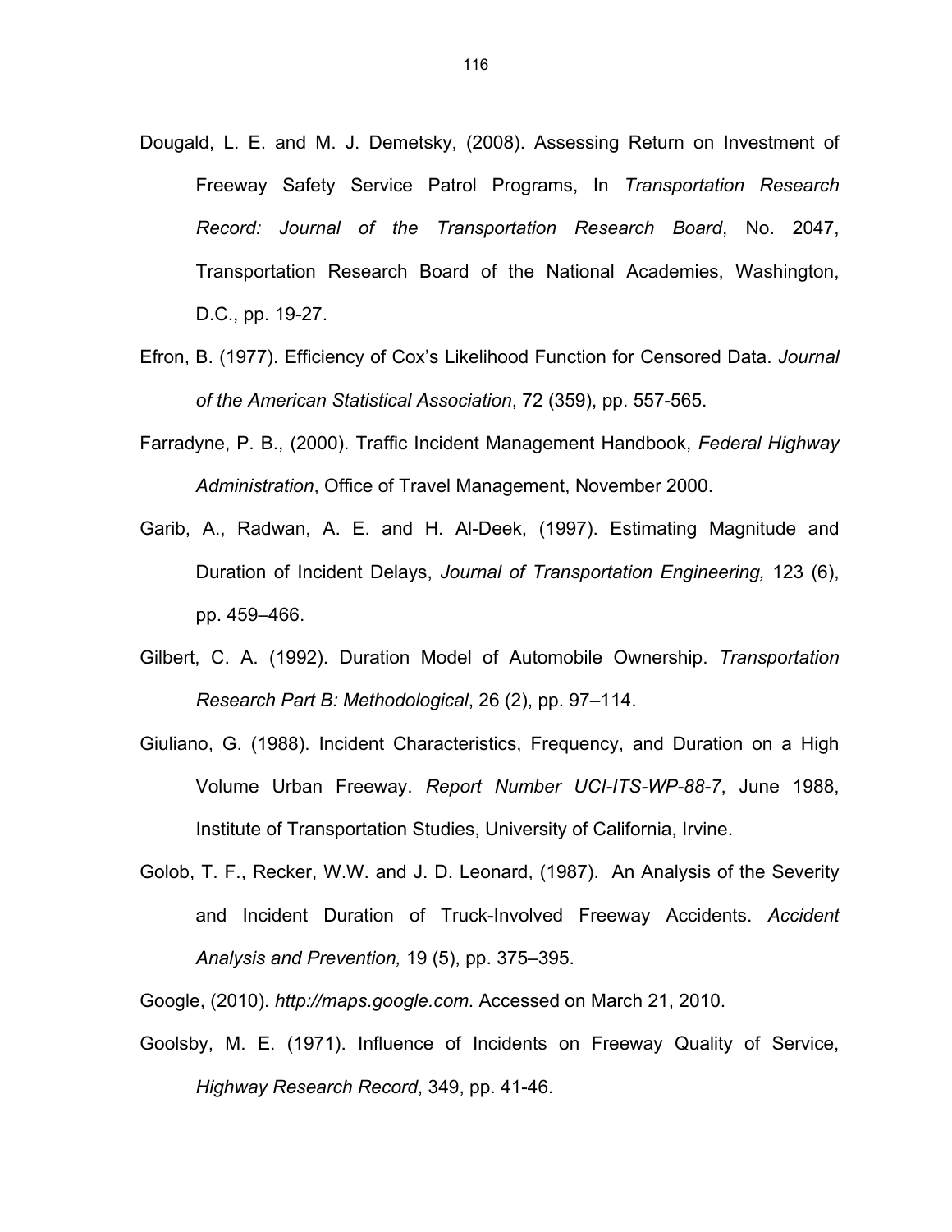Dougald, L. E. and M. J. Demetsky, (2008). Assessing Return on Investment of Freeway Safety Service Patrol Programs, In *Transportation Research Record: Journal of the Transportation Research Board*, No. 2047, Transportation Research Board of the National Academies, Washington, D.C., pp. 19-27.

Efron, B. (1977). Efficiency of Cox's Likelihood Function for Censored Data. *Journal of the American Statistical Association*, 72 (359), pp. 557-565.

Farradyne, P. B., (2000). Traffic Incident Management Handbook, *Federal Highway Administration*, Office of Travel Management, November 2000.

Garib, A., Radwan, A. E. and H. Al-Deek, (1997). Estimating Magnitude and Duration of Incident Delays, *Journal of Transportation Engineering,* 123 (6), pp. 459–466.

Gilbert, C. A. (1992). Duration Model of Automobile Ownership. *Transportation Research Part B: Methodological*, 26 (2), pp. 97–114.

Giuliano, G. (1988). Incident Characteristics, Frequency, and Duration on a High Volume Urban Freeway. *Report Number UCI-ITS-WP-88-7*, June 1988, Institute of Transportation Studies, University of California, Irvine.

Golob, T. F., Recker, W.W. and J. D. Leonard, (1987). An Analysis of the Severity and Incident Duration of Truck-Involved Freeway Accidents. *Accident Analysis and Prevention,* 19 (5), pp. 375–395.

Google, (2010). *http://maps.google.com*. Accessed on March 21, 2010.

Goolsby, M. E. (1971). Influence of Incidents on Freeway Quality of Service, *Highway Research Record*, 349, pp. 41-46.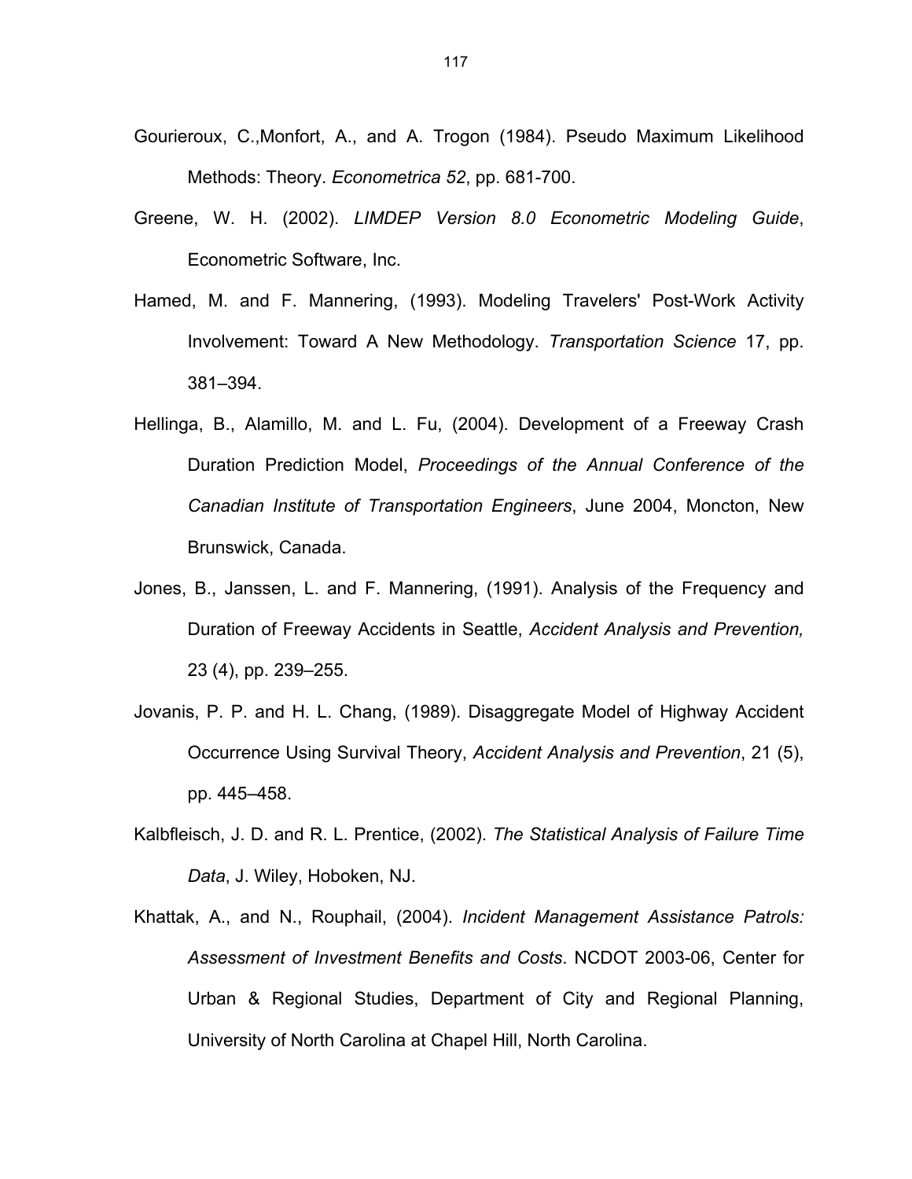Gourieroux, C.,Monfort, A., and A. Trogon (1984). Pseudo Maximum Likelihood Methods: Theory. *Econometrica 52*, pp. 681-700.

Greene, W. H. (2002). *LIMDEP Version 8.0 Econometric Modeling Guide*, Econometric Software, Inc.

Hamed, M. and F. Mannering, (1993). Modeling Travelers' Post-Work Activity Involvement: Toward A New Methodology. *Transportation Science* 17, pp. 381–394.

Hellinga, B., Alamillo, M. and L. Fu, (2004). Development of a Freeway Crash Duration Prediction Model, *Proceedings of the Annual Conference of the Canadian Institute of Transportation Engineers*, June 2004, Moncton, New Brunswick, Canada.

Jones, B., Janssen, L. and F. Mannering, (1991). Analysis of the Frequency and Duration of Freeway Accidents in Seattle, *Accident Analysis and Prevention,* 23 (4), pp. 239–255.

Jovanis, P. P. and H. L. Chang, (1989). Disaggregate Model of Highway Accident Occurrence Using Survival Theory, *Accident Analysis and Prevention*, 21 (5), pp. 445–458.

Kalbfleisch, J. D. and R. L. Prentice, (2002). *The Statistical Analysis of Failure Time Data*, J. Wiley, Hoboken, NJ.

Khattak, A., and N., Rouphail, (2004). *Incident Management Assistance Patrols: Assessment of Investment Benefits and Costs*. NCDOT 2003-06, Center for Urban & Regional Studies, Department of City and Regional Planning, University of North Carolina at Chapel Hill, North Carolina.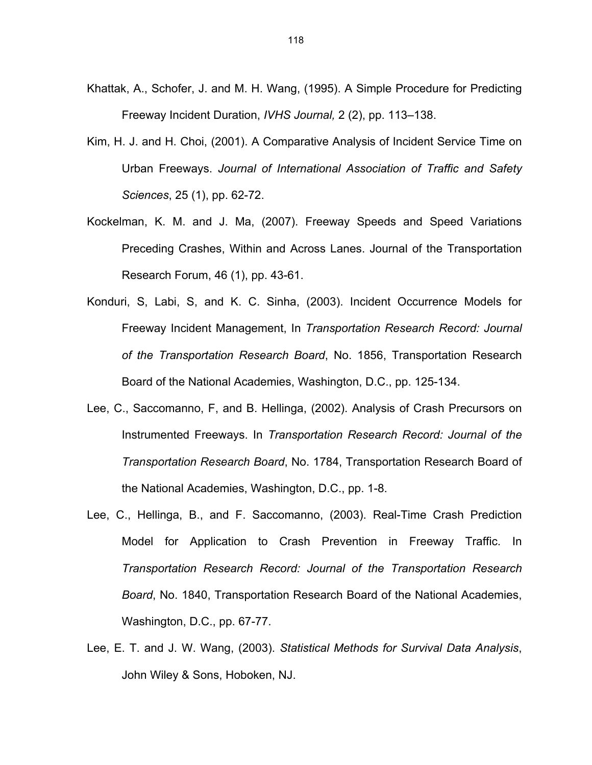Khattak, A., Schofer, J. and M. H. Wang, (1995). A Simple Procedure for Predicting Freeway Incident Duration, *IVHS Journal,* 2 (2), pp. 113–138.

Kim, H. J. and H. Choi, (2001). A Comparative Analysis of Incident Service Time on Urban Freeways. *Journal of International Association of Traffic and Safety Sciences*, 25 (1), pp. 62-72.

Kockelman, K. M. and J. Ma, (2007). Freeway Speeds and Speed Variations Preceding Crashes, Within and Across Lanes. Journal of the Transportation Research Forum, 46 (1), pp. 43-61.

Konduri, S, Labi, S, and K. C. Sinha, (2003). Incident Occurrence Models for Freeway Incident Management, In *Transportation Research Record: Journal of the Transportation Research Board*, No. 1856, Transportation Research Board of the National Academies, Washington, D.C., pp. 125-134.

Lee, C., Saccomanno, F, and B. Hellinga, (2002). Analysis of Crash Precursors on Instrumented Freeways. In *Transportation Research Record: Journal of the Transportation Research Board*, No. 1784, Transportation Research Board of the National Academies, Washington, D.C., pp. 1-8.

Lee, C., Hellinga, B., and F. Saccomanno, (2003). Real-Time Crash Prediction Model for Application to Crash Prevention in Freeway Traffic. In *Transportation Research Record: Journal of the Transportation Research Board*, No. 1840, Transportation Research Board of the National Academies, Washington, D.C., pp. 67-77.

Lee, E. T. and J. W. Wang, (2003). *Statistical Methods for Survival Data Analysis*, John Wiley & Sons, Hoboken, NJ.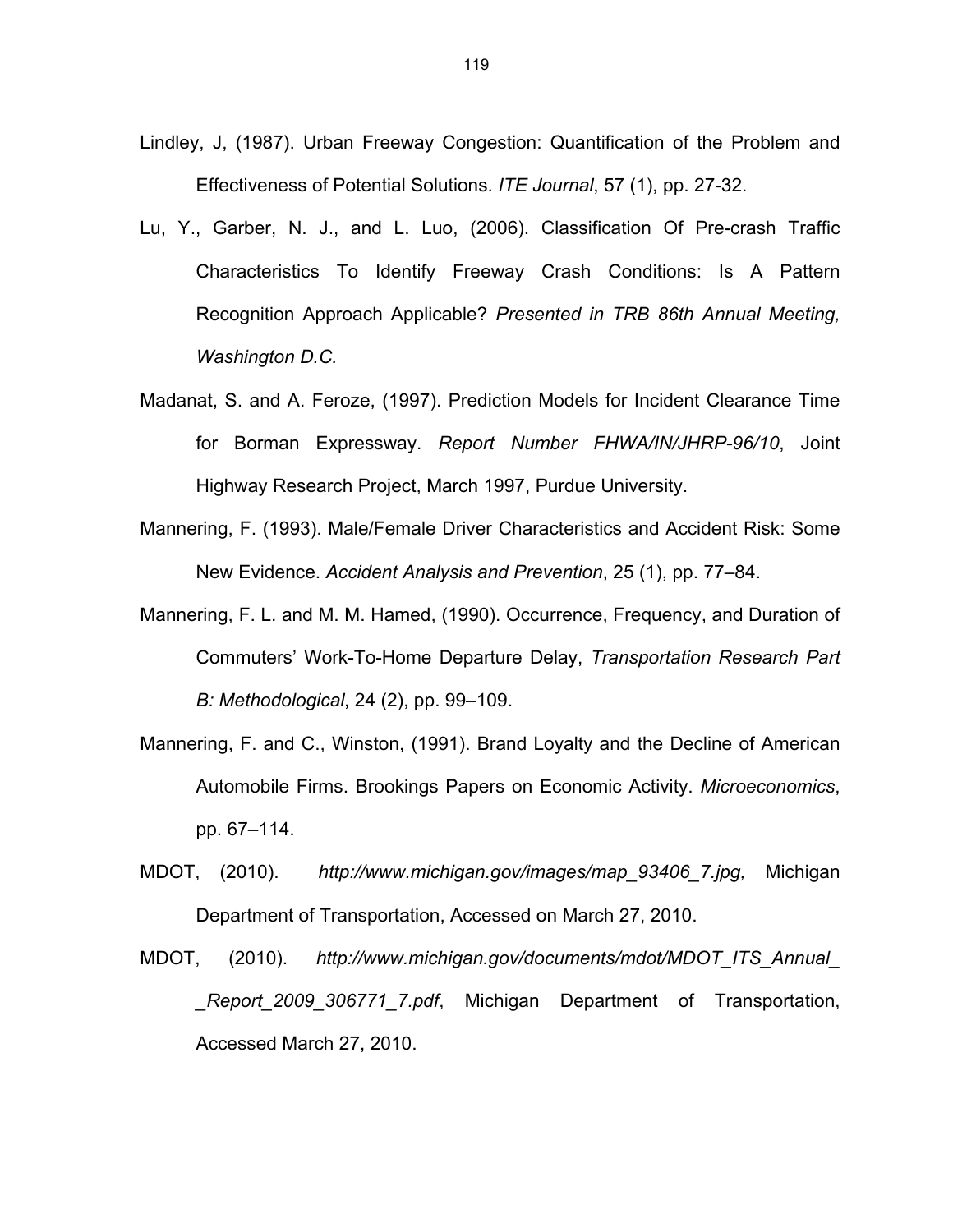Lindley, J, (1987). Urban Freeway Congestion: Quantification of the Problem and Effectiveness of Potential Solutions. *ITE Journal*, 57 (1), pp. 27-32.

Lu, Y., Garber, N. J., and L. Luo, (2006). Classification Of Pre-crash Traffic Characteristics To Identify Freeway Crash Conditions: Is A Pattern Recognition Approach Applicable? *Presented in TRB 86th Annual Meeting, Washington D.C.*

Madanat, S. and A. Feroze, (1997). Prediction Models for Incident Clearance Time for Borman Expressway. *Report Number FHWA/IN/JHRP-96/10*, Joint Highway Research Project, March 1997, Purdue University.

Mannering, F. (1993). Male/Female Driver Characteristics and Accident Risk: Some New Evidence. *Accident Analysis and Prevention*, 25 (1), pp. 77–84.

Mannering, F. L. and M. M. Hamed, (1990). Occurrence, Frequency, and Duration of Commuters' Work-To-Home Departure Delay, *Transportation Research Part B: Methodological*, 24 (2), pp. 99–109.

Mannering, F. and C., Winston, (1991). Brand Loyalty and the Decline of American Automobile Firms. Brookings Papers on Economic Activity. *Microeconomics*, pp. 67–114.

MDOT, (2010). *http://www.michigan.gov/images/map_93406_7.jpg,* Michigan Department of Transportation, Accessed on March 27, 2010.

MDOT, (2010). *http://www.michigan.gov/documents/mdot/MDOT_ITS_Annual_ _Report_2009_306771_7.pdf*, Michigan Department of Transportation, Accessed March 27, 2010.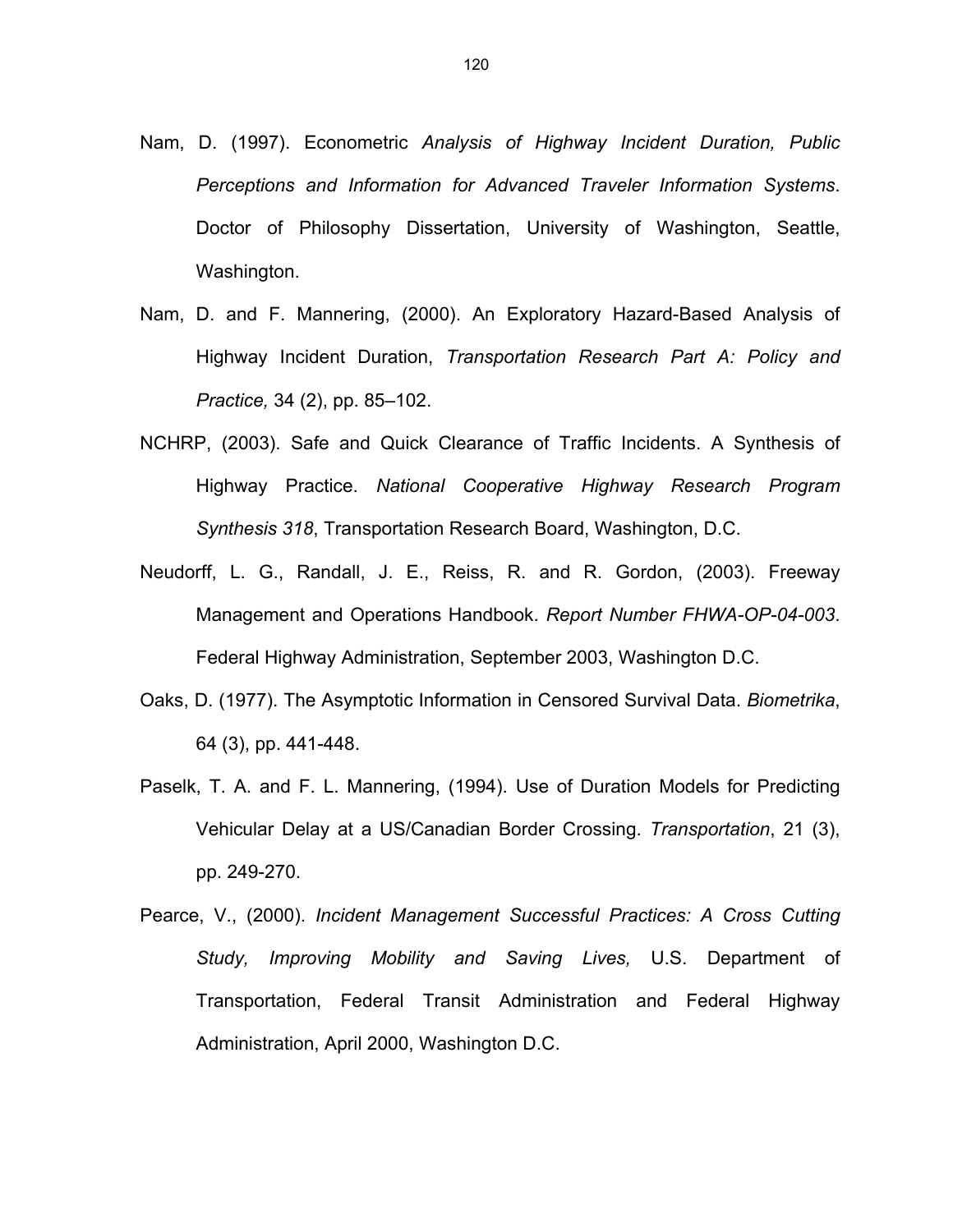Nam, D. (1997). Econometric *Analysis of Highway Incident Duration, Public Perceptions and Information for Advanced Traveler Information Systems*. Doctor of Philosophy Dissertation, University of Washington, Seattle, Washington.

Nam, D. and F. Mannering, (2000). An Exploratory Hazard-Based Analysis of Highway Incident Duration, *Transportation Research Part A: Policy and Practice,* 34 (2), pp. 85–102.

NCHRP, (2003). Safe and Quick Clearance of Traffic Incidents. A Synthesis of Highway Practice. *National Cooperative Highway Research Program Synthesis 318*, Transportation Research Board, Washington, D.C.

Neudorff, L. G., Randall, J. E., Reiss, R. and R. Gordon, (2003). Freeway Management and Operations Handbook. *Report Number FHWA-OP-04-003*. Federal Highway Administration, September 2003, Washington D.C.

Oaks, D. (1977). The Asymptotic Information in Censored Survival Data. *Biometrika*, 64 (3), pp. 441-448.

Paselk, T. A. and F. L. Mannering, (1994). Use of Duration Models for Predicting Vehicular Delay at a US/Canadian Border Crossing. *Transportation*, 21 (3), pp. 249-270.

Pearce, V., (2000). *Incident Management Successful Practices: A Cross Cutting Study, Improving Mobility and Saving Lives,* U.S. Department of Transportation, Federal Transit Administration and Federal Highway Administration, April 2000, Washington D.C.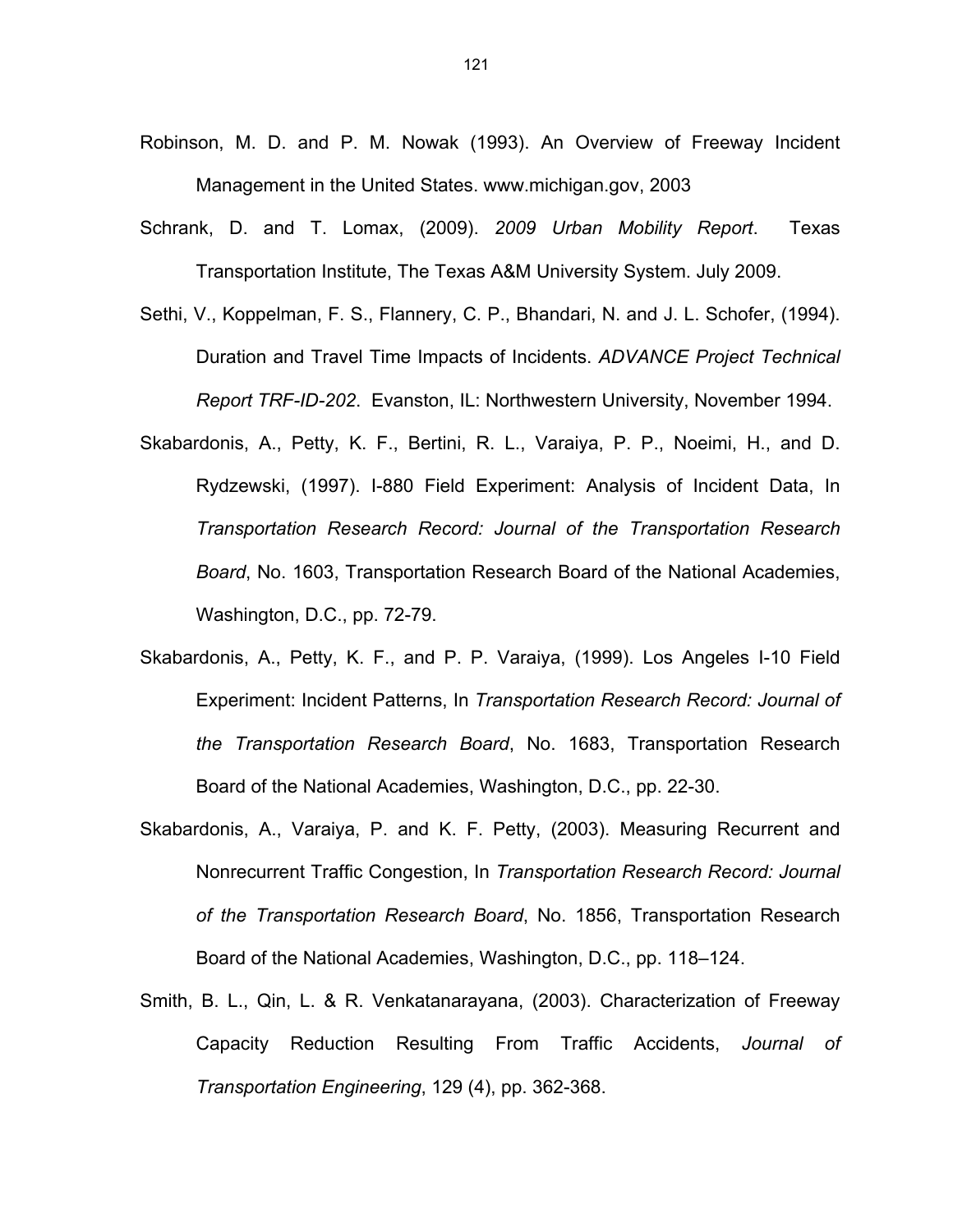Robinson, M. D. and P. M. Nowak (1993). An Overview of Freeway Incident Management in the United States. www.michigan.gov, 2003

Schrank, D. and T. Lomax, (2009). *2009 Urban Mobility Report*. Texas Transportation Institute, The Texas A&M University System. July 2009.

Sethi, V., Koppelman, F. S., Flannery, C. P., Bhandari, N. and J. L. Schofer, (1994). Duration and Travel Time Impacts of Incidents. *ADVANCE Project Technical Report TRF-ID-202*. Evanston, IL: Northwestern University, November 1994.

Skabardonis, A., Petty, K. F., Bertini, R. L., Varaiya, P. P., Noeimi, H., and D. Rydzewski, (1997). I-880 Field Experiment: Analysis of Incident Data, In *Transportation Research Record: Journal of the Transportation Research Board*, No. 1603, Transportation Research Board of the National Academies, Washington, D.C., pp. 72-79.

Skabardonis, A., Petty, K. F., and P. P. Varaiya, (1999). Los Angeles I-10 Field Experiment: Incident Patterns, In *Transportation Research Record: Journal of the Transportation Research Board*, No. 1683, Transportation Research Board of the National Academies, Washington, D.C., pp. 22-30.

Skabardonis, A., Varaiya, P. and K. F. Petty, (2003). Measuring Recurrent and Nonrecurrent Traffic Congestion, In *Transportation Research Record: Journal of the Transportation Research Board*, No. 1856, Transportation Research Board of the National Academies, Washington, D.C., pp. 118–124.

Smith, B. L., Qin, L. & R. Venkatanarayana, (2003). Characterization of Freeway Capacity Reduction Resulting From Traffic Accidents, *Journal of Transportation Engineering*, 129 (4), pp. 362-368.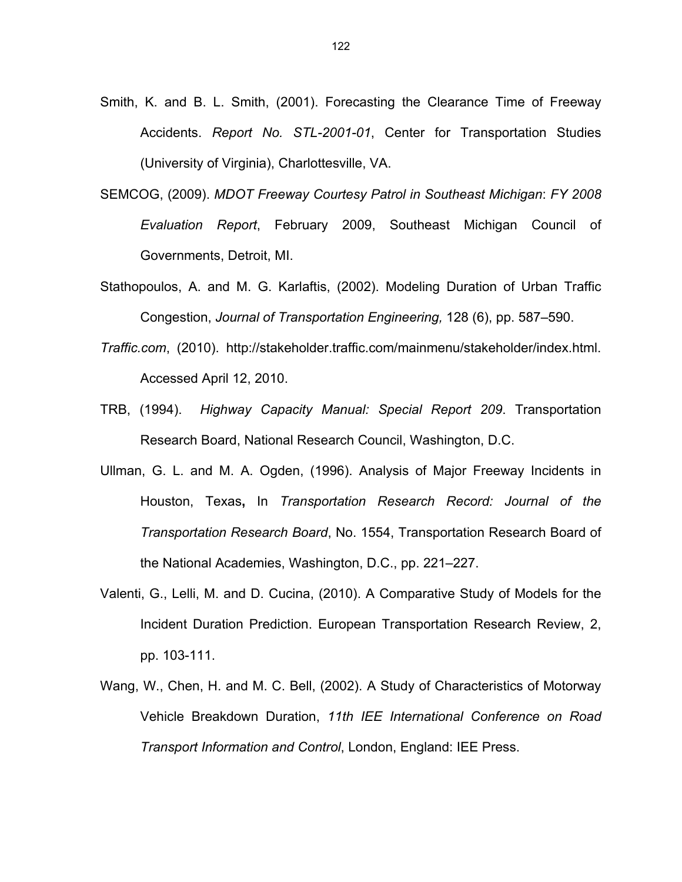Smith, K. and B. L. Smith, (2001). Forecasting the Clearance Time of Freeway Accidents. *Report No. STL-2001-01*, Center for Transportation Studies (University of Virginia), Charlottesville, VA.

SEMCOG, (2009). *MDOT Freeway Courtesy Patrol in Southeast Michigan*: *FY 2008 Evaluation Report*, February 2009, Southeast Michigan Council of Governments, Detroit, MI.

Stathopoulos, A. and M. G. Karlaftis, (2002). Modeling Duration of Urban Traffic Congestion, *Journal of Transportation Engineering,* 128 (6), pp. 587–590.

*Traffic.com*, (2010). http://stakeholder.traffic.com/mainmenu/stakeholder/index.html. Accessed April 12, 2010.

TRB, (1994). *Highway Capacity Manual: Special Report 209*. Transportation Research Board, National Research Council, Washington, D.C.

Ullman, G. L. and M. A. Ogden, (1996). Analysis of Major Freeway Incidents in Houston, Texas**,** In *Transportation Research Record: Journal of the Transportation Research Board*, No. 1554, Transportation Research Board of the National Academies, Washington, D.C., pp. 221–227.

Valenti, G., Lelli, M. and D. Cucina, (2010). A Comparative Study of Models for the Incident Duration Prediction. European Transportation Research Review, 2, pp. 103-111.

Wang, W., Chen, H. and M. C. Bell, (2002). A Study of Characteristics of Motorway Vehicle Breakdown Duration, *11th IEE International Conference on Road Transport Information and Control*, London, England: IEE Press.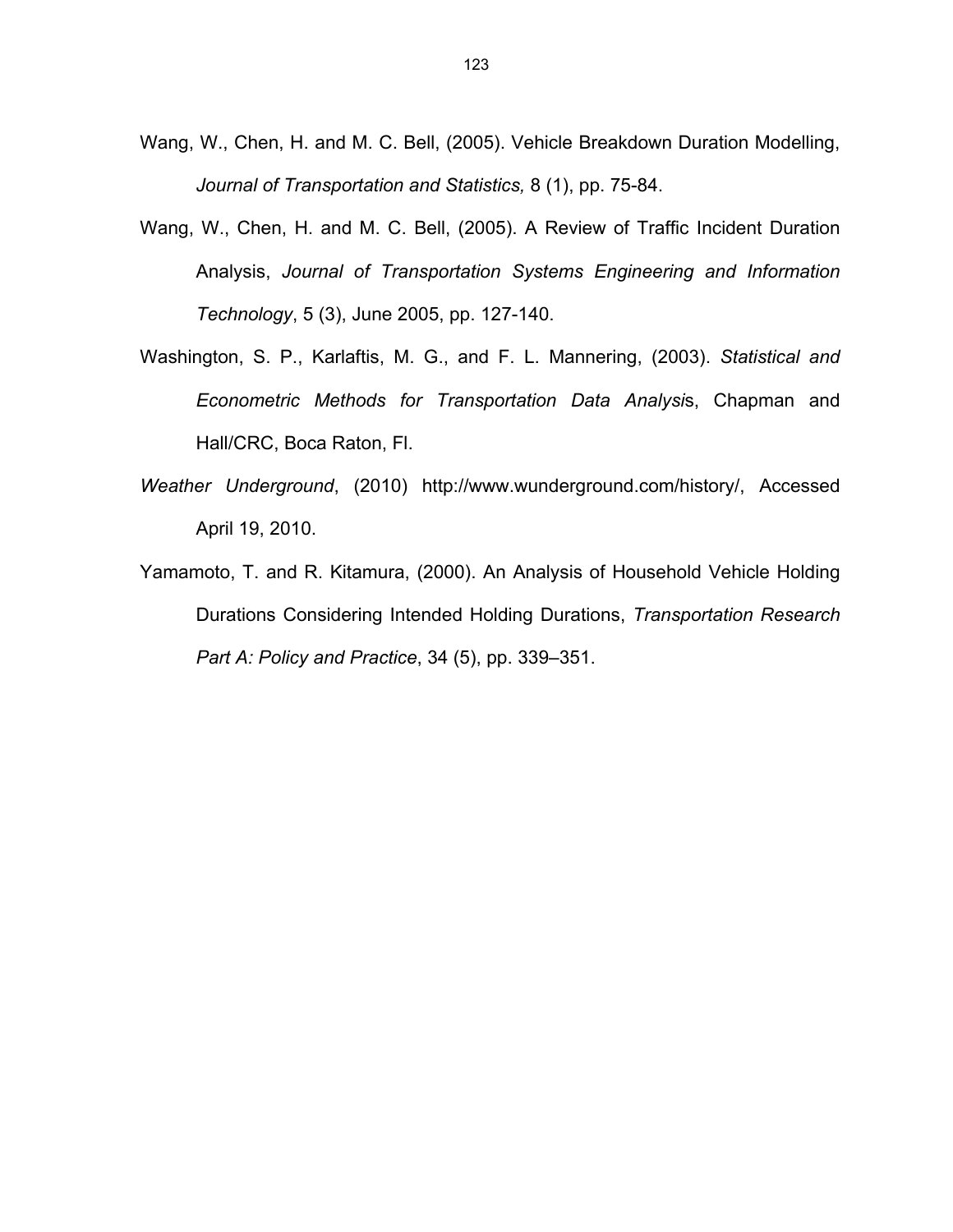Wang, W., Chen, H. and M. C. Bell, (2005). Vehicle Breakdown Duration Modelling, *Journal of Transportation and Statistics,* 8 (1), pp. 75-84.

Wang, W., Chen, H. and M. C. Bell, (2005). A Review of Traffic Incident Duration Analysis, *Journal of Transportation Systems Engineering and Information Technology*, 5 (3), June 2005, pp. 127-140.

Washington, S. P., Karlaftis, M. G., and F. L. Mannering, (2003). *Statistical and Econometric Methods for Transportation Data Analysi*s, Chapman and Hall/CRC, Boca Raton, Fl.

*Weather Underground*, (2010) http://www.wunderground.com/history/, Accessed April 19, 2010.

Yamamoto, T. and R. Kitamura, (2000). An Analysis of Household Vehicle Holding Durations Considering Intended Holding Durations, *Transportation Research Part A: Policy and Practice*, 34 (5), pp. 339–351.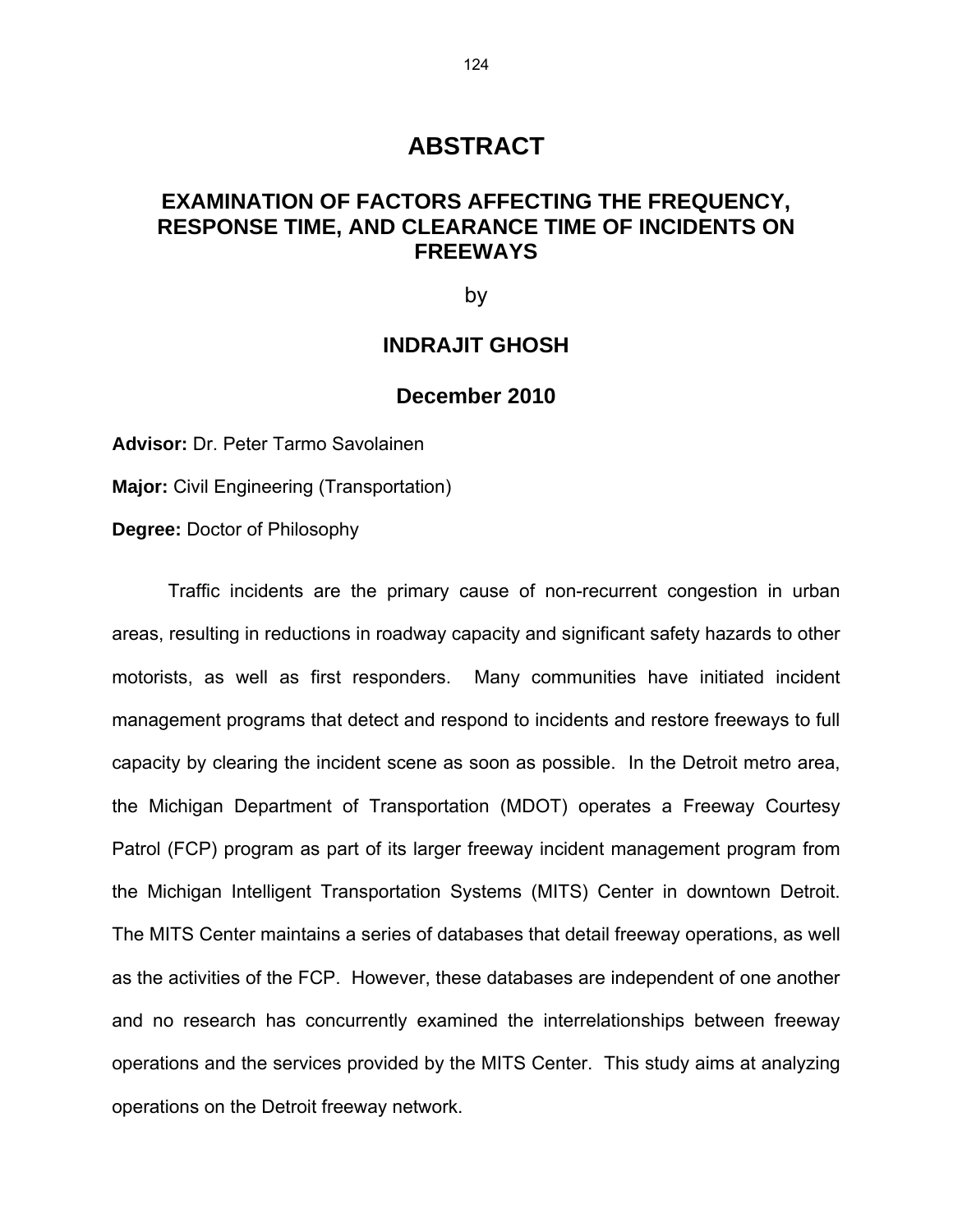# ABSTRACT

## EXAMINATION OF FACTORS AFFECTING THE FREQUENCY, RESPONSE TIME, AND CLEARANCE TIME OF INCIDENTS ON FREEWAYS

by

### INDRAJIT GHOSH

### December 2010

**Advisor:** Dr. Peter Tarmo Savolainen

**Major:** Civil Engineering (Transportation)

**Degree:** Doctor of Philosophy

Traffic incidents are the primary cause of non-recurrent congestion in urban areas, resulting in reductions in roadway capacity and significant safety hazards to other motorists, as well as first responders. Many communities have initiated incident management programs that detect and respond to incidents and restore freeways to full capacity by clearing the incident scene as soon as possible. In the Detroit metro area, the Michigan Department of Transportation (MDOT) operates a Freeway Courtesy Patrol (FCP) program as part of its larger freeway incident management program from the Michigan Intelligent Transportation Systems (MITS) Center in downtown Detroit. The MITS Center maintains a series of databases that detail freeway operations, as well as the activities of the FCP. However, these databases are independent of one another and no research has concurrently examined the interrelationships between freeway operations and the services provided by the MITS Center. This study aims at analyzing operations on the Detroit freeway network.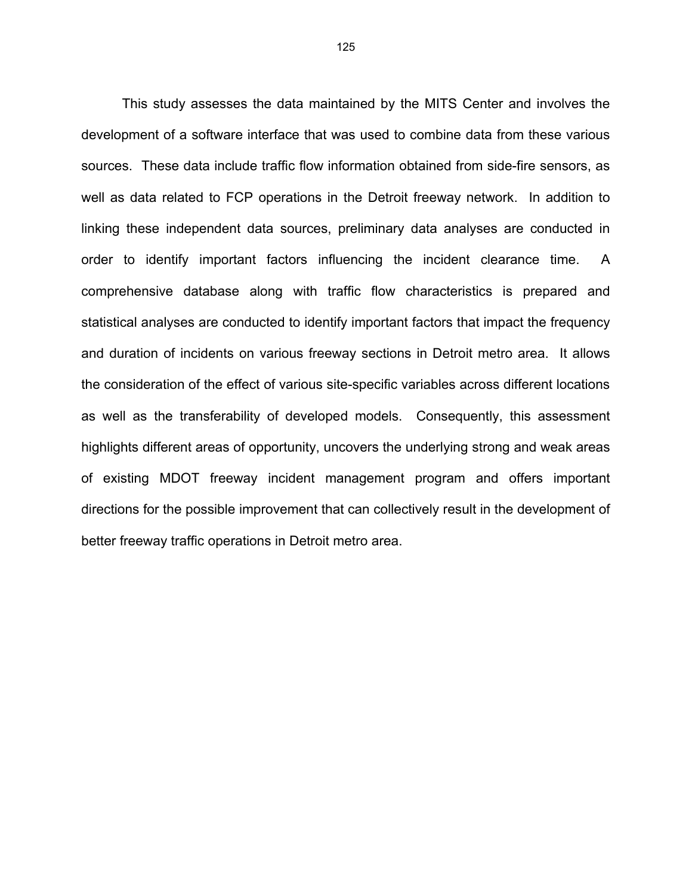This study assesses the data maintained by the MITS Center and involves the development of a software interface that was used to combine data from these various sources. These data include traffic flow information obtained from side-fire sensors, as well as data related to FCP operations in the Detroit freeway network. In addition to linking these independent data sources, preliminary data analyses are conducted in order to identify important factors influencing the incident clearance time. A comprehensive database along with traffic flow characteristics is prepared and statistical analyses are conducted to identify important factors that impact the frequency and duration of incidents on various freeway sections in Detroit metro area. It allows the consideration of the effect of various site-specific variables across different locations as well as the transferability of developed models. Consequently, this assessment highlights different areas of opportunity, uncovers the underlying strong and weak areas of existing MDOT freeway incident management program and offers important directions for the possible improvement that can collectively result in the development of better freeway traffic operations in Detroit metro area.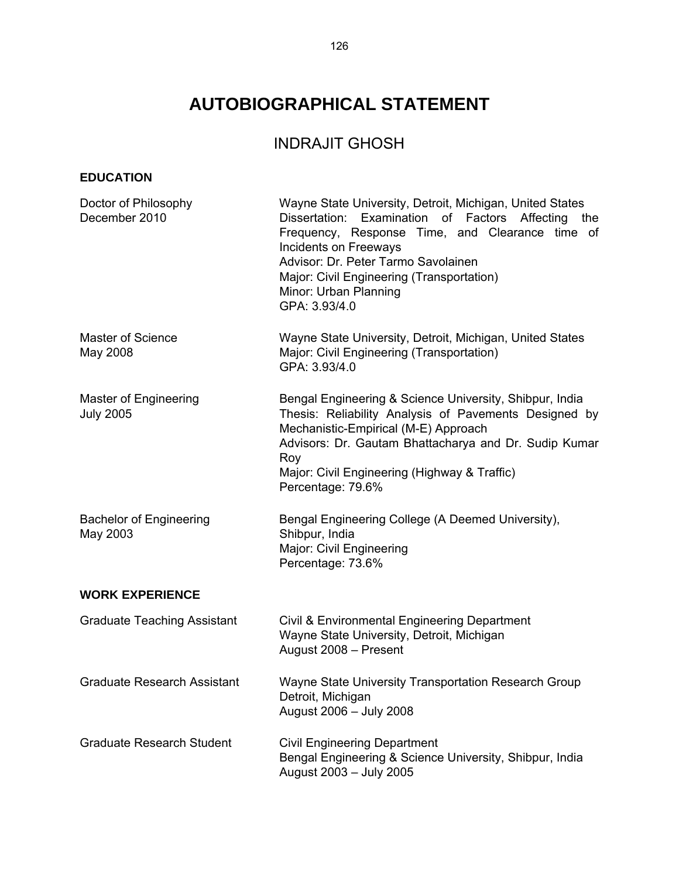# AUTOBIOGRAPHICAL STATEMENT

## INDRAJIT GHOSH

### EDUCATION

| | |
|---|---|
| Doctor of Philosophy<br>December 2010 | Wayne State University, Detroit, Michigan, United States<br>Dissertation: Examination of Factors Affecting the Frequency, Response Time, and Clearance time of Incidents on Freeways<br>Advisor: Dr. Peter Tarmo Savolainen<br>Major: Civil Engineering (Transportation)<br>Minor: Urban Planning<br>GPA: 3.93/4.0 |
| Master of Science<br>May 2008 | Wayne State University, Detroit, Michigan, United States<br>Major: Civil Engineering (Transportation)<br>GPA: 3.93/4.0 |
| Master of Engineering<br>July 2005 | Bengal Engineering & Science University, Shibpur, India<br>Thesis: Reliability Analysis of Pavements Designed by Mechanistic-Empirical (M-E) Approach<br>Advisors: Dr. Gautam Bhattacharya and Dr. Sudip Kumar Roy<br>Major: Civil Engineering (Highway & Traffic)<br>Percentage: 79.6% |
| Bachelor of Engineering<br>May 2003 | Bengal Engineering College (A Deemed University), Shibpur, India<br>Major: Civil Engineering<br>Percentage: 73.6% |

### WORK EXPERIENCE

| | |
|---|---|
| Graduate Teaching Assistant | Civil & Environmental Engineering Department<br>Wayne State University, Detroit, Michigan<br>August 2008 – Present |
| Graduate Research Assistant | Wayne State University Transportation Research Group<br>Detroit, Michigan<br>August 2006 – July 2008 |
| Graduate Research Student | Civil Engineering Department<br>Bengal Engineering & Science University, Shibpur, India<br>August 2003 – July 2005 |